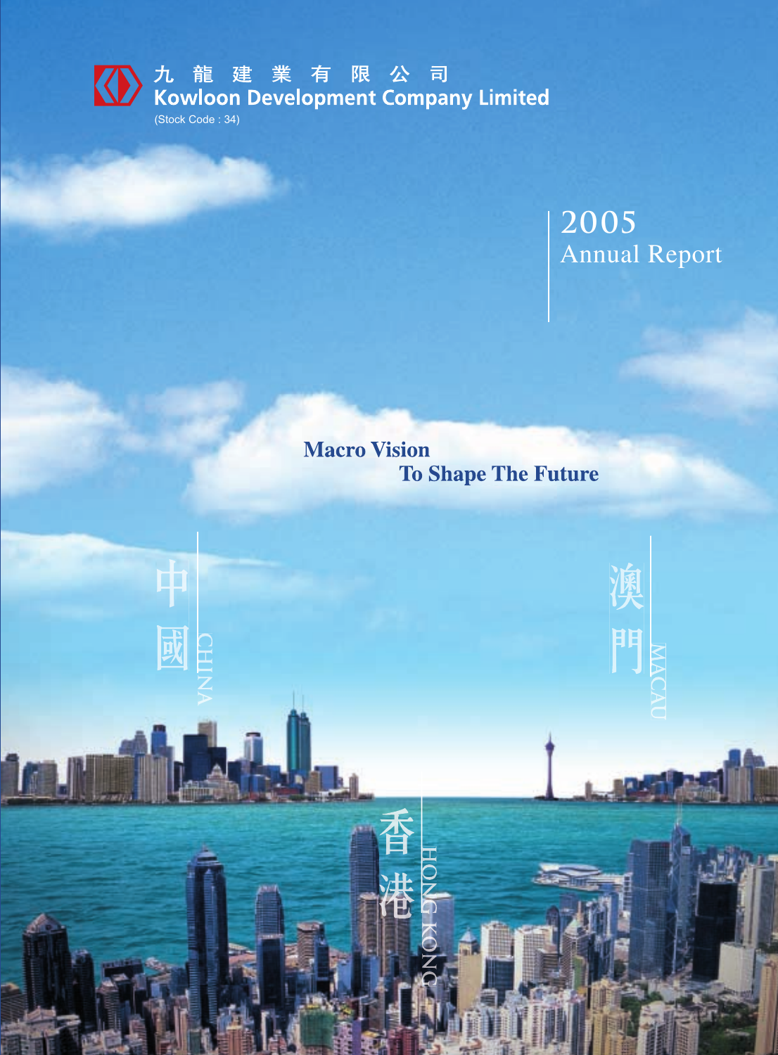九 龍 建 業 有 限 公 司

# Kowloon Development Company Limited

(Stock Code : 34)

2005

Annual Report

**Macro Vision**

**To Shape The Future**

中國 CHINA

澳門 MACAU

香港 HONG KONG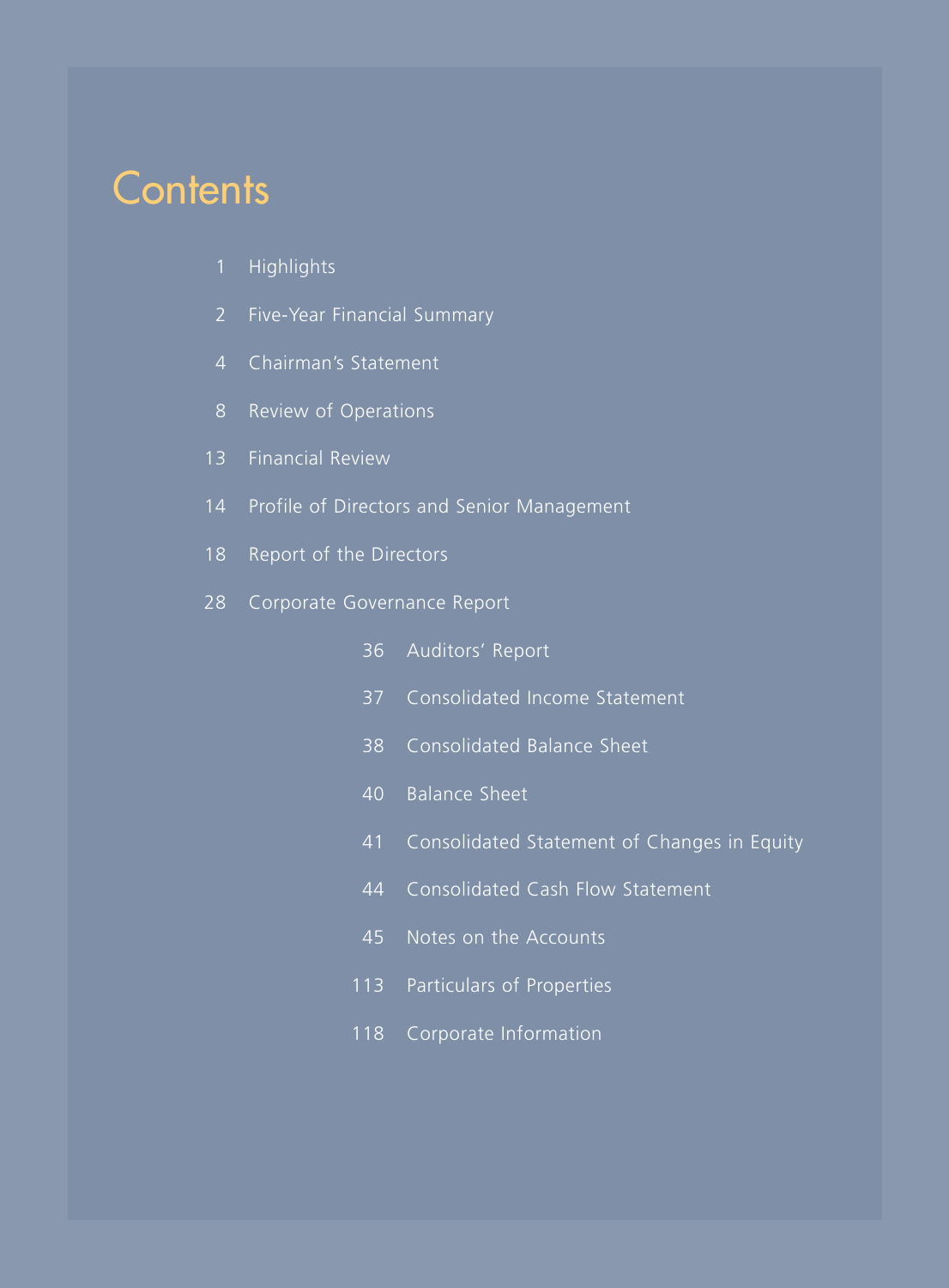# Contents

| | |
|---|---|
| 1 | Highlights |
| 2 | Five-Year Financial Summary |
| 4 | Chairman's Statement |
| 8 | Review of Operations |
| 13 | Financial Review |
| 14 | Profile of Directors and Senior Management |
| 18 | Report of the Directors |
| 28 | Corporate Governance Report |
| 36 | Auditors' Report |
| 37 | Consolidated Income Statement |
| 38 | Consolidated Balance Sheet |
| 40 | Balance Sheet |
| 41 | Consolidated Statement of Changes in Equity |
| 44 | Consolidated Cash Flow Statement |
| 45 | Notes on the Accounts |
| 113 | Particulars of Properties |
| 118 | Corporate Information |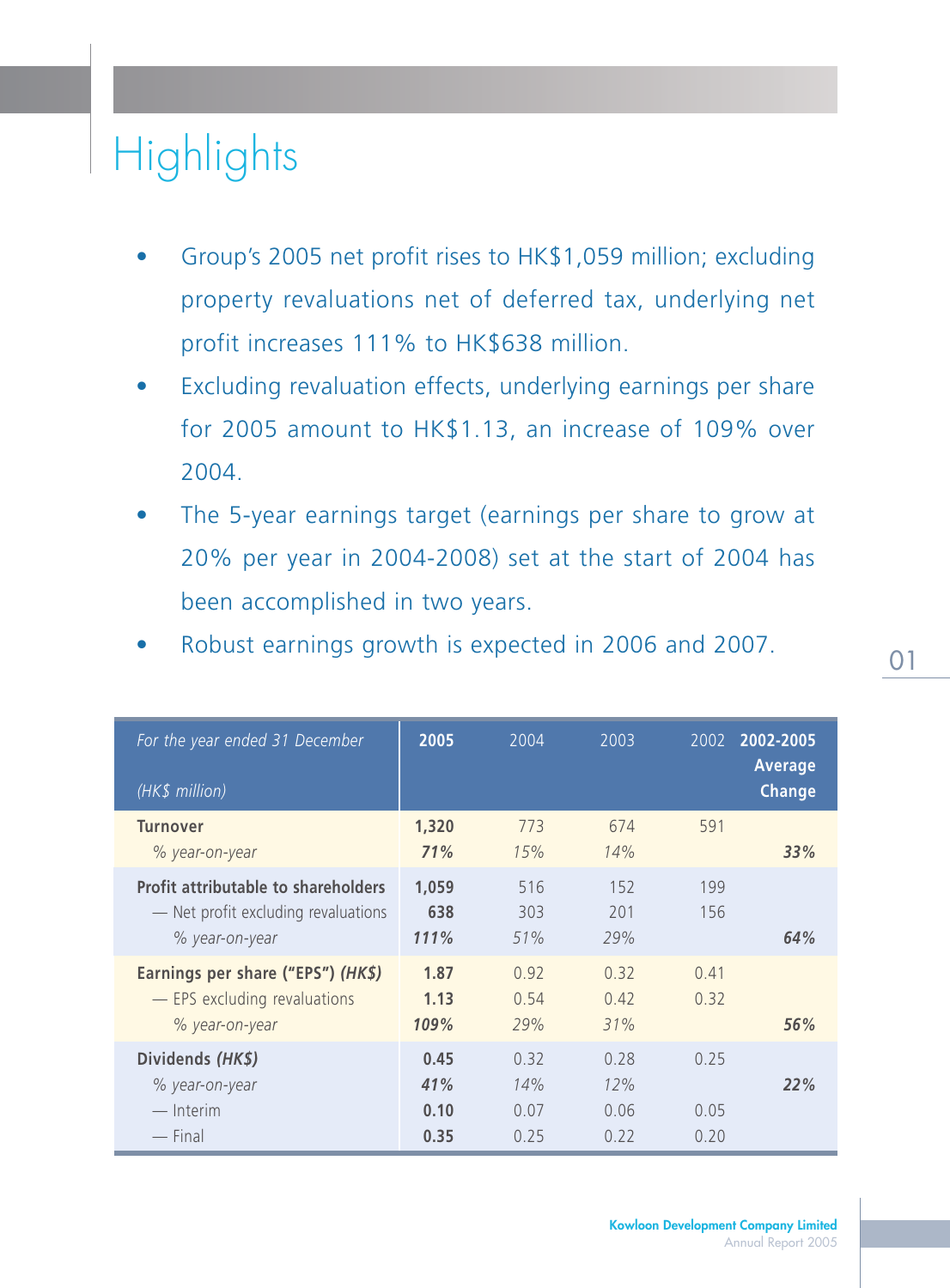# Highlights

- Group's 2005 net profit rises to HK$1,059 million; excluding property revaluations net of deferred tax, underlying net profit increases 111% to HK$638 million.
- Excluding revaluation effects, underlying earnings per share for 2005 amount to HK$1.13, an increase of 109% over 2004.
- The 5-year earnings target (earnings per share to grow at 20% per year in 2004-2008) set at the start of 2004 has been accomplished in two years.
- Robust earnings growth is expected in 2006 and 2007.

| *For the year ended 31 December* <br> *(HK$ million)* | **2005** | 2004 | 2003 | 2002 | **2002-2005 Average Change** |
|---|---|---|---|---|---|
| **Turnover** | **1,320** | 773 | 674 | 591 | |
| *% year-on-year* | ***71%*** | *15%* | *14%* | | ***33%*** |
| **Profit attributable to shareholders** | **1,059** | 516 | 152 | 199 | |
| — Net profit excluding revaluations | **638** | 303 | 201 | 156 | |
| *% year-on-year* | ***111%*** | *51%* | *29%* | | ***64%*** |
| **Earnings per share ("EPS") *(HK$)*** | **1.87** | 0.92 | 0.32 | 0.41 | |
| — EPS excluding revaluations | **1.13** | 0.54 | 0.42 | 0.32 | |
| *% year-on-year* | ***109%*** | *29%* | *31%* | | ***56%*** |
| **Dividends *(HK$)*** | **0.45** | 0.32 | 0.28 | 0.25 | |
| *% year-on-year* | ***41%*** | *14%* | *12%* | | ***22%*** |
| — Interim | **0.10** | 0.07 | 0.06 | 0.05 | |
| — Final | **0.35** | 0.25 | 0.22 | 0.20 | |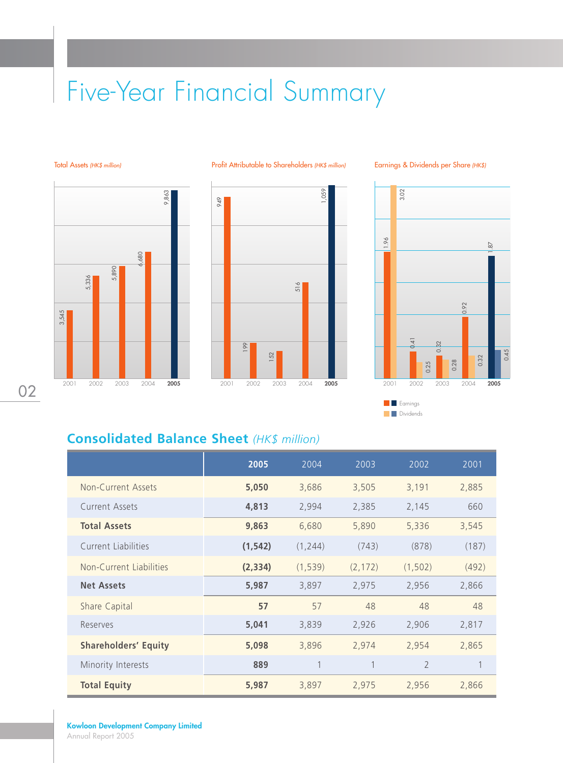# Five-Year Financial Summary

Total Assets *(HK$ million)*

| 2001 | 2002 | 2003 | 2004 | **2005** |
|---|---|---|---|---|
| 3,545 | 5,336 | 5,890 | 6,680 | 9,863 |

Profit Attributable to Shareholders *(HK$ million)*

| 2001 | 2002 | 2003 | 2004 | **2005** |
|---|---|---|---|---|
| 949 | 199 | 152 | 516 | 1,059 |

Earnings & Dividends per Share *(HK$)*

| | 2001 | 2002 | 2003 | 2004 | **2005** |
|---|---|---|---|---|---|
| Earnings | 1.96 | 0.41 | 0.32 | 0.92 | 1.87 |
| Dividends | 3.02 | 0.25 | 0.28 | 0.32 | 0.45 |

## Consolidated Balance Sheet *(HK$ million)*

| | **2005** | 2004 | 2003 | 2002 | 2001 |
|---|---|---|---|---|---|
| Non-Current Assets | **5,050** | 3,686 | 3,505 | 3,191 | 2,885 |
| Current Assets | **4,813** | 2,994 | 2,385 | 2,145 | 660 |
| **Total Assets** | **9,863** | 6,680 | 5,890 | 5,336 | 3,545 |
| Current Liabilities | **(1,542)** | (1,244) | (743) | (878) | (187) |
| Non-Current Liabilities | **(2,334)** | (1,539) | (2,172) | (1,502) | (492) |
| **Net Assets** | **5,987** | 3,897 | 2,975 | 2,956 | 2,866 |
| Share Capital | **57** | 57 | 48 | 48 | 48 |
| Reserves | **5,041** | 3,839 | 2,926 | 2,906 | 2,817 |
| **Shareholders' Equity** | **5,098** | 3,896 | 2,974 | 2,954 | 2,865 |
| Minority Interests | **889** | 1 | 1 | 2 | 1 |
| **Total Equity** | **5,987** | 3,897 | 2,975 | 2,956 | 2,866 |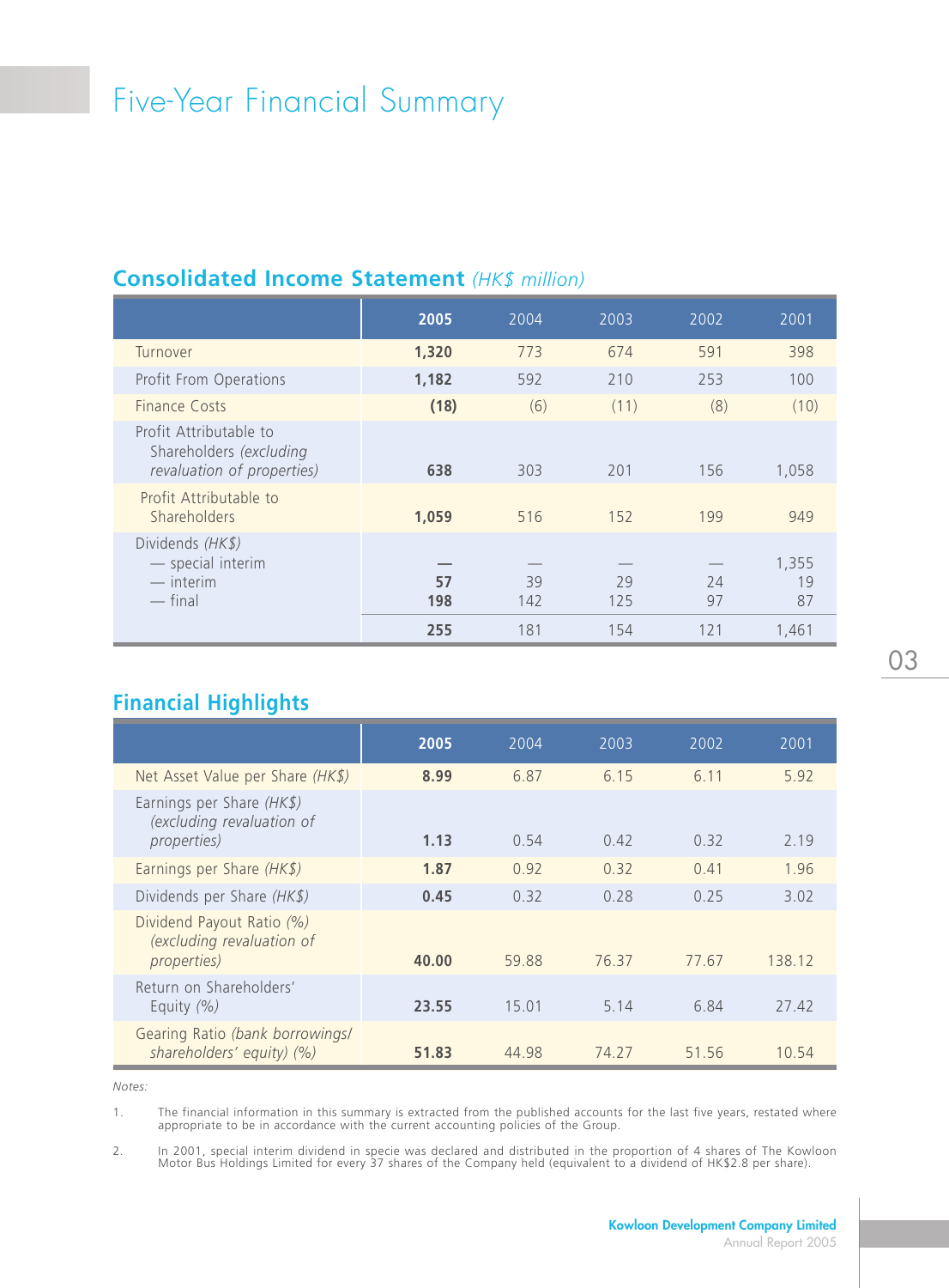# Five-Year Financial Summary

## Consolidated Income Statement *(HK$ million)*

| | **2005** | 2004 | 2003 | 2002 | 2001 |
|---|---|---|---|---|---|
| Turnover | **1,320** | 773 | 674 | 591 | 398 |
| Profit From Operations | **1,182** | 592 | 210 | 253 | 100 |
| Finance Costs | **(18)** | (6) | (11) | (8) | (10) |
| Profit Attributable to Shareholders *(excluding revaluation of properties)* | **638** | 303 | 201 | 156 | 1,058 |
| Profit Attributable to Shareholders | **1,059** | 516 | 152 | 199 | 949 |
| Dividends *(HK$)* | | | | | |
| — special interim | **—** | — | — | — | 1,355 |
| — interim | **57** | 39 | 29 | 24 | 19 |
| — final | **198** | 142 | 125 | 97 | 87 |
| | **255** | 181 | 154 | 121 | 1,461 |

## Financial Highlights

| | **2005** | 2004 | 2003 | 2002 | 2001 |
|---|---|---|---|---|---|
| Net Asset Value per Share *(HK$)* | **8.99** | 6.87 | 6.15 | 6.11 | 5.92 |
| Earnings per Share *(HK$)* *(excluding revaluation of properties)* | **1.13** | 0.54 | 0.42 | 0.32 | 2.19 |
| Earnings per Share *(HK$)* | **1.87** | 0.92 | 0.32 | 0.41 | 1.96 |
| Dividends per Share *(HK$)* | **0.45** | 0.32 | 0.28 | 0.25 | 3.02 |
| Dividend Payout Ratio *(%)* *(excluding revaluation of properties)* | **40.00** | 59.88 | 76.37 | 77.67 | 138.12 |
| Return on Shareholders' Equity *(%)* | **23.55** | 15.01 | 5.14 | 6.84 | 27.42 |
| Gearing Ratio *(bank borrowings/shareholders' equity) (%)* | **51.83** | 44.98 | 74.27 | 51.56 | 10.54 |

*Notes:*

1. The financial information in this summary is extracted from the published accounts for the last five years, restated where appropriate to be in accordance with the current accounting policies of the Group.

2. In 2001, special interim dividend in specie was declared and distributed in the proportion of 4 shares of The Kowloon Motor Bus Holdings Limited for every 37 shares of the Company held (equivalent to a dividend of HK$2.8 per share).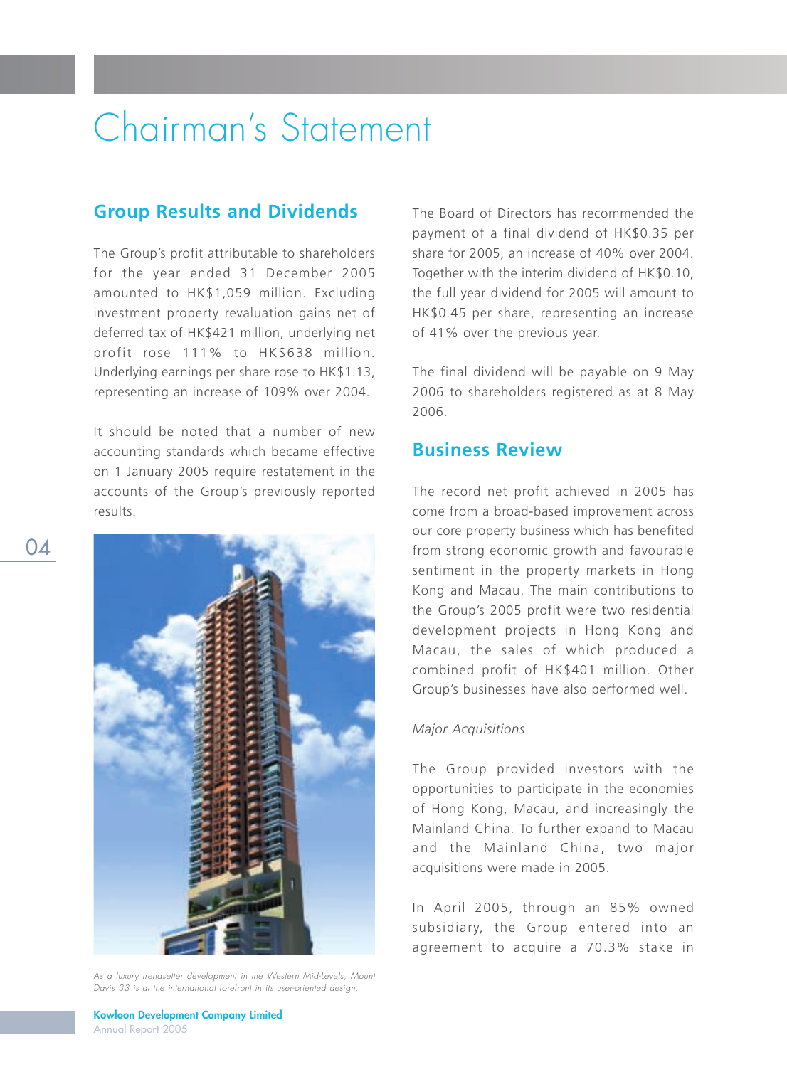# Chairman's Statement

## Group Results and Dividends

The Group's profit attributable to shareholders for the year ended 31 December 2005 amounted to HK$1,059 million. Excluding investment property revaluation gains net of deferred tax of HK$421 million, underlying net profit rose 111% to HK$638 million. Underlying earnings per share rose to HK$1.13, representing an increase of 109% over 2004.

It should be noted that a number of new accounting standards which became effective on 1 January 2005 require restatement in the accounts of the Group's previously reported results.

*As a luxury trendsetter development in the Western Mid-Levels, Mount Davis 33 is at the international forefront in its user-oriented design.*

The Board of Directors has recommended the payment of a final dividend of HK$0.35 per share for 2005, an increase of 40% over 2004. Together with the interim dividend of HK$0.10, the full year dividend for 2005 will amount to HK$0.45 per share, representing an increase of 41% over the previous year.

The final dividend will be payable on 9 May 2006 to shareholders registered as at 8 May 2006.

## Business Review

The record net profit achieved in 2005 has come from a broad-based improvement across our core property business which has benefited from strong economic growth and favourable sentiment in the property markets in Hong Kong and Macau. The main contributions to the Group's 2005 profit were two residential development projects in Hong Kong and Macau, the sales of which produced a combined profit of HK$401 million. Other Group's businesses have also performed well.

*Major Acquisitions*

The Group provided investors with the opportunities to participate in the economies of Hong Kong, Macau, and increasingly the Mainland China. To further expand to Macau and the Mainland China, two major acquisitions were made in 2005.

In April 2005, through an 85% owned subsidiary, the Group entered into an agreement to acquire a 70.3% stake in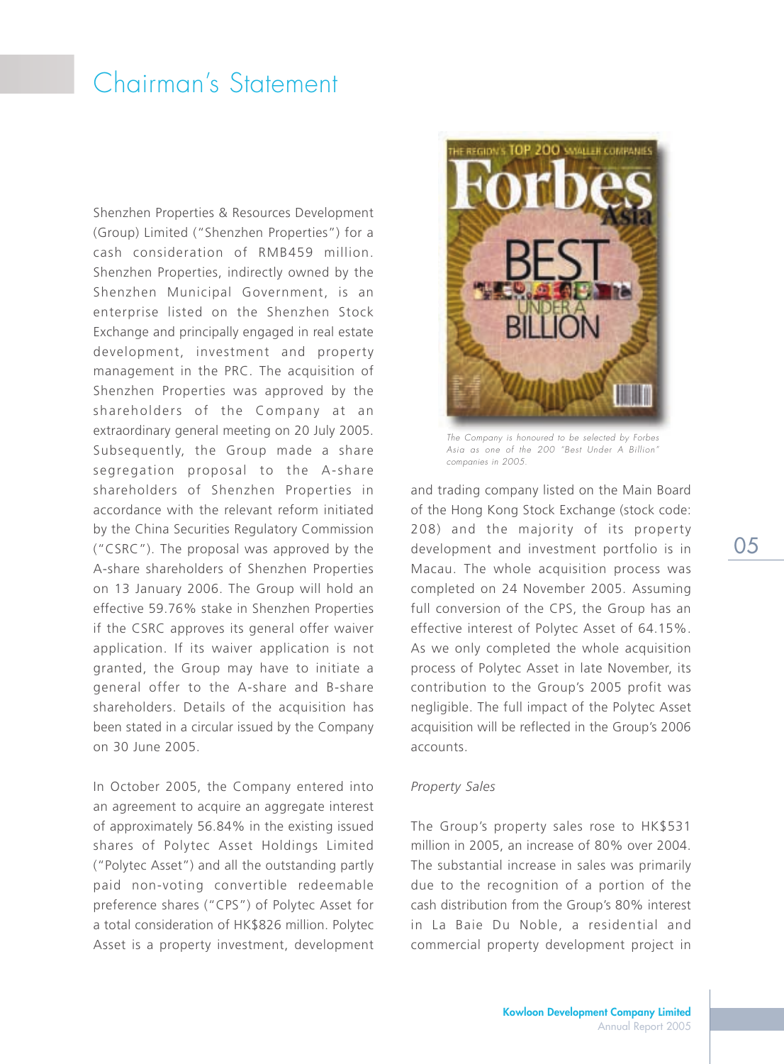# Chairman's Statement

Shenzhen Properties & Resources Development (Group) Limited ("Shenzhen Properties") for a cash consideration of RMB459 million. Shenzhen Properties, indirectly owned by the Shenzhen Municipal Government, is an enterprise listed on the Shenzhen Stock Exchange and principally engaged in real estate development, investment and property management in the PRC. The acquisition of Shenzhen Properties was approved by the shareholders of the Company at an extraordinary general meeting on 20 July 2005. Subsequently, the Group made a share segregation proposal to the A-share shareholders of Shenzhen Properties in accordance with the relevant reform initiated by the China Securities Regulatory Commission ("CSRC"). The proposal was approved by the A-share shareholders of Shenzhen Properties on 13 January 2006. The Group will hold an effective 59.76% stake in Shenzhen Properties if the CSRC approves its general offer waiver application. If its waiver application is not granted, the Group may have to initiate a general offer to the A-share and B-share shareholders. Details of the acquisition has been stated in a circular issued by the Company on 30 June 2005.

In October 2005, the Company entered into an agreement to acquire an aggregate interest of approximately 56.84% in the existing issued shares of Polytec Asset Holdings Limited ("Polytec Asset") and all the outstanding partly paid non-voting convertible redeemable preference shares ("CPS") of Polytec Asset for a total consideration of HK$826 million. Polytec Asset is a property investment, development and trading company listed on the Main Board of the Hong Kong Stock Exchange (stock code: 208) and the majority of its property development and investment portfolio is in Macau. The whole acquisition process was completed on 24 November 2005. Assuming full conversion of the CPS, the Group has an effective interest of Polytec Asset of 64.15%. As we only completed the whole acquisition process of Polytec Asset in late November, its contribution to the Group's 2005 profit was negligible. The full impact of the Polytec Asset acquisition will be reflected in the Group's 2006 accounts.

*The Company is honoured to be selected by Forbes Asia as one of the 200 "Best Under A Billion" companies in 2005.*

*Property Sales*

The Group's property sales rose to HK$531 million in 2005, an increase of 80% over 2004. The substantial increase in sales was primarily due to the recognition of a portion of the cash distribution from the Group's 80% interest in La Baie Du Noble, a residential and commercial property development project in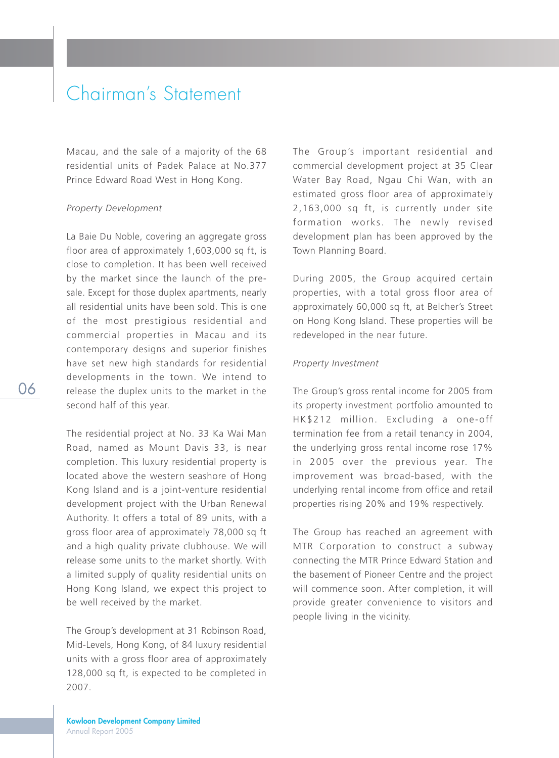Macau, and the sale of a majority of the 68 residential units of Padek Palace at No.377 Prince Edward Road West in Hong Kong.

*Property Development*

La Baie Du Noble, covering an aggregate gross floor area of approximately 1,603,000 sq ft, is close to completion. It has been well received by the market since the launch of the pre-sale. Except for those duplex apartments, nearly all residential units have been sold. This is one of the most prestigious residential and commercial properties in Macau and its contemporary designs and superior finishes have set new high standards for residential developments in the town. We intend to release the duplex units to the market in the second half of this year.

The residential project at No. 33 Ka Wai Man Road, named as Mount Davis 33, is near completion. This luxury residential property is located above the western seashore of Hong Kong Island and is a joint-venture residential development project with the Urban Renewal Authority. It offers a total of 89 units, with a gross floor area of approximately 78,000 sq ft and a high quality private clubhouse. We will release some units to the market shortly. With a limited supply of quality residential units on Hong Kong Island, we expect this project to be well received by the market.

The Group's development at 31 Robinson Road, Mid-Levels, Hong Kong, of 84 luxury residential units with a gross floor area of approximately 128,000 sq ft, is expected to be completed in 2007.

The Group's important residential and commercial development project at 35 Clear Water Bay Road, Ngau Chi Wan, with an estimated gross floor area of approximately 2,163,000 sq ft, is currently under site formation works. The newly revised development plan has been approved by the Town Planning Board.

During 2005, the Group acquired certain properties, with a total gross floor area of approximately 60,000 sq ft, at Belcher's Street on Hong Kong Island. These properties will be redeveloped in the near future.

*Property Investment*

The Group's gross rental income for 2005 from its property investment portfolio amounted to HK$212 million. Excluding a one-off termination fee from a retail tenancy in 2004, the underlying gross rental income rose 17% in 2005 over the previous year. The improvement was broad-based, with the underlying rental income from office and retail properties rising 20% and 19% respectively.

The Group has reached an agreement with MTR Corporation to construct a subway connecting the MTR Prince Edward Station and the basement of Pioneer Centre and the project will commence soon. After completion, it will provide greater convenience to visitors and people living in the vicinity.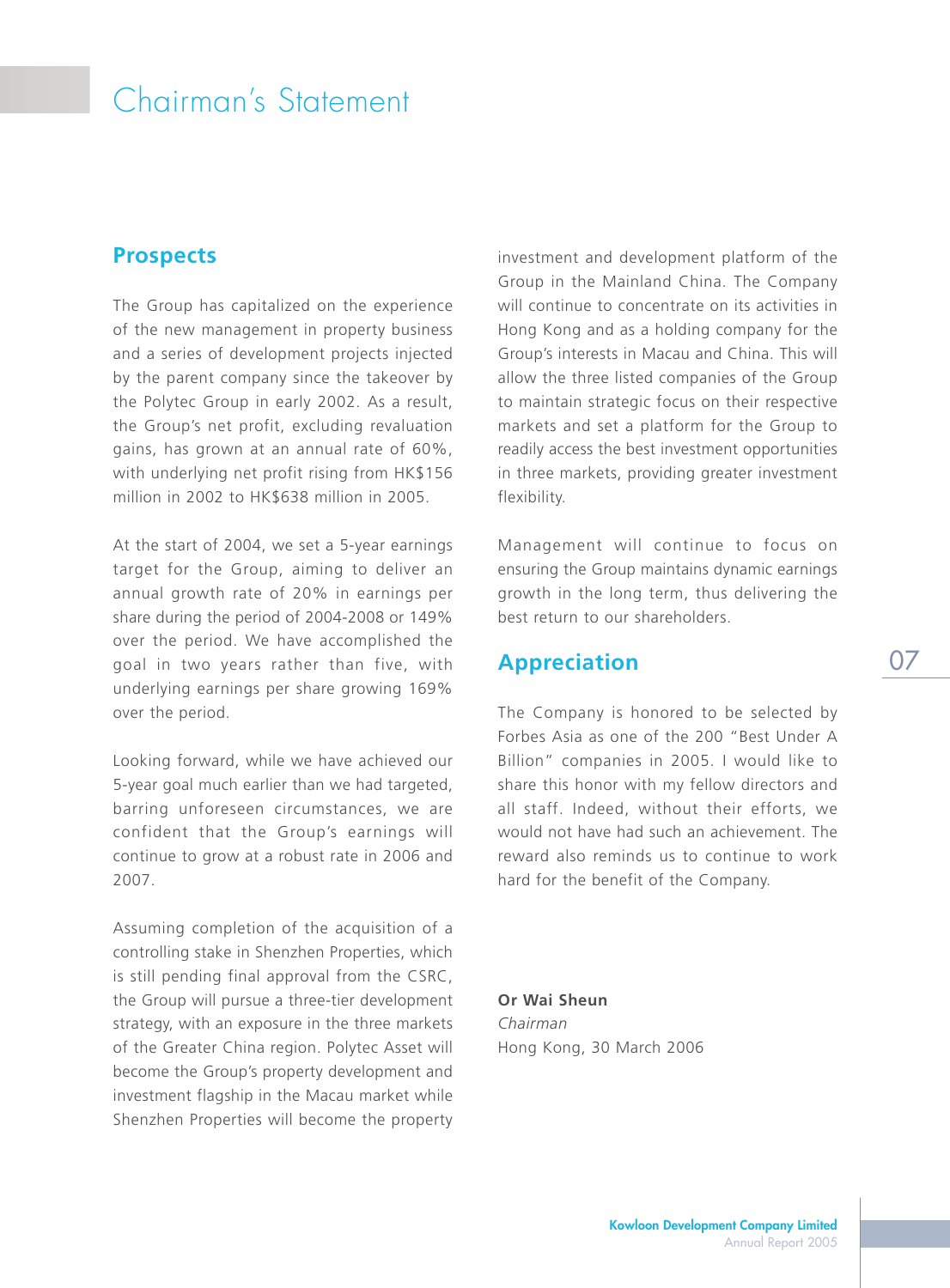# Chairman's Statement

## Prospects

The Group has capitalized on the experience of the new management in property business and a series of development projects injected by the parent company since the takeover by the Polytec Group in early 2002. As a result, the Group's net profit, excluding revaluation gains, has grown at an annual rate of 60%, with underlying net profit rising from HK$156 million in 2002 to HK$638 million in 2005.

At the start of 2004, we set a 5-year earnings target for the Group, aiming to deliver an annual growth rate of 20% in earnings per share during the period of 2004-2008 or 149% over the period. We have accomplished the goal in two years rather than five, with underlying earnings per share growing 169% over the period.

Looking forward, while we have achieved our 5-year goal much earlier than we had targeted, barring unforeseen circumstances, we are confident that the Group's earnings will continue to grow at a robust rate in 2006 and 2007.

Assuming completion of the acquisition of a controlling stake in Shenzhen Properties, which is still pending final approval from the CSRC, the Group will pursue a three-tier development strategy, with an exposure in the three markets of the Greater China region. Polytec Asset will become the Group's property development and investment flagship in the Macau market while Shenzhen Properties will become the property investment and development platform of the Group in the Mainland China. The Company will continue to concentrate on its activities in Hong Kong and as a holding company for the Group's interests in Macau and China. This will allow the three listed companies of the Group to maintain strategic focus on their respective markets and set a platform for the Group to readily access the best investment opportunities in three markets, providing greater investment flexibility.

Management will continue to focus on ensuring the Group maintains dynamic earnings growth in the long term, thus delivering the best return to our shareholders.

## Appreciation

The Company is honored to be selected by Forbes Asia as one of the 200 "Best Under A Billion" companies in 2005. I would like to share this honor with my fellow directors and all staff. Indeed, without their efforts, we would not have had such an achievement. The reward also reminds us to continue to work hard for the benefit of the Company.

**Or Wai Sheun**
*Chairman*
Hong Kong, 30 March 2006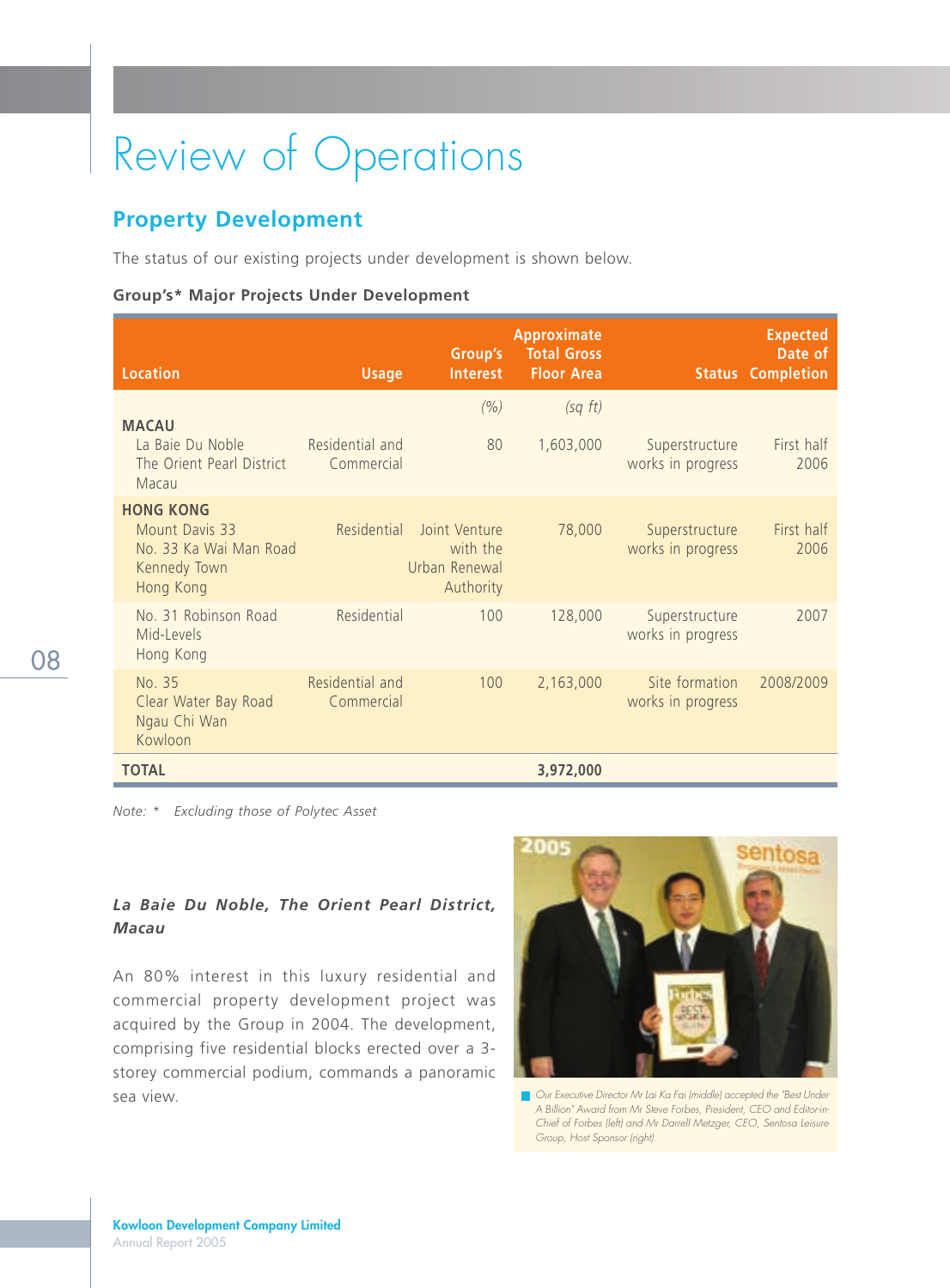# Review of Operations

## Property Development

The status of our existing projects under development is shown below.

**Group's\* Major Projects Under Development**

| Location | Usage | Group's Interest | Approximate Total Gross Floor Area | Status | Expected Date of Completion |
|---|---|---|---|---|---|
| | | *(%)* | *(sq ft)* | | |
| **MACAU** | | | | | |
| La Baie Du Noble The Orient Pearl District Macau | Residential and Commercial | 80 | 1,603,000 | Superstructure works in progress | First half 2006 |
| **HONG KONG** | | | | | |
| Mount Davis 33 No. 33 Ka Wai Man Road Kennedy Town Hong Kong | Residential | Joint Venture with the Urban Renewal Authority | 78,000 | Superstructure works in progress | First half 2006 |
| No. 31 Robinson Road Mid-Levels Hong Kong | Residential | 100 | 128,000 | Superstructure works in progress | 2007 |
| No. 35 Clear Water Bay Road Ngau Chi Wan Kowloon | Residential and Commercial | 100 | 2,163,000 | Site formation works in progress | 2008/2009 |
| **TOTAL** | | | **3,972,000** | | |

*Note: \* Excluding those of Polytec Asset*

***La Baie Du Noble, The Orient Pearl District, Macau***

An 80% interest in this luxury residential and commercial property development project was acquired by the Group in 2004. The development, comprising five residential blocks erected over a 3-storey commercial podium, commands a panoramic sea view.

*Our Executive Director Mr Lai Ka Fai (middle) accepted the "Best Under A Billion" Award from Mr Steve Forbes, President, CEO and Editor-in-Chief of Forbes (left) and Mr Darrell Metzger, CEO, Sentosa Leisure Group, Host Sponsor (right).*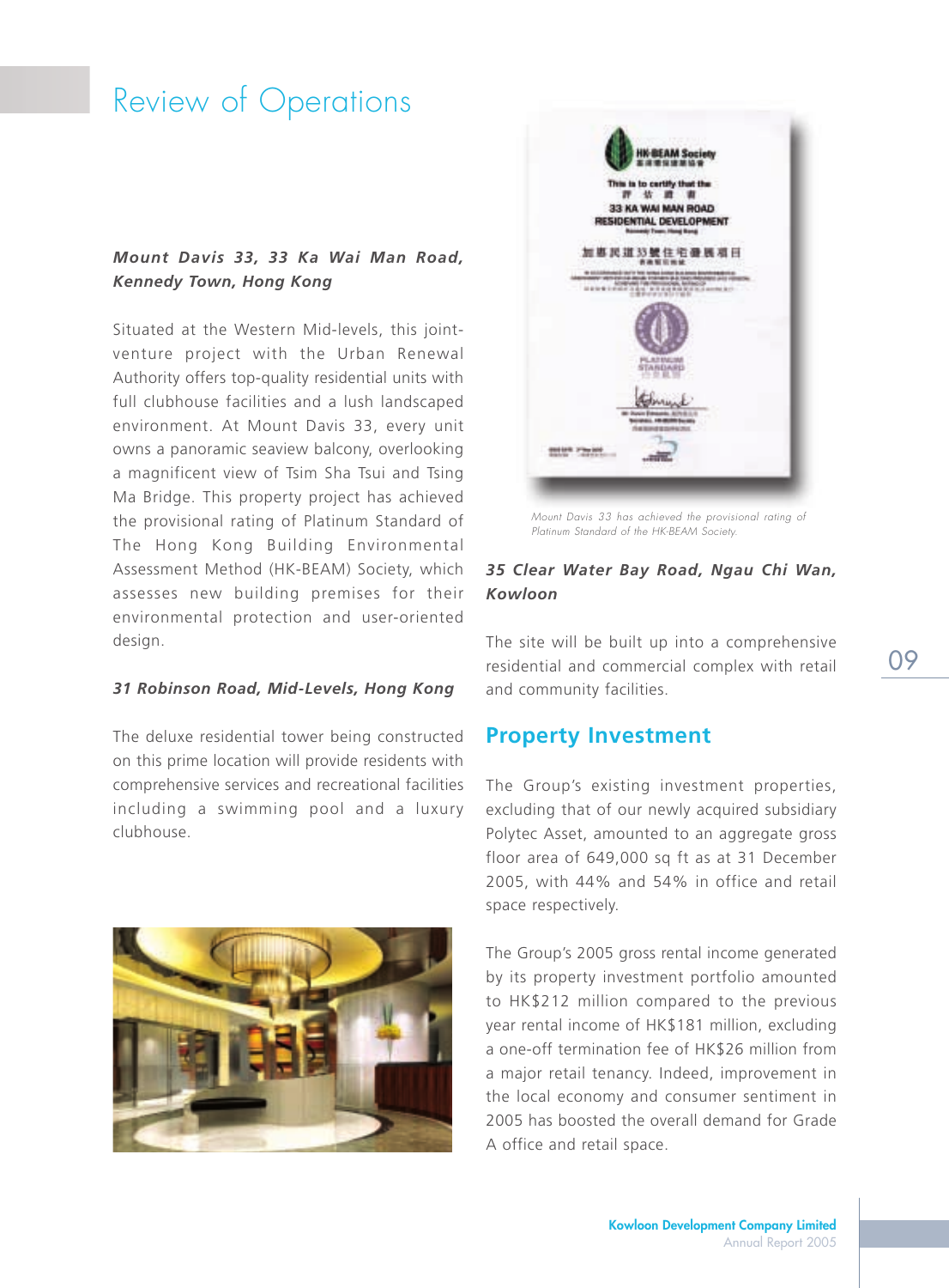# Review of Operations

***Mount Davis 33, 33 Ka Wai Man Road, Kennedy Town, Hong Kong***

Situated at the Western Mid-levels, this joint-venture project with the Urban Renewal Authority offers top-quality residential units with full clubhouse facilities and a lush landscaped environment. At Mount Davis 33, every unit owns a panoramic seaview balcony, overlooking a magnificent view of Tsim Sha Tsui and Tsing Ma Bridge. This property project has achieved the provisional rating of Platinum Standard of The Hong Kong Building Environmental Assessment Method (HK-BEAM) Society, which assesses new building premises for their environmental protection and user-oriented design.

***31 Robinson Road, Mid-Levels, Hong Kong***

The deluxe residential tower being constructed on this prime location will provide residents with comprehensive services and recreational facilities including a swimming pool and a luxury clubhouse.

*Mount Davis 33 has achieved the provisional rating of Platinum Standard of the HK-BEAM Society.*

***35 Clear Water Bay Road, Ngau Chi Wan, Kowloon***

The site will be built up into a comprehensive residential and commercial complex with retail and community facilities.

## Property Investment

The Group's existing investment properties, excluding that of our newly acquired subsidiary Polytec Asset, amounted to an aggregate gross floor area of 649,000 sq ft as at 31 December 2005, with 44% and 54% in office and retail space respectively.

The Group's 2005 gross rental income generated by its property investment portfolio amounted to HK$212 million compared to the previous year rental income of HK$181 million, excluding a one-off termination fee of HK$26 million from a major retail tenancy. Indeed, improvement in the local economy and consumer sentiment in 2005 has boosted the overall demand for Grade A office and retail space.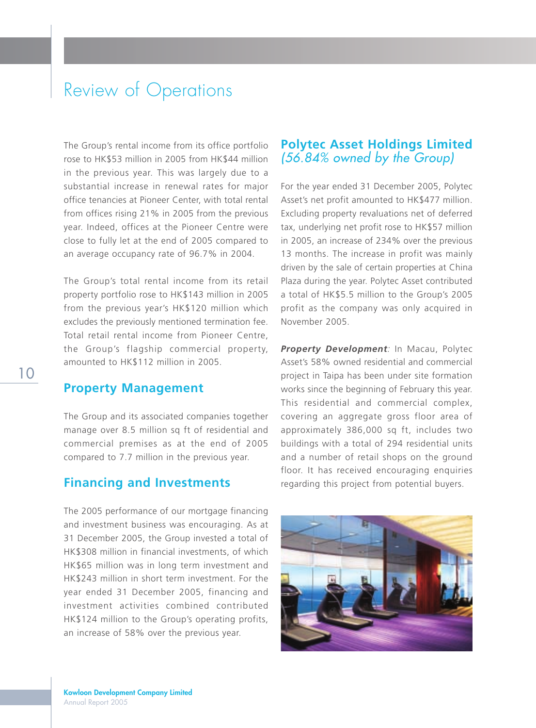# Review of Operations

The Group's rental income from its office portfolio rose to HK$53 million in 2005 from HK$44 million in the previous year. This was largely due to a substantial increase in renewal rates for major office tenancies at Pioneer Center, with total rental from offices rising 21% in 2005 from the previous year. Indeed, offices at the Pioneer Centre were close to fully let at the end of 2005 compared to an average occupancy rate of 96.7% in 2004.

The Group's total rental income from its retail property portfolio rose to HK$143 million in 2005 from the previous year's HK$120 million which excludes the previously mentioned termination fee. Total retail rental income from Pioneer Centre, the Group's flagship commercial property, amounted to HK$112 million in 2005.

## Property Management

The Group and its associated companies together manage over 8.5 million sq ft of residential and commercial premises as at the end of 2005 compared to 7.7 million in the previous year.

## Financing and Investments

The 2005 performance of our mortgage financing and investment business was encouraging. As at 31 December 2005, the Group invested a total of HK$308 million in financial investments, of which HK$65 million was in long term investment and HK$243 million in short term investment. For the year ended 31 December 2005, financing and investment activities combined contributed HK$124 million to the Group's operating profits, an increase of 58% over the previous year.

## Polytec Asset Holdings Limited
*(56.84% owned by the Group)*

For the year ended 31 December 2005, Polytec Asset's net profit amounted to HK$477 million. Excluding property revaluations net of deferred tax, underlying net profit rose to HK$57 million in 2005, an increase of 234% over the previous 13 months. The increase in profit was mainly driven by the sale of certain properties at China Plaza during the year. Polytec Asset contributed a total of HK$5.5 million to the Group's 2005 profit as the company was only acquired in November 2005.

***Property Development***: In Macau, Polytec Asset's 58% owned residential and commercial project in Taipa has been under site formation works since the beginning of February this year. This residential and commercial complex, covering an aggregate gross floor area of approximately 386,000 sq ft, includes two buildings with a total of 294 residential units and a number of retail shops on the ground floor. It has received encouraging enquiries regarding this project from potential buyers.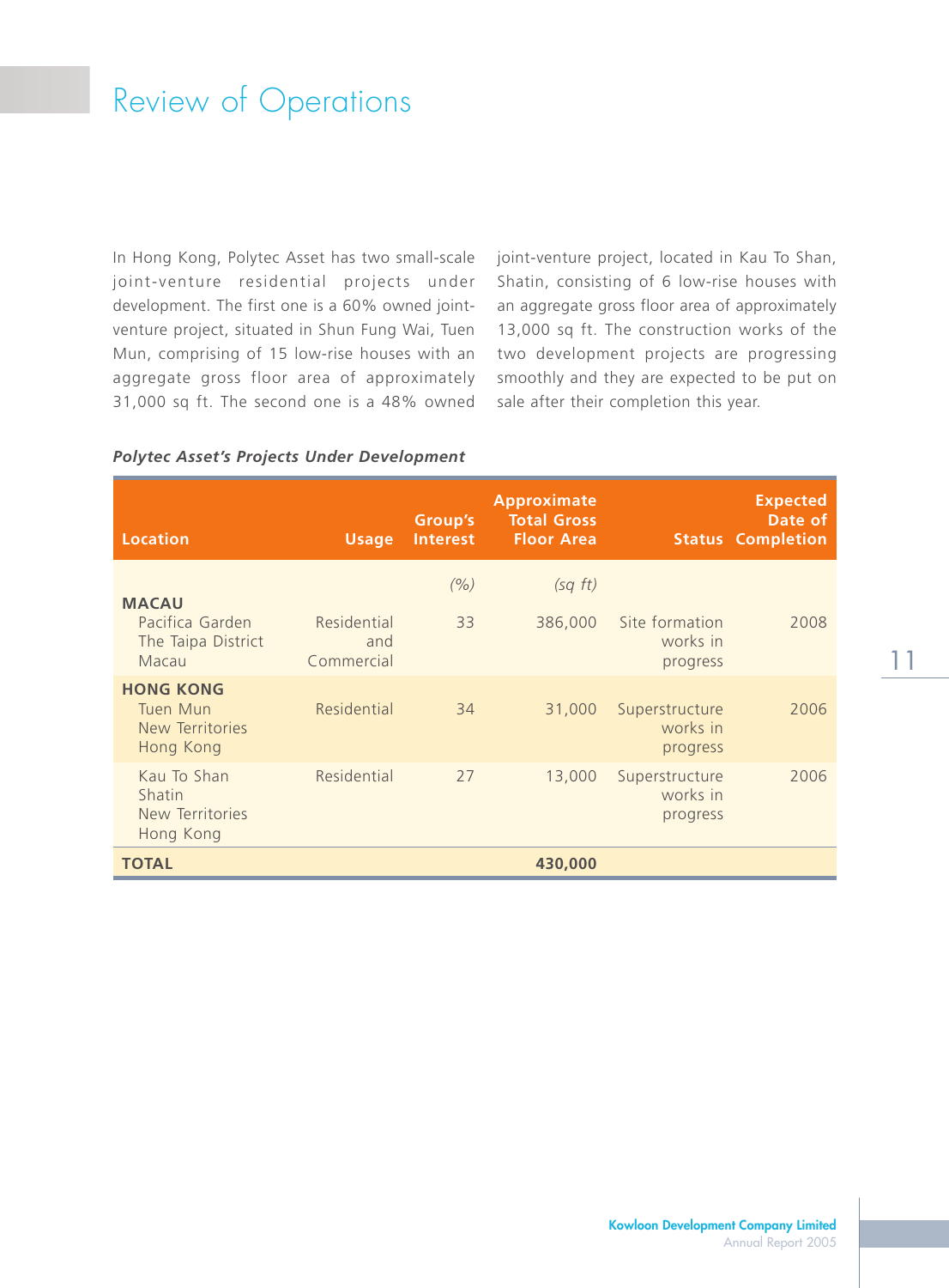# Review of Operations

In Hong Kong, Polytec Asset has two small-scale joint-venture residential projects under development. The first one is a 60% owned joint-venture project, situated in Shun Fung Wai, Tuen Mun, comprising of 15 low-rise houses with an aggregate gross floor area of approximately 31,000 sq ft. The second one is a 48% owned joint-venture project, located in Kau To Shan, Shatin, consisting of 6 low-rise houses with an aggregate gross floor area of approximately 13,000 sq ft. The construction works of the two development projects are progressing smoothly and they are expected to be put on sale after their completion this year.

***Polytec Asset's Projects Under Development***

| Location | Usage | Group's Interest | Approximate Total Gross Floor Area | Status | Expected Date of Completion |
|---|---|---|---|---|---|
| | | *(%)* | *(sq ft)* | | |
| **MACAU** | | | | | |
| Pacifica Garden The Taipa District Macau | Residential and Commercial | 33 | 386,000 | Site formation works in progress | 2008 |
| **HONG KONG** | | | | | |
| Tuen Mun New Territories Hong Kong | Residential | 34 | 31,000 | Superstructure works in progress | 2006 |
| Kau To Shan Shatin New Territories Hong Kong | Residential | 27 | 13,000 | Superstructure works in progress | 2006 |
| **TOTAL** | | | **430,000** | | |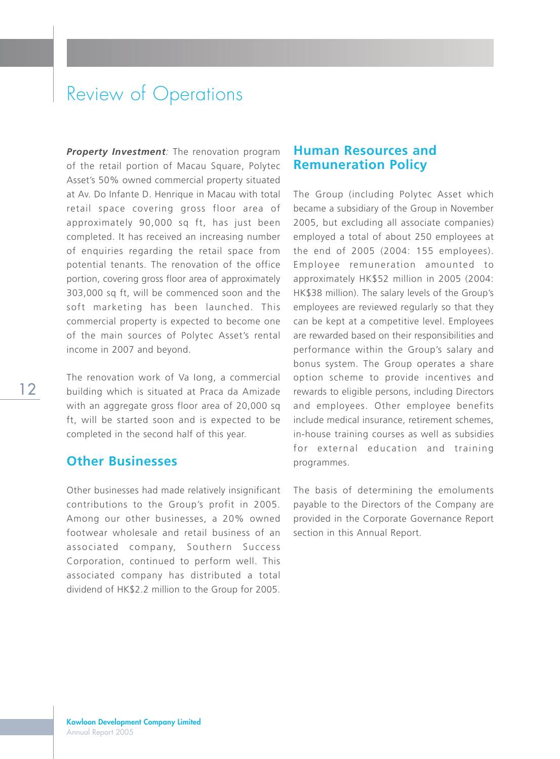# Review of Operations

***Property Investment**:* The renovation program of the retail portion of Macau Square, Polytec Asset's 50% owned commercial property situated at Av. Do Infante D. Henrique in Macau with total retail space covering gross floor area of approximately 90,000 sq ft, has just been completed. It has received an increasing number of enquiries regarding the retail space from potential tenants. The renovation of the office portion, covering gross floor area of approximately 303,000 sq ft, will be commenced soon and the soft marketing has been launched. This commercial property is expected to become one of the main sources of Polytec Asset's rental income in 2007 and beyond.

The renovation work of Va Iong, a commercial building which is situated at Praca da Amizade with an aggregate gross floor area of 20,000 sq ft, will be started soon and is expected to be completed in the second half of this year.

## Other Businesses

Other businesses had made relatively insignificant contributions to the Group's profit in 2005. Among our other businesses, a 20% owned footwear wholesale and retail business of an associated company, Southern Success Corporation, continued to perform well. This associated company has distributed a total dividend of HK$2.2 million to the Group for 2005.

## Human Resources and Remuneration Policy

The Group (including Polytec Asset which became a subsidiary of the Group in November 2005, but excluding all associate companies) employed a total of about 250 employees at the end of 2005 (2004: 155 employees). Employee remuneration amounted to approximately HK$52 million in 2005 (2004: HK$38 million). The salary levels of the Group's employees are reviewed regularly so that they can be kept at a competitive level. Employees are rewarded based on their responsibilities and performance within the Group's salary and bonus system. The Group operates a share option scheme to provide incentives and rewards to eligible persons, including Directors and employees. Other employee benefits include medical insurance, retirement schemes, in-house training courses as well as subsidies for external education and training programmes.

The basis of determining the emoluments payable to the Directors of the Company are provided in the Corporate Governance Report section in this Annual Report.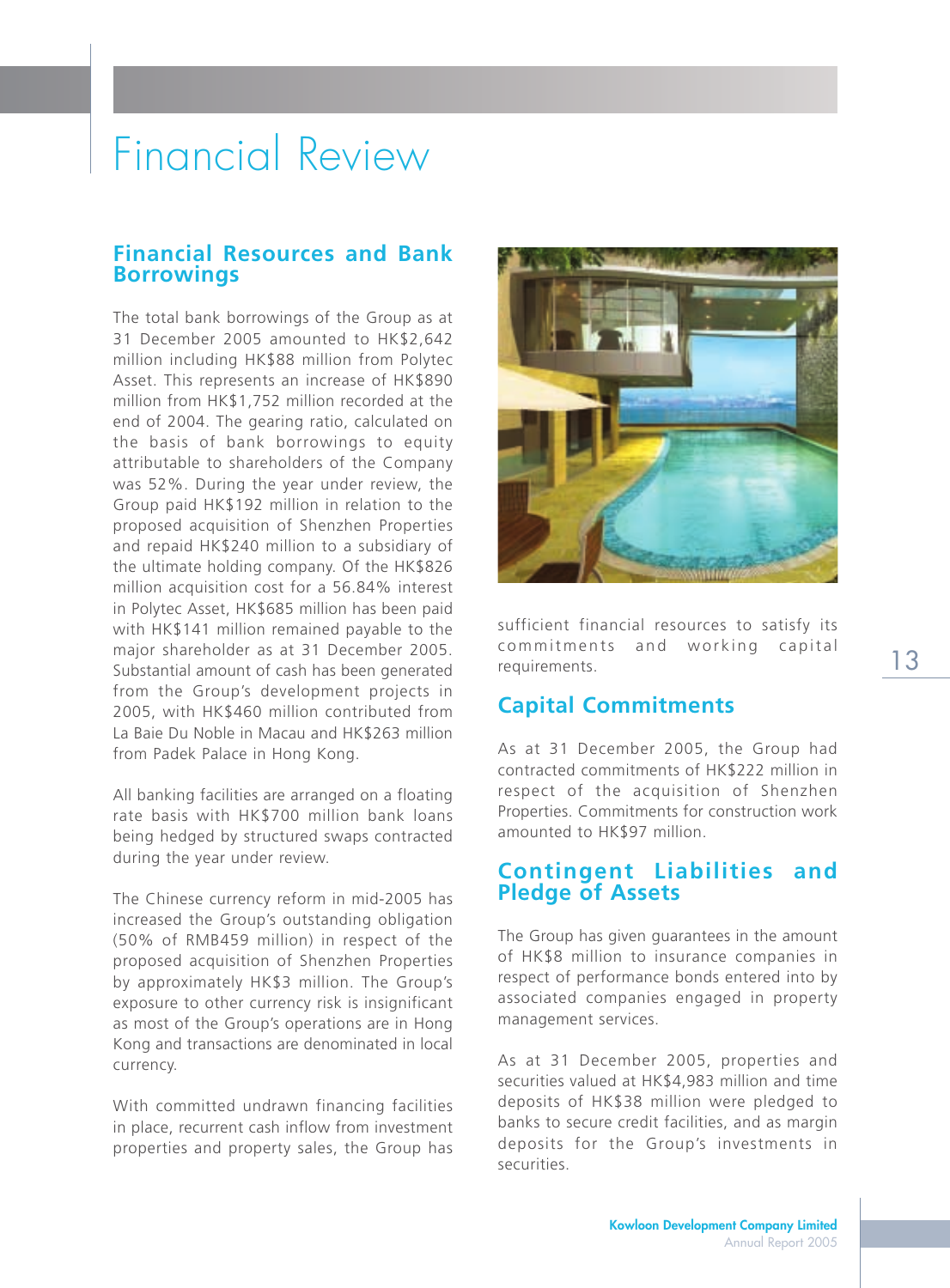# Financial Review

## Financial Resources and Bank Borrowings

The total bank borrowings of the Group as at 31 December 2005 amounted to HK$2,642 million including HK$88 million from Polytec Asset. This represents an increase of HK$890 million from HK$1,752 million recorded at the end of 2004. The gearing ratio, calculated on the basis of bank borrowings to equity attributable to shareholders of the Company was 52%. During the year under review, the Group paid HK$192 million in relation to the proposed acquisition of Shenzhen Properties and repaid HK$240 million to a subsidiary of the ultimate holding company. Of the HK$826 million acquisition cost for a 56.84% interest in Polytec Asset, HK$685 million has been paid with HK$141 million remained payable to the major shareholder as at 31 December 2005. Substantial amount of cash has been generated from the Group's development projects in 2005, with HK$460 million contributed from La Baie Du Noble in Macau and HK$263 million from Padek Palace in Hong Kong.

All banking facilities are arranged on a floating rate basis with HK$700 million bank loans being hedged by structured swaps contracted during the year under review.

The Chinese currency reform in mid-2005 has increased the Group's outstanding obligation (50% of RMB459 million) in respect of the proposed acquisition of Shenzhen Properties by approximately HK$3 million. The Group's exposure to other currency risk is insignificant as most of the Group's operations are in Hong Kong and transactions are denominated in local currency.

With committed undrawn financing facilities in place, recurrent cash inflow from investment properties and property sales, the Group has sufficient financial resources to satisfy its commitments and working capital requirements.

## Capital Commitments

As at 31 December 2005, the Group had contracted commitments of HK$222 million in respect of the acquisition of Shenzhen Properties. Commitments for construction work amounted to HK$97 million.

## Contingent Liabilities and Pledge of Assets

The Group has given guarantees in the amount of HK$8 million to insurance companies in respect of performance bonds entered into by associated companies engaged in property management services.

As at 31 December 2005, properties and securities valued at HK$4,983 million and time deposits of HK$38 million were pledged to banks to secure credit facilities, and as margin deposits for the Group's investments in securities.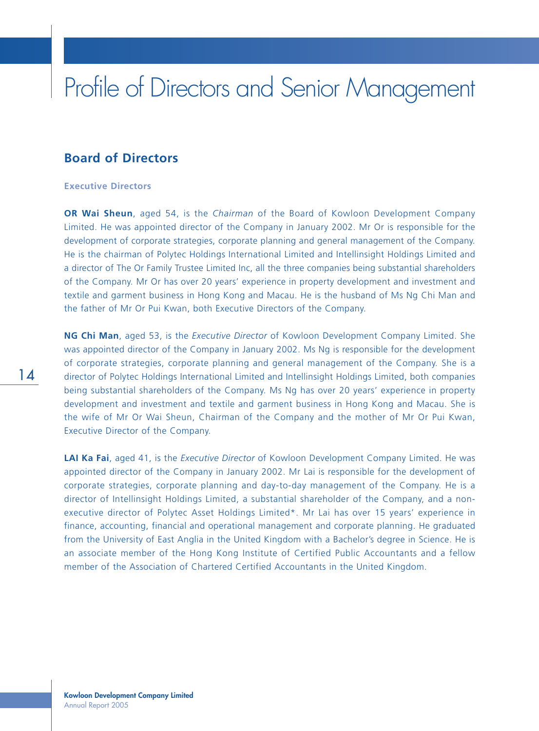# Profile of Directors and Senior Management

## Board of Directors

### Executive Directors

**OR Wai Sheun**, aged 54, is the *Chairman* of the Board of Kowloon Development Company Limited. He was appointed director of the Company in January 2002. Mr Or is responsible for the development of corporate strategies, corporate planning and general management of the Company. He is the chairman of Polytec Holdings International Limited and Intellinsight Holdings Limited and a director of The Or Family Trustee Limited Inc, all the three companies being substantial shareholders of the Company. Mr Or has over 20 years' experience in property development and investment and textile and garment business in Hong Kong and Macau. He is the husband of Ms Ng Chi Man and the father of Mr Or Pui Kwan, both Executive Directors of the Company.

**NG Chi Man**, aged 53, is the *Executive Director* of Kowloon Development Company Limited. She was appointed director of the Company in January 2002. Ms Ng is responsible for the development of corporate strategies, corporate planning and general management of the Company. She is a director of Polytec Holdings International Limited and Intellinsight Holdings Limited, both companies being substantial shareholders of the Company. Ms Ng has over 20 years' experience in property development and investment and textile and garment business in Hong Kong and Macau. She is the wife of Mr Or Wai Sheun, Chairman of the Company and the mother of Mr Or Pui Kwan, Executive Director of the Company.

**LAI Ka Fai**, aged 41, is the *Executive Director* of Kowloon Development Company Limited. He was appointed director of the Company in January 2002. Mr Lai is responsible for the development of corporate strategies, corporate planning and day-to-day management of the Company. He is a director of Intellinsight Holdings Limited, a substantial shareholder of the Company, and a non-executive director of Polytec Asset Holdings Limited*. Mr Lai has over 15 years' experience in finance, accounting, financial and operational management and corporate planning. He graduated from the University of East Anglia in the United Kingdom with a Bachelor's degree in Science. He is an associate member of the Hong Kong Institute of Certified Public Accountants and a fellow member of the Association of Chartered Certified Accountants in the United Kingdom.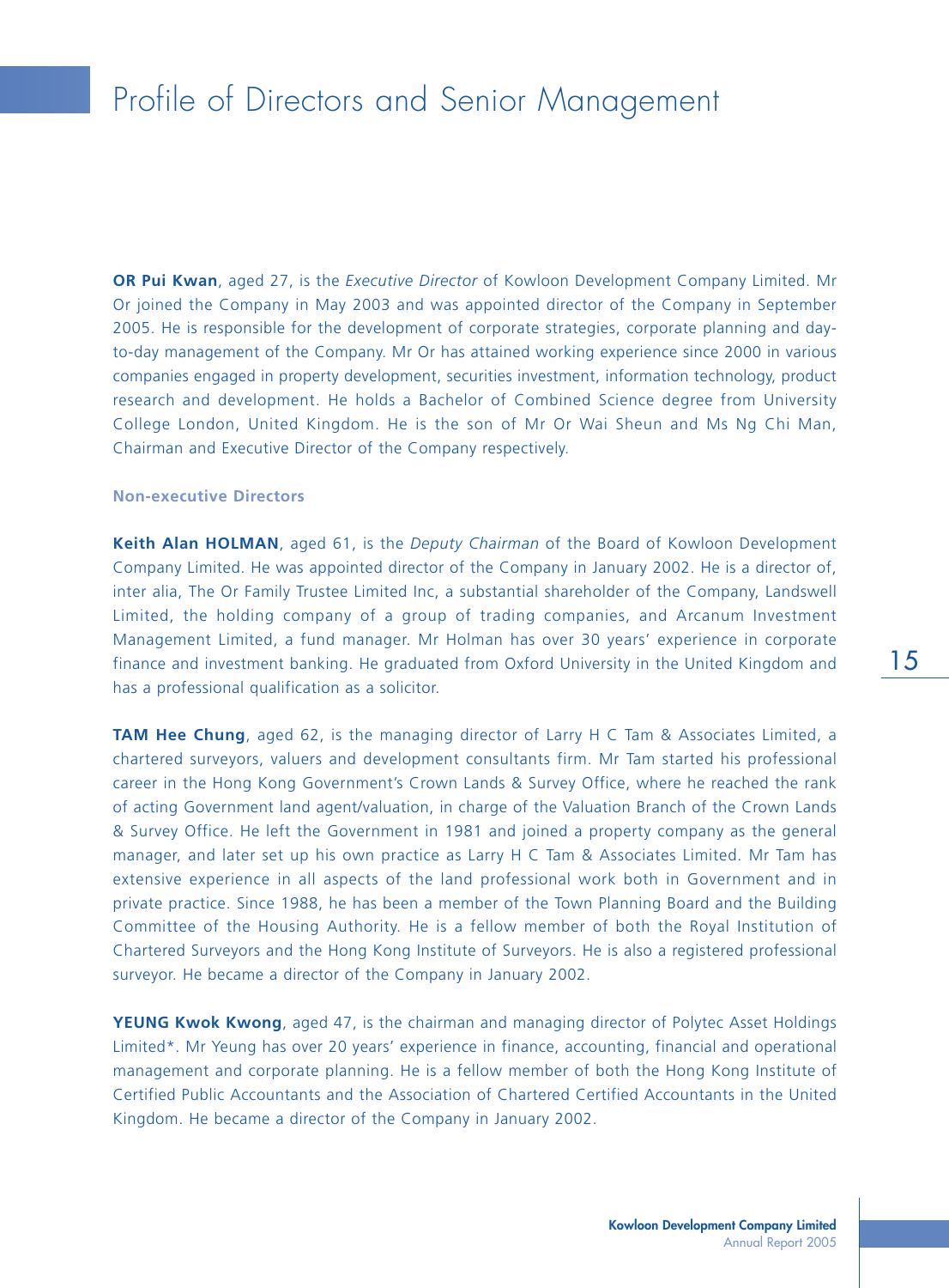# Profile of Directors and Senior Management

**OR Pui Kwan**, aged 27, is the *Executive Director* of Kowloon Development Company Limited. Mr Or joined the Company in May 2003 and was appointed director of the Company in September 2005. He is responsible for the development of corporate strategies, corporate planning and day-to-day management of the Company. Mr Or has attained working experience since 2000 in various companies engaged in property development, securities investment, information technology, product research and development. He holds a Bachelor of Combined Science degree from University College London, United Kingdom. He is the son of Mr Or Wai Sheun and Ms Ng Chi Man, Chairman and Executive Director of the Company respectively.

### Non-executive Directors

**Keith Alan HOLMAN**, aged 61, is the *Deputy Chairman* of the Board of Kowloon Development Company Limited. He was appointed director of the Company in January 2002. He is a director of, inter alia, The Or Family Trustee Limited Inc, a substantial shareholder of the Company, Landswell Limited, the holding company of a group of trading companies, and Arcanum Investment Management Limited, a fund manager. Mr Holman has over 30 years' experience in corporate finance and investment banking. He graduated from Oxford University in the United Kingdom and has a professional qualification as a solicitor.

**TAM Hee Chung**, aged 62, is the managing director of Larry H C Tam & Associates Limited, a chartered surveyors, valuers and development consultants firm. Mr Tam started his professional career in the Hong Kong Government's Crown Lands & Survey Office, where he reached the rank of acting Government land agent/valuation, in charge of the Valuation Branch of the Crown Lands & Survey Office. He left the Government in 1981 and joined a property company as the general manager, and later set up his own practice as Larry H C Tam & Associates Limited. Mr Tam has extensive experience in all aspects of the land professional work both in Government and in private practice. Since 1988, he has been a member of the Town Planning Board and the Building Committee of the Housing Authority. He is a fellow member of both the Royal Institution of Chartered Surveyors and the Hong Kong Institute of Surveyors. He is also a registered professional surveyor. He became a director of the Company in January 2002.

**YEUNG Kwok Kwong**, aged 47, is the chairman and managing director of Polytec Asset Holdings Limited*. Mr Yeung has over 20 years' experience in finance, accounting, financial and operational management and corporate planning. He is a fellow member of both the Hong Kong Institute of Certified Public Accountants and the Association of Chartered Certified Accountants in the United Kingdom. He became a director of the Company in January 2002.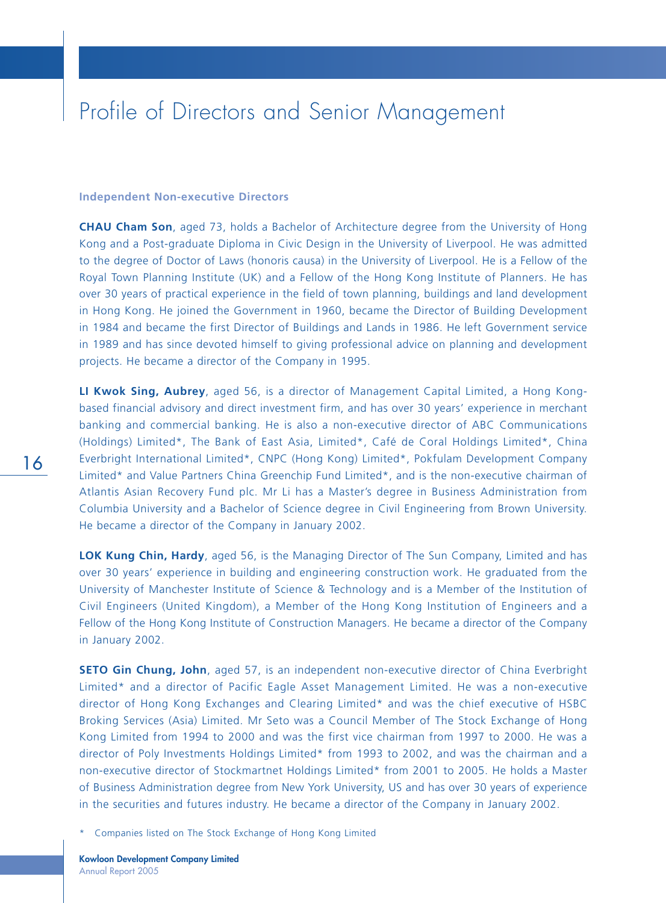# Profile of Directors and Senior Management

### Independent Non-executive Directors

**CHAU Cham Son**, aged 73, holds a Bachelor of Architecture degree from the University of Hong Kong and a Post-graduate Diploma in Civic Design in the University of Liverpool. He was admitted to the degree of Doctor of Laws (honoris causa) in the University of Liverpool. He is a Fellow of the Royal Town Planning Institute (UK) and a Fellow of the Hong Kong Institute of Planners. He has over 30 years of practical experience in the field of town planning, buildings and land development in Hong Kong. He joined the Government in 1960, became the Director of Building Development in 1984 and became the first Director of Buildings and Lands in 1986. He left Government service in 1989 and has since devoted himself to giving professional advice on planning and development projects. He became a director of the Company in 1995.

**LI Kwok Sing, Aubrey**, aged 56, is a director of Management Capital Limited, a Hong Kong-based financial advisory and direct investment firm, and has over 30 years' experience in merchant banking and commercial banking. He is also a non-executive director of ABC Communications (Holdings) Limited*, The Bank of East Asia, Limited*, Café de Coral Holdings Limited*, China Everbright International Limited*, CNPC (Hong Kong) Limited*, Pokfulam Development Company Limited* and Value Partners China Greenchip Fund Limited*, and is the non-executive chairman of Atlantis Asian Recovery Fund plc. Mr Li has a Master's degree in Business Administration from Columbia University and a Bachelor of Science degree in Civil Engineering from Brown University. He became a director of the Company in January 2002.

**LOK Kung Chin, Hardy**, aged 56, is the Managing Director of The Sun Company, Limited and has over 30 years' experience in building and engineering construction work. He graduated from the University of Manchester Institute of Science & Technology and is a Member of the Institution of Civil Engineers (United Kingdom), a Member of the Hong Kong Institution of Engineers and a Fellow of the Hong Kong Institute of Construction Managers. He became a director of the Company in January 2002.

**SETO Gin Chung, John**, aged 57, is an independent non-executive director of China Everbright Limited* and a director of Pacific Eagle Asset Management Limited. He was a non-executive director of Hong Kong Exchanges and Clearing Limited* and was the chief executive of HSBC Broking Services (Asia) Limited. Mr Seto was a Council Member of The Stock Exchange of Hong Kong Limited from 1994 to 2000 and was the first vice chairman from 1997 to 2000. He was a director of Poly Investments Holdings Limited* from 1993 to 2002, and was the chairman and a non-executive director of Stockmartnet Holdings Limited* from 2001 to 2005. He holds a Master of Business Administration degree from New York University, US and has over 30 years of experience in the securities and futures industry. He became a director of the Company in January 2002.

\* Companies listed on The Stock Exchange of Hong Kong Limited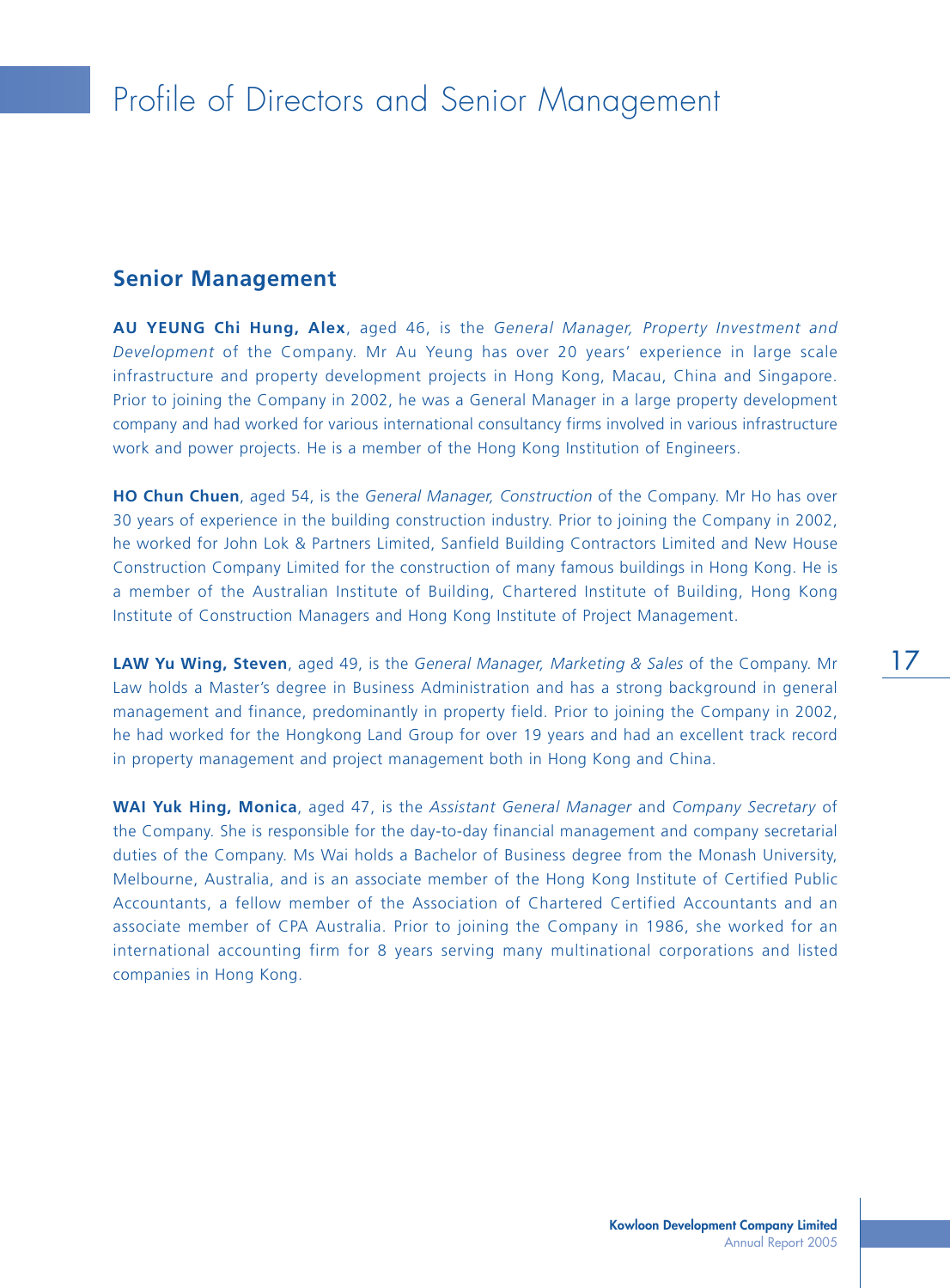# Profile of Directors and Senior Management

## Senior Management

**AU YEUNG Chi Hung, Alex**, aged 46, is the *General Manager, Property Investment and Development* of the Company. Mr Au Yeung has over 20 years' experience in large scale infrastructure and property development projects in Hong Kong, Macau, China and Singapore. Prior to joining the Company in 2002, he was a General Manager in a large property development company and had worked for various international consultancy firms involved in various infrastructure work and power projects. He is a member of the Hong Kong Institution of Engineers.

**HO Chun Chuen**, aged 54, is the *General Manager, Construction* of the Company. Mr Ho has over 30 years of experience in the building construction industry. Prior to joining the Company in 2002, he worked for John Lok & Partners Limited, Sanfield Building Contractors Limited and New House Construction Company Limited for the construction of many famous buildings in Hong Kong. He is a member of the Australian Institute of Building, Chartered Institute of Building, Hong Kong Institute of Construction Managers and Hong Kong Institute of Project Management.

**LAW Yu Wing, Steven**, aged 49, is the *General Manager, Marketing & Sales* of the Company. Mr Law holds a Master's degree in Business Administration and has a strong background in general management and finance, predominantly in property field. Prior to joining the Company in 2002, he had worked for the Hongkong Land Group for over 19 years and had an excellent track record in property management and project management both in Hong Kong and China.

**WAI Yuk Hing, Monica**, aged 47, is the *Assistant General Manager* and *Company Secretary* of the Company. She is responsible for the day-to-day financial management and company secretarial duties of the Company. Ms Wai holds a Bachelor of Business degree from the Monash University, Melbourne, Australia, and is an associate member of the Hong Kong Institute of Certified Public Accountants, a fellow member of the Association of Chartered Certified Accountants and an associate member of CPA Australia. Prior to joining the Company in 1986, she worked for an international accounting firm for 8 years serving many multinational corporations and listed companies in Hong Kong.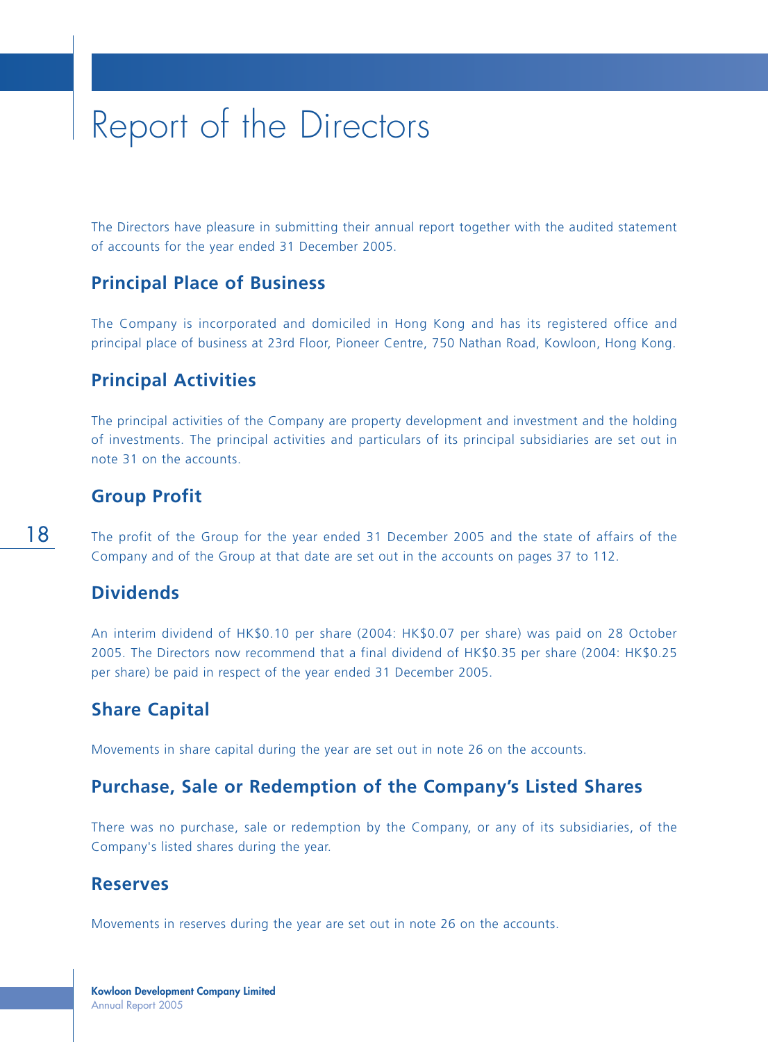# Report of the Directors

The Directors have pleasure in submitting their annual report together with the audited statement of accounts for the year ended 31 December 2005.

## Principal Place of Business

The Company is incorporated and domiciled in Hong Kong and has its registered office and principal place of business at 23rd Floor, Pioneer Centre, 750 Nathan Road, Kowloon, Hong Kong.

## Principal Activities

The principal activities of the Company are property development and investment and the holding of investments. The principal activities and particulars of its principal subsidiaries are set out in note 31 on the accounts.

## Group Profit

The profit of the Group for the year ended 31 December 2005 and the state of affairs of the Company and of the Group at that date are set out in the accounts on pages 37 to 112.

## Dividends

An interim dividend of HK$0.10 per share (2004: HK$0.07 per share) was paid on 28 October 2005. The Directors now recommend that a final dividend of HK$0.35 per share (2004: HK$0.25 per share) be paid in respect of the year ended 31 December 2005.

## Share Capital

Movements in share capital during the year are set out in note 26 on the accounts.

## Purchase, Sale or Redemption of the Company's Listed Shares

There was no purchase, sale or redemption by the Company, or any of its subsidiaries, of the Company's listed shares during the year.

## Reserves

Movements in reserves during the year are set out in note 26 on the accounts.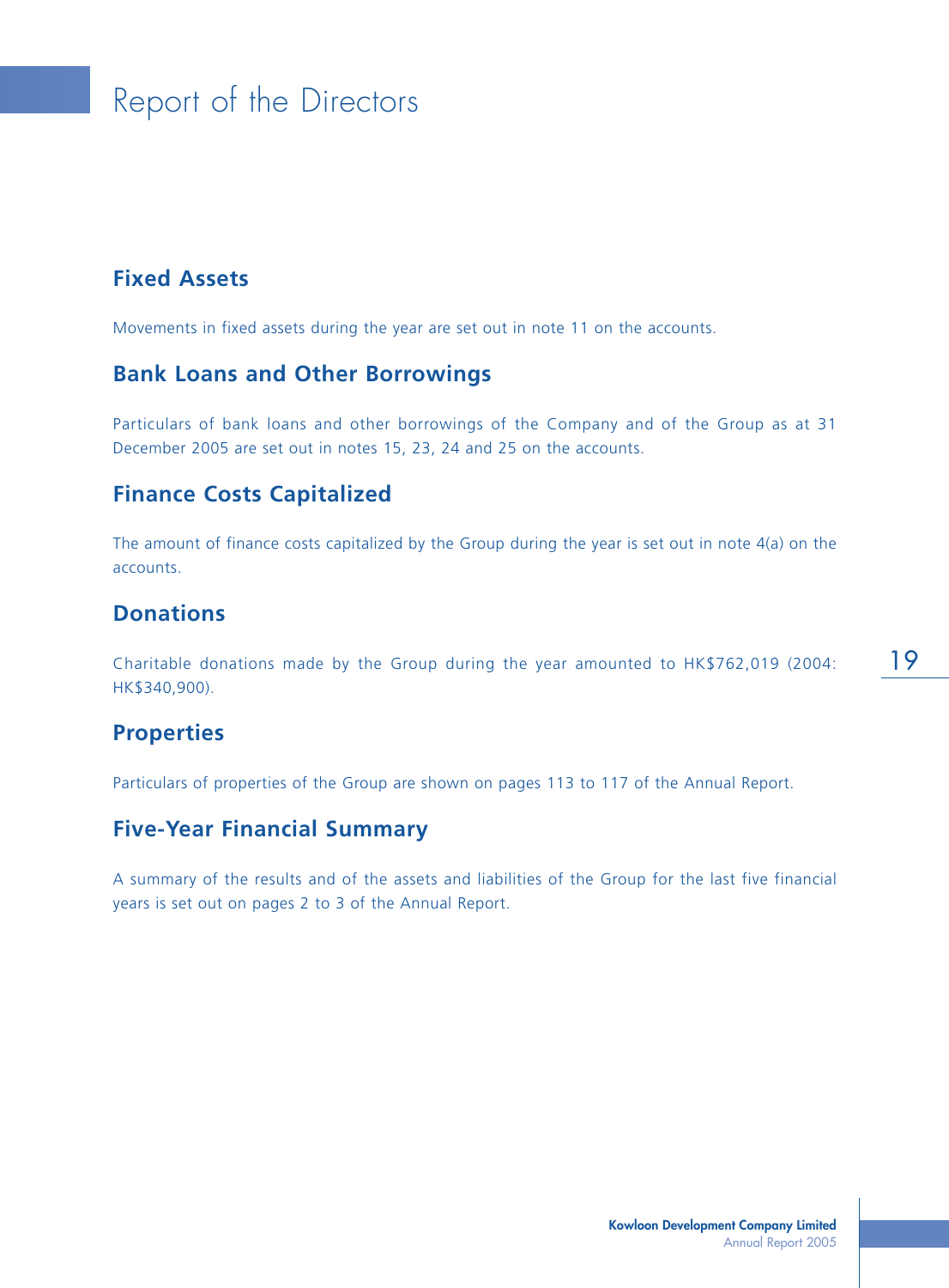## Fixed Assets

Movements in fixed assets during the year are set out in note 11 on the accounts.

## Bank Loans and Other Borrowings

Particulars of bank loans and other borrowings of the Company and of the Group as at 31 December 2005 are set out in notes 15, 23, 24 and 25 on the accounts.

## Finance Costs Capitalized

The amount of finance costs capitalized by the Group during the year is set out in note 4(a) on the accounts.

## Donations

Charitable donations made by the Group during the year amounted to HK$762,019 (2004: HK$340,900).

## Properties

Particulars of properties of the Group are shown on pages 113 to 117 of the Annual Report.

## Five-Year Financial Summary

A summary of the results and of the assets and liabilities of the Group for the last five financial years is set out on pages 2 to 3 of the Annual Report.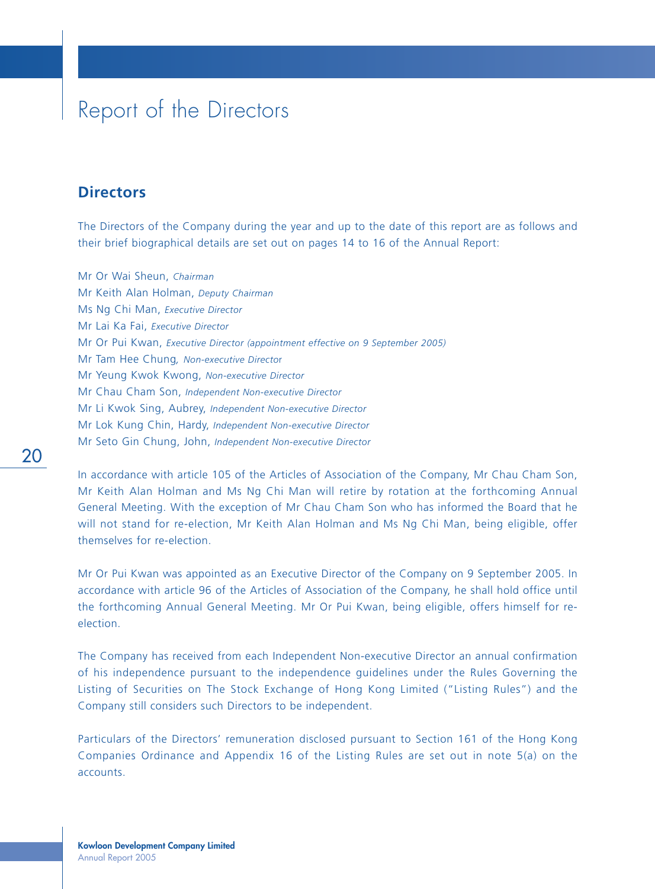# Report of the Directors

## Directors

The Directors of the Company during the year and up to the date of this report are as follows and their brief biographical details are set out on pages 14 to 16 of the Annual Report:

Mr Or Wai Sheun, *Chairman*
Mr Keith Alan Holman, *Deputy Chairman*
Ms Ng Chi Man, *Executive Director*
Mr Lai Ka Fai, *Executive Director*
Mr Or Pui Kwan, *Executive Director (appointment effective on 9 September 2005)*
Mr Tam Hee Chung, *Non-executive Director*
Mr Yeung Kwok Kwong, *Non-executive Director*
Mr Chau Cham Son, *Independent Non-executive Director*
Mr Li Kwok Sing, Aubrey, *Independent Non-executive Director*
Mr Lok Kung Chin, Hardy, *Independent Non-executive Director*
Mr Seto Gin Chung, John, *Independent Non-executive Director*

In accordance with article 105 of the Articles of Association of the Company, Mr Chau Cham Son, Mr Keith Alan Holman and Ms Ng Chi Man will retire by rotation at the forthcoming Annual General Meeting. With the exception of Mr Chau Cham Son who has informed the Board that he will not stand for re-election, Mr Keith Alan Holman and Ms Ng Chi Man, being eligible, offer themselves for re-election.

Mr Or Pui Kwan was appointed as an Executive Director of the Company on 9 September 2005. In accordance with article 96 of the Articles of Association of the Company, he shall hold office until the forthcoming Annual General Meeting. Mr Or Pui Kwan, being eligible, offers himself for re-election.

The Company has received from each Independent Non-executive Director an annual confirmation of his independence pursuant to the independence guidelines under the Rules Governing the Listing of Securities on The Stock Exchange of Hong Kong Limited ("Listing Rules") and the Company still considers such Directors to be independent.

Particulars of the Directors' remuneration disclosed pursuant to Section 161 of the Hong Kong Companies Ordinance and Appendix 16 of the Listing Rules are set out in note 5(a) on the accounts.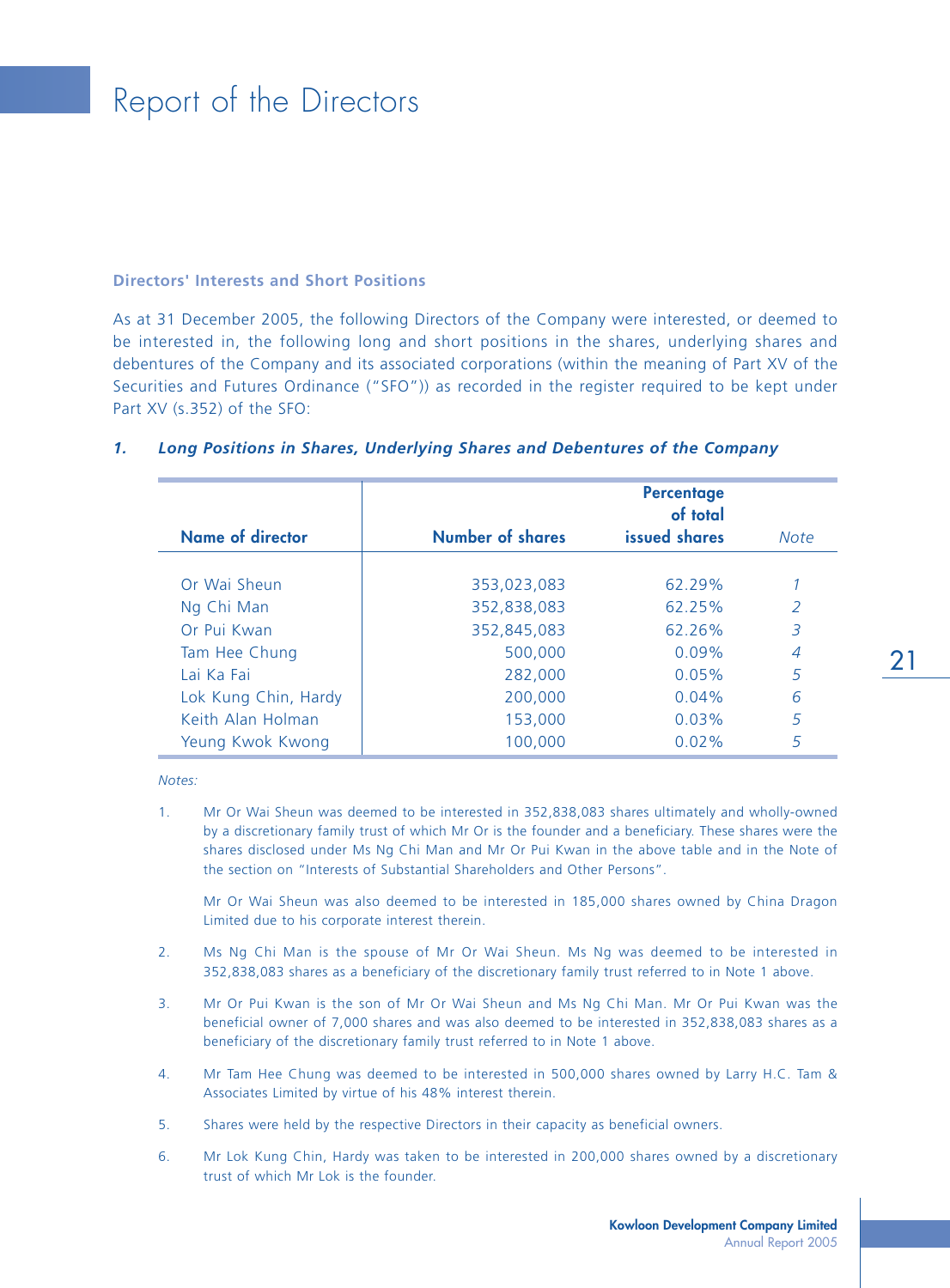# Report of the Directors

### Directors' Interests and Short Positions

As at 31 December 2005, the following Directors of the Company were interested, or deemed to be interested in, the following long and short positions in the shares, underlying shares and debentures of the Company and its associated corporations (within the meaning of Part XV of the Securities and Futures Ordinance ("SFO")) as recorded in the register required to be kept under Part XV (s.352) of the SFO:

#### *1. Long Positions in Shares, Underlying Shares and Debentures of the Company*

| Name of director | Number of shares | Percentage of total issued shares | *Note* |
|---|---|---|---|
| Or Wai Sheun | 353,023,083 | 62.29% | *1* |
| Ng Chi Man | 352,838,083 | 62.25% | *2* |
| Or Pui Kwan | 352,845,083 | 62.26% | *3* |
| Tam Hee Chung | 500,000 | 0.09% | *4* |
| Lai Ka Fai | 282,000 | 0.05% | *5* |
| Lok Kung Chin, Hardy | 200,000 | 0.04% | *6* |
| Keith Alan Holman | 153,000 | 0.03% | *5* |
| Yeung Kwok Kwong | 100,000 | 0.02% | *5* |

*Notes:*

1. Mr Or Wai Sheun was deemed to be interested in 352,838,083 shares ultimately and wholly-owned by a discretionary family trust of which Mr Or is the founder and a beneficiary. These shares were the shares disclosed under Ms Ng Chi Man and Mr Or Pui Kwan in the above table and in the Note of the section on "Interests of Substantial Shareholders and Other Persons".

   Mr Or Wai Sheun was also deemed to be interested in 185,000 shares owned by China Dragon Limited due to his corporate interest therein.

2. Ms Ng Chi Man is the spouse of Mr Or Wai Sheun. Ms Ng was deemed to be interested in 352,838,083 shares as a beneficiary of the discretionary family trust referred to in Note 1 above.

3. Mr Or Pui Kwan is the son of Mr Or Wai Sheun and Ms Ng Chi Man. Mr Or Pui Kwan was the beneficial owner of 7,000 shares and was also deemed to be interested in 352,838,083 shares as a beneficiary of the discretionary family trust referred to in Note 1 above.

4. Mr Tam Hee Chung was deemed to be interested in 500,000 shares owned by Larry H.C. Tam & Associates Limited by virtue of his 48% interest therein.

5. Shares were held by the respective Directors in their capacity as beneficial owners.

6. Mr Lok Kung Chin, Hardy was taken to be interested in 200,000 shares owned by a discretionary trust of which Mr Lok is the founder.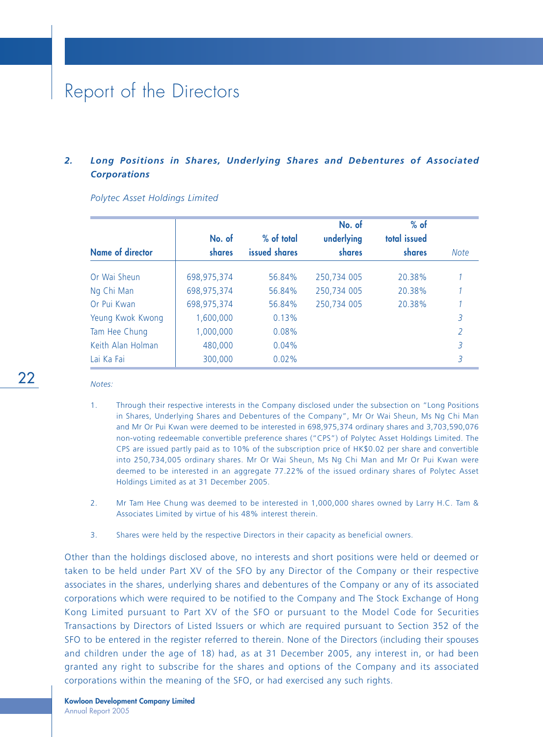# Report of the Directors

### 2. *Long Positions in Shares, Underlying Shares and Debentures of Associated Corporations*

*Polytec Asset Holdings Limited*

| Name of director | No. of shares | % of total issued shares | No. of underlying shares | % of total issued shares | *Note* |
|---|---|---|---|---|---|
| Or Wai Sheun | 698,975,374 | 56.84% | 250,734 005 | 20.38% | *1* |
| Ng Chi Man | 698,975,374 | 56.84% | 250,734 005 | 20.38% | *1* |
| Or Pui Kwan | 698,975,374 | 56.84% | 250,734 005 | 20.38% | *1* |
| Yeung Kwok Kwong | 1,600,000 | 0.13% | | | *3* |
| Tam Hee Chung | 1,000,000 | 0.08% | | | *2* |
| Keith Alan Holman | 480,000 | 0.04% | | | *3* |
| Lai Ka Fai | 300,000 | 0.02% | | | *3* |

*Notes:*

1. Through their respective interests in the Company disclosed under the subsection on "Long Positions in Shares, Underlying Shares and Debentures of the Company", Mr Or Wai Sheun, Ms Ng Chi Man and Mr Or Pui Kwan were deemed to be interested in 698,975,374 ordinary shares and 3,703,590,076 non-voting redeemable convertible preference shares ("CPS") of Polytec Asset Holdings Limited. The CPS are issued partly paid as to 10% of the subscription price of HK$0.02 per share and convertible into 250,734,005 ordinary shares. Mr Or Wai Sheun, Ms Ng Chi Man and Mr Or Pui Kwan were deemed to be interested in an aggregate 77.22% of the issued ordinary shares of Polytec Asset Holdings Limited as at 31 December 2005.

2. Mr Tam Hee Chung was deemed to be interested in 1,000,000 shares owned by Larry H.C. Tam & Associates Limited by virtue of his 48% interest therein.

3. Shares were held by the respective Directors in their capacity as beneficial owners.

Other than the holdings disclosed above, no interests and short positions were held or deemed or taken to be held under Part XV of the SFO by any Director of the Company or their respective associates in the shares, underlying shares and debentures of the Company or any of its associated corporations which were required to be notified to the Company and The Stock Exchange of Hong Kong Limited pursuant to Part XV of the SFO or pursuant to the Model Code for Securities Transactions by Directors of Listed Issuers or which are required pursuant to Section 352 of the SFO to be entered in the register referred to therein. None of the Directors (including their spouses and children under the age of 18) had, as at 31 December 2005, any interest in, or had been granted any right to subscribe for the shares and options of the Company and its associated corporations within the meaning of the SFO, or had exercised any such rights.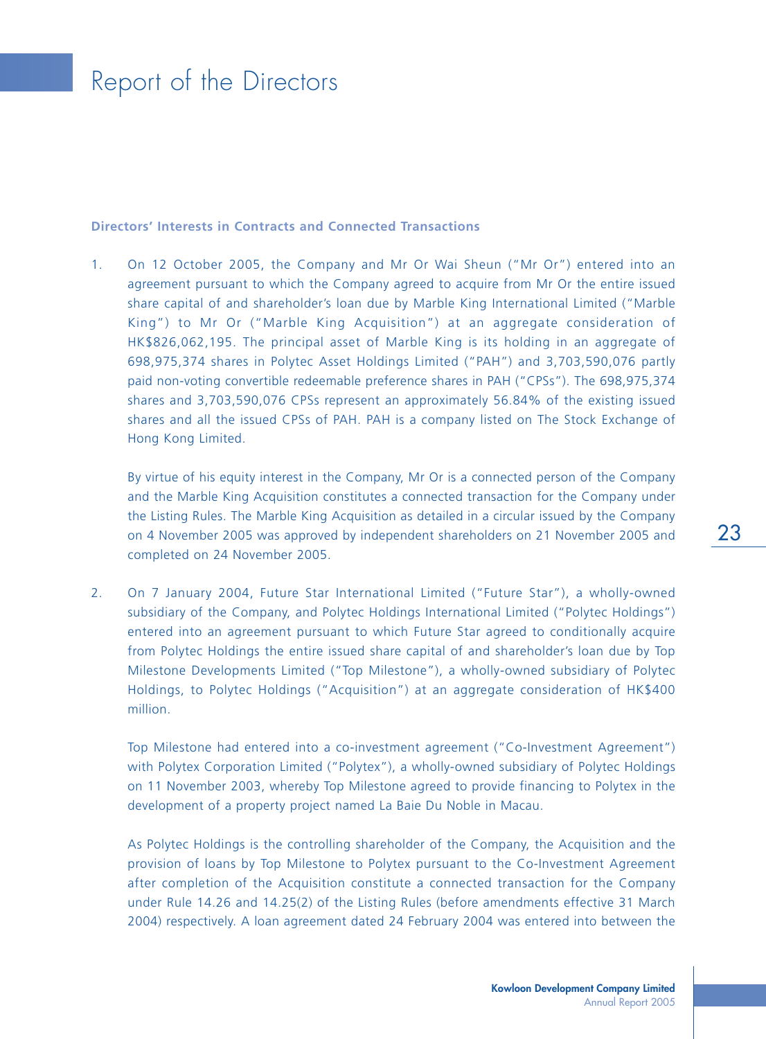## Directors' Interests in Contracts and Connected Transactions

1. On 12 October 2005, the Company and Mr Or Wai Sheun ("Mr Or") entered into an agreement pursuant to which the Company agreed to acquire from Mr Or the entire issued share capital of and shareholder's loan due by Marble King International Limited ("Marble King") to Mr Or ("Marble King Acquisition") at an aggregate consideration of HK$826,062,195. The principal asset of Marble King is its holding in an aggregate of 698,975,374 shares in Polytec Asset Holdings Limited ("PAH") and 3,703,590,076 partly paid non-voting convertible redeemable preference shares in PAH ("CPSs"). The 698,975,374 shares and 3,703,590,076 CPSs represent an approximately 56.84% of the existing issued shares and all the issued CPSs of PAH. PAH is a company listed on The Stock Exchange of Hong Kong Limited.

   By virtue of his equity interest in the Company, Mr Or is a connected person of the Company and the Marble King Acquisition constitutes a connected transaction for the Company under the Listing Rules. The Marble King Acquisition as detailed in a circular issued by the Company on 4 November 2005 was approved by independent shareholders on 21 November 2005 and completed on 24 November 2005.

2. On 7 January 2004, Future Star International Limited ("Future Star"), a wholly-owned subsidiary of the Company, and Polytec Holdings International Limited ("Polytec Holdings") entered into an agreement pursuant to which Future Star agreed to conditionally acquire from Polytec Holdings the entire issued share capital of and shareholder's loan due by Top Milestone Developments Limited ("Top Milestone"), a wholly-owned subsidiary of Polytec Holdings, to Polytec Holdings ("Acquisition") at an aggregate consideration of HK$400 million.

   Top Milestone had entered into a co-investment agreement ("Co-Investment Agreement") with Polytex Corporation Limited ("Polytex"), a wholly-owned subsidiary of Polytec Holdings on 11 November 2003, whereby Top Milestone agreed to provide financing to Polytex in the development of a property project named La Baie Du Noble in Macau.

   As Polytec Holdings is the controlling shareholder of the Company, the Acquisition and the provision of loans by Top Milestone to Polytex pursuant to the Co-Investment Agreement after completion of the Acquisition constitute a connected transaction for the Company under Rule 14.26 and 14.25(2) of the Listing Rules (before amendments effective 31 March 2004) respectively. A loan agreement dated 24 February 2004 was entered into between the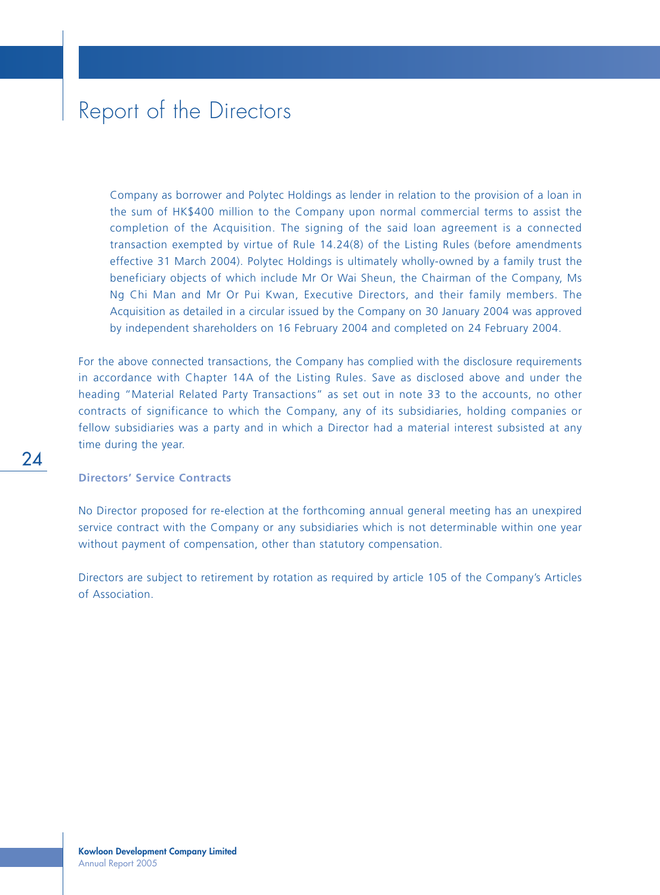Company as borrower and Polytec Holdings as lender in relation to the provision of a loan in the sum of HK$400 million to the Company upon normal commercial terms to assist the completion of the Acquisition. The signing of the said loan agreement is a connected transaction exempted by virtue of Rule 14.24(8) of the Listing Rules (before amendments effective 31 March 2004). Polytec Holdings is ultimately wholly-owned by a family trust the beneficiary objects of which include Mr Or Wai Sheun, the Chairman of the Company, Ms Ng Chi Man and Mr Or Pui Kwan, Executive Directors, and their family members. The Acquisition as detailed in a circular issued by the Company on 30 January 2004 was approved by independent shareholders on 16 February 2004 and completed on 24 February 2004.

For the above connected transactions, the Company has complied with the disclosure requirements in accordance with Chapter 14A of the Listing Rules. Save as disclosed above and under the heading "Material Related Party Transactions" as set out in note 33 to the accounts, no other contracts of significance to which the Company, any of its subsidiaries, holding companies or fellow subsidiaries was a party and in which a Director had a material interest subsisted at any time during the year.

### Directors' Service Contracts

No Director proposed for re-election at the forthcoming annual general meeting has an unexpired service contract with the Company or any subsidiaries which is not determinable within one year without payment of compensation, other than statutory compensation.

Directors are subject to retirement by rotation as required by article 105 of the Company's Articles of Association.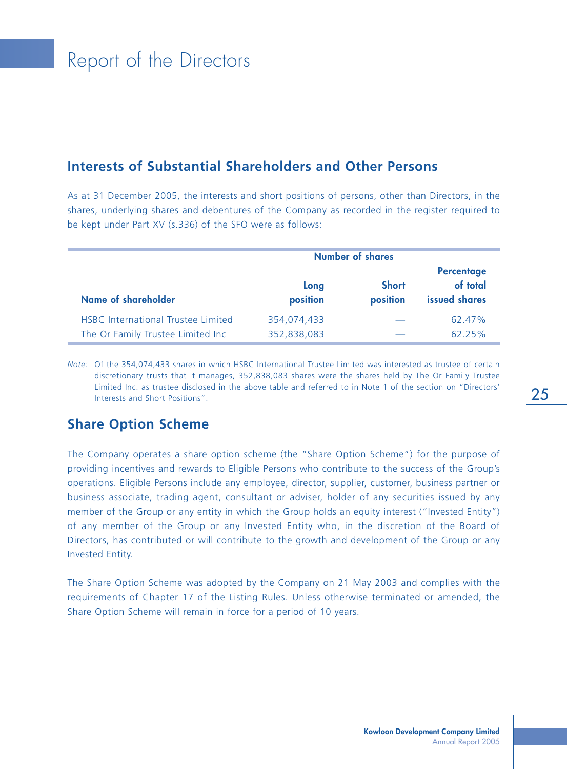# Report of the Directors

## Interests of Substantial Shareholders and Other Persons

As at 31 December 2005, the interests and short positions of persons, other than Directors, in the shares, underlying shares and debentures of the Company as recorded in the register required to be kept under Part XV (s.336) of the SFO were as follows:

| | Number of shares | | |
|---|---|---|---|
| **Name of shareholder** | **Long position** | **Short position** | **Percentage of total issued shares** |
| HSBC International Trustee Limited | 354,074,433 | — | 62.47% |
| The Or Family Trustee Limited Inc | 352,838,083 | — | 62.25% |

*Note:* Of the 354,074,433 shares in which HSBC International Trustee Limited was interested as trustee of certain discretionary trusts that it manages, 352,838,083 shares were the shares held by The Or Family Trustee Limited Inc. as trustee disclosed in the above table and referred to in Note 1 of the section on "Directors' Interests and Short Positions".

## Share Option Scheme

The Company operates a share option scheme (the "Share Option Scheme") for the purpose of providing incentives and rewards to Eligible Persons who contribute to the success of the Group's operations. Eligible Persons include any employee, director, supplier, customer, business partner or business associate, trading agent, consultant or adviser, holder of any securities issued by any member of the Group or any entity in which the Group holds an equity interest ("Invested Entity") of any member of the Group or any Invested Entity who, in the discretion of the Board of Directors, has contributed or will contribute to the growth and development of the Group or any Invested Entity.

The Share Option Scheme was adopted by the Company on 21 May 2003 and complies with the requirements of Chapter 17 of the Listing Rules. Unless otherwise terminated or amended, the Share Option Scheme will remain in force for a period of 10 years.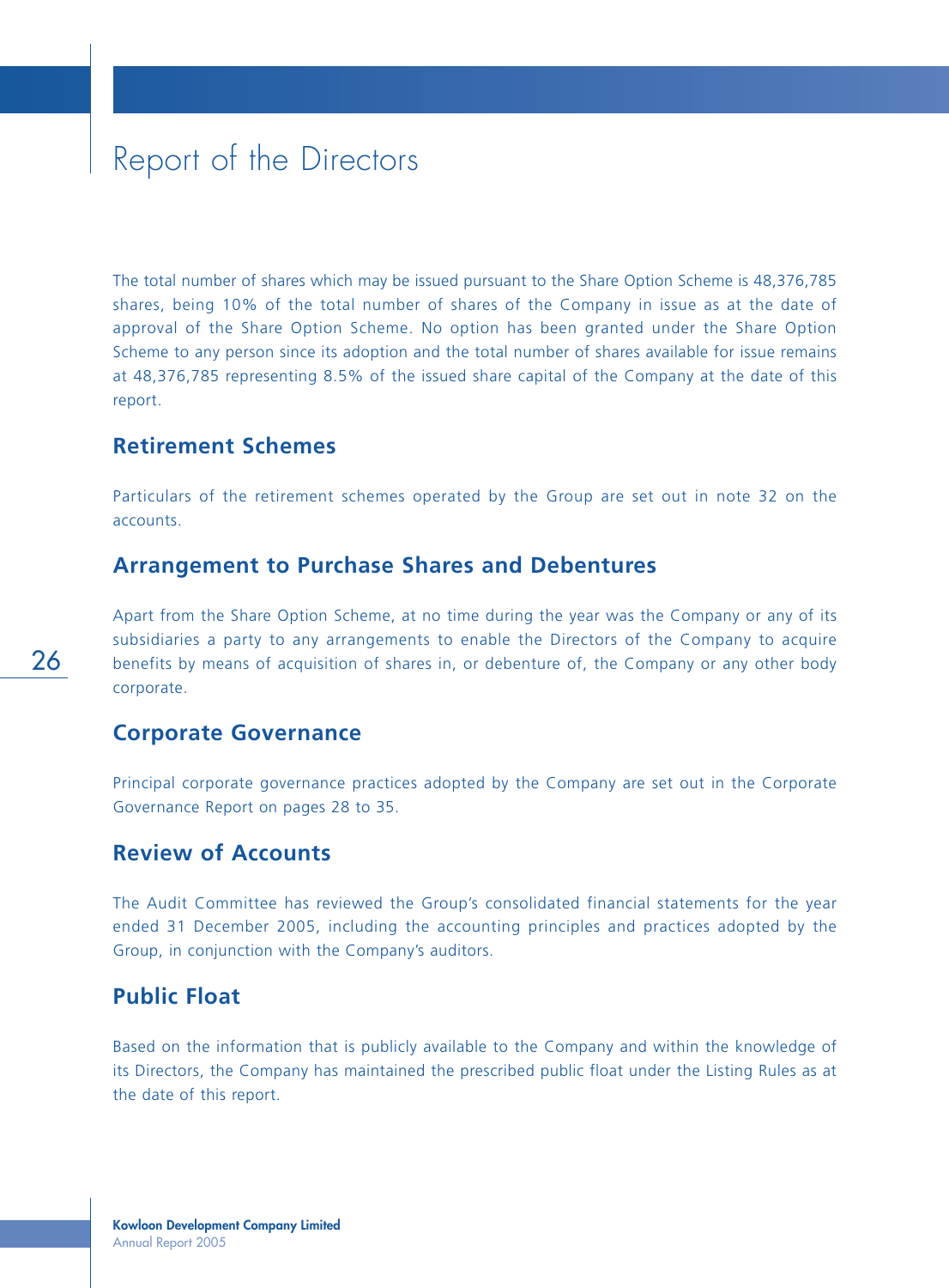The total number of shares which may be issued pursuant to the Share Option Scheme is 48,376,785 shares, being 10% of the total number of shares of the Company in issue as at the date of approval of the Share Option Scheme. No option has been granted under the Share Option Scheme to any person since its adoption and the total number of shares available for issue remains at 48,376,785 representing 8.5% of the issued share capital of the Company at the date of this report.

## Retirement Schemes

Particulars of the retirement schemes operated by the Group are set out in note 32 on the accounts.

## Arrangement to Purchase Shares and Debentures

Apart from the Share Option Scheme, at no time during the year was the Company or any of its subsidiaries a party to any arrangements to enable the Directors of the Company to acquire benefits by means of acquisition of shares in, or debenture of, the Company or any other body corporate.

## Corporate Governance

Principal corporate governance practices adopted by the Company are set out in the Corporate Governance Report on pages 28 to 35.

## Review of Accounts

The Audit Committee has reviewed the Group's consolidated financial statements for the year ended 31 December 2005, including the accounting principles and practices adopted by the Group, in conjunction with the Company's auditors.

## Public Float

Based on the information that is publicly available to the Company and within the knowledge of its Directors, the Company has maintained the prescribed public float under the Listing Rules as at the date of this report.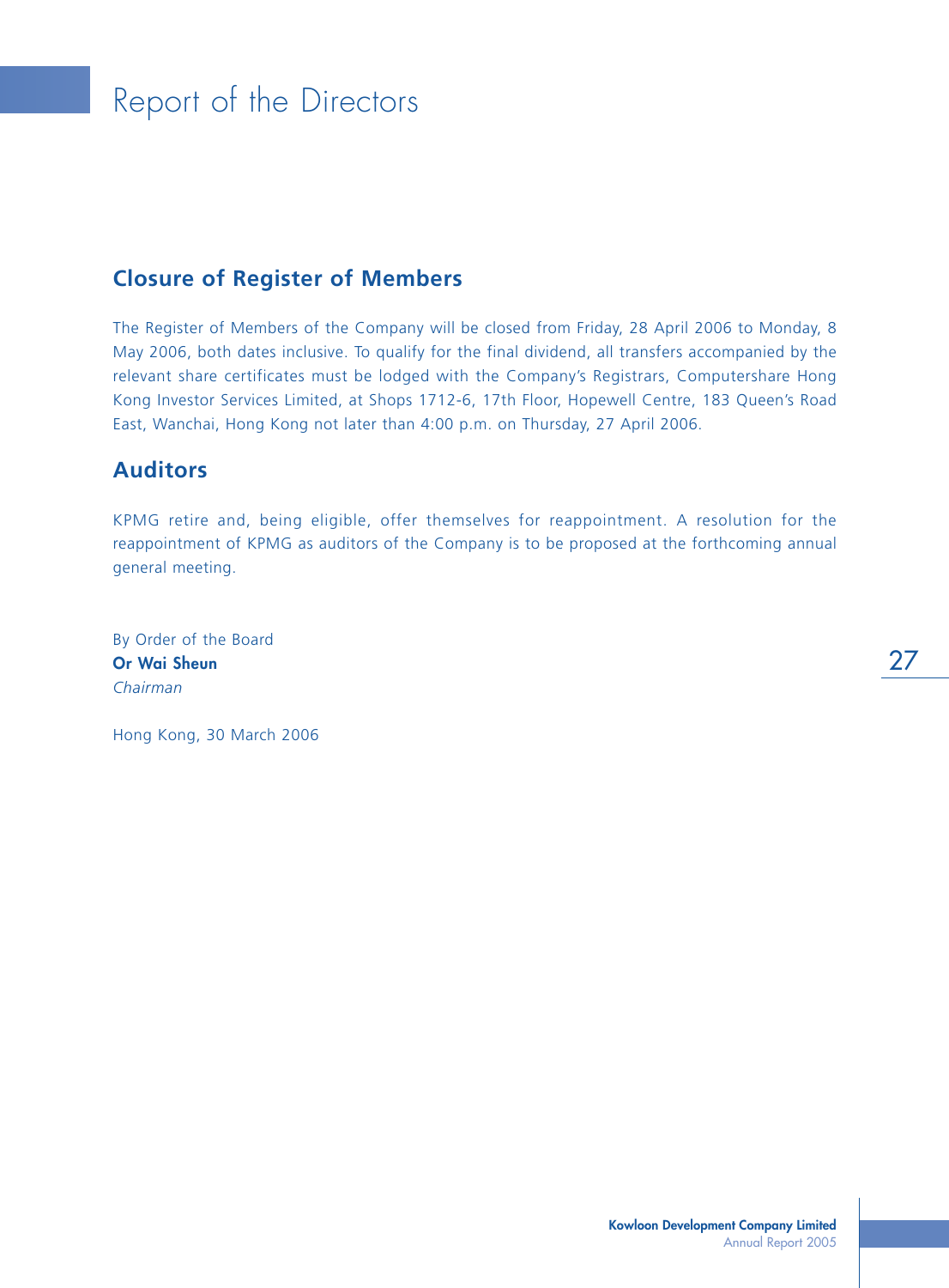# Report of the Directors

## Closure of Register of Members

The Register of Members of the Company will be closed from Friday, 28 April 2006 to Monday, 8 May 2006, both dates inclusive. To qualify for the final dividend, all transfers accompanied by the relevant share certificates must be lodged with the Company's Registrars, Computershare Hong Kong Investor Services Limited, at Shops 1712-6, 17th Floor, Hopewell Centre, 183 Queen's Road East, Wanchai, Hong Kong not later than 4:00 p.m. on Thursday, 27 April 2006.

## Auditors

KPMG retire and, being eligible, offer themselves for reappointment. A resolution for the reappointment of KPMG as auditors of the Company is to be proposed at the forthcoming annual general meeting.

By Order of the Board
**Or Wai Sheun**
*Chairman*

Hong Kong, 30 March 2006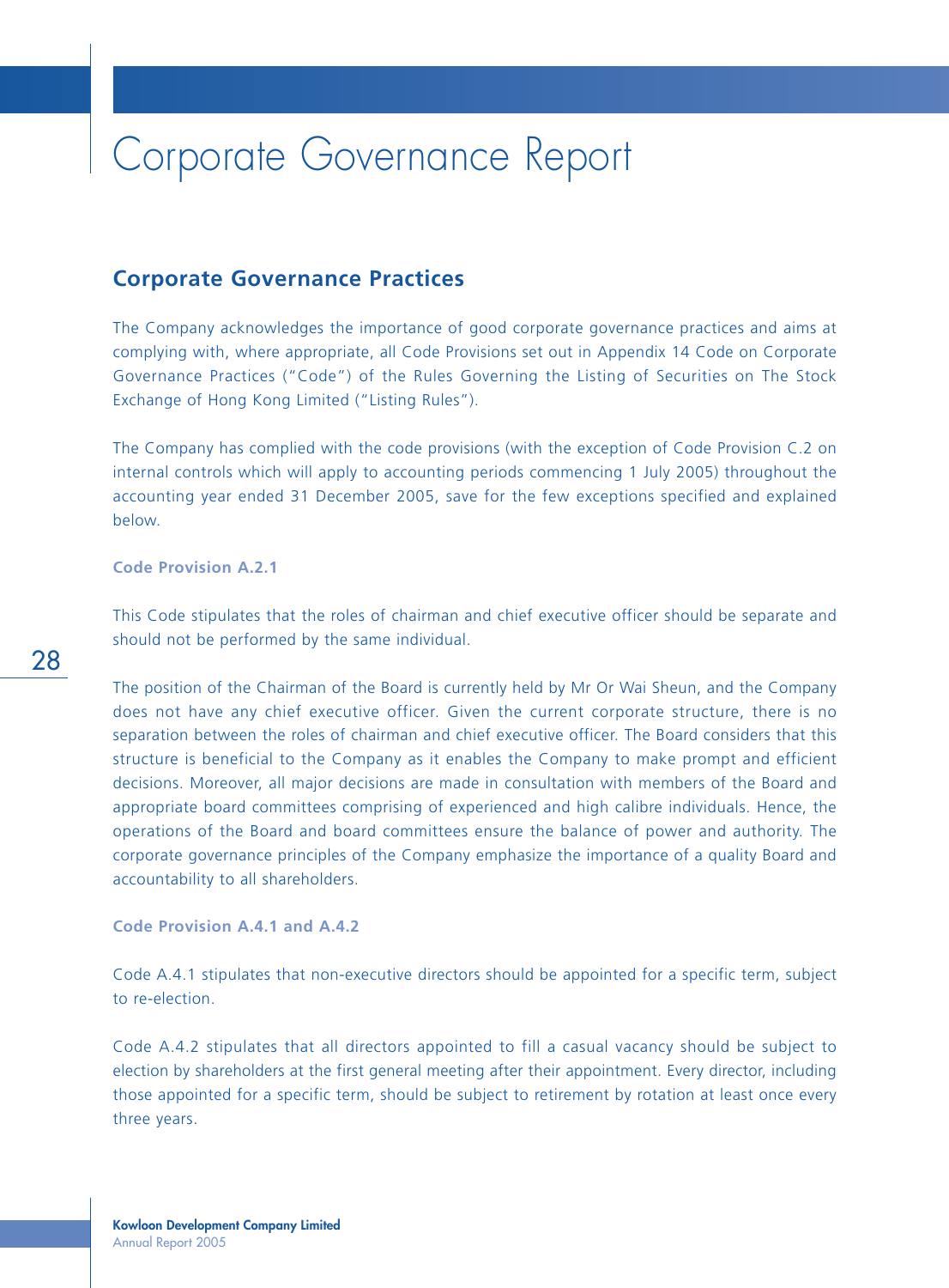# Corporate Governance Report

## Corporate Governance Practices

The Company acknowledges the importance of good corporate governance practices and aims at complying with, where appropriate, all Code Provisions set out in Appendix 14 Code on Corporate Governance Practices ("Code") of the Rules Governing the Listing of Securities on The Stock Exchange of Hong Kong Limited ("Listing Rules").

The Company has complied with the code provisions (with the exception of Code Provision C.2 on internal controls which will apply to accounting periods commencing 1 July 2005) throughout the accounting year ended 31 December 2005, save for the few exceptions specified and explained below.

#### Code Provision A.2.1

This Code stipulates that the roles of chairman and chief executive officer should be separate and should not be performed by the same individual.

The position of the Chairman of the Board is currently held by Mr Or Wai Sheun, and the Company does not have any chief executive officer. Given the current corporate structure, there is no separation between the roles of chairman and chief executive officer. The Board considers that this structure is beneficial to the Company as it enables the Company to make prompt and efficient decisions. Moreover, all major decisions are made in consultation with members of the Board and appropriate board committees comprising of experienced and high calibre individuals. Hence, the operations of the Board and board committees ensure the balance of power and authority. The corporate governance principles of the Company emphasize the importance of a quality Board and accountability to all shareholders.

#### Code Provision A.4.1 and A.4.2

Code A.4.1 stipulates that non-executive directors should be appointed for a specific term, subject to re-election.

Code A.4.2 stipulates that all directors appointed to fill a casual vacancy should be subject to election by shareholders at the first general meeting after their appointment. Every director, including those appointed for a specific term, should be subject to retirement by rotation at least once every three years.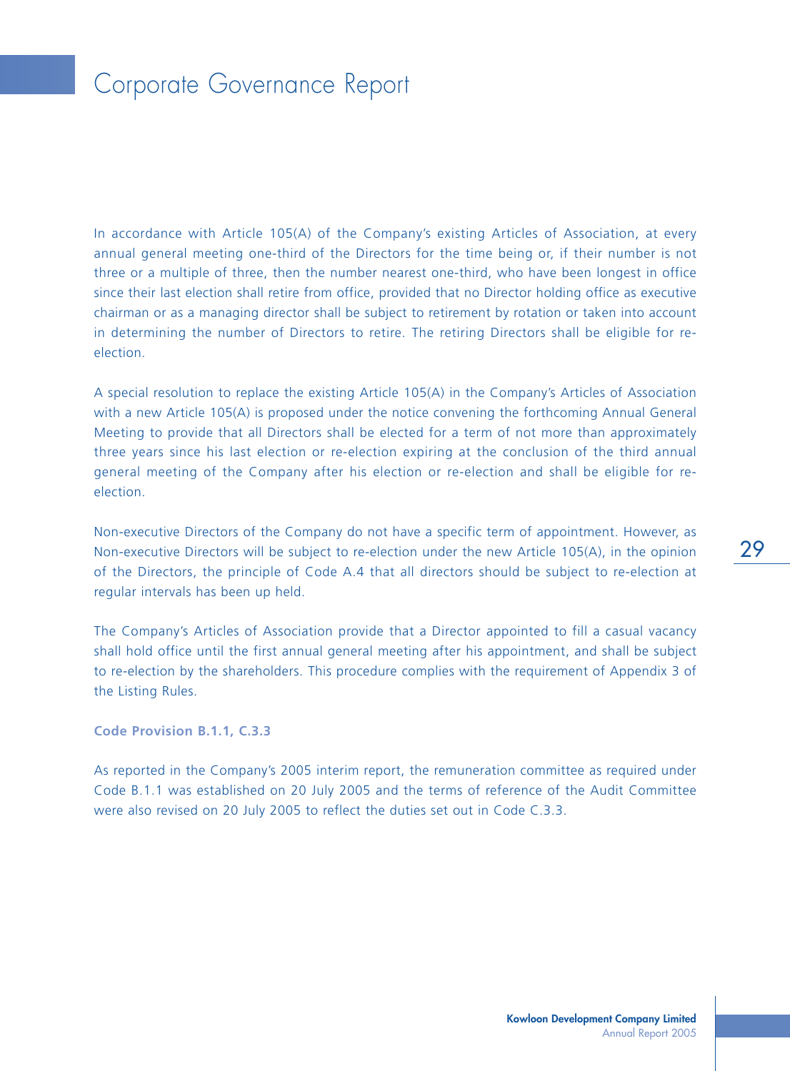In accordance with Article 105(A) of the Company's existing Articles of Association, at every annual general meeting one-third of the Directors for the time being or, if their number is not three or a multiple of three, then the number nearest one-third, who have been longest in office since their last election shall retire from office, provided that no Director holding office as executive chairman or as a managing director shall be subject to retirement by rotation or taken into account in determining the number of Directors to retire. The retiring Directors shall be eligible for re-election.

A special resolution to replace the existing Article 105(A) in the Company's Articles of Association with a new Article 105(A) is proposed under the notice convening the forthcoming Annual General Meeting to provide that all Directors shall be elected for a term of not more than approximately three years since his last election or re-election expiring at the conclusion of the third annual general meeting of the Company after his election or re-election and shall be eligible for re-election.

Non-executive Directors of the Company do not have a specific term of appointment. However, as Non-executive Directors will be subject to re-election under the new Article 105(A), in the opinion of the Directors, the principle of Code A.4 that all directors should be subject to re-election at regular intervals has been up held.

The Company's Articles of Association provide that a Director appointed to fill a casual vacancy shall hold office until the first annual general meeting after his appointment, and shall be subject to re-election by the shareholders. This procedure complies with the requirement of Appendix 3 of the Listing Rules.

**Code Provision B.1.1, C.3.3**

As reported in the Company's 2005 interim report, the remuneration committee as required under Code B.1.1 was established on 20 July 2005 and the terms of reference of the Audit Committee were also revised on 20 July 2005 to reflect the duties set out in Code C.3.3.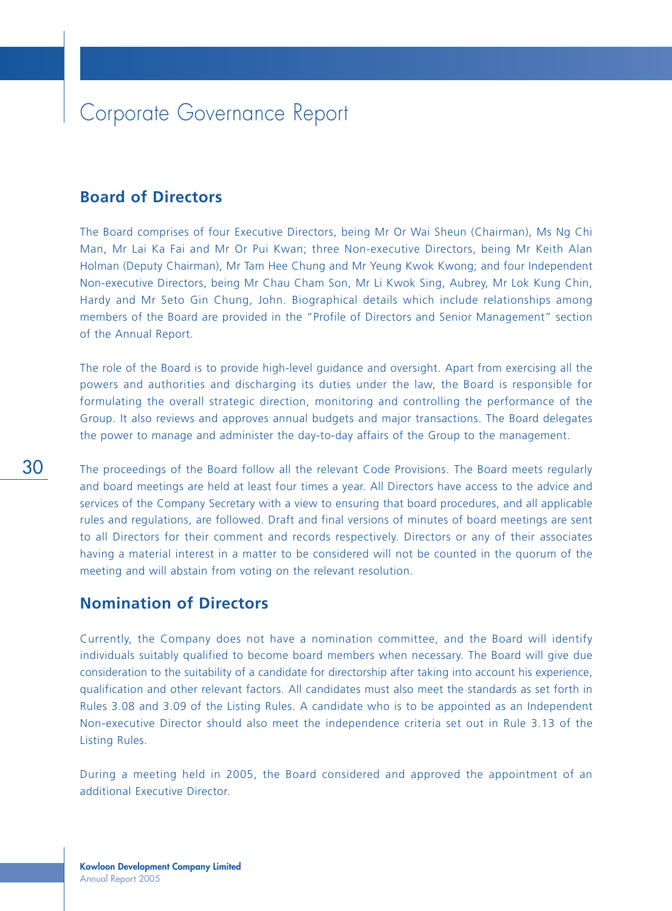# Corporate Governance Report

## Board of Directors

The Board comprises of four Executive Directors, being Mr Or Wai Sheun (Chairman), Ms Ng Chi Man, Mr Lai Ka Fai and Mr Or Pui Kwan; three Non-executive Directors, being Mr Keith Alan Holman (Deputy Chairman), Mr Tam Hee Chung and Mr Yeung Kwok Kwong; and four Independent Non-executive Directors, being Mr Chau Cham Son, Mr Li Kwok Sing, Aubrey, Mr Lok Kung Chin, Hardy and Mr Seto Gin Chung, John. Biographical details which include relationships among members of the Board are provided in the "Profile of Directors and Senior Management" section of the Annual Report.

The role of the Board is to provide high-level guidance and oversight. Apart from exercising all the powers and authorities and discharging its duties under the law, the Board is responsible for formulating the overall strategic direction, monitoring and controlling the performance of the Group. It also reviews and approves annual budgets and major transactions. The Board delegates the power to manage and administer the day-to-day affairs of the Group to the management.

The proceedings of the Board follow all the relevant Code Provisions. The Board meets regularly and board meetings are held at least four times a year. All Directors have access to the advice and services of the Company Secretary with a view to ensuring that board procedures, and all applicable rules and regulations, are followed. Draft and final versions of minutes of board meetings are sent to all Directors for their comment and records respectively. Directors or any of their associates having a material interest in a matter to be considered will not be counted in the quorum of the meeting and will abstain from voting on the relevant resolution.

## Nomination of Directors

Currently, the Company does not have a nomination committee, and the Board will identify individuals suitably qualified to become board members when necessary. The Board will give due consideration to the suitability of a candidate for directorship after taking into account his experience, qualification and other relevant factors. All candidates must also meet the standards as set forth in Rules 3.08 and 3.09 of the Listing Rules. A candidate who is to be appointed as an Independent Non-executive Director should also meet the independence criteria set out in Rule 3.13 of the Listing Rules.

During a meeting held in 2005, the Board considered and approved the appointment of an additional Executive Director.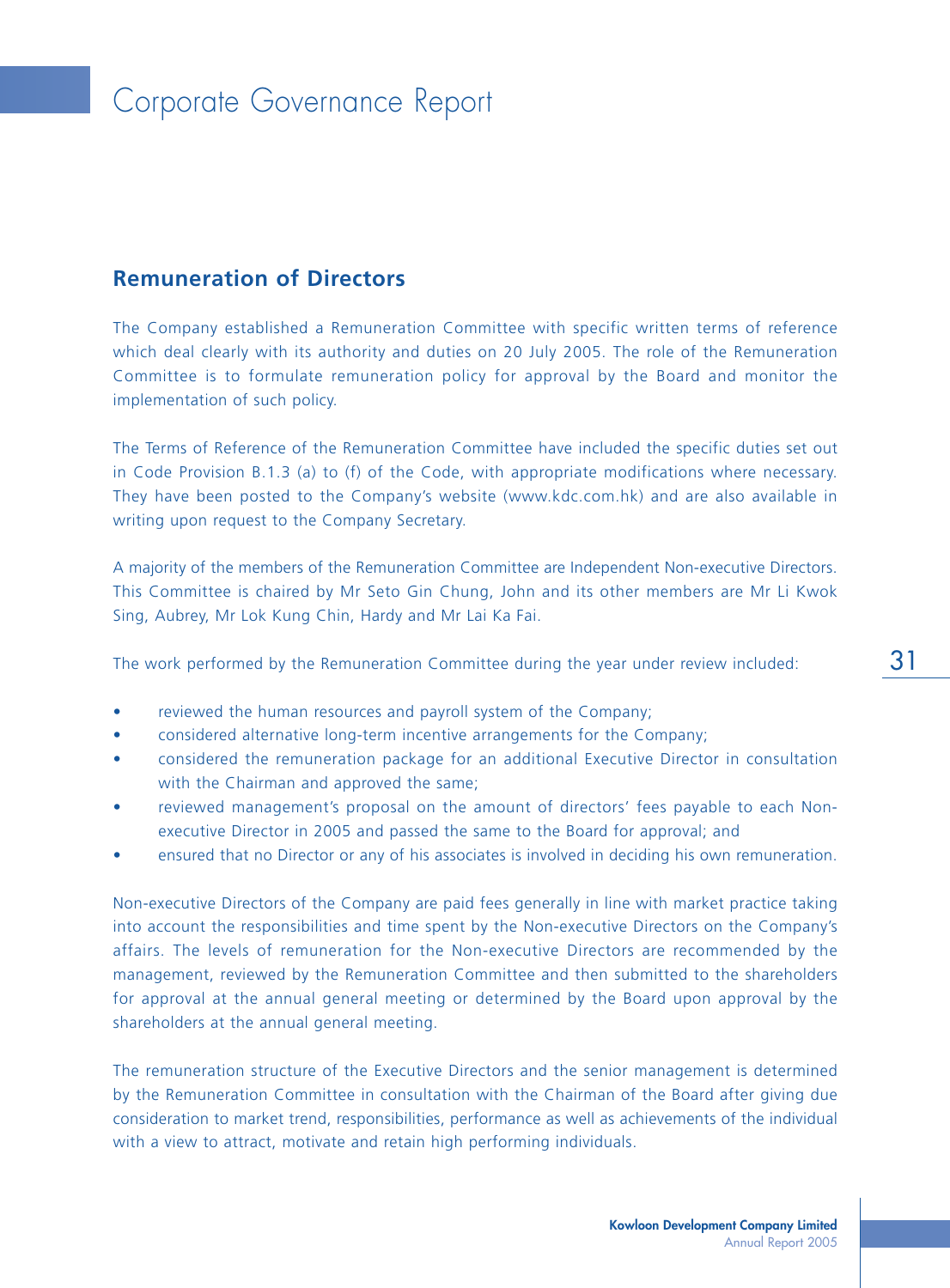## Remuneration of Directors

The Company established a Remuneration Committee with specific written terms of reference which deal clearly with its authority and duties on 20 July 2005. The role of the Remuneration Committee is to formulate remuneration policy for approval by the Board and monitor the implementation of such policy.

The Terms of Reference of the Remuneration Committee have included the specific duties set out in Code Provision B.1.3 (a) to (f) of the Code, with appropriate modifications where necessary. They have been posted to the Company's website (www.kdc.com.hk) and are also available in writing upon request to the Company Secretary.

A majority of the members of the Remuneration Committee are Independent Non-executive Directors. This Committee is chaired by Mr Seto Gin Chung, John and its other members are Mr Li Kwok Sing, Aubrey, Mr Lok Kung Chin, Hardy and Mr Lai Ka Fai.

The work performed by the Remuneration Committee during the year under review included:

- reviewed the human resources and payroll system of the Company;
- considered alternative long-term incentive arrangements for the Company;
- considered the remuneration package for an additional Executive Director in consultation with the Chairman and approved the same;
- reviewed management's proposal on the amount of directors' fees payable to each Non-executive Director in 2005 and passed the same to the Board for approval; and
- ensured that no Director or any of his associates is involved in deciding his own remuneration.

Non-executive Directors of the Company are paid fees generally in line with market practice taking into account the responsibilities and time spent by the Non-executive Directors on the Company's affairs. The levels of remuneration for the Non-executive Directors are recommended by the management, reviewed by the Remuneration Committee and then submitted to the shareholders for approval at the annual general meeting or determined by the Board upon approval by the shareholders at the annual general meeting.

The remuneration structure of the Executive Directors and the senior management is determined by the Remuneration Committee in consultation with the Chairman of the Board after giving due consideration to market trend, responsibilities, performance as well as achievements of the individual with a view to attract, motivate and retain high performing individuals.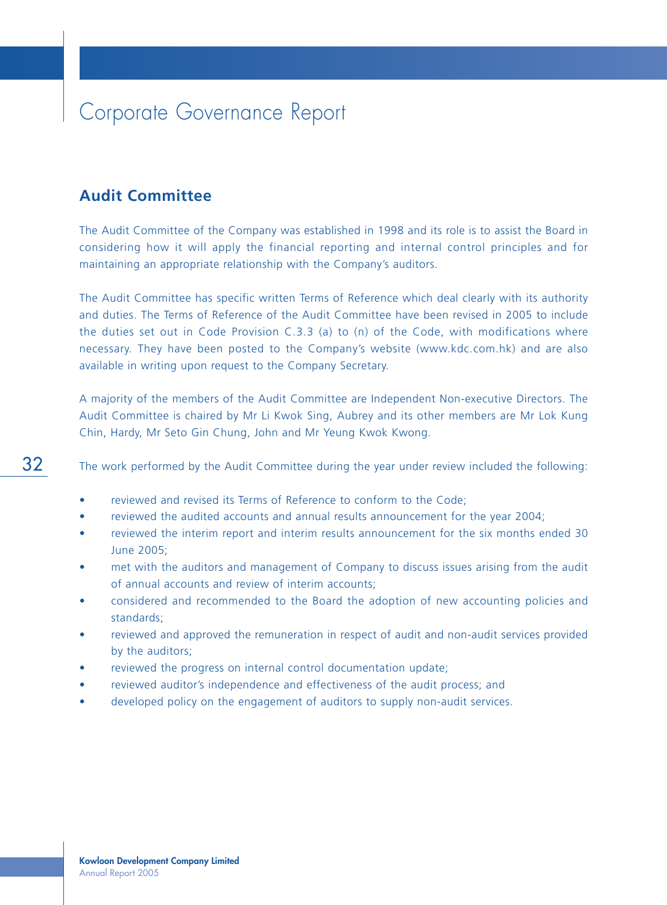## Audit Committee

The Audit Committee of the Company was established in 1998 and its role is to assist the Board in considering how it will apply the financial reporting and internal control principles and for maintaining an appropriate relationship with the Company's auditors.

The Audit Committee has specific written Terms of Reference which deal clearly with its authority and duties. The Terms of Reference of the Audit Committee have been revised in 2005 to include the duties set out in Code Provision C.3.3 (a) to (n) of the Code, with modifications where necessary. They have been posted to the Company's website (www.kdc.com.hk) and are also available in writing upon request to the Company Secretary.

A majority of the members of the Audit Committee are Independent Non-executive Directors. The Audit Committee is chaired by Mr Li Kwok Sing, Aubrey and its other members are Mr Lok Kung Chin, Hardy, Mr Seto Gin Chung, John and Mr Yeung Kwok Kwong.

The work performed by the Audit Committee during the year under review included the following:

- reviewed and revised its Terms of Reference to conform to the Code;
- reviewed the audited accounts and annual results announcement for the year 2004;
- reviewed the interim report and interim results announcement for the six months ended 30 June 2005;
- met with the auditors and management of Company to discuss issues arising from the audit of annual accounts and review of interim accounts;
- considered and recommended to the Board the adoption of new accounting policies and standards;
- reviewed and approved the remuneration in respect of audit and non-audit services provided by the auditors;
- reviewed the progress on internal control documentation update;
- reviewed auditor's independence and effectiveness of the audit process; and
- developed policy on the engagement of auditors to supply non-audit services.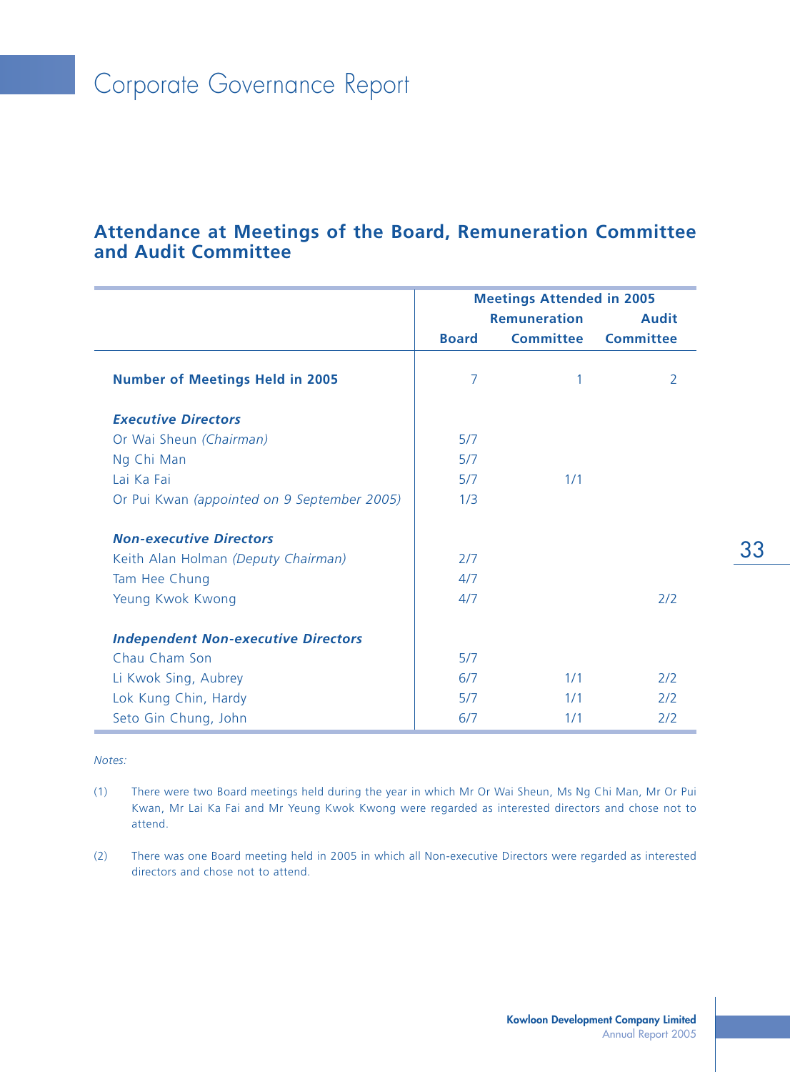# Corporate Governance Report

## Attendance at Meetings of the Board, Remuneration Committee and Audit Committee

| | Meetings Attended in 2005 | | |
|---|---|---|---|
| | Board | Remuneration Committee | Audit Committee |
| **Number of Meetings Held in 2005** | 7 | 1 | 2 |
| ***Executive Directors*** | | | |
| Or Wai Sheun *(Chairman)* | 5/7 | | |
| Ng Chi Man | 5/7 | | |
| Lai Ka Fai | 5/7 | 1/1 | |
| Or Pui Kwan *(appointed on 9 September 2005)* | 1/3 | | |
| ***Non-executive Directors*** | | | |
| Keith Alan Holman *(Deputy Chairman)* | 2/7 | | |
| Tam Hee Chung | 4/7 | | |
| Yeung Kwok Kwong | 4/7 | | 2/2 |
| ***Independent Non-executive Directors*** | | | |
| Chau Cham Son | 5/7 | | |
| Li Kwok Sing, Aubrey | 6/7 | 1/1 | 2/2 |
| Lok Kung Chin, Hardy | 5/7 | 1/1 | 2/2 |
| Seto Gin Chung, John | 6/7 | 1/1 | 2/2 |

*Notes:*

(1) There were two Board meetings held during the year in which Mr Or Wai Sheun, Ms Ng Chi Man, Mr Or Pui Kwan, Mr Lai Ka Fai and Mr Yeung Kwok Kwong were regarded as interested directors and chose not to attend.

(2) There was one Board meeting held in 2005 in which all Non-executive Directors were regarded as interested directors and chose not to attend.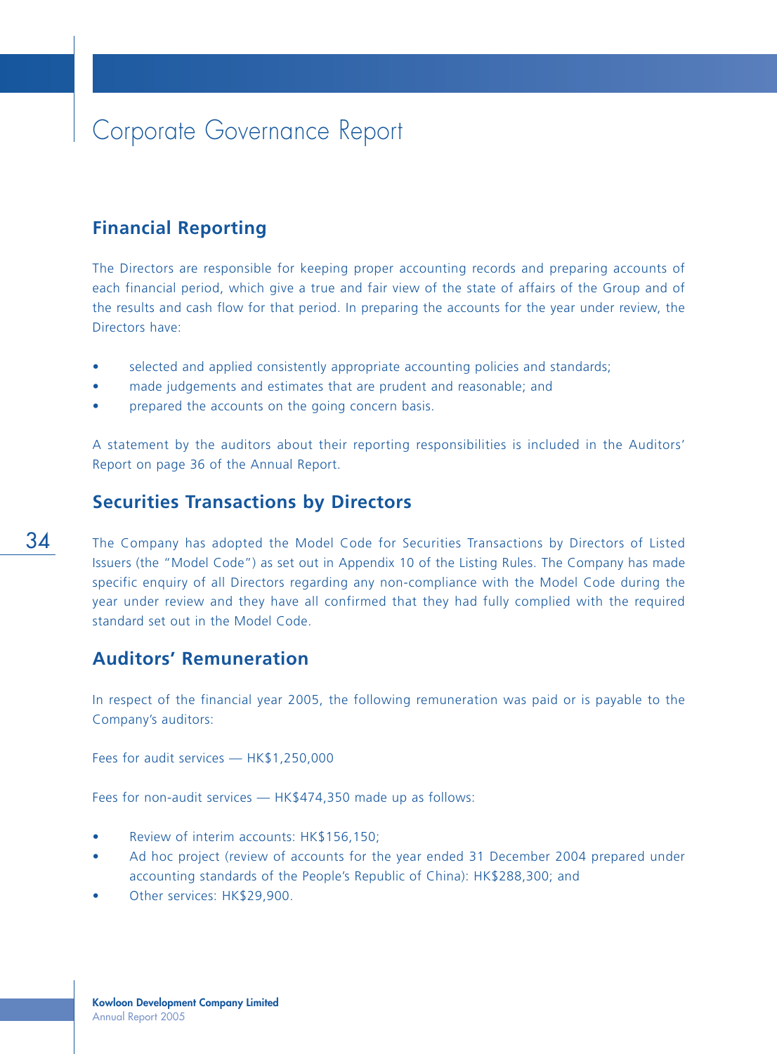## Financial Reporting

The Directors are responsible for keeping proper accounting records and preparing accounts of each financial period, which give a true and fair view of the state of affairs of the Group and of the results and cash flow for that period. In preparing the accounts for the year under review, the Directors have:

- selected and applied consistently appropriate accounting policies and standards;
- made judgements and estimates that are prudent and reasonable; and
- prepared the accounts on the going concern basis.

A statement by the auditors about their reporting responsibilities is included in the Auditors' Report on page 36 of the Annual Report.

## Securities Transactions by Directors

The Company has adopted the Model Code for Securities Transactions by Directors of Listed Issuers (the "Model Code") as set out in Appendix 10 of the Listing Rules. The Company has made specific enquiry of all Directors regarding any non-compliance with the Model Code during the year under review and they have all confirmed that they had fully complied with the required standard set out in the Model Code.

## Auditors' Remuneration

In respect of the financial year 2005, the following remuneration was paid or is payable to the Company's auditors:

Fees for audit services — HK$1,250,000

Fees for non-audit services — HK$474,350 made up as follows:

- Review of interim accounts: HK$156,150;
- Ad hoc project (review of accounts for the year ended 31 December 2004 prepared under accounting standards of the People's Republic of China): HK$288,300; and
- Other services: HK$29,900.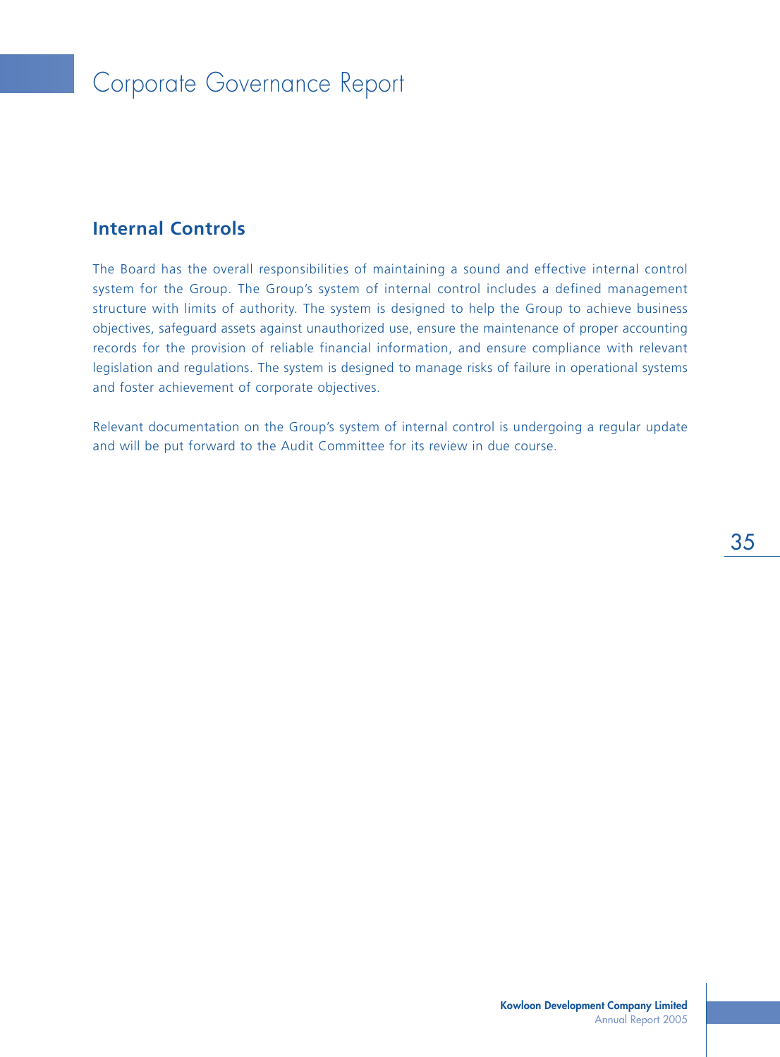## Internal Controls

The Board has the overall responsibilities of maintaining a sound and effective internal control system for the Group. The Group's system of internal control includes a defined management structure with limits of authority. The system is designed to help the Group to achieve business objectives, safeguard assets against unauthorized use, ensure the maintenance of proper accounting records for the provision of reliable financial information, and ensure compliance with relevant legislation and regulations. The system is designed to manage risks of failure in operational systems and foster achievement of corporate objectives.

Relevant documentation on the Group's system of internal control is undergoing a regular update and will be put forward to the Audit Committee for its review in due course.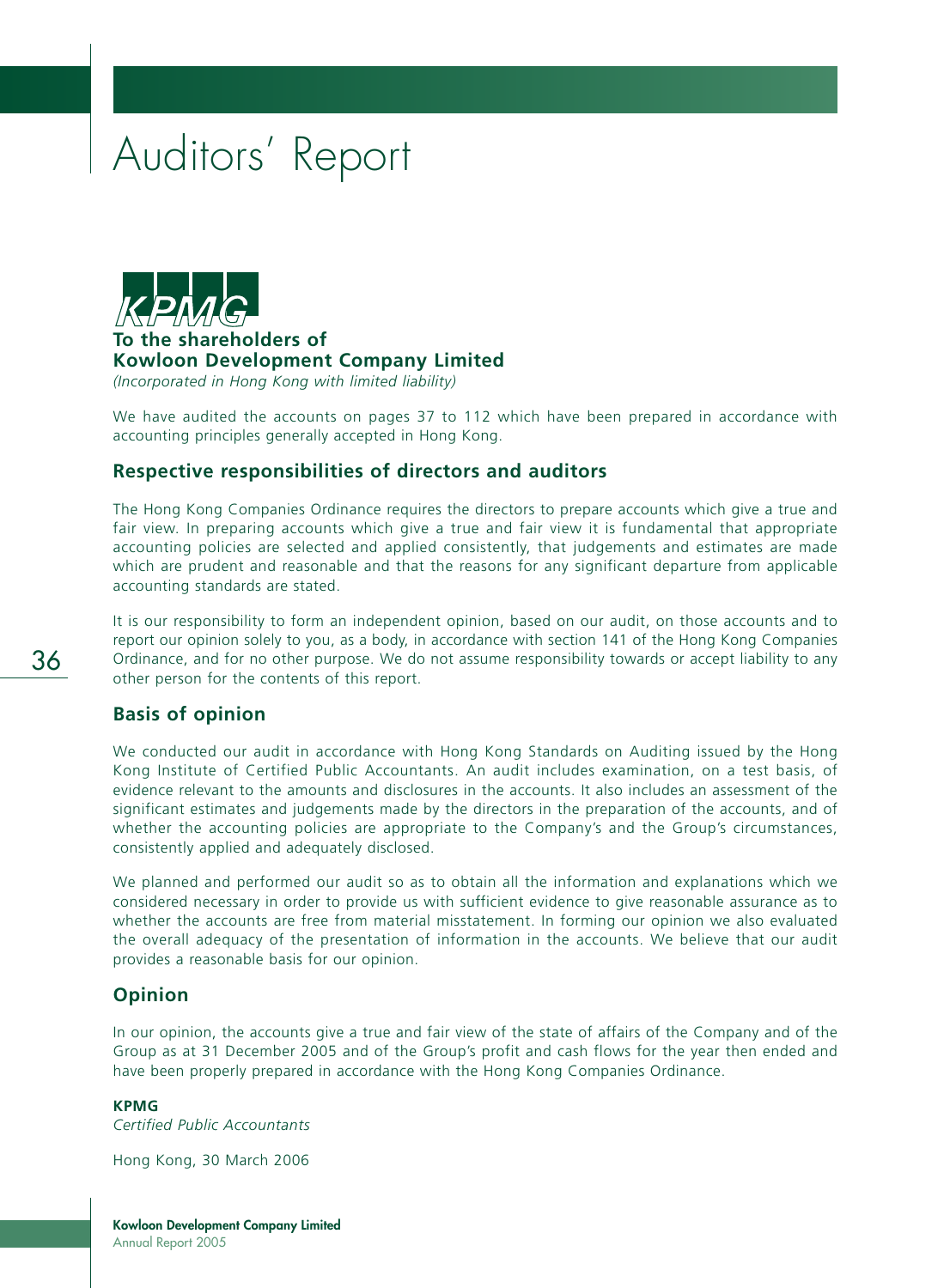# Auditors' Report

KPMG

**To the shareholders of**
**Kowloon Development Company Limited**
*(Incorporated in Hong Kong with limited liability)*

We have audited the accounts on pages 37 to 112 which have been prepared in accordance with accounting principles generally accepted in Hong Kong.

## Respective responsibilities of directors and auditors

The Hong Kong Companies Ordinance requires the directors to prepare accounts which give a true and fair view. In preparing accounts which give a true and fair view it is fundamental that appropriate accounting policies are selected and applied consistently, that judgements and estimates are made which are prudent and reasonable and that the reasons for any significant departure from applicable accounting standards are stated.

It is our responsibility to form an independent opinion, based on our audit, on those accounts and to report our opinion solely to you, as a body, in accordance with section 141 of the Hong Kong Companies Ordinance, and for no other purpose. We do not assume responsibility towards or accept liability to any other person for the contents of this report.

## Basis of opinion

We conducted our audit in accordance with Hong Kong Standards on Auditing issued by the Hong Kong Institute of Certified Public Accountants. An audit includes examination, on a test basis, of evidence relevant to the amounts and disclosures in the accounts. It also includes an assessment of the significant estimates and judgements made by the directors in the preparation of the accounts, and of whether the accounting policies are appropriate to the Company's and the Group's circumstances, consistently applied and adequately disclosed.

We planned and performed our audit so as to obtain all the information and explanations which we considered necessary in order to provide us with sufficient evidence to give reasonable assurance as to whether the accounts are free from material misstatement. In forming our opinion we also evaluated the overall adequacy of the presentation of information in the accounts. We believe that our audit provides a reasonable basis for our opinion.

## Opinion

In our opinion, the accounts give a true and fair view of the state of affairs of the Company and of the Group as at 31 December 2005 and of the Group's profit and cash flows for the year then ended and have been properly prepared in accordance with the Hong Kong Companies Ordinance.

**KPMG**
*Certified Public Accountants*

Hong Kong, 30 March 2006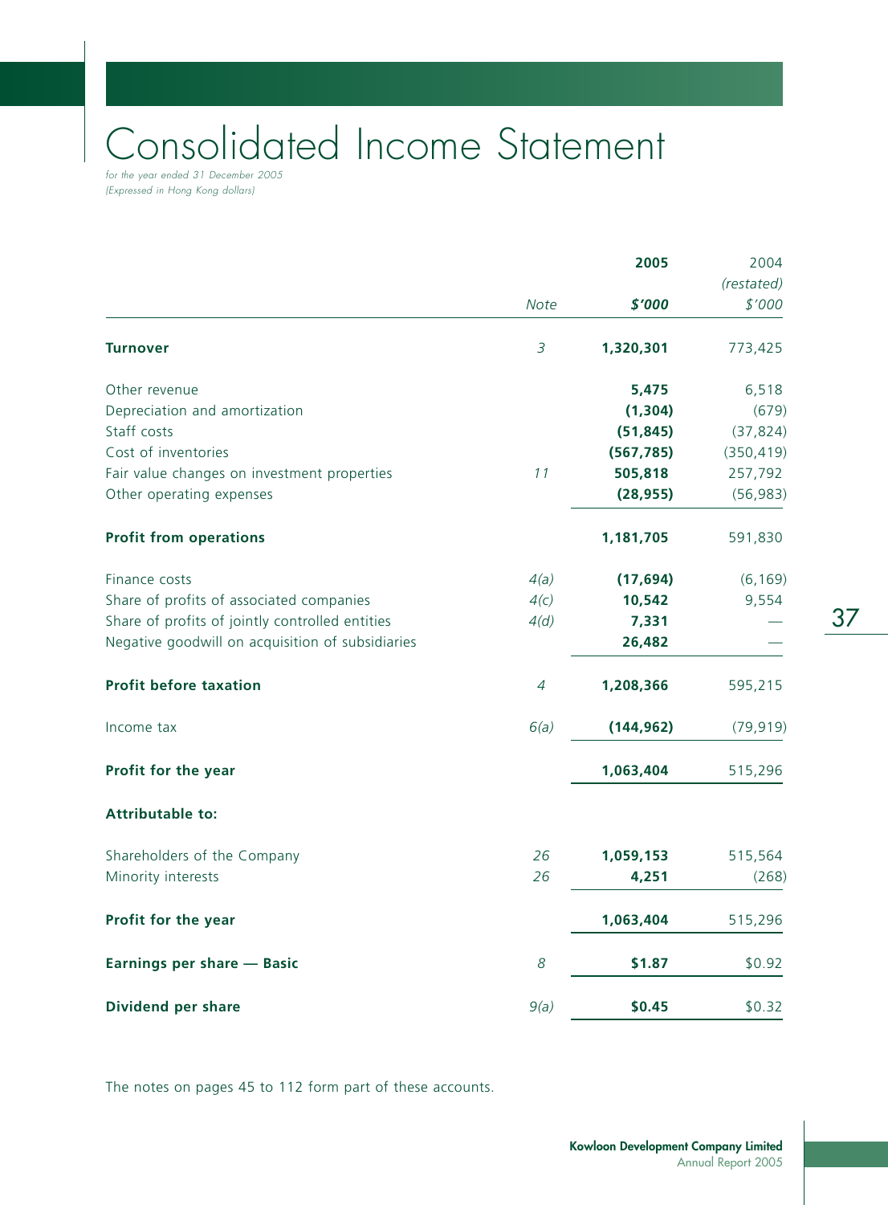# Consolidated Income Statement

*for the year ended 31 December 2005*
*(Expressed in Hong Kong dollars)*

| | Note | 2005<br>$'000 | 2004<br>(restated)<br>$'000 |
|---|---|---|---|
| **Turnover** | 3 | **1,320,301** | 773,425 |
| Other revenue | | **5,475** | 6,518 |
| Depreciation and amortization | | **(1,304)** | (679) |
| Staff costs | | **(51,845)** | (37,824) |
| Cost of inventories | | **(567,785)** | (350,419) |
| Fair value changes on investment properties | 11 | **505,818** | 257,792 |
| Other operating expenses | | **(28,955)** | (56,983) |
| **Profit from operations** | | **1,181,705** | 591,830 |
| Finance costs | 4(a) | **(17,694)** | (6,169) |
| Share of profits of associated companies | 4(c) | **10,542** | 9,554 |
| Share of profits of jointly controlled entities | 4(d) | **7,331** | — |
| Negative goodwill on acquisition of subsidiaries | | **26,482** | — |
| **Profit before taxation** | 4 | **1,208,366** | 595,215 |
| Income tax | 6(a) | **(144,962)** | (79,919) |
| **Profit for the year** | | **1,063,404** | 515,296 |
| **Attributable to:** | | | |
| Shareholders of the Company | 26 | **1,059,153** | 515,564 |
| Minority interests | 26 | **4,251** | (268) |
| **Profit for the year** | | **1,063,404** | 515,296 |
| **Earnings per share — Basic** | 8 | **$1.87** | $0.92 |
| **Dividend per share** | 9(a) | **$0.45** | $0.32 |

The notes on pages 45 to 112 form part of these accounts.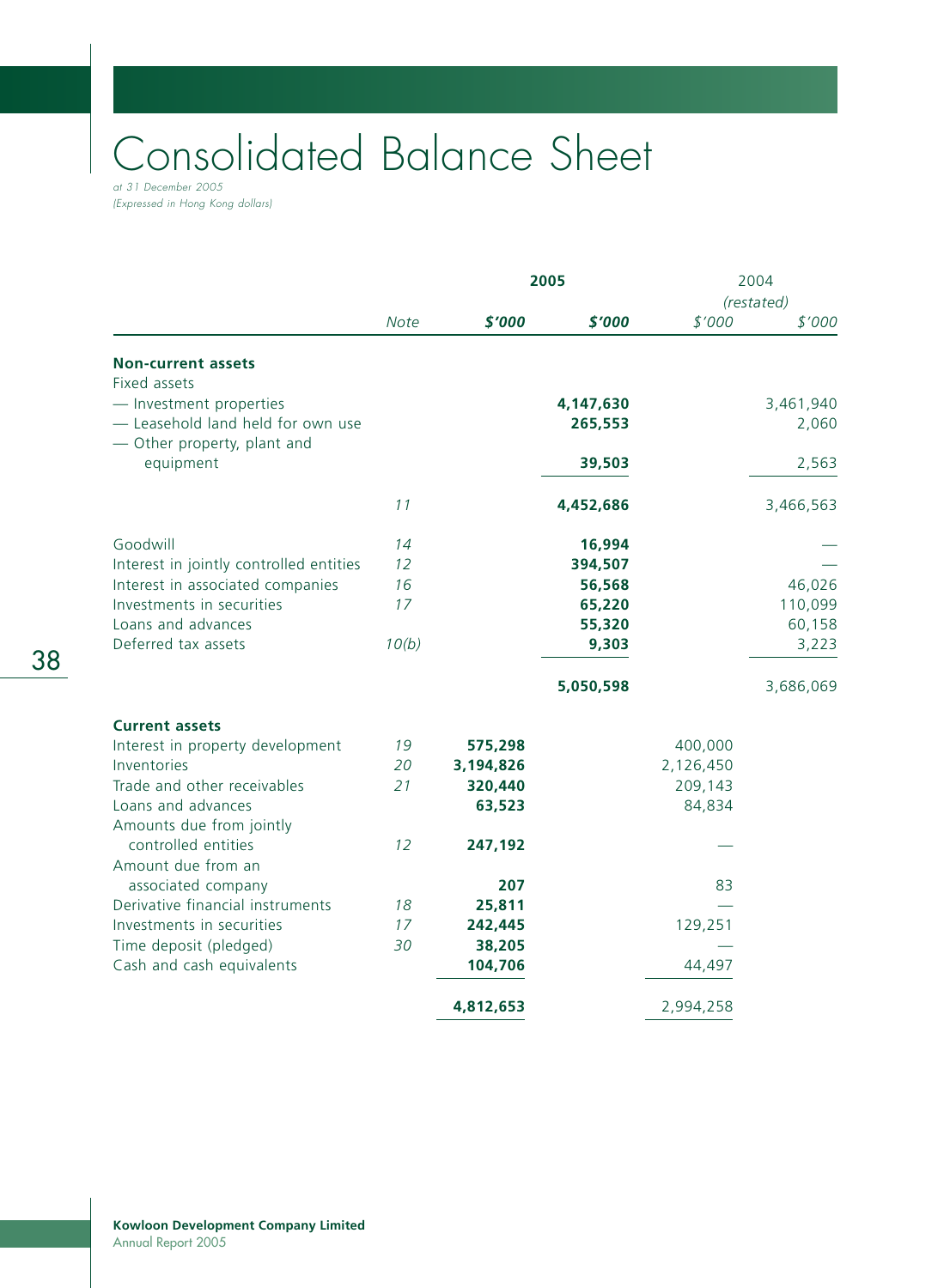# Consolidated Balance Sheet

*at 31 December 2005*
*(Expressed in Hong Kong dollars)*

| | Note | 2005 | | 2004 *(restated)* | |
|---|---|---|---|---|---|
| | | **$'000** | **$'000** | $'000 | $'000 |
| **Non-current assets** | | | | | |
| Fixed assets | | | | | |
| — Investment properties | | | **4,147,630** | | 3,461,940 |
| — Leasehold land held for own use | | | **265,553** | | 2,060 |
| — Other property, plant and equipment | | | **39,503** | | 2,563 |
| | 11 | | **4,452,686** | | 3,466,563 |
| Goodwill | 14 | | **16,994** | | — |
| Interest in jointly controlled entities | 12 | | **394,507** | | — |
| Interest in associated companies | 16 | | **56,568** | | 46,026 |
| Investments in securities | 17 | | **65,220** | | 110,099 |
| Loans and advances | | | **55,320** | | 60,158 |
| Deferred tax assets | 10(b) | | **9,303** | | 3,223 |
| | | | **5,050,598** | | 3,686,069 |
| **Current assets** | | | | | |
| Interest in property development | 19 | **575,298** | | 400,000 | |
| Inventories | 20 | **3,194,826** | | 2,126,450 | |
| Trade and other receivables | 21 | **320,440** | | 209,143 | |
| Loans and advances | | **63,523** | | 84,834 | |
| Amounts due from jointly controlled entities | 12 | **247,192** | | — | |
| Amount due from an associated company | | **207** | | 83 | |
| Derivative financial instruments | 18 | **25,811** | | — | |
| Investments in securities | 17 | **242,445** | | 129,251 | |
| Time deposit (pledged) | 30 | **38,205** | | — | |
| Cash and cash equivalents | | **104,706** | | 44,497 | |
| | | **4,812,653** | | 2,994,258 | |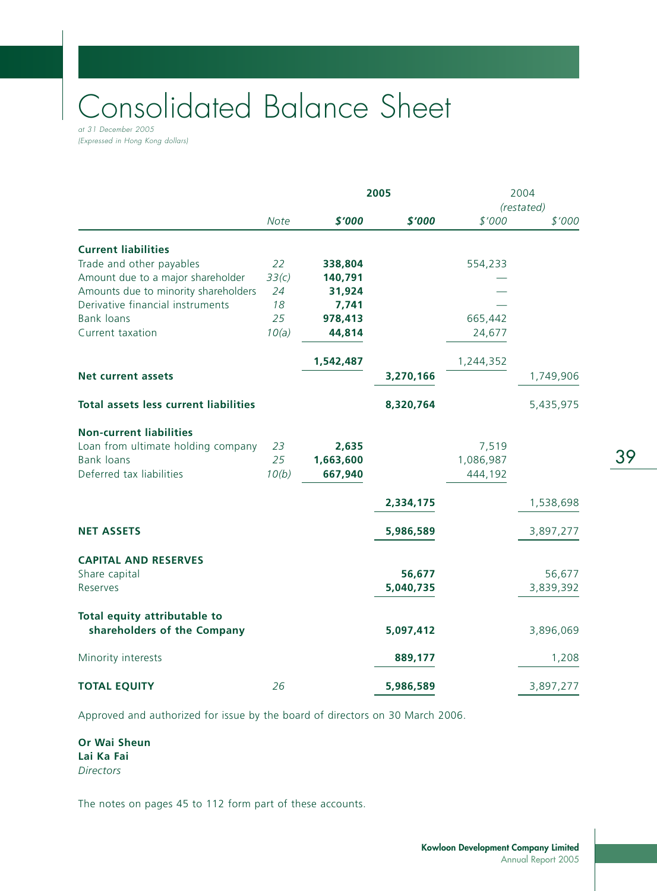# Consolidated Balance Sheet

*at 31 December 2005*
*(Expressed in Hong Kong dollars)*

| | Note | 2005 | | 2004 (restated) | |
|---|---|---|---|---|---|
| | | $'000 | $'000 | $'000 | $'000 |
| **Current liabilities** | | | | | |
| Trade and other payables | 22 | 338,804 | | 554,233 | |
| Amount due to a major shareholder | 33(c) | 140,791 | | — | |
| Amounts due to minority shareholders | 24 | 31,924 | | — | |
| Derivative financial instruments | 18 | 7,741 | | — | |
| Bank loans | 25 | 978,413 | | 665,442 | |
| Current taxation | 10(a) | 44,814 | | 24,677 | |
| | | 1,542,487 | | 1,244,352 | |
| **Net current assets** | | | 3,270,166 | | 1,749,906 |
| **Total assets less current liabilities** | | | 8,320,764 | | 5,435,975 |
| **Non-current liabilities** | | | | | |
| Loan from ultimate holding company | 23 | 2,635 | | 7,519 | |
| Bank loans | 25 | 1,663,600 | | 1,086,987 | |
| Deferred tax liabilities | 10(b) | 667,940 | | 444,192 | |
| | | | 2,334,175 | | 1,538,698 |
| **NET ASSETS** | | | 5,986,589 | | 3,897,277 |
| **CAPITAL AND RESERVES** | | | | | |
| Share capital | | | 56,677 | | 56,677 |
| Reserves | | | 5,040,735 | | 3,839,392 |
| **Total equity attributable to shareholders of the Company** | | | 5,097,412 | | 3,896,069 |
| Minority interests | | | 889,177 | | 1,208 |
| **TOTAL EQUITY** | 26 | | 5,986,589 | | 3,897,277 |

Approved and authorized for issue by the board of directors on 30 March 2006.

**Or Wai Sheun**
**Lai Ka Fai**
*Directors*

The notes on pages 45 to 112 form part of these accounts.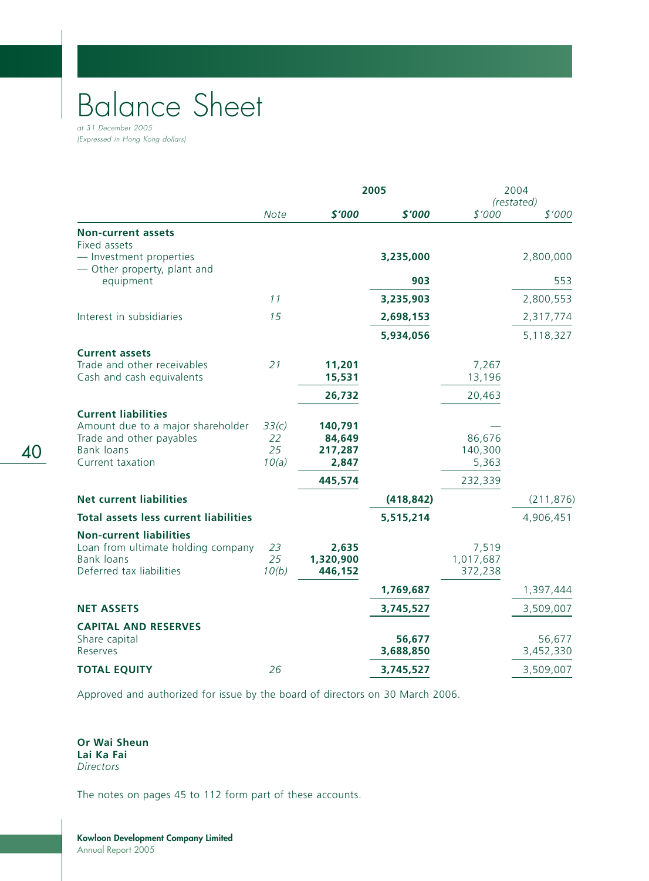# Balance Sheet

*at 31 December 2005*
*(Expressed in Hong Kong dollars)*

| | | 2005 | | 2004 *(restated)* | |
|---|---|---|---|---|---|
| | *Note* | ***$'000*** | ***$'000*** | *$'000* | *$'000* |
| **Non-current assets** | | | | | |
| Fixed assets | | | | | |
| — Investment properties | | | **3,235,000** | | 2,800,000 |
| — Other property, plant and equipment | | | **903** | | 553 |
| | *11* | | **3,235,903** | | 2,800,553 |
| Interest in subsidiaries | *15* | | **2,698,153** | | 2,317,774 |
| | | | **5,934,056** | | 5,118,327 |
| **Current assets** | | | | | |
| Trade and other receivables | *21* | **11,201** | | 7,267 | |
| Cash and cash equivalents | | **15,531** | | 13,196 | |
| | | **26,732** | | 20,463 | |
| **Current liabilities** | | | | | |
| Amount due to a major shareholder | *33(c)* | **140,791** | | — | |
| Trade and other payables | *22* | **84,649** | | 86,676 | |
| Bank loans | *25* | **217,287** | | 140,300 | |
| Current taxation | *10(a)* | **2,847** | | 5,363 | |
| | | **445,574** | | 232,339 | |
| **Net current liabilities** | | | **(418,842)** | | (211,876) |
| **Total assets less current liabilities** | | | **5,515,214** | | 4,906,451 |
| **Non-current liabilities** | | | | | |
| Loan from ultimate holding company | *23* | **2,635** | | 7,519 | |
| Bank loans | *25* | **1,320,900** | | 1,017,687 | |
| Deferred tax liabilities | *10(b)* | **446,152** | | 372,238 | |
| | | | **1,769,687** | | 1,397,444 |
| **NET ASSETS** | | | **3,745,527** | | 3,509,007 |
| **CAPITAL AND RESERVES** | | | | | |
| Share capital | | | **56,677** | | 56,677 |
| Reserves | | | **3,688,850** | | 3,452,330 |
| **TOTAL EQUITY** | *26* | | **3,745,527** | | 3,509,007 |

Approved and authorized for issue by the board of directors on 30 March 2006.

**Or Wai Sheun**
**Lai Ka Fai**
*Directors*

The notes on pages 45 to 112 form part of these accounts.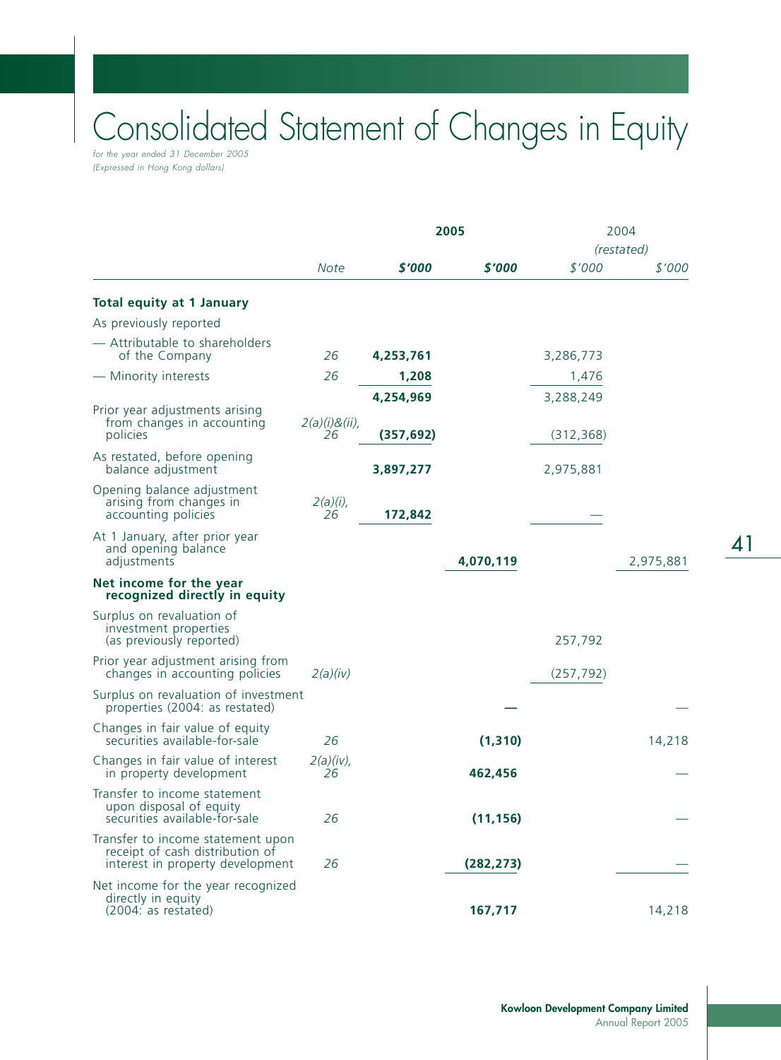# Consolidated Statement of Changes in Equity

*for the year ended 31 December 2005*
*(Expressed in Hong Kong dollars)*

| | Note | 2005 $'000 | 2005 $'000 | 2004 (restated) $'000 | 2004 (restated) $'000 |
|---|---|---|---|---|---|
| **Total equity at 1 January** | | | | | |
| As previously reported | | | | | |
| — Attributable to shareholders of the Company | 26 | **4,253,761** | | 3,286,773 | |
| — Minority interests | 26 | **1,208** | | 1,476 | |
| | | **4,254,969** | | 3,288,249 | |
| Prior year adjustments arising from changes in accounting policies | 2(a)(i)&(ii), 26 | **(357,692)** | | (312,368) | |
| As restated, before opening balance adjustment | | **3,897,277** | | 2,975,881 | |
| Opening balance adjustment arising from changes in accounting policies | 2(a)(i), 26 | **172,842** | | — | |
| At 1 January, after prior year and opening balance adjustments | | | **4,070,119** | | 2,975,881 |
| **Net income for the year recognized directly in equity** | | | | | |
| Surplus on revaluation of investment properties (as previously reported) | | | | 257,792 | |
| Prior year adjustment arising from changes in accounting policies | 2(a)(iv) | | | (257,792) | |
| Surplus on revaluation of investment properties (2004: as restated) | | | **—** | | — |
| Changes in fair value of equity securities available-for-sale | 26 | | **(1,310)** | | 14,218 |
| Changes in fair value of interest in property development | 2(a)(iv), 26 | | **462,456** | | — |
| Transfer to income statement upon disposal of equity securities available-for-sale | 26 | | **(11,156)** | | — |
| Transfer to income statement upon receipt of cash distribution of interest in property development | 26 | | **(282,273)** | | — |
| Net income for the year recognized directly in equity (2004: as restated) | | | **167,717** | | 14,218 |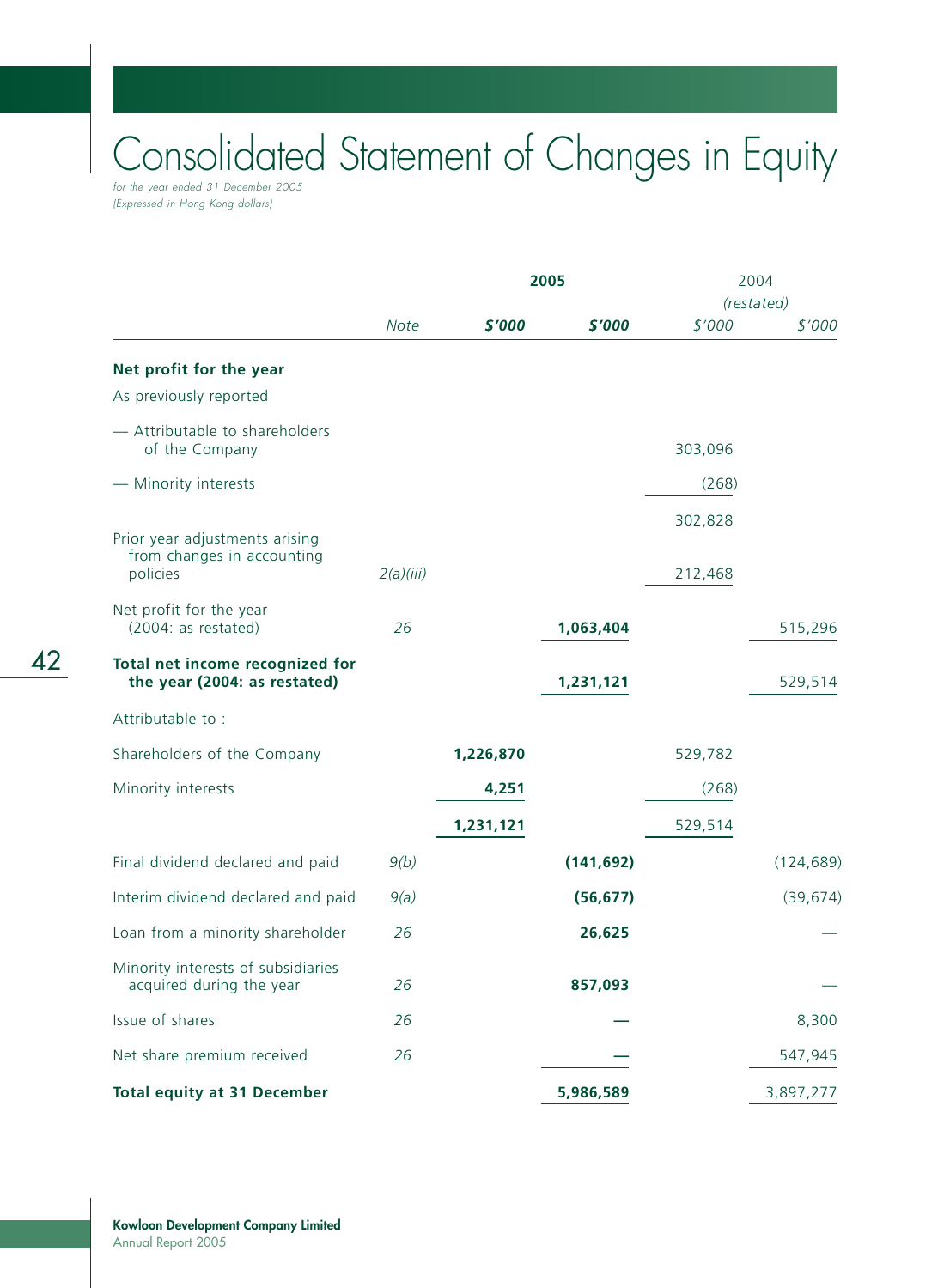# Consolidated Statement of Changes in Equity

*for the year ended 31 December 2005*
*(Expressed in Hong Kong dollars)*

| | Note | 2005 | | 2004 *(restated)* | |
|---|---|---|---|---|---|
| | | **$'000** | **$'000** | $'000 | $'000 |
| **Net profit for the year** | | | | | |
| As previously reported | | | | | |
| — Attributable to shareholders of the Company | | | | 303,096 | |
| — Minority interests | | | | (268) | |
| | | | | 302,828 | |
| Prior year adjustments arising from changes in accounting policies | 2(a)(iii) | | | 212,468 | |
| Net profit for the year (2004: as restated) | 26 | | **1,063,404** | | 515,296 |
| **Total net income recognized for the year (2004: as restated)** | | | **1,231,121** | | 529,514 |
| Attributable to : | | | | | |
| Shareholders of the Company | | **1,226,870** | | 529,782 | |
| Minority interests | | **4,251** | | (268) | |
| | | **1,231,121** | | 529,514 | |
| Final dividend declared and paid | 9(b) | | **(141,692)** | | (124,689) |
| Interim dividend declared and paid | 9(a) | | **(56,677)** | | (39,674) |
| Loan from a minority shareholder | 26 | | **26,625** | | — |
| Minority interests of subsidiaries acquired during the year | 26 | | **857,093** | | — |
| Issue of shares | 26 | | **—** | | 8,300 |
| Net share premium received | 26 | | **—** | | 547,945 |
| **Total equity at 31 December** | | | **5,986,589** | | 3,897,277 |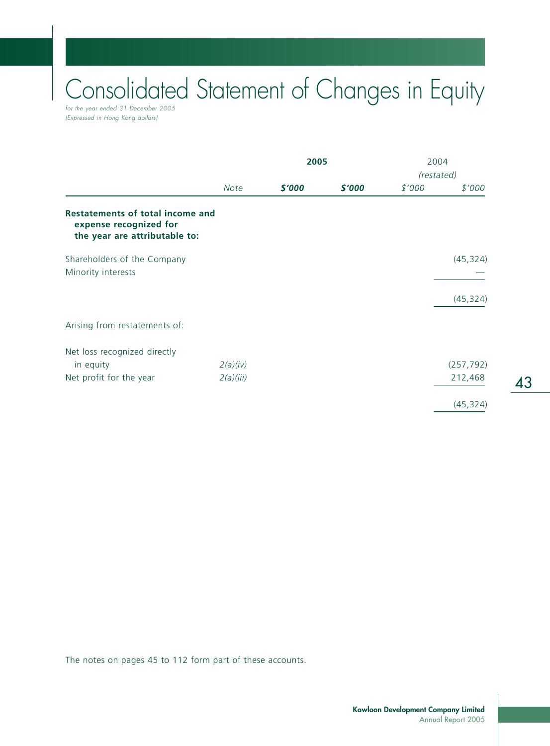# Consolidated Statement of Changes in Equity

*for the year ended 31 December 2005*
*(Expressed in Hong Kong dollars)*

| | | **2005** | | 2004 *(restated)* | |
|---|---|---|---|---|---|
| | *Note* | ***$'000*** | ***$'000*** | *$'000* | *$'000* |
| **Restatements of total income and expense recognized for the year are attributable to:** | | | | | |
| Shareholders of the Company | | | | | (45,324) |
| Minority interests | | | | | — |
| | | | | | (45,324) |
| Arising from restatements of: | | | | | |
| Net loss recognized directly in equity | *2(a)(iv)* | | | | (257,792) |
| Net profit for the year | *2(a)(iii)* | | | | 212,468 |
| | | | | | (45,324) |

The notes on pages 45 to 112 form part of these accounts.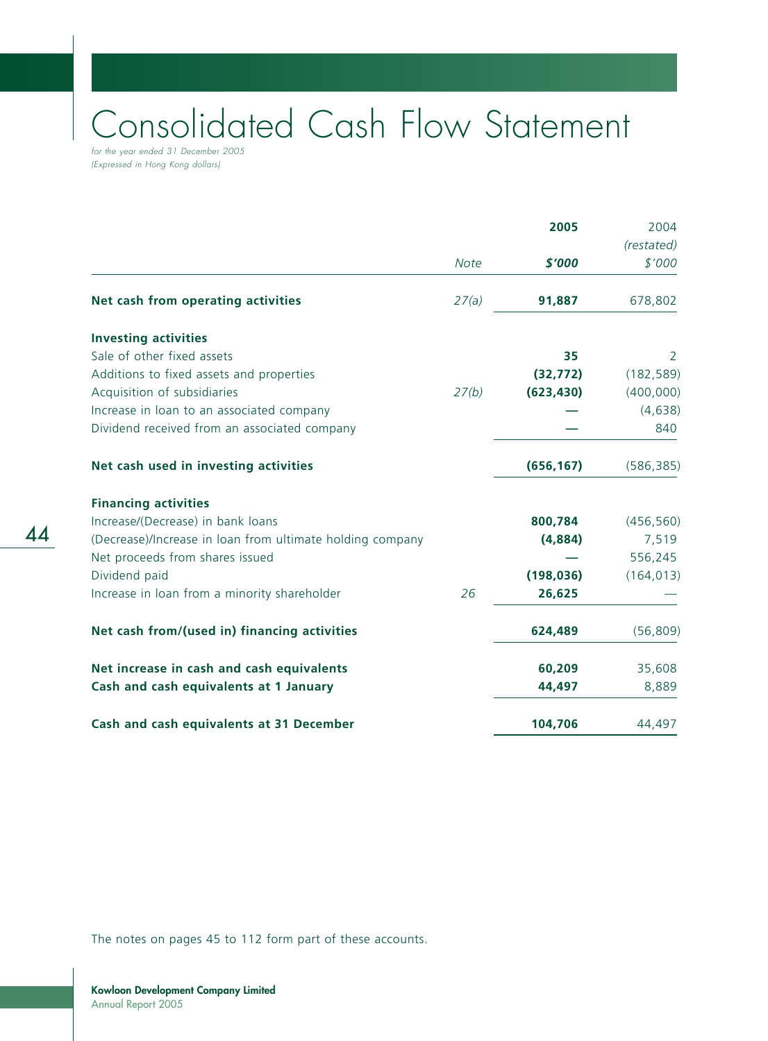# Consolidated Cash Flow Statement

*for the year ended 31 December 2005*
*(Expressed in Hong Kong dollars)*

| | Note | **2005** | 2004 (restated) |
|---|---|---|---|
| | | **$'000** | $'000 |
| **Net cash from operating activities** | 27(a) | **91,887** | 678,802 |
| **Investing activities** | | | |
| Sale of other fixed assets | | **35** | 2 |
| Additions to fixed assets and properties | | **(32,772)** | (182,589) |
| Acquisition of subsidiaries | 27(b) | **(623,430)** | (400,000) |
| Increase in loan to an associated company | | **—** | (4,638) |
| Dividend received from an associated company | | **—** | 840 |
| **Net cash used in investing activities** | | **(656,167)** | (586,385) |
| **Financing activities** | | | |
| Increase/(Decrease) in bank loans | | **800,784** | (456,560) |
| (Decrease)/Increase in loan from ultimate holding company | | **(4,884)** | 7,519 |
| Net proceeds from shares issued | | **—** | 556,245 |
| Dividend paid | | **(198,036)** | (164,013) |
| Increase in loan from a minority shareholder | 26 | **26,625** | — |
| **Net cash from/(used in) financing activities** | | **624,489** | (56,809) |
| **Net increase in cash and cash equivalents** | | **60,209** | 35,608 |
| **Cash and cash equivalents at 1 January** | | **44,497** | 8,889 |
| **Cash and cash equivalents at 31 December** | | **104,706** | 44,497 |

The notes on pages 45 to 112 form part of these accounts.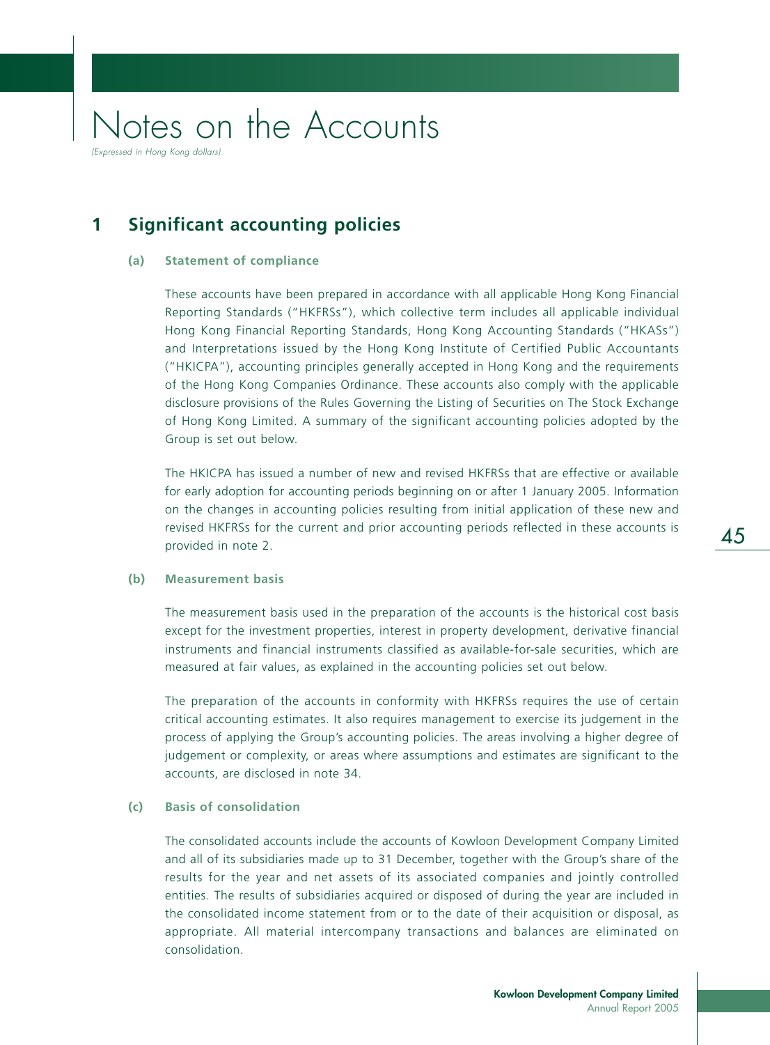# Notes on the Accounts

*(Expressed in Hong Kong dollars)*

## 1 Significant accounting policies

### (a) Statement of compliance

These accounts have been prepared in accordance with all applicable Hong Kong Financial Reporting Standards ("HKFRSs"), which collective term includes all applicable individual Hong Kong Financial Reporting Standards, Hong Kong Accounting Standards ("HKASs") and Interpretations issued by the Hong Kong Institute of Certified Public Accountants ("HKICPA"), accounting principles generally accepted in Hong Kong and the requirements of the Hong Kong Companies Ordinance. These accounts also comply with the applicable disclosure provisions of the Rules Governing the Listing of Securities on The Stock Exchange of Hong Kong Limited. A summary of the significant accounting policies adopted by the Group is set out below.

The HKICPA has issued a number of new and revised HKFRSs that are effective or available for early adoption for accounting periods beginning on or after 1 January 2005. Information on the changes in accounting policies resulting from initial application of these new and revised HKFRSs for the current and prior accounting periods reflected in these accounts is provided in note 2.

### (b) Measurement basis

The measurement basis used in the preparation of the accounts is the historical cost basis except for the investment properties, interest in property development, derivative financial instruments and financial instruments classified as available-for-sale securities, which are measured at fair values, as explained in the accounting policies set out below.

The preparation of the accounts in conformity with HKFRSs requires the use of certain critical accounting estimates. It also requires management to exercise its judgement in the process of applying the Group's accounting policies. The areas involving a higher degree of judgement or complexity, or areas where assumptions and estimates are significant to the accounts, are disclosed in note 34.

### (c) Basis of consolidation

The consolidated accounts include the accounts of Kowloon Development Company Limited and all of its subsidiaries made up to 31 December, together with the Group's share of the results for the year and net assets of its associated companies and jointly controlled entities. The results of subsidiaries acquired or disposed of during the year are included in the consolidated income statement from or to the date of their acquisition or disposal, as appropriate. All material intercompany transactions and balances are eliminated on consolidation.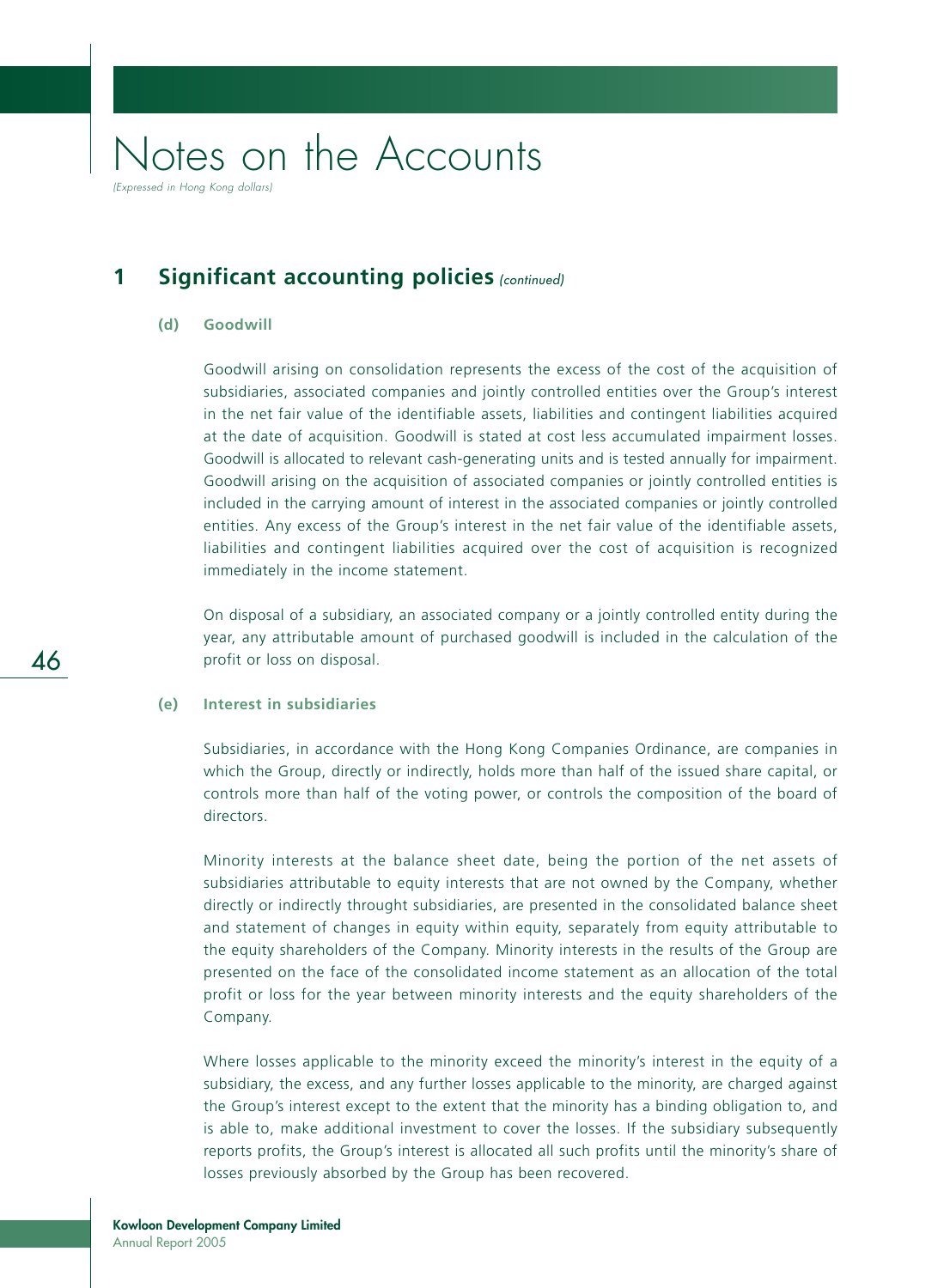# Notes on the Accounts

*(Expressed in Hong Kong dollars)*

## 1 Significant accounting policies *(continued)*

### (d) Goodwill

Goodwill arising on consolidation represents the excess of the cost of the acquisition of subsidiaries, associated companies and jointly controlled entities over the Group's interest in the net fair value of the identifiable assets, liabilities and contingent liabilities acquired at the date of acquisition. Goodwill is stated at cost less accumulated impairment losses. Goodwill is allocated to relevant cash-generating units and is tested annually for impairment. Goodwill arising on the acquisition of associated companies or jointly controlled entities is included in the carrying amount of interest in the associated companies or jointly controlled entities. Any excess of the Group's interest in the net fair value of the identifiable assets, liabilities and contingent liabilities acquired over the cost of acquisition is recognized immediately in the income statement.

On disposal of a subsidiary, an associated company or a jointly controlled entity during the year, any attributable amount of purchased goodwill is included in the calculation of the profit or loss on disposal.

### (e) Interest in subsidiaries

Subsidiaries, in accordance with the Hong Kong Companies Ordinance, are companies in which the Group, directly or indirectly, holds more than half of the issued share capital, or controls more than half of the voting power, or controls the composition of the board of directors.

Minority interests at the balance sheet date, being the portion of the net assets of subsidiaries attributable to equity interests that are not owned by the Company, whether directly or indirectly throught subsidiaries, are presented in the consolidated balance sheet and statement of changes in equity within equity, separately from equity attributable to the equity shareholders of the Company. Minority interests in the results of the Group are presented on the face of the consolidated income statement as an allocation of the total profit or loss for the year between minority interests and the equity shareholders of the Company.

Where losses applicable to the minority exceed the minority's interest in the equity of a subsidiary, the excess, and any further losses applicable to the minority, are charged against the Group's interest except to the extent that the minority has a binding obligation to, and is able to, make additional investment to cover the losses. If the subsidiary subsequently reports profits, the Group's interest is allocated all such profits until the minority's share of losses previously absorbed by the Group has been recovered.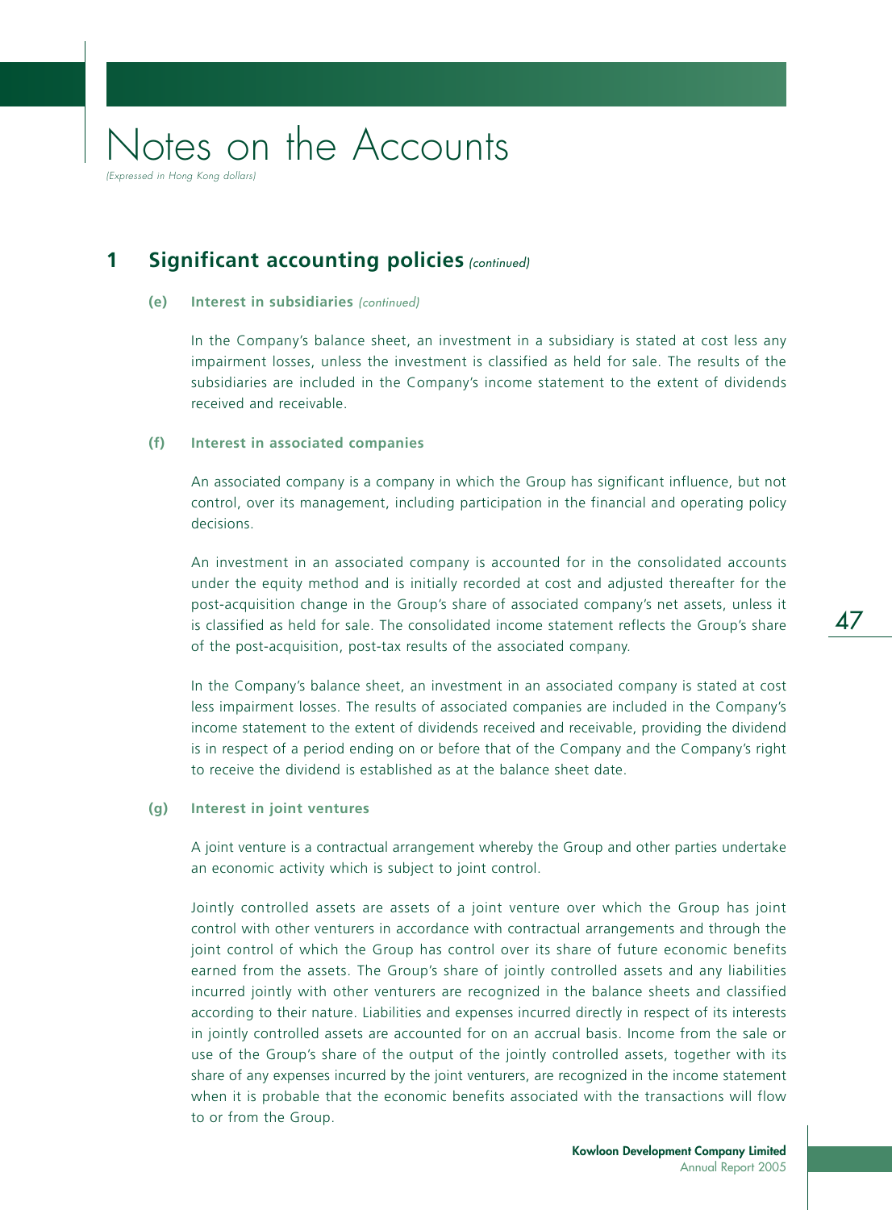# Notes on the Accounts

*(Expressed in Hong Kong dollars)*

## 1 Significant accounting policies *(continued)*

### (e) Interest in subsidiaries *(continued)*

In the Company's balance sheet, an investment in a subsidiary is stated at cost less any impairment losses, unless the investment is classified as held for sale. The results of the subsidiaries are included in the Company's income statement to the extent of dividends received and receivable.

### (f) Interest in associated companies

An associated company is a company in which the Group has significant influence, but not control, over its management, including participation in the financial and operating policy decisions.

An investment in an associated company is accounted for in the consolidated accounts under the equity method and is initially recorded at cost and adjusted thereafter for the post-acquisition change in the Group's share of associated company's net assets, unless it is classified as held for sale. The consolidated income statement reflects the Group's share of the post-acquisition, post-tax results of the associated company.

In the Company's balance sheet, an investment in an associated company is stated at cost less impairment losses. The results of associated companies are included in the Company's income statement to the extent of dividends received and receivable, providing the dividend is in respect of a period ending on or before that of the Company and the Company's right to receive the dividend is established as at the balance sheet date.

### (g) Interest in joint ventures

A joint venture is a contractual arrangement whereby the Group and other parties undertake an economic activity which is subject to joint control.

Jointly controlled assets are assets of a joint venture over which the Group has joint control with other venturers in accordance with contractual arrangements and through the joint control of which the Group has control over its share of future economic benefits earned from the assets. The Group's share of jointly controlled assets and any liabilities incurred jointly with other venturers are recognized in the balance sheets and classified according to their nature. Liabilities and expenses incurred directly in respect of its interests in jointly controlled assets are accounted for on an accrual basis. Income from the sale or use of the Group's share of the output of the jointly controlled assets, together with its share of any expenses incurred by the joint venturers, are recognized in the income statement when it is probable that the economic benefits associated with the transactions will flow to or from the Group.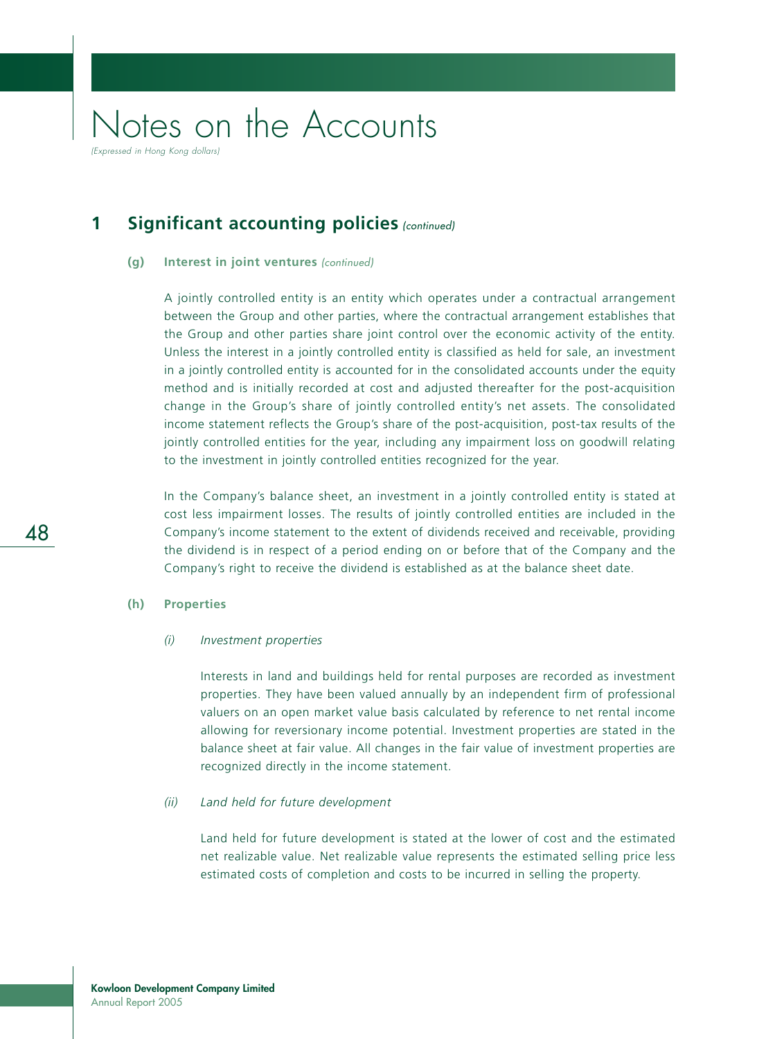# Notes on the Accounts

*(Expressed in Hong Kong dollars)*

## 1 Significant accounting policies *(continued)*

### (g) Interest in joint ventures *(continued)*

A jointly controlled entity is an entity which operates under a contractual arrangement between the Group and other parties, where the contractual arrangement establishes that the Group and other parties share joint control over the economic activity of the entity. Unless the interest in a jointly controlled entity is classified as held for sale, an investment in a jointly controlled entity is accounted for in the consolidated accounts under the equity method and is initially recorded at cost and adjusted thereafter for the post-acquisition change in the Group's share of jointly controlled entity's net assets. The consolidated income statement reflects the Group's share of the post-acquisition, post-tax results of the jointly controlled entities for the year, including any impairment loss on goodwill relating to the investment in jointly controlled entities recognized for the year.

In the Company's balance sheet, an investment in a jointly controlled entity is stated at cost less impairment losses. The results of jointly controlled entities are included in the Company's income statement to the extent of dividends received and receivable, providing the dividend is in respect of a period ending on or before that of the Company and the Company's right to receive the dividend is established as at the balance sheet date.

### (h) Properties

*(i) Investment properties*

Interests in land and buildings held for rental purposes are recorded as investment properties. They have been valued annually by an independent firm of professional valuers on an open market value basis calculated by reference to net rental income allowing for reversionary income potential. Investment properties are stated in the balance sheet at fair value. All changes in the fair value of investment properties are recognized directly in the income statement.

*(ii) Land held for future development*

Land held for future development is stated at the lower of cost and the estimated net realizable value. Net realizable value represents the estimated selling price less estimated costs of completion and costs to be incurred in selling the property.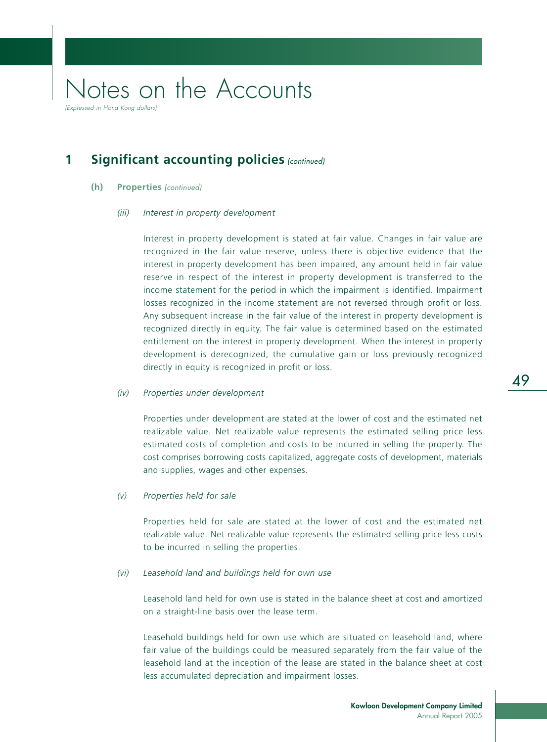# Notes on the Accounts

*(Expressed in Hong Kong dollars)*

## 1 Significant accounting policies *(continued)*

### (h) Properties *(continued)*

#### *(iii) Interest in property development*

Interest in property development is stated at fair value. Changes in fair value are recognized in the fair value reserve, unless there is objective evidence that the interest in property development has been impaired, any amount held in fair value reserve in respect of the interest in property development is transferred to the income statement for the period in which the impairment is identified. Impairment losses recognized in the income statement are not reversed through profit or loss. Any subsequent increase in the fair value of the interest in property development is recognized directly in equity. The fair value is determined based on the estimated entitlement on the interest in property development. When the interest in property development is derecognized, the cumulative gain or loss previously recognized directly in equity is recognized in profit or loss.

#### *(iv) Properties under development*

Properties under development are stated at the lower of cost and the estimated net realizable value. Net realizable value represents the estimated selling price less estimated costs of completion and costs to be incurred in selling the property. The cost comprises borrowing costs capitalized, aggregate costs of development, materials and supplies, wages and other expenses.

#### *(v) Properties held for sale*

Properties held for sale are stated at the lower of cost and the estimated net realizable value. Net realizable value represents the estimated selling price less costs to be incurred in selling the properties.

#### *(vi) Leasehold land and buildings held for own use*

Leasehold land held for own use is stated in the balance sheet at cost and amortized on a straight-line basis over the lease term.

Leasehold buildings held for own use which are situated on leasehold land, where fair value of the buildings could be measured separately from the fair value of the leasehold land at the inception of the lease are stated in the balance sheet at cost less accumulated depreciation and impairment losses.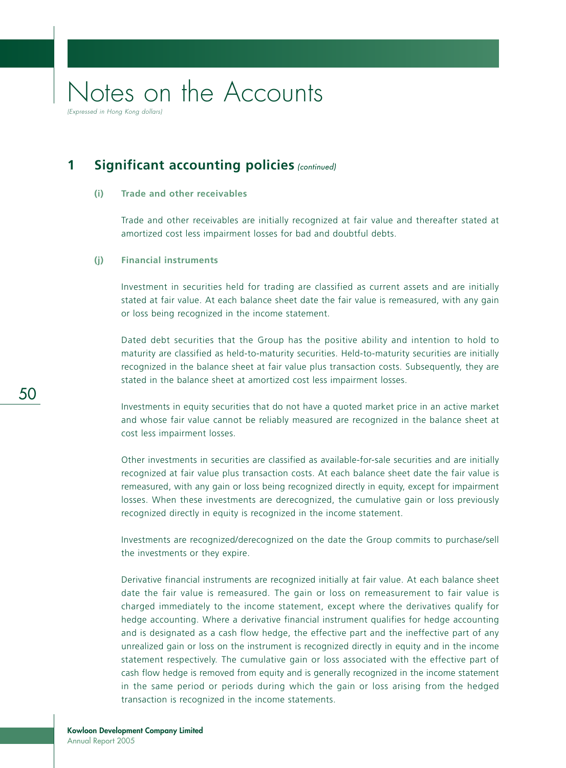# Notes on the Accounts

*(Expressed in Hong Kong dollars)*

## 1 Significant accounting policies *(continued)*

### (i) Trade and other receivables

Trade and other receivables are initially recognized at fair value and thereafter stated at amortized cost less impairment losses for bad and doubtful debts.

### (j) Financial instruments

Investment in securities held for trading are classified as current assets and are initially stated at fair value. At each balance sheet date the fair value is remeasured, with any gain or loss being recognized in the income statement.

Dated debt securities that the Group has the positive ability and intention to hold to maturity are classified as held-to-maturity securities. Held-to-maturity securities are initially recognized in the balance sheet at fair value plus transaction costs. Subsequently, they are stated in the balance sheet at amortized cost less impairment losses.

Investments in equity securities that do not have a quoted market price in an active market and whose fair value cannot be reliably measured are recognized in the balance sheet at cost less impairment losses.

Other investments in securities are classified as available-for-sale securities and are initially recognized at fair value plus transaction costs. At each balance sheet date the fair value is remeasured, with any gain or loss being recognized directly in equity, except for impairment losses. When these investments are derecognized, the cumulative gain or loss previously recognized directly in equity is recognized in the income statement.

Investments are recognized/derecognized on the date the Group commits to purchase/sell the investments or they expire.

Derivative financial instruments are recognized initially at fair value. At each balance sheet date the fair value is remeasured. The gain or loss on remeasurement to fair value is charged immediately to the income statement, except where the derivatives qualify for hedge accounting. Where a derivative financial instrument qualifies for hedge accounting and is designated as a cash flow hedge, the effective part and the ineffective part of any unrealized gain or loss on the instrument is recognized directly in equity and in the income statement respectively. The cumulative gain or loss associated with the effective part of cash flow hedge is removed from equity and is generally recognized in the income statement in the same period or periods during which the gain or loss arising from the hedged transaction is recognized in the income statements.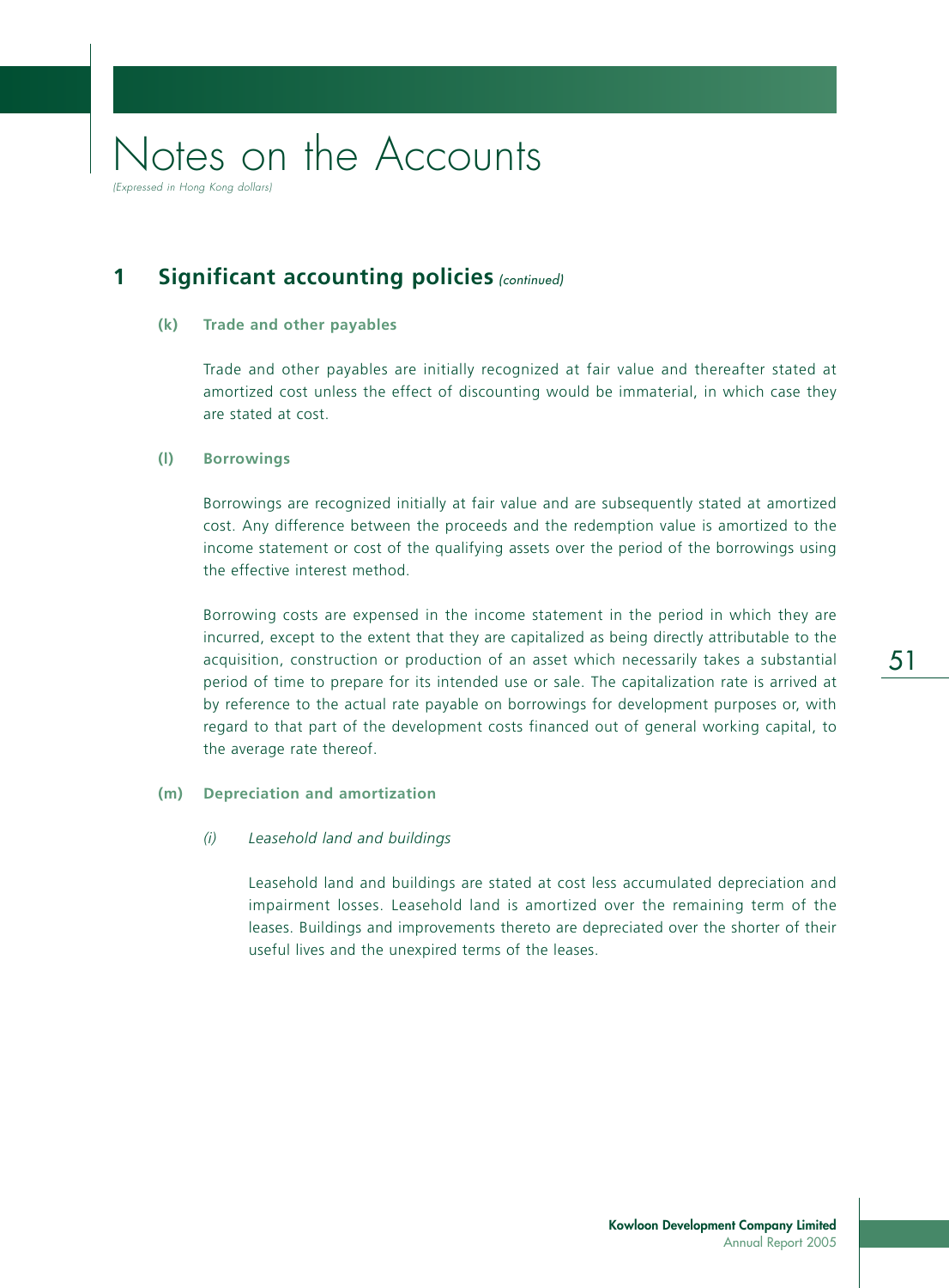# Notes on the Accounts

*(Expressed in Hong Kong dollars)*

## 1 Significant accounting policies *(continued)*

### (k) Trade and other payables

Trade and other payables are initially recognized at fair value and thereafter stated at amortized cost unless the effect of discounting would be immaterial, in which case they are stated at cost.

### (l) Borrowings

Borrowings are recognized initially at fair value and are subsequently stated at amortized cost. Any difference between the proceeds and the redemption value is amortized to the income statement or cost of the qualifying assets over the period of the borrowings using the effective interest method.

Borrowing costs are expensed in the income statement in the period in which they are incurred, except to the extent that they are capitalized as being directly attributable to the acquisition, construction or production of an asset which necessarily takes a substantial period of time to prepare for its intended use or sale. The capitalization rate is arrived at by reference to the actual rate payable on borrowings for development purposes or, with regard to that part of the development costs financed out of general working capital, to the average rate thereof.

### (m) Depreciation and amortization

*(i) Leasehold land and buildings*

Leasehold land and buildings are stated at cost less accumulated depreciation and impairment losses. Leasehold land is amortized over the remaining term of the leases. Buildings and improvements thereto are depreciated over the shorter of their useful lives and the unexpired terms of the leases.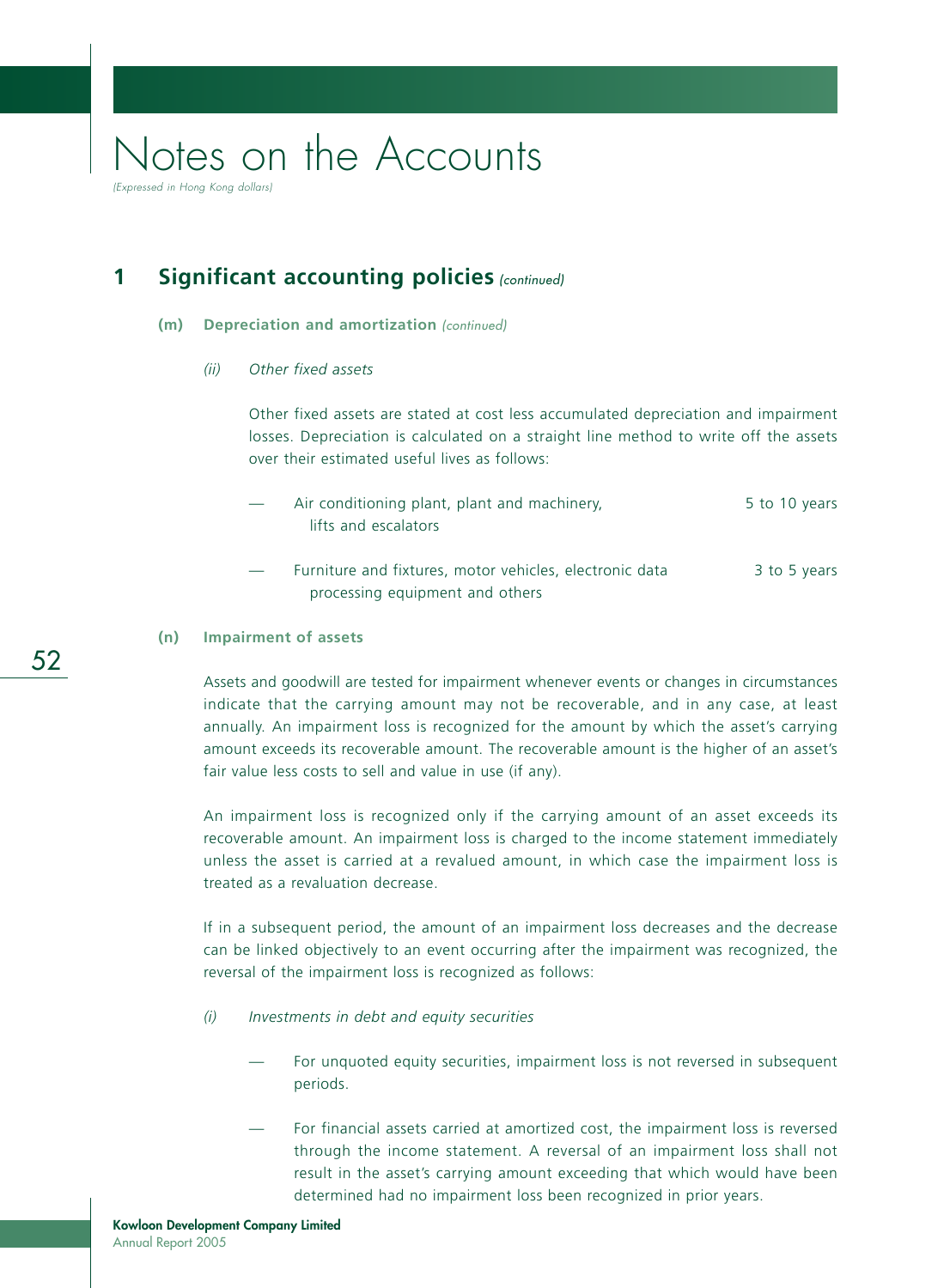# Notes on the Accounts

*(Expressed in Hong Kong dollars)*

## 1 Significant accounting policies *(continued)*

### (m) Depreciation and amortization *(continued)*

*(ii) Other fixed assets*

Other fixed assets are stated at cost less accumulated depreciation and impairment losses. Depreciation is calculated on a straight line method to write off the assets over their estimated useful lives as follows:

| | |
|---|---|
| — Air conditioning plant, plant and machinery, lifts and escalators | 5 to 10 years |
| — Furniture and fixtures, motor vehicles, electronic data processing equipment and others | 3 to 5 years |

### (n) Impairment of assets

Assets and goodwill are tested for impairment whenever events or changes in circumstances indicate that the carrying amount may not be recoverable, and in any case, at least annually. An impairment loss is recognized for the amount by which the asset's carrying amount exceeds its recoverable amount. The recoverable amount is the higher of an asset's fair value less costs to sell and value in use (if any).

An impairment loss is recognized only if the carrying amount of an asset exceeds its recoverable amount. An impairment loss is charged to the income statement immediately unless the asset is carried at a revalued amount, in which case the impairment loss is treated as a revaluation decrease.

If in a subsequent period, the amount of an impairment loss decreases and the decrease can be linked objectively to an event occurring after the impairment was recognized, the reversal of the impairment loss is recognized as follows:

*(i) Investments in debt and equity securities*

- For unquoted equity securities, impairment loss is not reversed in subsequent periods.
- For financial assets carried at amortized cost, the impairment loss is reversed through the income statement. A reversal of an impairment loss shall not result in the asset's carrying amount exceeding that which would have been determined had no impairment loss been recognized in prior years.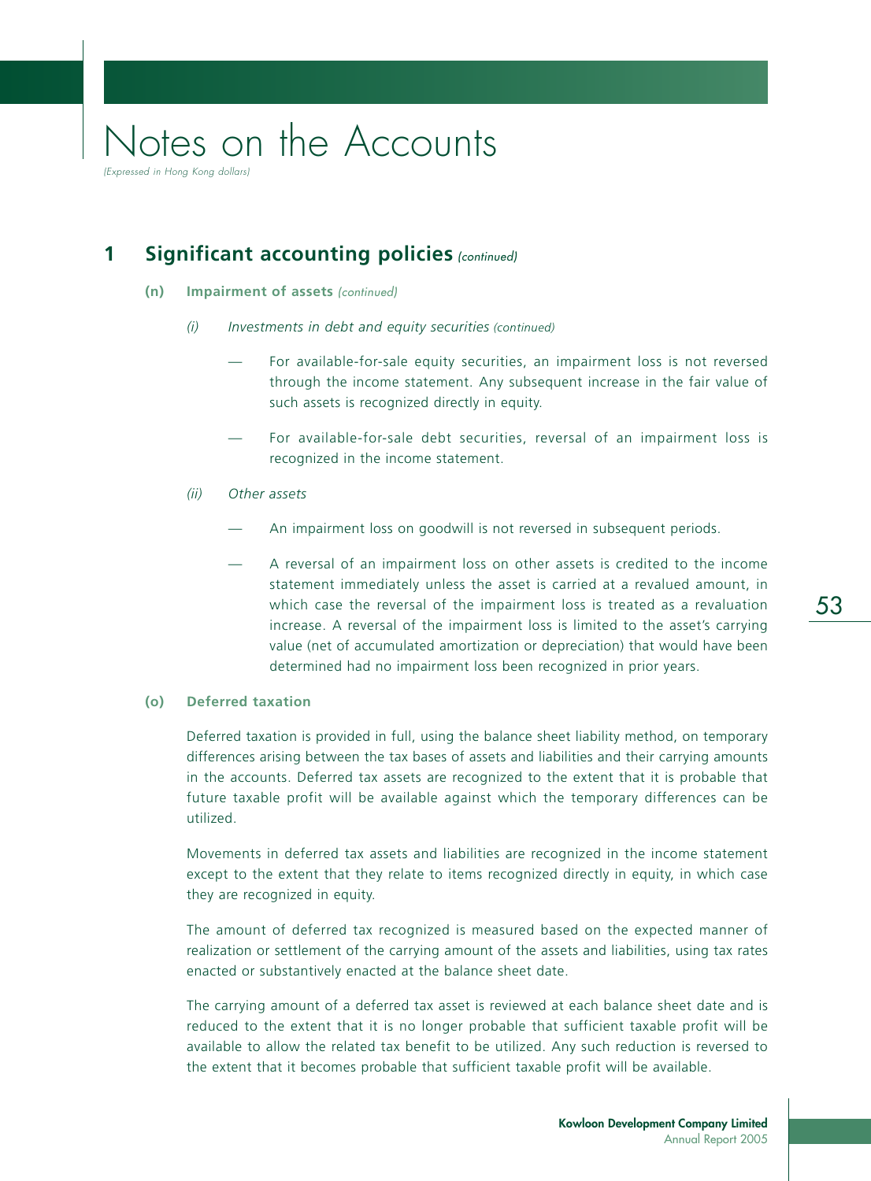# Notes on the Accounts

*(Expressed in Hong Kong dollars)*

## 1 Significant accounting policies *(continued)*

### (n) Impairment of assets *(continued)*

*(i) Investments in debt and equity securities (continued)*

- For available-for-sale equity securities, an impairment loss is not reversed through the income statement. Any subsequent increase in the fair value of such assets is recognized directly in equity.
- For available-for-sale debt securities, reversal of an impairment loss is recognized in the income statement.

*(ii) Other assets*

- An impairment loss on goodwill is not reversed in subsequent periods.
- A reversal of an impairment loss on other assets is credited to the income statement immediately unless the asset is carried at a revalued amount, in which case the reversal of the impairment loss is treated as a revaluation increase. A reversal of the impairment loss is limited to the asset's carrying value (net of accumulated amortization or depreciation) that would have been determined had no impairment loss been recognized in prior years.

### (o) Deferred taxation

Deferred taxation is provided in full, using the balance sheet liability method, on temporary differences arising between the tax bases of assets and liabilities and their carrying amounts in the accounts. Deferred tax assets are recognized to the extent that it is probable that future taxable profit will be available against which the temporary differences can be utilized.

Movements in deferred tax assets and liabilities are recognized in the income statement except to the extent that they relate to items recognized directly in equity, in which case they are recognized in equity.

The amount of deferred tax recognized is measured based on the expected manner of realization or settlement of the carrying amount of the assets and liabilities, using tax rates enacted or substantively enacted at the balance sheet date.

The carrying amount of a deferred tax asset is reviewed at each balance sheet date and is reduced to the extent that it is no longer probable that sufficient taxable profit will be available to allow the related tax benefit to be utilized. Any such reduction is reversed to the extent that it becomes probable that sufficient taxable profit will be available.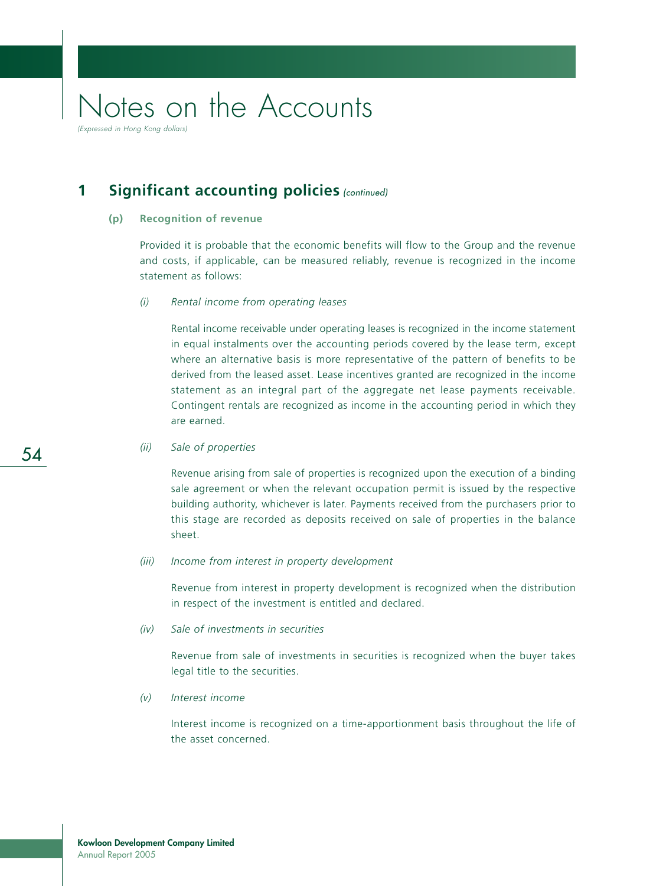# Notes on the Accounts

*(Expressed in Hong Kong dollars)*

## 1 Significant accounting policies *(continued)*

### (p) Recognition of revenue

Provided it is probable that the economic benefits will flow to the Group and the revenue and costs, if applicable, can be measured reliably, revenue is recognized in the income statement as follows:

*(i) Rental income from operating leases*

Rental income receivable under operating leases is recognized in the income statement in equal instalments over the accounting periods covered by the lease term, except where an alternative basis is more representative of the pattern of benefits to be derived from the leased asset. Lease incentives granted are recognized in the income statement as an integral part of the aggregate net lease payments receivable. Contingent rentals are recognized as income in the accounting period in which they are earned.

*(ii) Sale of properties*

Revenue arising from sale of properties is recognized upon the execution of a binding sale agreement or when the relevant occupation permit is issued by the respective building authority, whichever is later. Payments received from the purchasers prior to this stage are recorded as deposits received on sale of properties in the balance sheet.

*(iii) Income from interest in property development*

Revenue from interest in property development is recognized when the distribution in respect of the investment is entitled and declared.

*(iv) Sale of investments in securities*

Revenue from sale of investments in securities is recognized when the buyer takes legal title to the securities.

*(v) Interest income*

Interest income is recognized on a time-apportionment basis throughout the life of the asset concerned.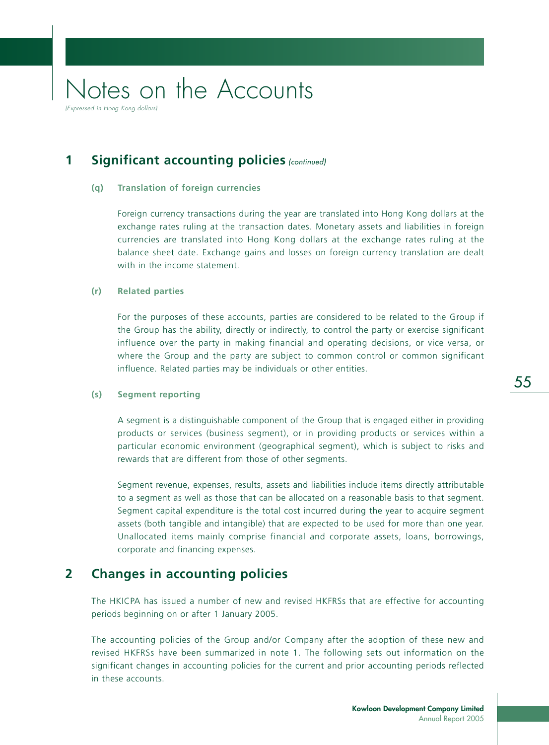## 1 Significant accounting policies *(continued)*

### (q) Translation of foreign currencies

Foreign currency transactions during the year are translated into Hong Kong dollars at the exchange rates ruling at the transaction dates. Monetary assets and liabilities in foreign currencies are translated into Hong Kong dollars at the exchange rates ruling at the balance sheet date. Exchange gains and losses on foreign currency translation are dealt with in the income statement.

### (r) Related parties

For the purposes of these accounts, parties are considered to be related to the Group if the Group has the ability, directly or indirectly, to control the party or exercise significant influence over the party in making financial and operating decisions, or vice versa, or where the Group and the party are subject to common control or common significant influence. Related parties may be individuals or other entities.

### (s) Segment reporting

A segment is a distinguishable component of the Group that is engaged either in providing products or services (business segment), or in providing products or services within a particular economic environment (geographical segment), which is subject to risks and rewards that are different from those of other segments.

Segment revenue, expenses, results, assets and liabilities include items directly attributable to a segment as well as those that can be allocated on a reasonable basis to that segment. Segment capital expenditure is the total cost incurred during the year to acquire segment assets (both tangible and intangible) that are expected to be used for more than one year. Unallocated items mainly comprise financial and corporate assets, loans, borrowings, corporate and financing expenses.

## 2 Changes in accounting policies

The HKICPA has issued a number of new and revised HKFRSs that are effective for accounting periods beginning on or after 1 January 2005.

The accounting policies of the Group and/or Company after the adoption of these new and revised HKFRSs have been summarized in note 1. The following sets out information on the significant changes in accounting policies for the current and prior accounting periods reflected in these accounts.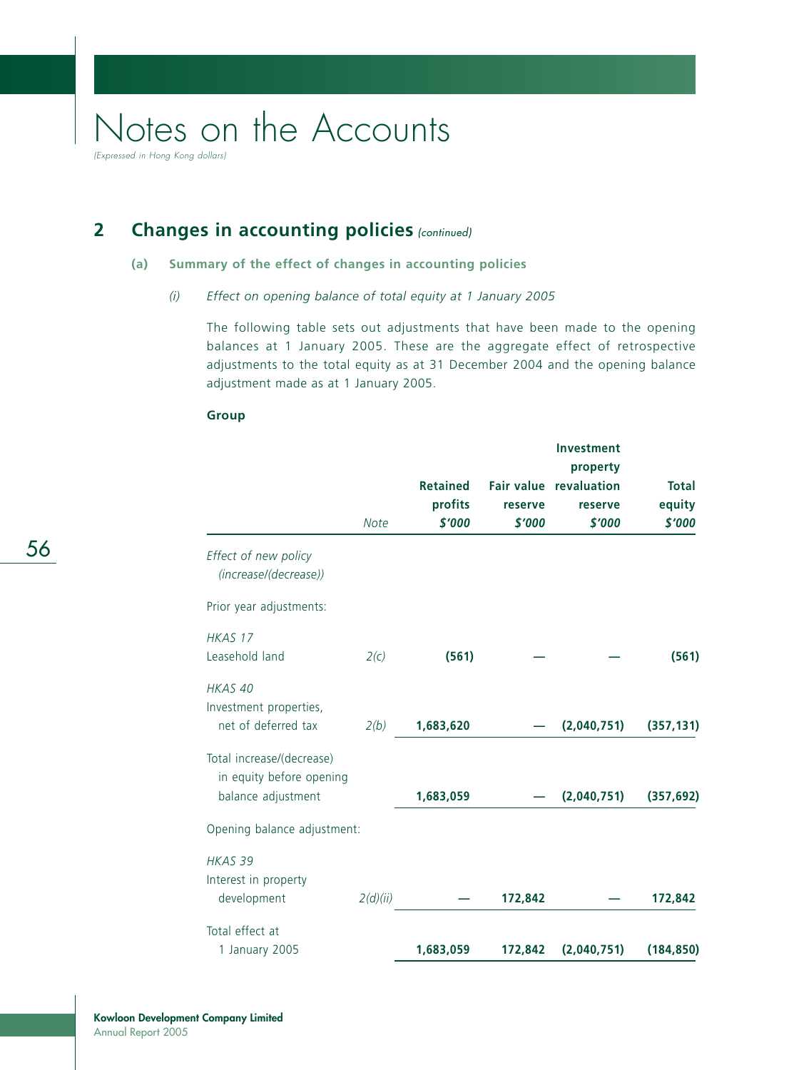# Notes on the Accounts

*(Expressed in Hong Kong dollars)*

## 2 Changes in accounting policies *(continued)*

### (a) Summary of the effect of changes in accounting policies

*(i) Effect on opening balance of total equity at 1 January 2005*

The following table sets out adjustments that have been made to the opening balances at 1 January 2005. These are the aggregate effect of retrospective adjustments to the total equity as at 31 December 2004 and the opening balance adjustment made as at 1 January 2005.

**Group**

| | *Note* | **Retained profits** **$'000** | **Fair value reserve** **$'000** | **Investment property revaluation reserve** **$'000** | **Total equity** **$'000** |
|---|---|---|---|---|---|
| *Effect of new policy (increase/(decrease))* | | | | | |
| Prior year adjustments: | | | | | |
| *HKAS 17* | | | | | |
| Leasehold land | *2(c)* | **(561)** | — | — | **(561)** |
| *HKAS 40* | | | | | |
| Investment properties, net of deferred tax | *2(b)* | **1,683,620** | — | **(2,040,751)** | **(357,131)** |
| Total increase/(decrease) in equity before opening balance adjustment | | **1,683,059** | — | **(2,040,751)** | **(357,692)** |
| Opening balance adjustment: | | | | | |
| *HKAS 39* | | | | | |
| Interest in property development | *2(d)(ii)* | — | **172,842** | — | **172,842** |
| Total effect at 1 January 2005 | | **1,683,059** | **172,842** | **(2,040,751)** | **(184,850)** |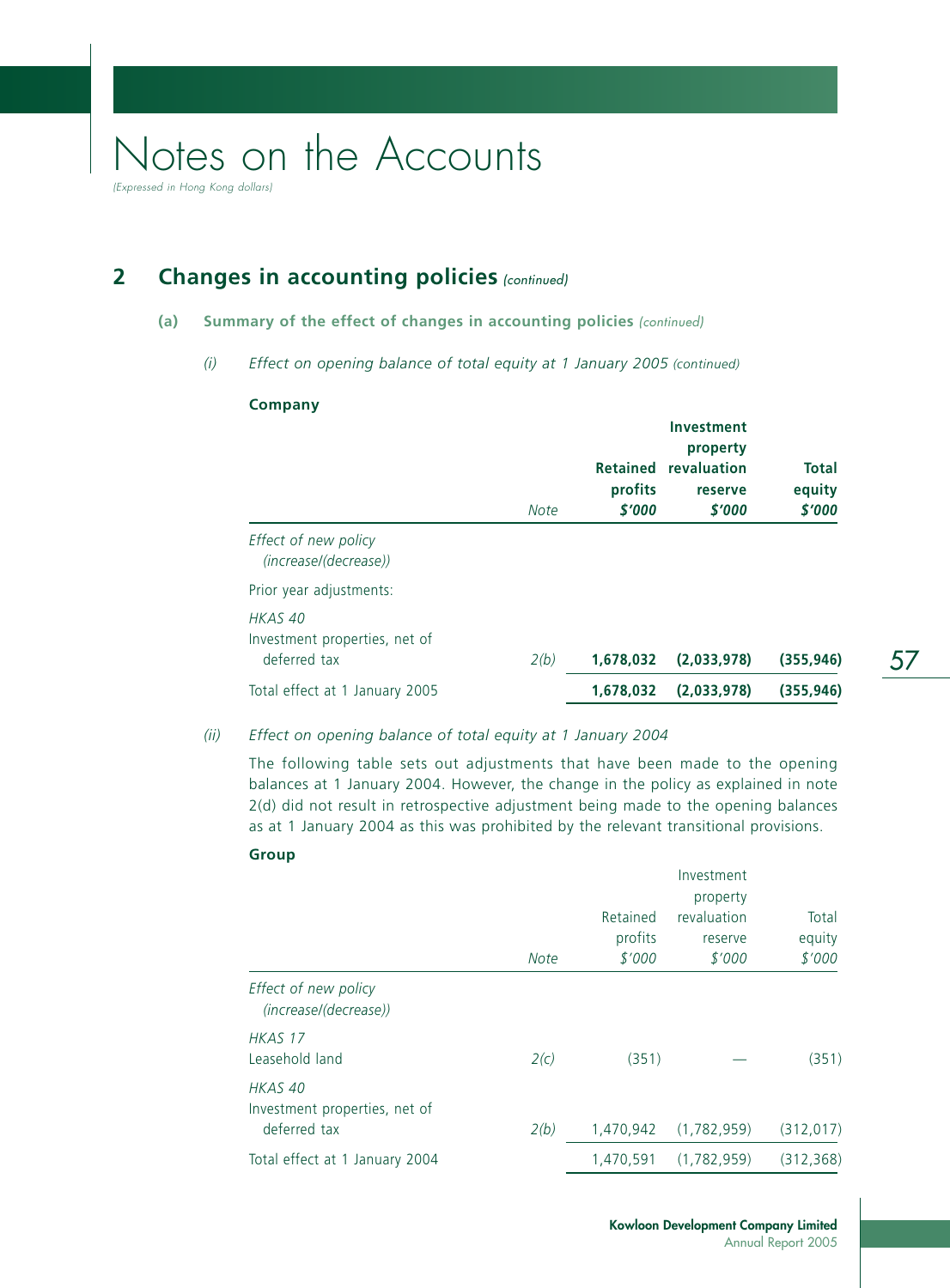# Notes on the Accounts

*(Expressed in Hong Kong dollars)*

## 2 Changes in accounting policies *(continued)*

### (a) Summary of the effect of changes in accounting policies *(continued)*

*(i) Effect on opening balance of total equity at 1 January 2005 (continued)*

**Company**

| | Note | Retained profits $'000 | Investment property revaluation reserve $'000 | Total equity $'000 |
|---|---|---|---|---|
| *Effect of new policy (increase/(decrease))* | | | | |
| Prior year adjustments: | | | | |
| *HKAS 40* | | | | |
| Investment properties, net of deferred tax | 2(b) | **1,678,032** | **(2,033,978)** | **(355,946)** |
| Total effect at 1 January 2005 | | **1,678,032** | **(2,033,978)** | **(355,946)** |

*(ii) Effect on opening balance of total equity at 1 January 2004*

The following table sets out adjustments that have been made to the opening balances at 1 January 2004. However, the change in the policy as explained in note 2(d) did not result in retrospective adjustment being made to the opening balances as at 1 January 2004 as this was prohibited by the relevant transitional provisions.

**Group**

| | Note | Retained profits $'000 | Investment property revaluation reserve $'000 | Total equity $'000 |
|---|---|---|---|---|
| *Effect of new policy (increase/(decrease))* | | | | |
| *HKAS 17* | | | | |
| Leasehold land | 2(c) | (351) | — | (351) |
| *HKAS 40* | | | | |
| Investment properties, net of deferred tax | 2(b) | 1,470,942 | (1,782,959) | (312,017) |
| Total effect at 1 January 2004 | | 1,470,591 | (1,782,959) | (312,368) |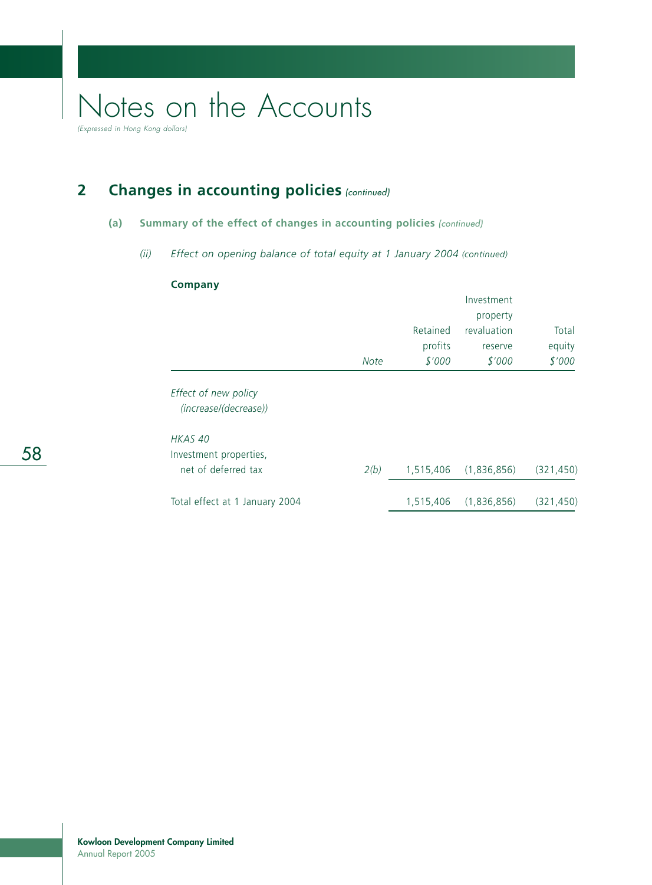# Notes on the Accounts

*(Expressed in Hong Kong dollars)*

## 2 Changes in accounting policies *(continued)*

### (a) Summary of the effect of changes in accounting policies *(continued)*

*(ii) Effect on opening balance of total equity at 1 January 2004 (continued)*

**Company**

| | *Note* | Retained profits *$'000* | Investment property revaluation reserve *$'000* | Total equity *$'000* |
|---|---|---|---|---|
| *Effect of new policy (increase/(decrease))* | | | | |
| *HKAS 40* | | | | |
| Investment properties, net of deferred tax | *2(b)* | 1,515,406 | (1,836,856) | (321,450) |
| Total effect at 1 January 2004 | | 1,515,406 | (1,836,856) | (321,450) |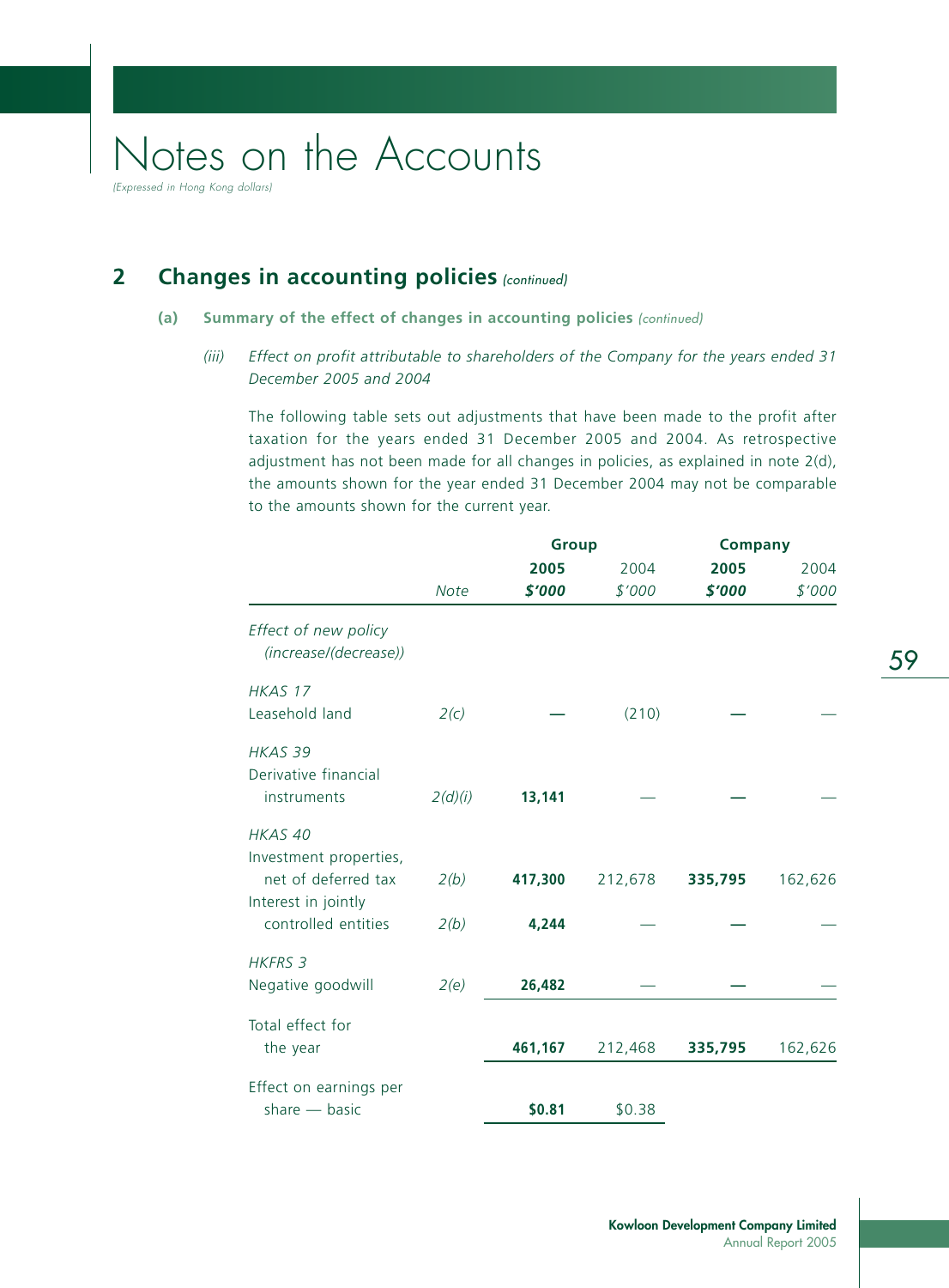# Notes on the Accounts

*(Expressed in Hong Kong dollars)*

## 2 Changes in accounting policies *(continued)*

### (a) Summary of the effect of changes in accounting policies *(continued)*

*(iii) Effect on profit attributable to shareholders of the Company for the years ended 31 December 2005 and 2004*

The following table sets out adjustments that have been made to the profit after taxation for the years ended 31 December 2005 and 2004. As retrospective adjustment has not been made for all changes in policies, as explained in note 2(d), the amounts shown for the year ended 31 December 2004 may not be comparable to the amounts shown for the current year.

| | | Group | | Company | |
|---|---|---|---|---|---|
| | *Note* | **2005** **$'000** | 2004 $'000 | **2005** **$'000** | 2004 $'000 |
| *Effect of new policy (increase/(decrease))* | | | | | |
| *HKAS 17* | | | | | |
| Leasehold land | *2(c)* | **—** | (210) | **—** | — |
| *HKAS 39* | | | | | |
| Derivative financial instruments | *2(d)(i)* | **13,141** | — | **—** | — |
| *HKAS 40* | | | | | |
| Investment properties, net of deferred tax | *2(b)* | **417,300** | 212,678 | **335,795** | 162,626 |
| Interest in jointly controlled entities | *2(b)* | **4,244** | — | **—** | — |
| *HKFRS 3* | | | | | |
| Negative goodwill | *2(e)* | **26,482** | — | **—** | — |
| Total effect for the year | | **461,167** | 212,468 | **335,795** | 162,626 |
| Effect on earnings per share — basic | | **$0.81** | $0.38 | | |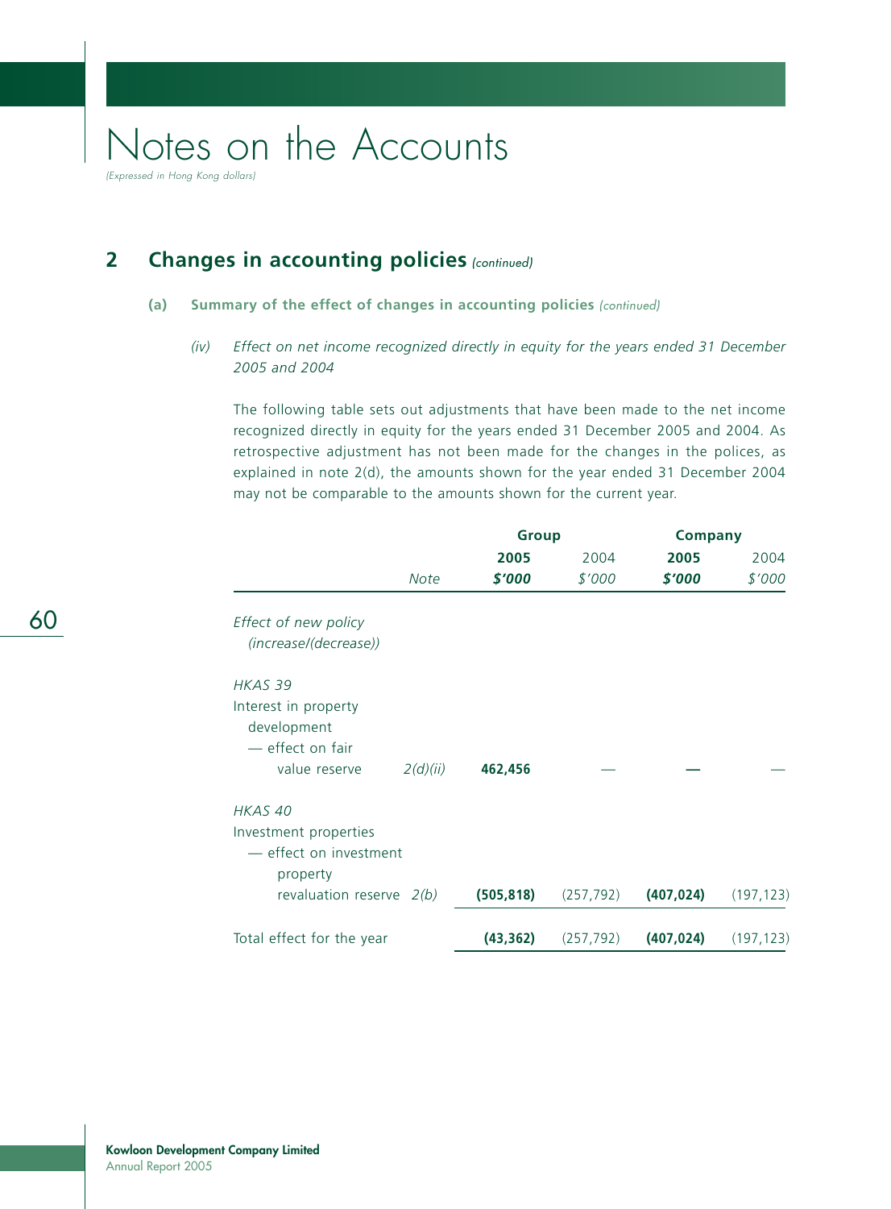# Notes on the Accounts

*(Expressed in Hong Kong dollars)*

## 2 Changes in accounting policies *(continued)*

### (a) Summary of the effect of changes in accounting policies *(continued)*

*(iv) Effect on net income recognized directly in equity for the years ended 31 December 2005 and 2004*

The following table sets out adjustments that have been made to the net income recognized directly in equity for the years ended 31 December 2005 and 2004. As retrospective adjustment has not been made for the changes in the polices, as explained in note 2(d), the amounts shown for the year ended 31 December 2004 may not be comparable to the amounts shown for the current year.

| | | Group | | Company | |
|---|---|---|---|---|---|
| | | **2005** | 2004 | **2005** | 2004 |
| | *Note* | ***$'000*** | *$'000* | ***$'000*** | *$'000* |
| *Effect of new policy (increase/(decrease))* | | | | | |
| *HKAS 39* | | | | | |
| Interest in property development — effect on fair value reserve | *2(d)(ii)* | **462,456** | — | **—** | — |
| *HKAS 40* | | | | | |
| Investment properties — effect on investment property revaluation reserve | *2(b)* | **(505,818)** | (257,792) | **(407,024)** | (197,123) |
| Total effect for the year | | **(43,362)** | (257,792) | **(407,024)** | (197,123) |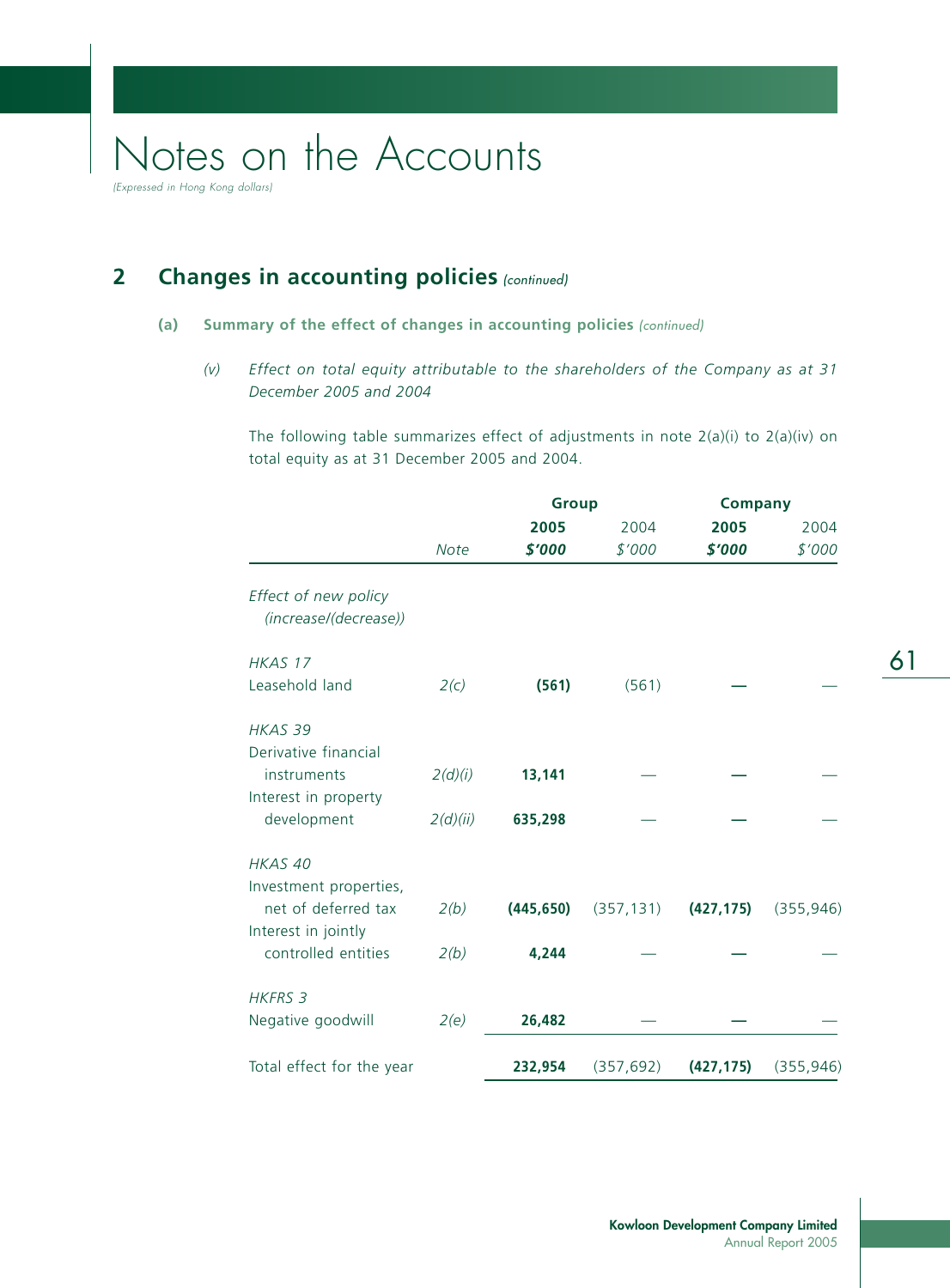# Notes on the Accounts

*(Expressed in Hong Kong dollars)*

## 2 Changes in accounting policies *(continued)*

### (a) Summary of the effect of changes in accounting policies *(continued)*

*(v) Effect on total equity attributable to the shareholders of the Company as at 31 December 2005 and 2004*

The following table summarizes effect of adjustments in note 2(a)(i) to 2(a)(iv) on total equity as at 31 December 2005 and 2004.

| | | Group | | Company | |
|---|---|---|---|---|---|
| | | **2005** | 2004 | **2005** | 2004 |
| | *Note* | ***$'000*** | *$'000* | ***$'000*** | *$'000* |
| *Effect of new policy (increase/(decrease))* | | | | | |
| *HKAS 17* | | | | | |
| Leasehold land | *2(c)* | **(561)** | (561) | **—** | — |
| *HKAS 39* | | | | | |
| Derivative financial instruments | *2(d)(i)* | **13,141** | — | **—** | — |
| Interest in property development | *2(d)(ii)* | **635,298** | — | **—** | — |
| *HKAS 40* | | | | | |
| Investment properties, net of deferred tax | *2(b)* | **(445,650)** | (357,131) | **(427,175)** | (355,946) |
| Interest in jointly controlled entities | *2(b)* | **4,244** | — | **—** | — |
| *HKFRS 3* | | | | | |
| Negative goodwill | *2(e)* | **26,482** | — | **—** | — |
| Total effect for the year | | **232,954** | (357,692) | **(427,175)** | (355,946) |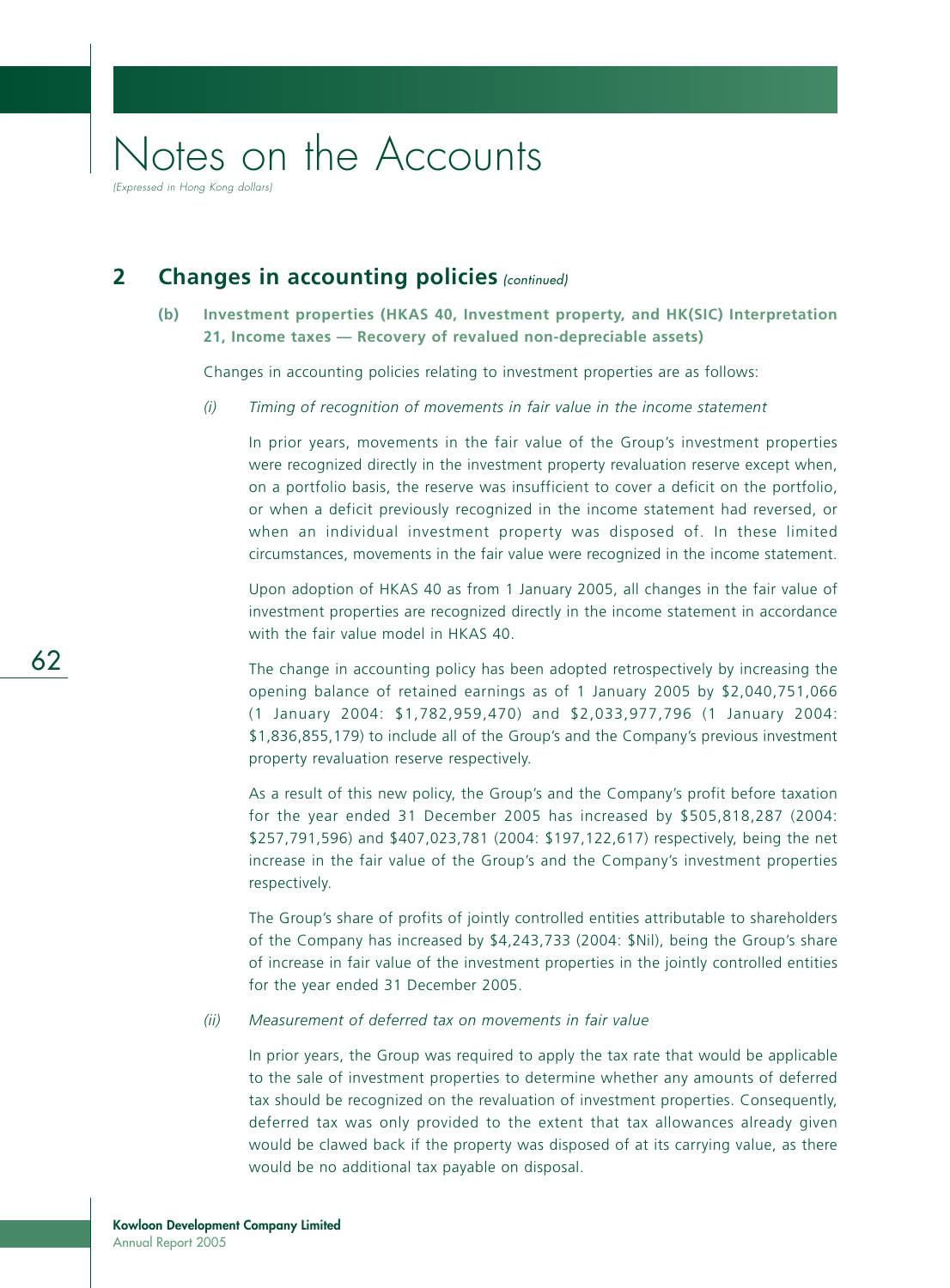# Notes on the Accounts

*(Expressed in Hong Kong dollars)*

## 2 Changes in accounting policies *(continued)*

### (b) Investment properties (HKAS 40, Investment property, and HK(SIC) Interpretation 21, Income taxes — Recovery of revalued non-depreciable assets)

Changes in accounting policies relating to investment properties are as follows:

*(i) Timing of recognition of movements in fair value in the income statement*

In prior years, movements in the fair value of the Group's investment properties were recognized directly in the investment property revaluation reserve except when, on a portfolio basis, the reserve was insufficient to cover a deficit on the portfolio, or when a deficit previously recognized in the income statement had reversed, or when an individual investment property was disposed of. In these limited circumstances, movements in the fair value were recognized in the income statement.

Upon adoption of HKAS 40 as from 1 January 2005, all changes in the fair value of investment properties are recognized directly in the income statement in accordance with the fair value model in HKAS 40.

The change in accounting policy has been adopted retrospectively by increasing the opening balance of retained earnings as of 1 January 2005 by $2,040,751,066 (1 January 2004: $1,782,959,470) and $2,033,977,796 (1 January 2004: $1,836,855,179) to include all of the Group's and the Company's previous investment property revaluation reserve respectively.

As a result of this new policy, the Group's and the Company's profit before taxation for the year ended 31 December 2005 has increased by $505,818,287 (2004: $257,791,596) and $407,023,781 (2004: $197,122,617) respectively, being the net increase in the fair value of the Group's and the Company's investment properties respectively.

The Group's share of profits of jointly controlled entities attributable to shareholders of the Company has increased by $4,243,733 (2004: $Nil), being the Group's share of increase in fair value of the investment properties in the jointly controlled entities for the year ended 31 December 2005.

*(ii) Measurement of deferred tax on movements in fair value*

In prior years, the Group was required to apply the tax rate that would be applicable to the sale of investment properties to determine whether any amounts of deferred tax should be recognized on the revaluation of investment properties. Consequently, deferred tax was only provided to the extent that tax allowances already given would be clawed back if the property was disposed of at its carrying value, as there would be no additional tax payable on disposal.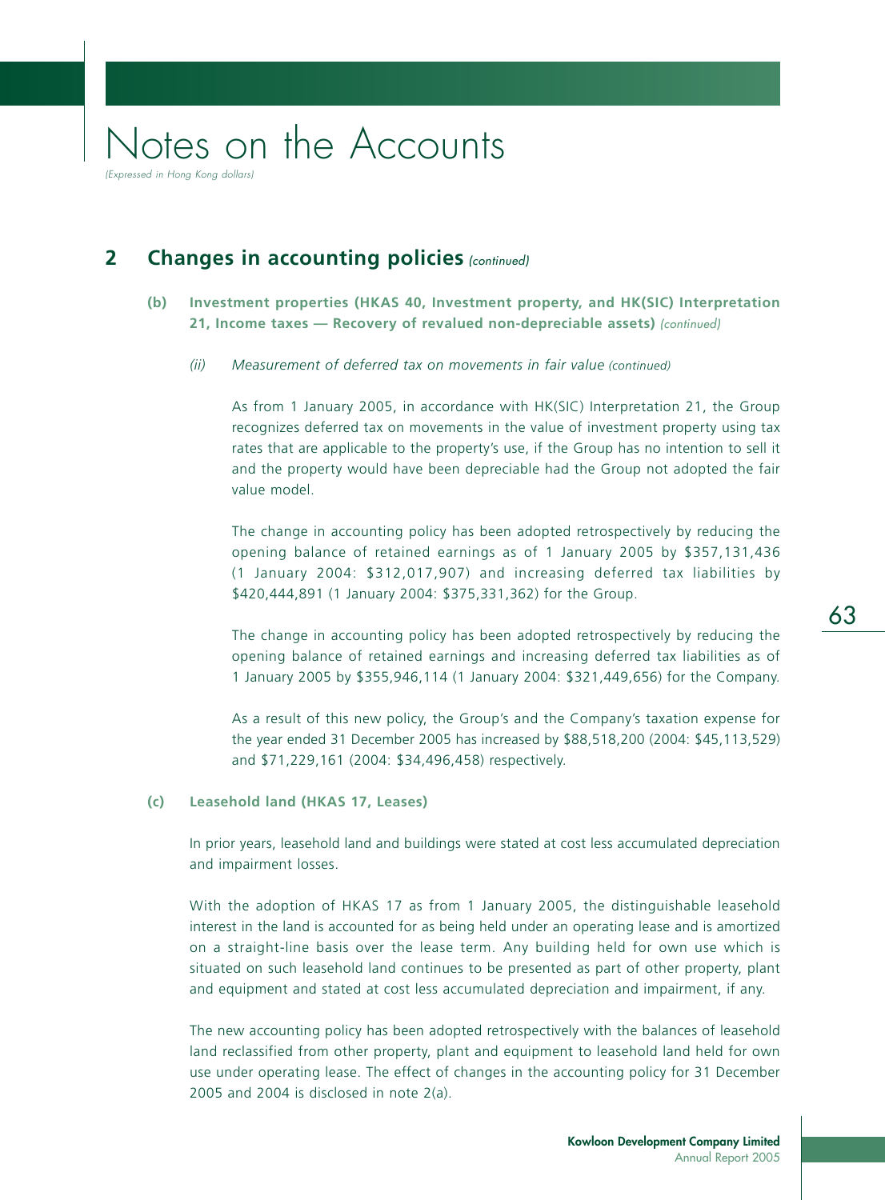# Notes on the Accounts

*(Expressed in Hong Kong dollars)*

## 2 Changes in accounting policies *(continued)*

### (b) Investment properties (HKAS 40, Investment property, and HK(SIC) Interpretation 21, Income taxes — Recovery of revalued non-depreciable assets) *(continued)*

#### *(ii) Measurement of deferred tax on movements in fair value (continued)*

As from 1 January 2005, in accordance with HK(SIC) Interpretation 21, the Group recognizes deferred tax on movements in the value of investment property using tax rates that are applicable to the property's use, if the Group has no intention to sell it and the property would have been depreciable had the Group not adopted the fair value model.

The change in accounting policy has been adopted retrospectively by reducing the opening balance of retained earnings as of 1 January 2005 by $357,131,436 (1 January 2004: $312,017,907) and increasing deferred tax liabilities by $420,444,891 (1 January 2004: $375,331,362) for the Group.

The change in accounting policy has been adopted retrospectively by reducing the opening balance of retained earnings and increasing deferred tax liabilities as of 1 January 2005 by $355,946,114 (1 January 2004: $321,449,656) for the Company.

As a result of this new policy, the Group's and the Company's taxation expense for the year ended 31 December 2005 has increased by $88,518,200 (2004: $45,113,529) and $71,229,161 (2004: $34,496,458) respectively.

### (c) Leasehold land (HKAS 17, Leases)

In prior years, leasehold land and buildings were stated at cost less accumulated depreciation and impairment losses.

With the adoption of HKAS 17 as from 1 January 2005, the distinguishable leasehold interest in the land is accounted for as being held under an operating lease and is amortized on a straight-line basis over the lease term. Any building held for own use which is situated on such leasehold land continues to be presented as part of other property, plant and equipment and stated at cost less accumulated depreciation and impairment, if any.

The new accounting policy has been adopted retrospectively with the balances of leasehold land reclassified from other property, plant and equipment to leasehold land held for own use under operating lease. The effect of changes in the accounting policy for 31 December 2005 and 2004 is disclosed in note 2(a).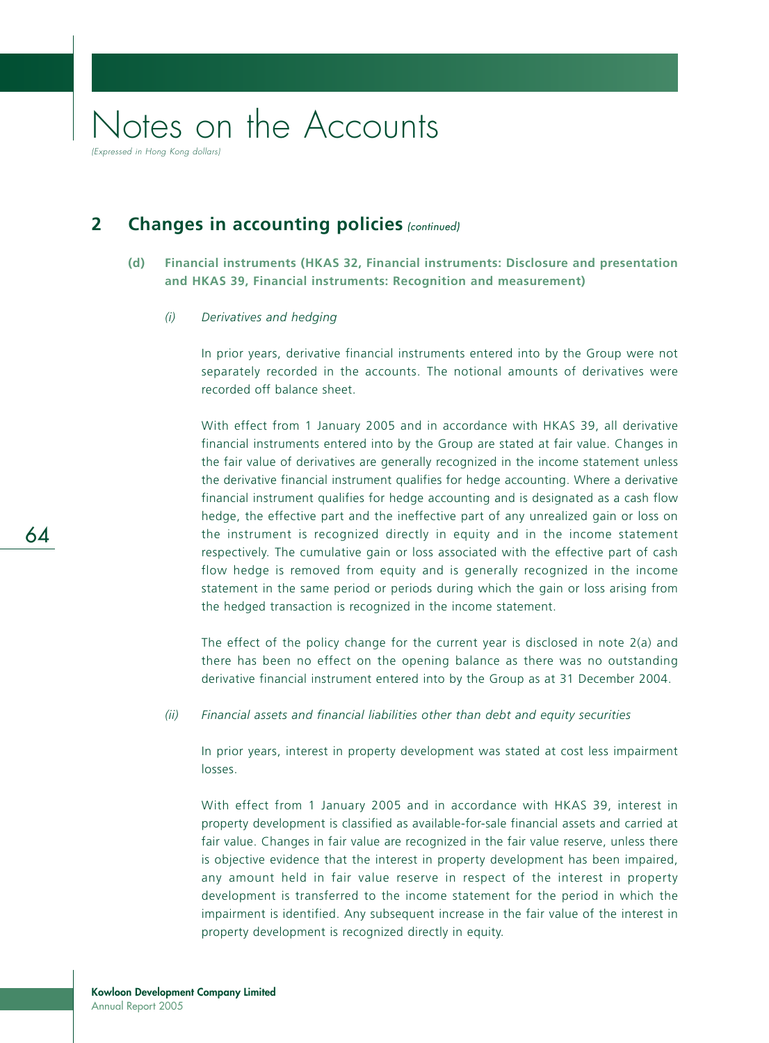# Notes on the Accounts

*(Expressed in Hong Kong dollars)*

## 2 Changes in accounting policies *(continued)*

### (d) Financial instruments (HKAS 32, Financial instruments: Disclosure and presentation and HKAS 39, Financial instruments: Recognition and measurement)

*(i) Derivatives and hedging*

In prior years, derivative financial instruments entered into by the Group were not separately recorded in the accounts. The notional amounts of derivatives were recorded off balance sheet.

With effect from 1 January 2005 and in accordance with HKAS 39, all derivative financial instruments entered into by the Group are stated at fair value. Changes in the fair value of derivatives are generally recognized in the income statement unless the derivative financial instrument qualifies for hedge accounting. Where a derivative financial instrument qualifies for hedge accounting and is designated as a cash flow hedge, the effective part and the ineffective part of any unrealized gain or loss on the instrument is recognized directly in equity and in the income statement respectively. The cumulative gain or loss associated with the effective part of cash flow hedge is removed from equity and is generally recognized in the income statement in the same period or periods during which the gain or loss arising from the hedged transaction is recognized in the income statement.

The effect of the policy change for the current year is disclosed in note 2(a) and there has been no effect on the opening balance as there was no outstanding derivative financial instrument entered into by the Group as at 31 December 2004.

*(ii) Financial assets and financial liabilities other than debt and equity securities*

In prior years, interest in property development was stated at cost less impairment losses.

With effect from 1 January 2005 and in accordance with HKAS 39, interest in property development is classified as available-for-sale financial assets and carried at fair value. Changes in fair value are recognized in the fair value reserve, unless there is objective evidence that the interest in property development has been impaired, any amount held in fair value reserve in respect of the interest in property development is transferred to the income statement for the period in which the impairment is identified. Any subsequent increase in the fair value of the interest in property development is recognized directly in equity.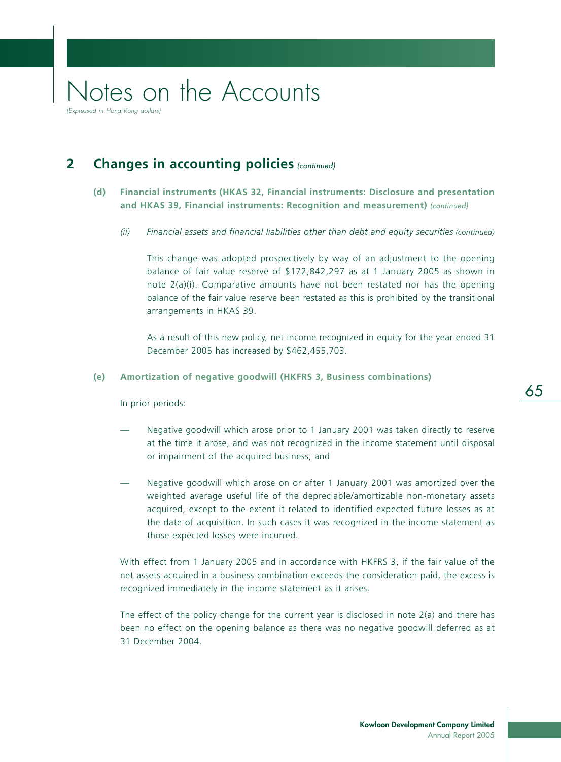## 2 Changes in accounting policies *(continued)*

### (d) Financial instruments (HKAS 32, Financial instruments: Disclosure and presentation and HKAS 39, Financial instruments: Recognition and measurement) *(continued)*

*(ii) Financial assets and financial liabilities other than debt and equity securities (continued)*

This change was adopted prospectively by way of an adjustment to the opening balance of fair value reserve of $172,842,297 as at 1 January 2005 as shown in note 2(a)(i). Comparative amounts have not been restated nor has the opening balance of the fair value reserve been restated as this is prohibited by the transitional arrangements in HKAS 39.

As a result of this new policy, net income recognized in equity for the year ended 31 December 2005 has increased by $462,455,703.

### (e) Amortization of negative goodwill (HKFRS 3, Business combinations)

In prior periods:

- Negative goodwill which arose prior to 1 January 2001 was taken directly to reserve at the time it arose, and was not recognized in the income statement until disposal or impairment of the acquired business; and
- Negative goodwill which arose on or after 1 January 2001 was amortized over the weighted average useful life of the depreciable/amortizable non-monetary assets acquired, except to the extent it related to identified expected future losses as at the date of acquisition. In such cases it was recognized in the income statement as those expected losses were incurred.

With effect from 1 January 2005 and in accordance with HKFRS 3, if the fair value of the net assets acquired in a business combination exceeds the consideration paid, the excess is recognized immediately in the income statement as it arises.

The effect of the policy change for the current year is disclosed in note 2(a) and there has been no effect on the opening balance as there was no negative goodwill deferred as at 31 December 2004.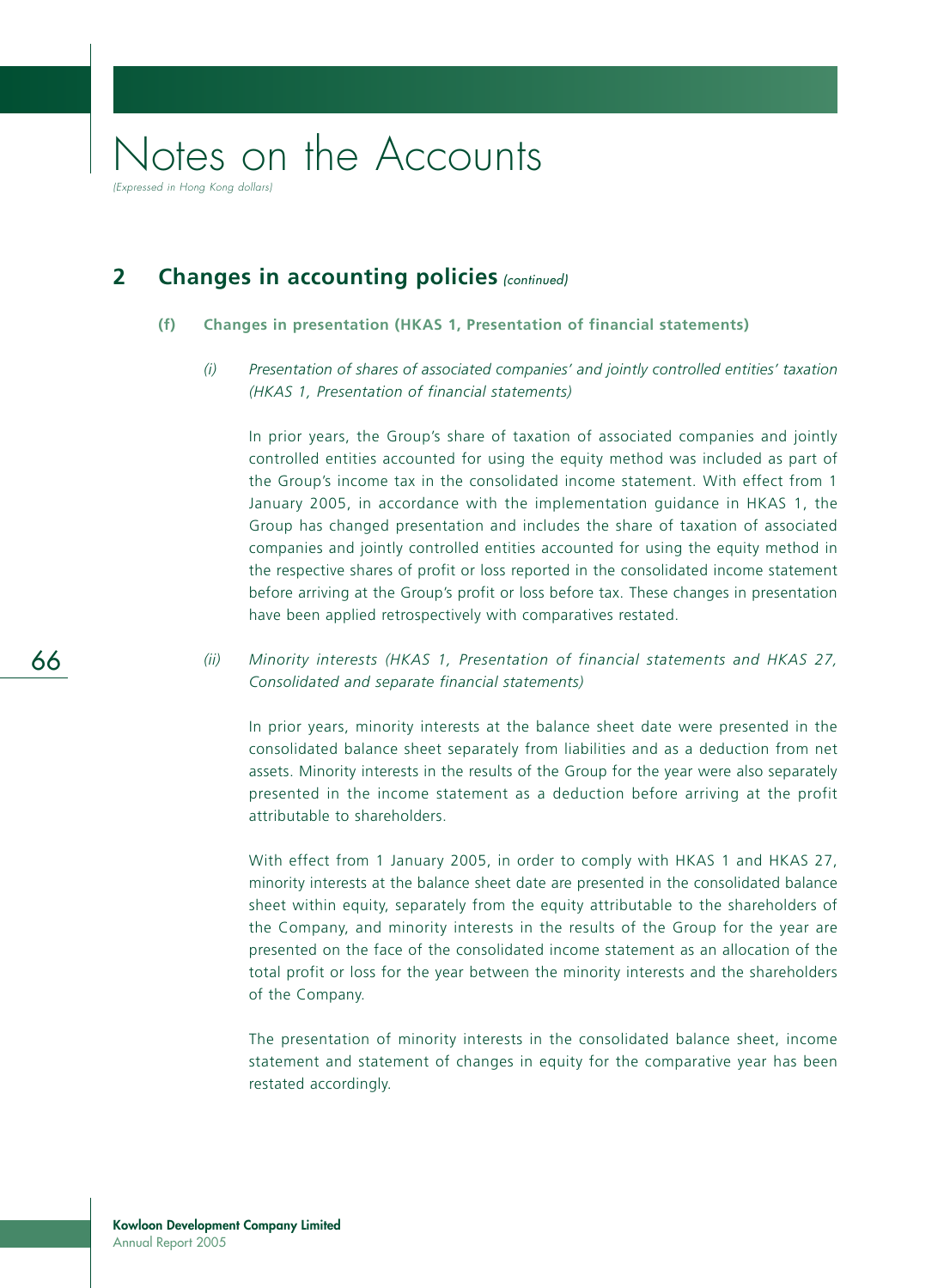# Notes on the Accounts

*(Expressed in Hong Kong dollars)*

## 2 Changes in accounting policies *(continued)*

### (f) Changes in presentation (HKAS 1, Presentation of financial statements)

*(i) Presentation of shares of associated companies' and jointly controlled entities' taxation (HKAS 1, Presentation of financial statements)*

In prior years, the Group's share of taxation of associated companies and jointly controlled entities accounted for using the equity method was included as part of the Group's income tax in the consolidated income statement. With effect from 1 January 2005, in accordance with the implementation guidance in HKAS 1, the Group has changed presentation and includes the share of taxation of associated companies and jointly controlled entities accounted for using the equity method in the respective shares of profit or loss reported in the consolidated income statement before arriving at the Group's profit or loss before tax. These changes in presentation have been applied retrospectively with comparatives restated.

*(ii) Minority interests (HKAS 1, Presentation of financial statements and HKAS 27, Consolidated and separate financial statements)*

In prior years, minority interests at the balance sheet date were presented in the consolidated balance sheet separately from liabilities and as a deduction from net assets. Minority interests in the results of the Group for the year were also separately presented in the income statement as a deduction before arriving at the profit attributable to shareholders.

With effect from 1 January 2005, in order to comply with HKAS 1 and HKAS 27, minority interests at the balance sheet date are presented in the consolidated balance sheet within equity, separately from the equity attributable to the shareholders of the Company, and minority interests in the results of the Group for the year are presented on the face of the consolidated income statement as an allocation of the total profit or loss for the year between the minority interests and the shareholders of the Company.

The presentation of minority interests in the consolidated balance sheet, income statement and statement of changes in equity for the comparative year has been restated accordingly.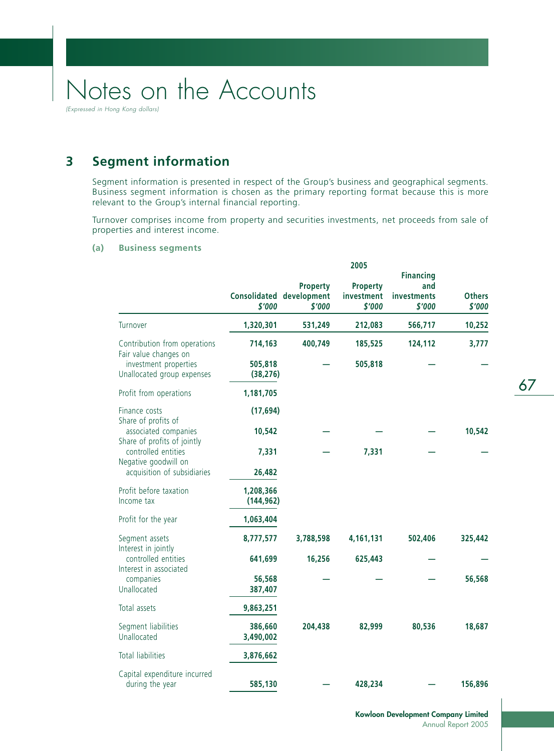# Notes on the Accounts

*(Expressed in Hong Kong dollars)*

## 3 Segment information

Segment information is presented in respect of the Group's business and geographical segments. Business segment information is chosen as the primary reporting format because this is more relevant to the Group's internal financial reporting.

Turnover comprises income from property and securities investments, net proceeds from sale of properties and interest income.

### (a) Business segments

| | 2005 | | | | |
|---|---|---|---|---|---|
| | **Consolidated** *$'000* | **Property development** *$'000* | **Property investment** *$'000* | **Financing and investments** *$'000* | **Others** *$'000* |
| Turnover | **1,320,301** | **531,249** | **212,083** | **566,717** | **10,252** |
| Contribution from operations | **714,163** | **400,749** | **185,525** | **124,112** | **3,777** |
| Fair value changes on investment properties | **505,818** | **—** | **505,818** | **—** | **—** |
| Unallocated group expenses | **(38,276)** | | | | |
| Profit from operations | **1,181,705** | | | | |
| Finance costs | **(17,694)** | | | | |
| Share of profits of associated companies | **10,542** | **—** | **—** | **—** | **10,542** |
| Share of profits of jointly controlled entities | **7,331** | **—** | **7,331** | **—** | **—** |
| Negative goodwill on acquisition of subsidiaries | **26,482** | | | | |
| Profit before taxation | **1,208,366** | | | | |
| Income tax | **(144,962)** | | | | |
| Profit for the year | **1,063,404** | | | | |
| Segment assets | **8,777,577** | **3,788,598** | **4,161,131** | **502,406** | **325,442** |
| Interest in jointly controlled entities | **641,699** | **16,256** | **625,443** | **—** | **—** |
| Interest in associated companies | **56,568** | **—** | **—** | **—** | **56,568** |
| Unallocated | **387,407** | | | | |
| Total assets | **9,863,251** | | | | |
| Segment liabilities | **386,660** | **204,438** | **82,999** | **80,536** | **18,687** |
| Unallocated | **3,490,002** | | | | |
| Total liabilities | **3,876,662** | | | | |
| Capital expenditure incurred during the year | **585,130** | **—** | **428,234** | **—** | **156,896** |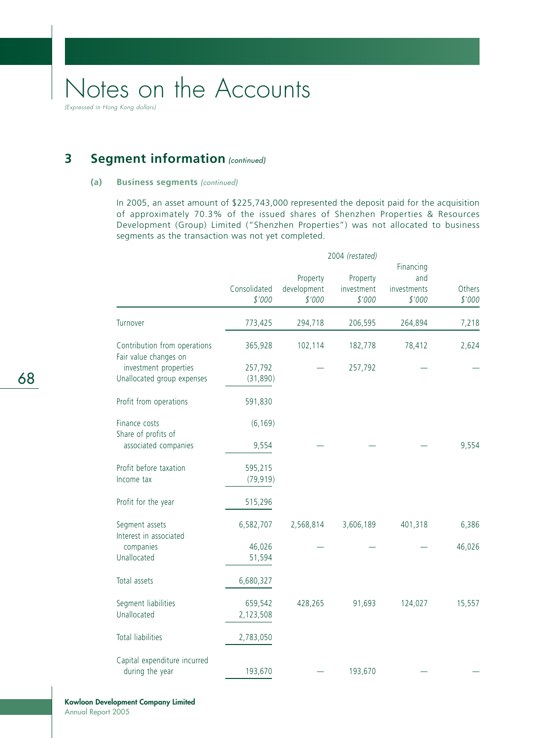# Notes on the Accounts

*(Expressed in Hong Kong dollars)*

## 3 Segment information *(continued)*

### (a) Business segments *(continued)*

In 2005, an asset amount of $225,743,000 represented the deposit paid for the acquisition of approximately 70.3% of the issued shares of Shenzhen Properties & Resources Development (Group) Limited ("Shenzhen Properties") was not allocated to business segments as the transaction was not yet completed.

| | 2004 *(restated)* | | | | |
|---|---|---|---|---|---|
| | Consolidated<br>*$'000* | Property development<br>*$'000* | Property investment<br>*$'000* | Financing and investments<br>*$'000* | Others<br>*$'000* |
| Turnover | 773,425 | 294,718 | 206,595 | 264,894 | 7,218 |
| Contribution from operations | 365,928 | 102,114 | 182,778 | 78,412 | 2,624 |
| Fair value changes on investment properties | 257,792 | — | 257,792 | — | — |
| Unallocated group expenses | (31,890) | | | | |
| Profit from operations | 591,830 | | | | |
| Finance costs | (6,169) | | | | |
| Share of profits of associated companies | 9,554 | — | — | — | 9,554 |
| Profit before taxation | 595,215 | | | | |
| Income tax | (79,919) | | | | |
| Profit for the year | 515,296 | | | | |
| Segment assets | 6,582,707 | 2,568,814 | 3,606,189 | 401,318 | 6,386 |
| Interest in associated companies | 46,026 | — | — | — | 46,026 |
| Unallocated | 51,594 | | | | |
| Total assets | 6,680,327 | | | | |
| Segment liabilities | 659,542 | 428,265 | 91,693 | 124,027 | 15,557 |
| Unallocated | 2,123,508 | | | | |
| Total liabilities | 2,783,050 | | | | |
| Capital expenditure incurred during the year | 193,670 | — | 193,670 | — | — |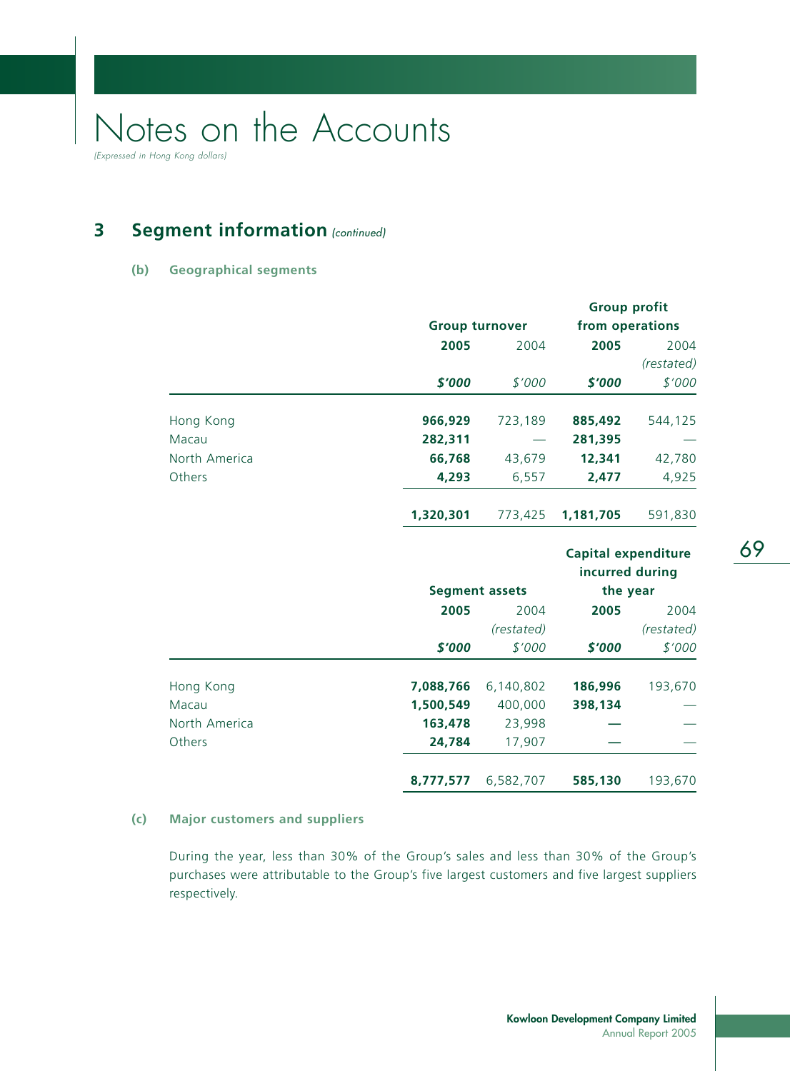# Notes on the Accounts

*(Expressed in Hong Kong dollars)*

## 3 Segment information *(continued)*

### (b) Geographical segments

| | Group turnover | | Group profit from operations | |
|---|---|---|---|---|
| | **2005** | 2004 | **2005** | 2004 *(restated)* |
| | ***$'000*** | *$'000* | ***$'000*** | *$'000* |
| Hong Kong | **966,929** | 723,189 | **885,492** | 544,125 |
| Macau | **282,311** | — | **281,395** | — |
| North America | **66,768** | 43,679 | **12,341** | 42,780 |
| Others | **4,293** | 6,557 | **2,477** | 4,925 |
| | **1,320,301** | 773,425 | **1,181,705** | 591,830 |

| | Segment assets | | Capital expenditure incurred during the year | |
|---|---|---|---|---|
| | **2005** | 2004 *(restated)* | **2005** | 2004 *(restated)* |
| | ***$'000*** | *$'000* | ***$'000*** | *$'000* |
| Hong Kong | **7,088,766** | 6,140,802 | **186,996** | 193,670 |
| Macau | **1,500,549** | 400,000 | **398,134** | — |
| North America | **163,478** | 23,998 | **—** | — |
| Others | **24,784** | 17,907 | **—** | — |
| | **8,777,577** | 6,582,707 | **585,130** | 193,670 |

### (c) Major customers and suppliers

During the year, less than 30% of the Group's sales and less than 30% of the Group's purchases were attributable to the Group's five largest customers and five largest suppliers respectively.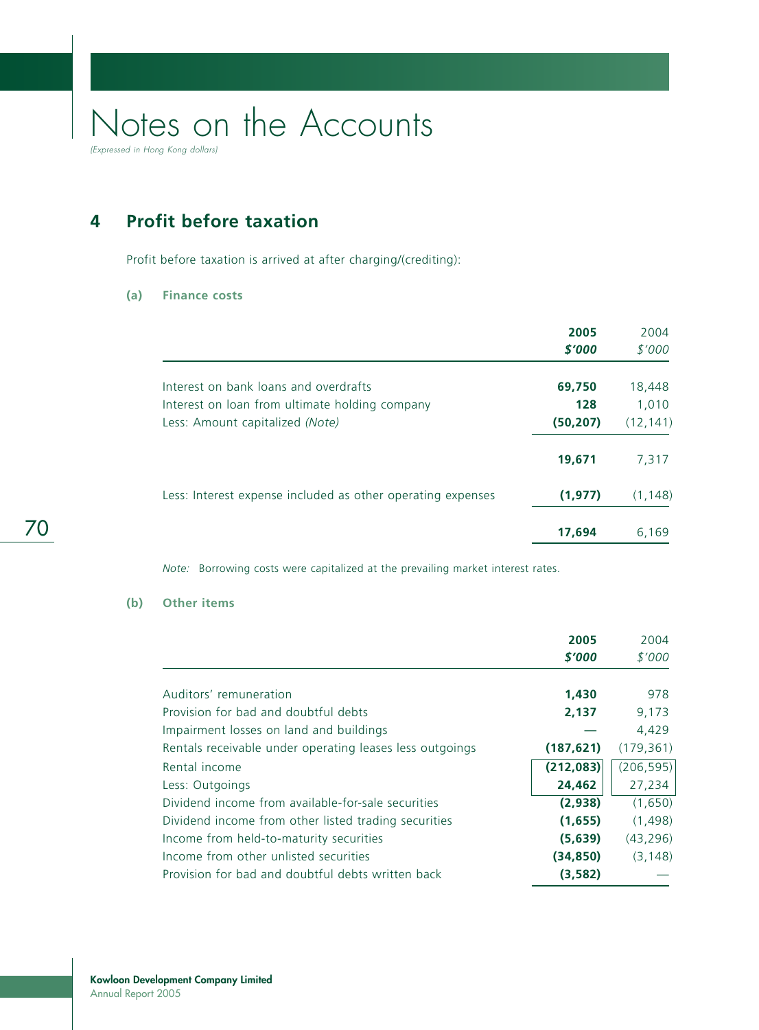# Notes on the Accounts

*(Expressed in Hong Kong dollars)*

## 4 Profit before taxation

Profit before taxation is arrived at after charging/(crediting):

### (a) Finance costs

| | **2005** | 2004 |
|---|---|---|
| | ***$'000*** | *$'000* |
| Interest on bank loans and overdrafts | **69,750** | 18,448 |
| Interest on loan from ultimate holding company | **128** | 1,010 |
| Less: Amount capitalized *(Note)* | **(50,207)** | (12,141) |
| | **19,671** | 7,317 |
| Less: Interest expense included as other operating expenses | **(1,977)** | (1,148) |
| | **17,694** | 6,169 |

*Note:* Borrowing costs were capitalized at the prevailing market interest rates.

### (b) Other items

| | **2005** | 2004 |
|---|---|---|
| | ***$'000*** | *$'000* |
| Auditors' remuneration | **1,430** | 978 |
| Provision for bad and doubtful debts | **2,137** | 9,173 |
| Impairment losses on land and buildings | **—** | 4,429 |
| Rentals receivable under operating leases less outgoings | **(187,621)** | (179,361) |
| Rental income | **(212,083)** | (206,595) |
| Less: Outgoings | **24,462** | 27,234 |
| Dividend income from available-for-sale securities | **(2,938)** | (1,650) |
| Dividend income from other listed trading securities | **(1,655)** | (1,498) |
| Income from held-to-maturity securities | **(5,639)** | (43,296) |
| Income from other unlisted securities | **(34,850)** | (3,148) |
| Provision for bad and doubtful debts written back | **(3,582)** | — |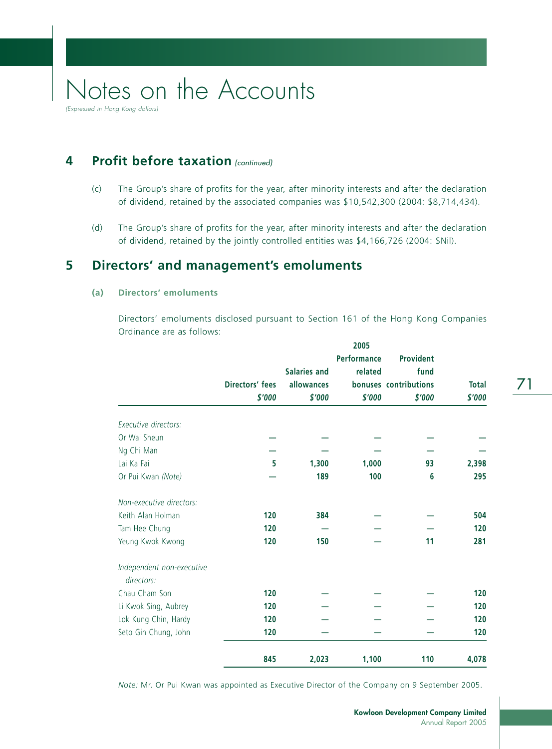# Notes on the Accounts

*(Expressed in Hong Kong dollars)*

## 4 Profit before taxation *(continued)*

(c) The Group's share of profits for the year, after minority interests and after the declaration of dividend, retained by the associated companies was $10,542,300 (2004: $8,714,434).

(d) The Group's share of profits for the year, after minority interests and after the declaration of dividend, retained by the jointly controlled entities was $4,166,726 (2004: $Nil).

## 5 Directors' and management's emoluments

### (a) Directors' emoluments

Directors' emoluments disclosed pursuant to Section 161 of the Hong Kong Companies Ordinance are as follows:

| | 2005 | | | | |
|---|---|---|---|---|---|
| | Directors' fees | Salaries and allowances | Performance related bonuses | Provident fund contributions | Total |
| | $'000 | $'000 | $'000 | $'000 | $'000 |
| *Executive directors:* | | | | | |
| Or Wai Sheun | — | — | — | — | — |
| Ng Chi Man | — | — | — | — | — |
| Lai Ka Fai | 5 | 1,300 | 1,000 | 93 | 2,398 |
| Or Pui Kwan *(Note)* | — | 189 | 100 | 6 | 295 |
| *Non-executive directors:* | | | | | |
| Keith Alan Holman | 120 | 384 | — | — | 504 |
| Tam Hee Chung | 120 | — | — | — | 120 |
| Yeung Kwok Kwong | 120 | 150 | — | 11 | 281 |
| *Independent non-executive directors:* | | | | | |
| Chau Cham Son | 120 | — | — | — | 120 |
| Li Kwok Sing, Aubrey | 120 | — | — | — | 120 |
| Lok Kung Chin, Hardy | 120 | — | — | — | 120 |
| Seto Gin Chung, John | 120 | — | — | — | 120 |
| | 845 | 2,023 | 1,100 | 110 | 4,078 |

*Note:* Mr. Or Pui Kwan was appointed as Executive Director of the Company on 9 September 2005.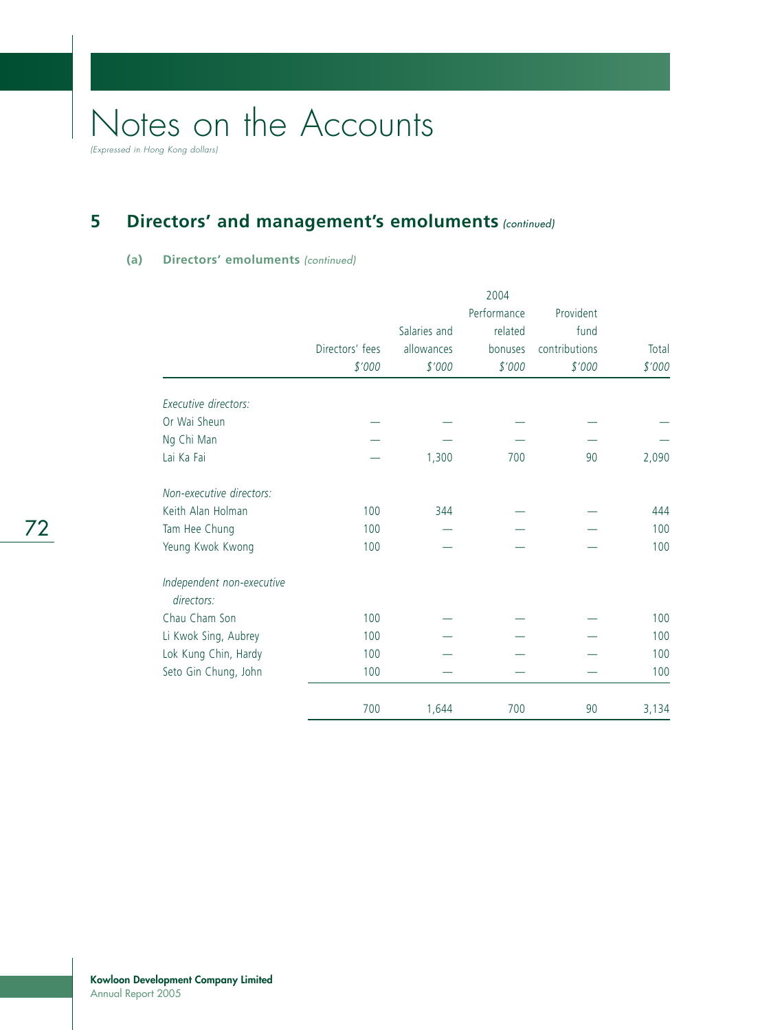# Notes on the Accounts

*(Expressed in Hong Kong dollars)*

## 5 Directors' and management's emoluments *(continued)*

### (a) Directors' emoluments *(continued)*

| | 2004 | | | | |
|---|---|---|---|---|---|
| | Directors' fees | Salaries and allowances | Performance related bonuses | Provident fund contributions | Total |
| | *$'000* | *$'000* | *$'000* | *$'000* | *$'000* |
| *Executive directors:* | | | | | |
| Or Wai Sheun | — | — | — | — | — |
| Ng Chi Man | — | — | — | — | — |
| Lai Ka Fai | — | 1,300 | 700 | 90 | 2,090 |
| *Non-executive directors:* | | | | | |
| Keith Alan Holman | 100 | 344 | — | — | 444 |
| Tam Hee Chung | 100 | — | — | — | 100 |
| Yeung Kwok Kwong | 100 | — | — | — | 100 |
| *Independent non-executive directors:* | | | | | |
| Chau Cham Son | 100 | — | — | — | 100 |
| Li Kwok Sing, Aubrey | 100 | — | — | — | 100 |
| Lok Kung Chin, Hardy | 100 | — | — | — | 100 |
| Seto Gin Chung, John | 100 | — | — | — | 100 |
| | 700 | 1,644 | 700 | 90 | 3,134 |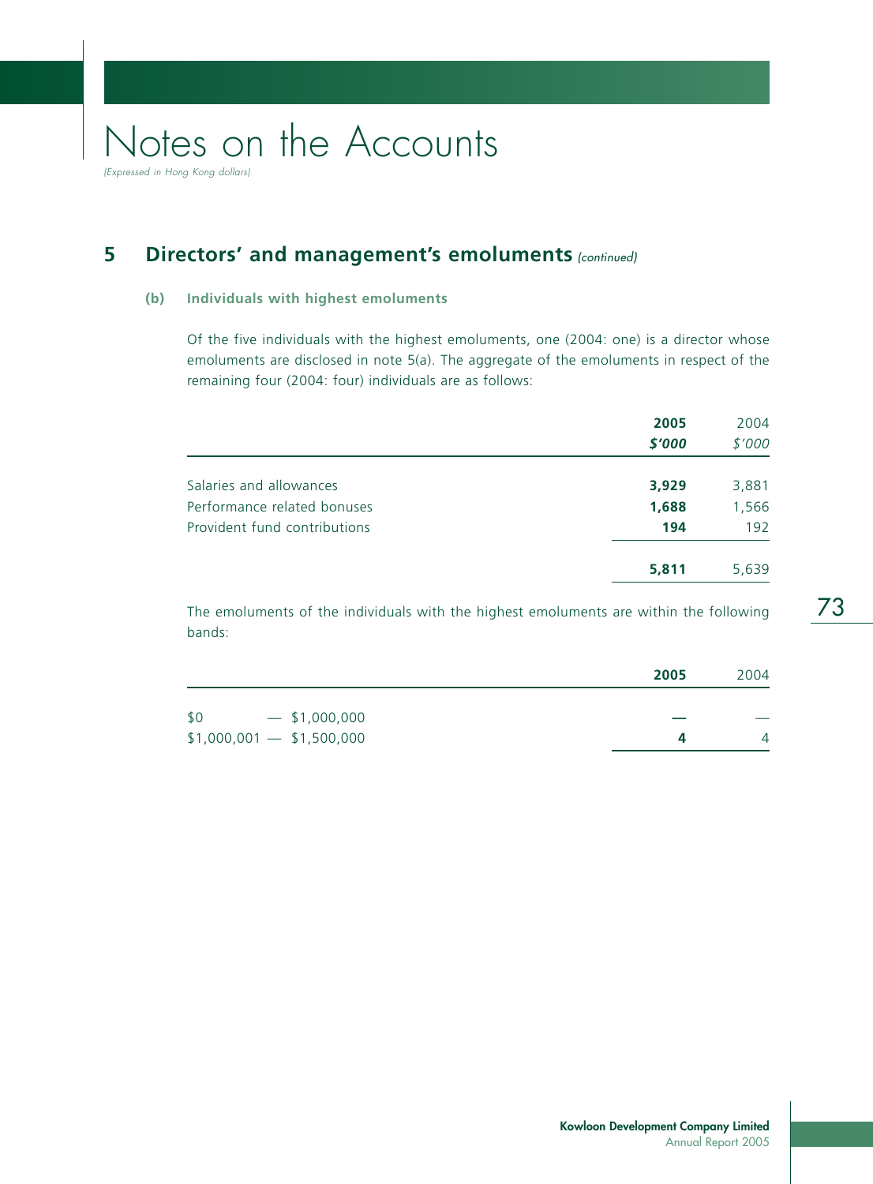# Notes on the Accounts

*(Expressed in Hong Kong dollars)*

## 5 Directors' and management's emoluments *(continued)*

### (b) Individuals with highest emoluments

Of the five individuals with the highest emoluments, one (2004: one) is a director whose emoluments are disclosed in note 5(a). The aggregate of the emoluments in respect of the remaining four (2004: four) individuals are as follows:

| | **2005** | 2004 |
|---|---|---|
| | ***$'000*** | *$'000* |
| Salaries and allowances | **3,929** | 3,881 |
| Performance related bonuses | **1,688** | 1,566 |
| Provident fund contributions | **194** | 192 |
| | **5,811** | 5,639 |

The emoluments of the individuals with the highest emoluments are within the following bands:

| | **2005** | 2004 |
|---|---|---|
| $0 — $1,000,000 | **—** | — |
| $1,000,001 — $1,500,000 | **4** | 4 |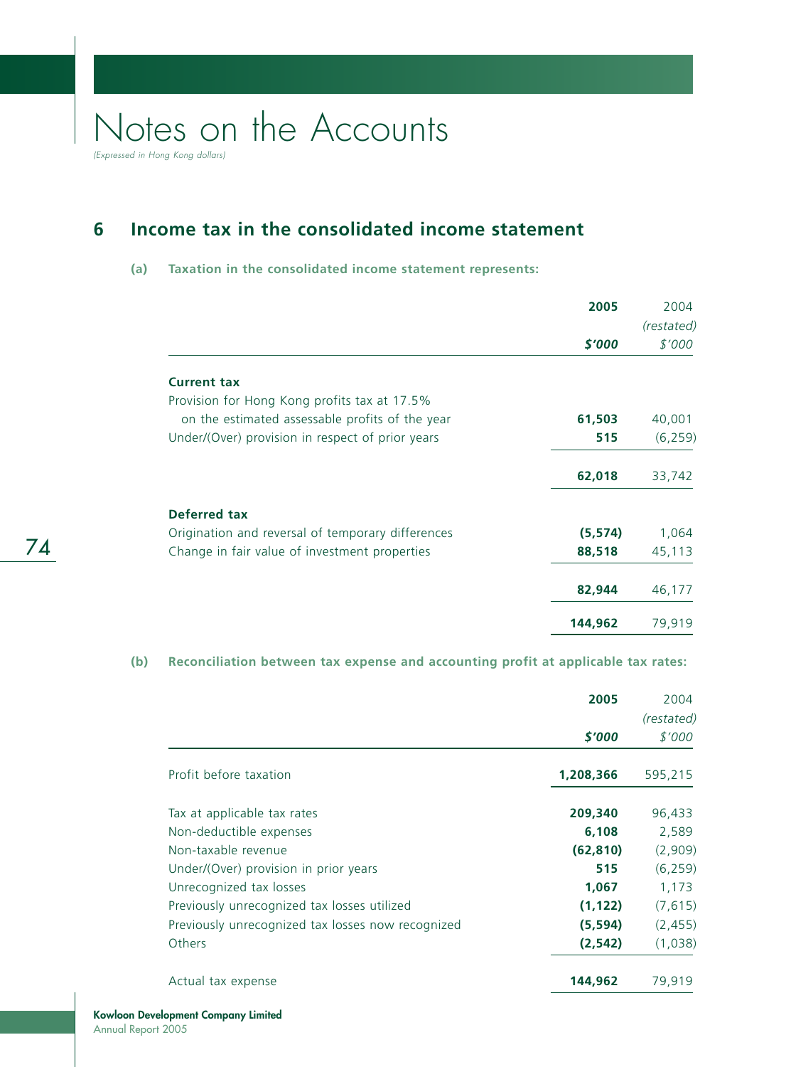# Notes on the Accounts

*(Expressed in Hong Kong dollars)*

## 6 Income tax in the consolidated income statement

### (a) Taxation in the consolidated income statement represents:

| | **2005** | 2004 *(restated)* |
|---|---|---|
| | ***$'000*** | *$'000* |
| **Current tax** | | |
| Provision for Hong Kong profits tax at 17.5% on the estimated assessable profits of the year | **61,503** | 40,001 |
| Under/(Over) provision in respect of prior years | **515** | (6,259) |
| | **62,018** | 33,742 |
| **Deferred tax** | | |
| Origination and reversal of temporary differences | **(5,574)** | 1,064 |
| Change in fair value of investment properties | **88,518** | 45,113 |
| | **82,944** | 46,177 |
| | **144,962** | 79,919 |

### (b) Reconciliation between tax expense and accounting profit at applicable tax rates:

| | **2005** | 2004 *(restated)* |
|---|---|---|
| | ***$'000*** | *$'000* |
| Profit before taxation | **1,208,366** | 595,215 |
| Tax at applicable tax rates | **209,340** | 96,433 |
| Non-deductible expenses | **6,108** | 2,589 |
| Non-taxable revenue | **(62,810)** | (2,909) |
| Under/(Over) provision in prior years | **515** | (6,259) |
| Unrecognized tax losses | **1,067** | 1,173 |
| Previously unrecognized tax losses utilized | **(1,122)** | (7,615) |
| Previously unrecognized tax losses now recognized | **(5,594)** | (2,455) |
| Others | **(2,542)** | (1,038) |
| Actual tax expense | **144,962** | 79,919 |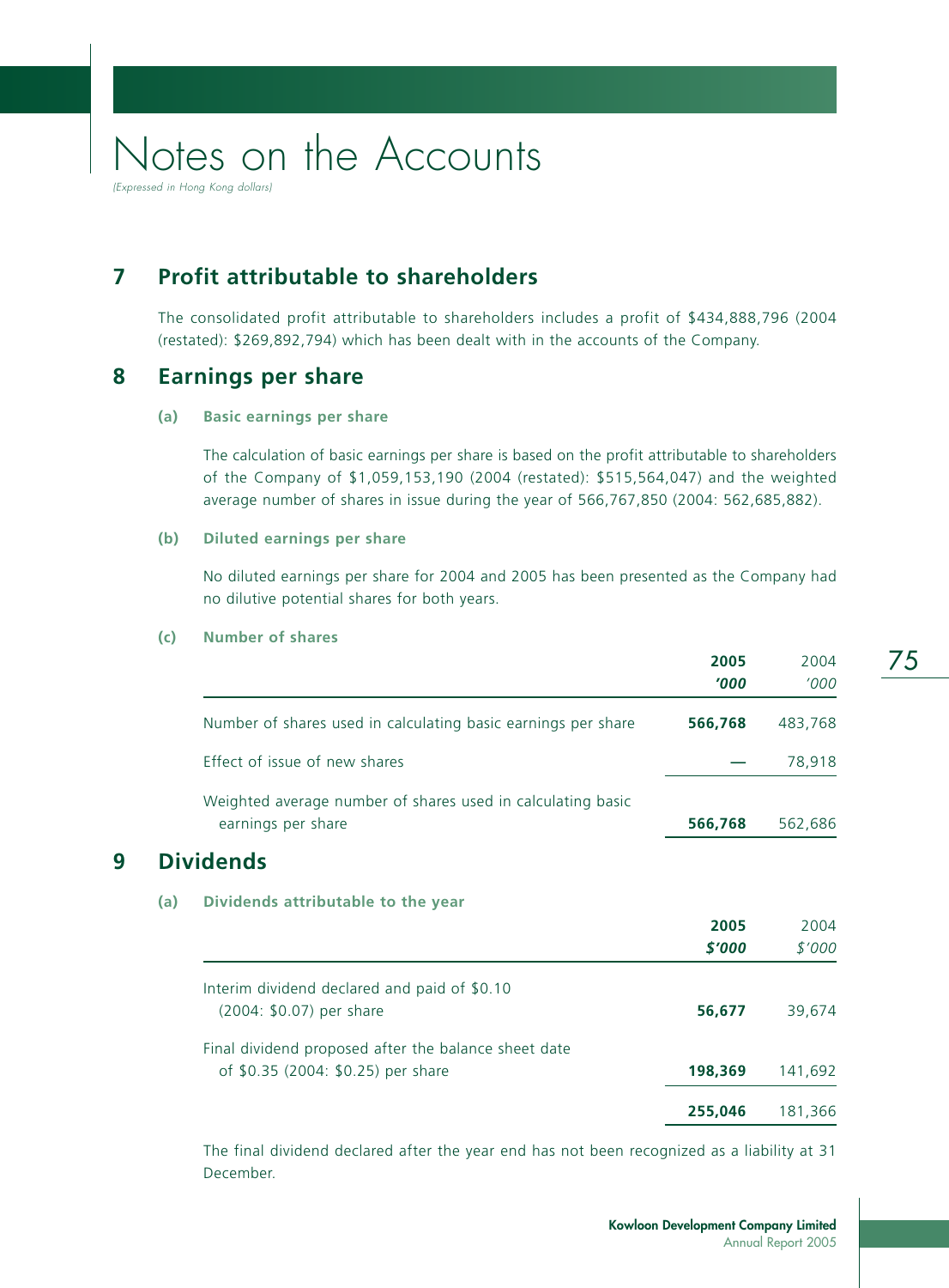# Notes on the Accounts

*(Expressed in Hong Kong dollars)*

## 7 Profit attributable to shareholders

The consolidated profit attributable to shareholders includes a profit of $434,888,796 (2004 (restated): $269,892,794) which has been dealt with in the accounts of the Company.

## 8 Earnings per share

### (a) Basic earnings per share

The calculation of basic earnings per share is based on the profit attributable to shareholders of the Company of $1,059,153,190 (2004 (restated): $515,564,047) and the weighted average number of shares in issue during the year of 566,767,850 (2004: 562,685,882).

### (b) Diluted earnings per share

No diluted earnings per share for 2004 and 2005 has been presented as the Company had no dilutive potential shares for both years.

### (c) Number of shares

| | **2005** **'000** | 2004 '000 |
|---|---|---|
| Number of shares used in calculating basic earnings per share | **566,768** | 483,768 |
| Effect of issue of new shares | **—** | 78,918 |
| Weighted average number of shares used in calculating basic earnings per share | **566,768** | 562,686 |

## 9 Dividends

### (a) Dividends attributable to the year

| | **2005** **$'000** | 2004 $'000 |
|---|---|---|
| Interim dividend declared and paid of $0.10 (2004: $0.07) per share | **56,677** | 39,674 |
| Final dividend proposed after the balance sheet date of $0.35 (2004: $0.25) per share | **198,369** | 141,692 |
| | **255,046** | 181,366 |

The final dividend declared after the year end has not been recognized as a liability at 31 December.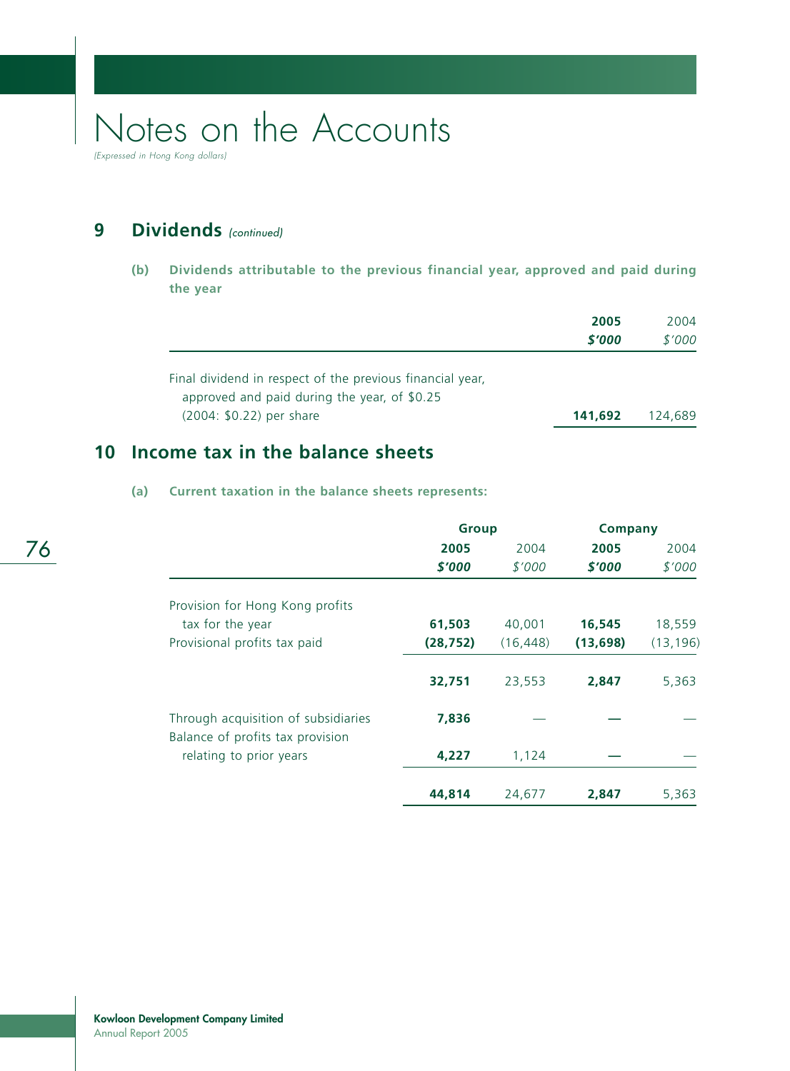# Notes on the Accounts

*(Expressed in Hong Kong dollars)*

## 9 Dividends *(continued)*

**(b) Dividends attributable to the previous financial year, approved and paid during the year**

| | **2005** | 2004 |
|---|---|---|
| | ***$'000*** | *$'000* |
| Final dividend in respect of the previous financial year, approved and paid during the year, of $0.25 (2004: $0.22) per share | **141,692** | 124,689 |

## 10 Income tax in the balance sheets

**(a) Current taxation in the balance sheets represents:**

| | **Group** | | **Company** | |
|---|---|---|---|---|
| | **2005** | 2004 | **2005** | 2004 |
| | ***$'000*** | *$'000* | ***$'000*** | *$'000* |
| Provision for Hong Kong profits tax for the year | **61,503** | 40,001 | **16,545** | 18,559 |
| Provisional profits tax paid | **(28,752)** | (16,448) | **(13,698)** | (13,196) |
| | **32,751** | 23,553 | **2,847** | 5,363 |
| Through acquisition of subsidiaries | **7,836** | — | **—** | — |
| Balance of profits tax provision relating to prior years | **4,227** | 1,124 | **—** | — |
| | **44,814** | 24,677 | **2,847** | 5,363 |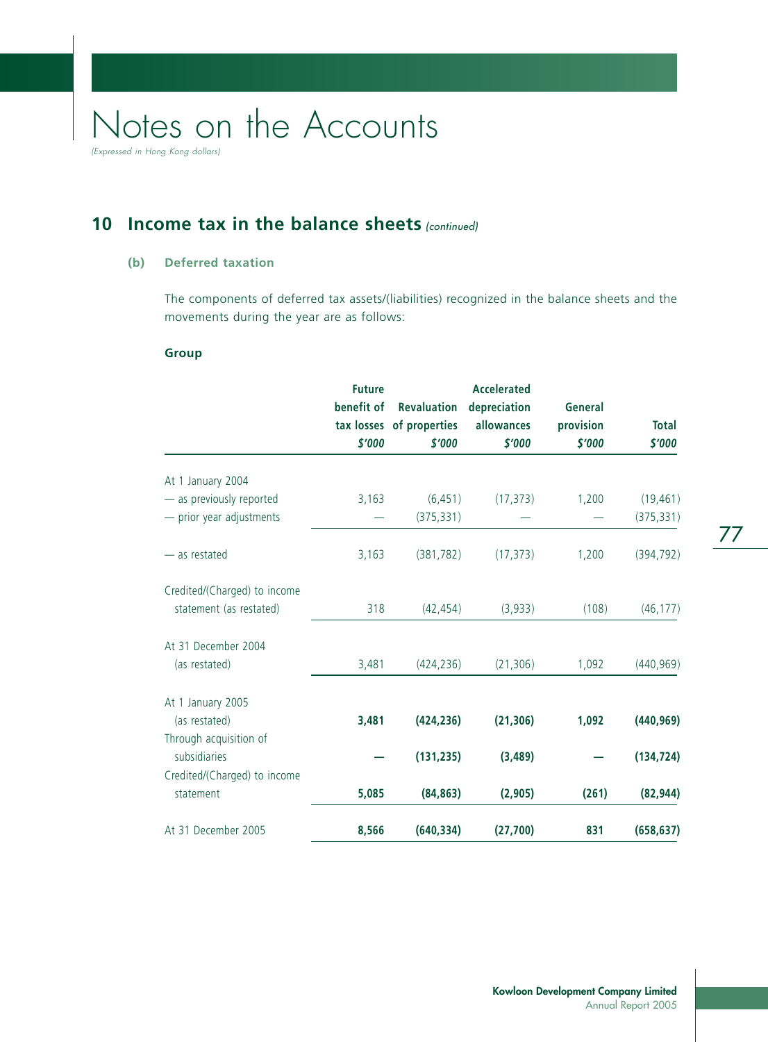# Notes on the Accounts

*(Expressed in Hong Kong dollars)*

## 10 Income tax in the balance sheets *(continued)*

### (b) Deferred taxation

The components of deferred tax assets/(liabilities) recognized in the balance sheets and the movements during the year are as follows:

**Group**

| | Future benefit of tax losses | Revaluation of properties | Accelerated depreciation allowances | General provision | Total |
|---|---|---|---|---|---|
| | *$'000* | *$'000* | *$'000* | *$'000* | *$'000* |
| At 1 January 2004 | | | | | |
| — as previously reported | 3,163 | (6,451) | (17,373) | 1,200 | (19,461) |
| — prior year adjustments | — | (375,331) | — | — | (375,331) |
| — as restated | 3,163 | (381,782) | (17,373) | 1,200 | (394,792) |
| Credited/(Charged) to income statement (as restated) | 318 | (42,454) | (3,933) | (108) | (46,177) |
| At 31 December 2004 (as restated) | 3,481 | (424,236) | (21,306) | 1,092 | (440,969) |
| At 1 January 2005 (as restated) | **3,481** | **(424,236)** | **(21,306)** | **1,092** | **(440,969)** |
| Through acquisition of subsidiaries | **—** | **(131,235)** | **(3,489)** | **—** | **(134,724)** |
| Credited/(Charged) to income statement | **5,085** | **(84,863)** | **(2,905)** | **(261)** | **(82,944)** |
| At 31 December 2005 | **8,566** | **(640,334)** | **(27,700)** | **831** | **(658,637)** |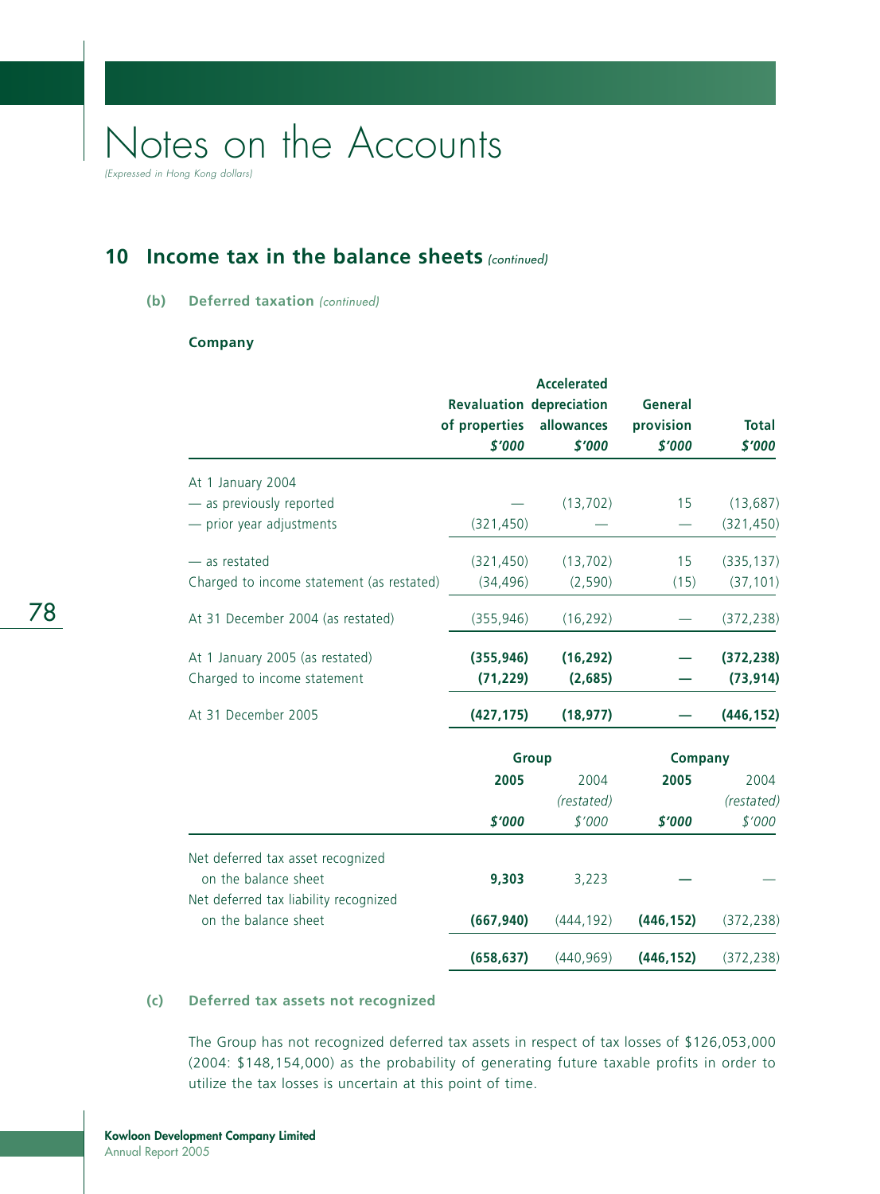# Notes on the Accounts

*(Expressed in Hong Kong dollars)*

## 10 Income tax in the balance sheets *(continued)*

### (b) Deferred taxation *(continued)*

**Company**

| | Revaluation of properties | Accelerated depreciation allowances | General provision | Total |
|---|---|---|---|---|
| | *$'000* | *$'000* | *$'000* | *$'000* |
| At 1 January 2004 | | | | |
| — as previously reported | — | (13,702) | 15 | (13,687) |
| — prior year adjustments | (321,450) | — | — | (321,450) |
| — as restated | (321,450) | (13,702) | 15 | (335,137) |
| Charged to income statement (as restated) | (34,496) | (2,590) | (15) | (37,101) |
| At 31 December 2004 (as restated) | (355,946) | (16,292) | — | (372,238) |
| At 1 January 2005 (as restated) | **(355,946)** | **(16,292)** | **—** | **(372,238)** |
| Charged to income statement | **(71,229)** | **(2,685)** | **—** | **(73,914)** |
| At 31 December 2005 | **(427,175)** | **(18,977)** | **—** | **(446,152)** |

| | Group | | Company | |
|---|---|---|---|---|
| | **2005** | 2004 *(restated)* | **2005** | 2004 *(restated)* |
| | ***$'000*** | *$'000* | ***$'000*** | *$'000* |
| Net deferred tax asset recognized on the balance sheet | **9,303** | 3,223 | **—** | — |
| Net deferred tax liability recognized on the balance sheet | **(667,940)** | (444,192) | **(446,152)** | (372,238) |
| | **(658,637)** | (440,969) | **(446,152)** | (372,238) |

### (c) Deferred tax assets not recognized

The Group has not recognized deferred tax assets in respect of tax losses of $126,053,000 (2004: $148,154,000) as the probability of generating future taxable profits in order to utilize the tax losses is uncertain at this point of time.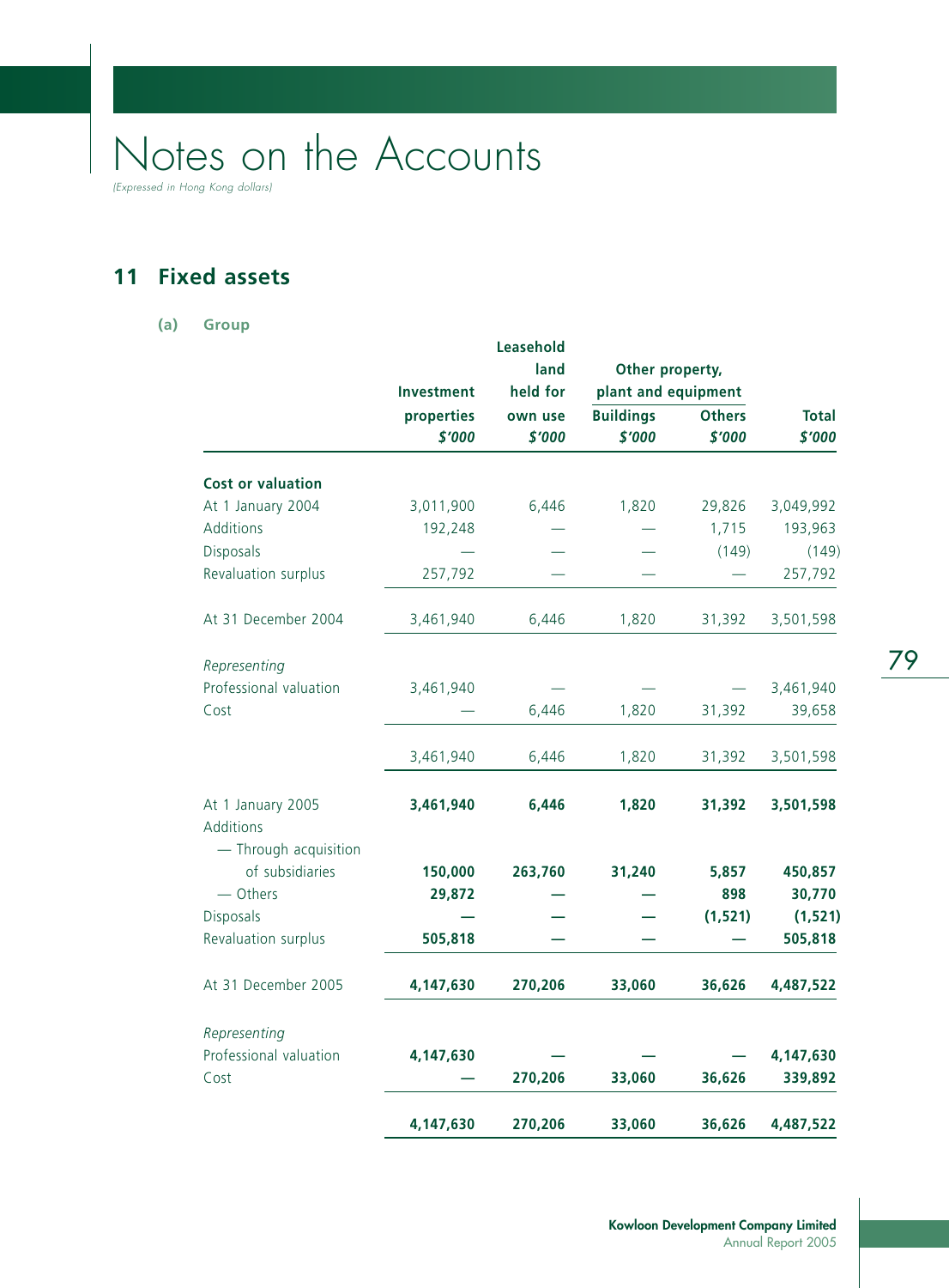# Notes on the Accounts

*(Expressed in Hong Kong dollars)*

## 11 Fixed assets

### (a) Group

| | Investment properties | Leasehold land held for own use | Other property, plant and equipment | | Total |
|---|---|---|---|---|---|
| | | | Buildings | Others | |
| | $'000 | $'000 | $'000 | $'000 | $'000 |
| **Cost or valuation** | | | | | |
| At 1 January 2004 | 3,011,900 | 6,446 | 1,820 | 29,826 | 3,049,992 |
| Additions | 192,248 | — | — | 1,715 | 193,963 |
| Disposals | — | — | — | (149) | (149) |
| Revaluation surplus | 257,792 | — | — | — | 257,792 |
| At 31 December 2004 | 3,461,940 | 6,446 | 1,820 | 31,392 | 3,501,598 |
| *Representing* | | | | | |
| Professional valuation | 3,461,940 | — | — | — | 3,461,940 |
| Cost | — | 6,446 | 1,820 | 31,392 | 39,658 |
| | 3,461,940 | 6,446 | 1,820 | 31,392 | 3,501,598 |
| At 1 January 2005 | **3,461,940** | **6,446** | **1,820** | **31,392** | **3,501,598** |
| Additions | | | | | |
| — Through acquisition of subsidiaries | **150,000** | **263,760** | **31,240** | **5,857** | **450,857** |
| — Others | **29,872** | **—** | **—** | **898** | **30,770** |
| Disposals | **—** | **—** | **—** | **(1,521)** | **(1,521)** |
| Revaluation surplus | **505,818** | **—** | **—** | **—** | **505,818** |
| At 31 December 2005 | **4,147,630** | **270,206** | **33,060** | **36,626** | **4,487,522** |
| *Representing* | | | | | |
| Professional valuation | **4,147,630** | **—** | **—** | **—** | **4,147,630** |
| Cost | **—** | **270,206** | **33,060** | **36,626** | **339,892** |
| | **4,147,630** | **270,206** | **33,060** | **36,626** | **4,487,522** |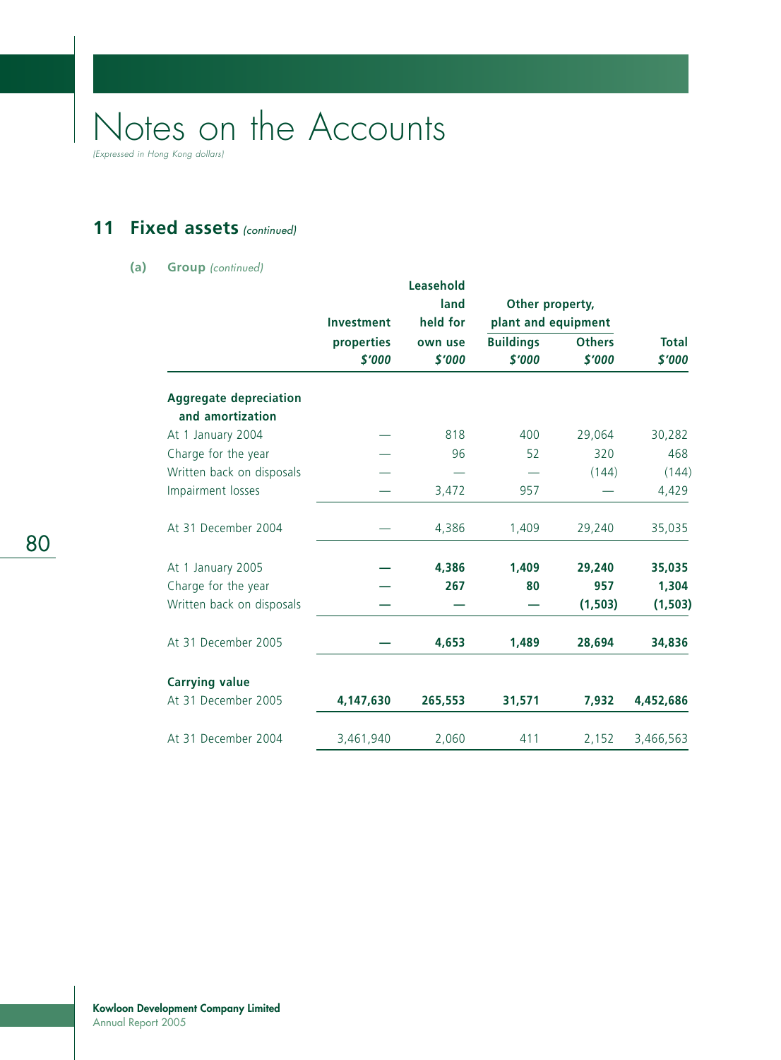# Notes on the Accounts

*(Expressed in Hong Kong dollars)*

## 11 Fixed assets *(continued)*

### (a) Group *(continued)*

| | Investment properties $'000 | Leasehold land held for own use $'000 | Other property, plant and equipment Buildings $'000 | Other property, plant and equipment Others $'000 | Total $'000 |
|---|---|---|---|---|---|
| **Aggregate depreciation and amortization** | | | | | |
| At 1 January 2004 | — | 818 | 400 | 29,064 | 30,282 |
| Charge for the year | — | 96 | 52 | 320 | 468 |
| Written back on disposals | — | — | — | (144) | (144) |
| Impairment losses | — | 3,472 | 957 | — | 4,429 |
| At 31 December 2004 | — | 4,386 | 1,409 | 29,240 | 35,035 |
| At 1 January 2005 | **—** | **4,386** | **1,409** | **29,240** | **35,035** |
| Charge for the year | **—** | **267** | **80** | **957** | **1,304** |
| Written back on disposals | **—** | **—** | **—** | **(1,503)** | **(1,503)** |
| At 31 December 2005 | **—** | **4,653** | **1,489** | **28,694** | **34,836** |
| **Carrying value** | | | | | |
| At 31 December 2005 | **4,147,630** | **265,553** | **31,571** | **7,932** | **4,452,686** |
| At 31 December 2004 | 3,461,940 | 2,060 | 411 | 2,152 | 3,466,563 |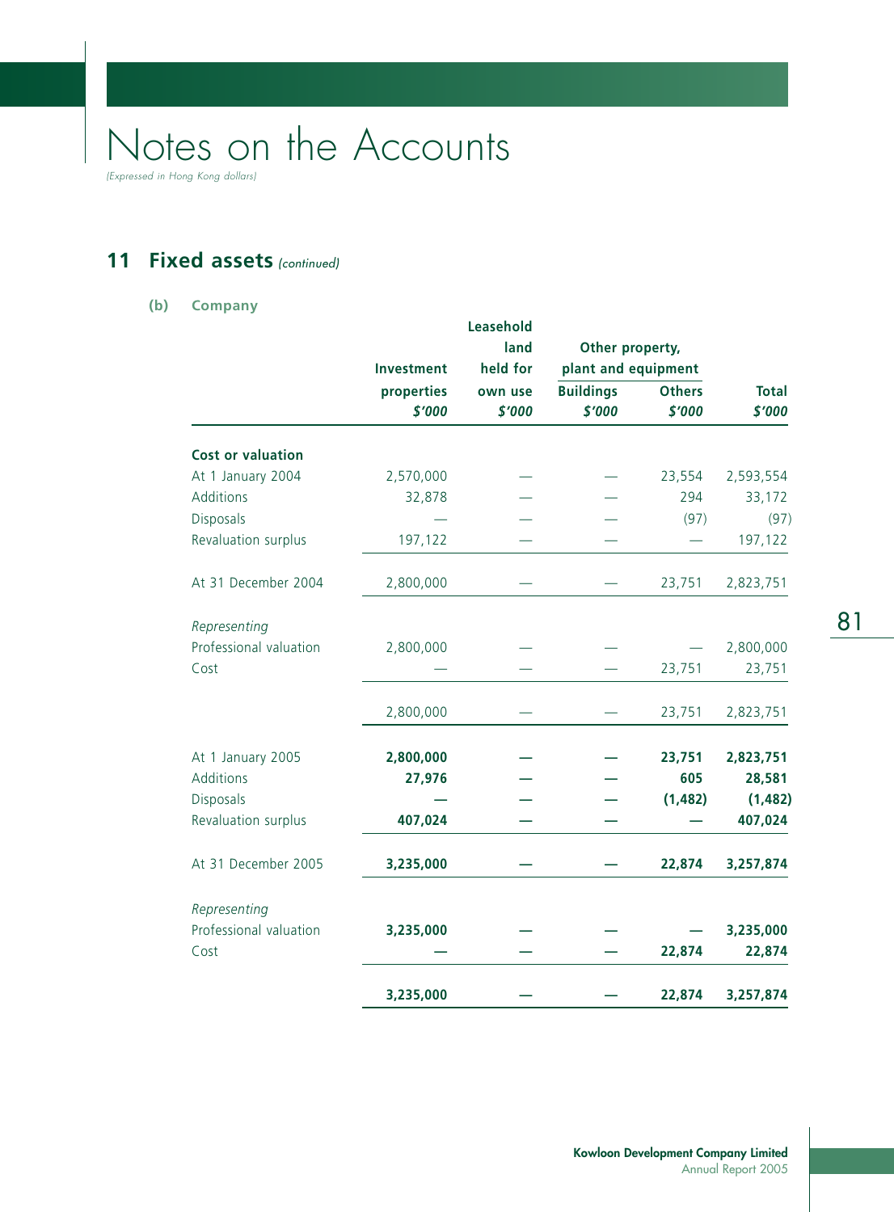# Notes on the Accounts

*(Expressed in Hong Kong dollars)*

## 11 Fixed assets *(continued)*

### (b) Company

| | Investment properties $'000 | Leasehold land held for own use $'000 | Other property, plant and equipment | | Total $'000 |
|---|---|---|---|---|---|
| | | | Buildings $'000 | Others $'000 | |
| **Cost or valuation** | | | | | |
| At 1 January 2004 | 2,570,000 | — | — | 23,554 | 2,593,554 |
| Additions | 32,878 | — | — | 294 | 33,172 |
| Disposals | — | — | — | (97) | (97) |
| Revaluation surplus | 197,122 | — | — | — | 197,122 |
| At 31 December 2004 | 2,800,000 | — | — | 23,751 | 2,823,751 |
| *Representing* | | | | | |
| Professional valuation | 2,800,000 | — | — | — | 2,800,000 |
| Cost | — | — | — | 23,751 | 23,751 |
| | 2,800,000 | — | — | 23,751 | 2,823,751 |
| At 1 January 2005 | **2,800,000** | **—** | **—** | **23,751** | **2,823,751** |
| Additions | **27,976** | **—** | **—** | **605** | **28,581** |
| Disposals | **—** | **—** | **—** | **(1,482)** | **(1,482)** |
| Revaluation surplus | **407,024** | **—** | **—** | **—** | **407,024** |
| At 31 December 2005 | **3,235,000** | **—** | **—** | **22,874** | **3,257,874** |
| *Representing* | | | | | |
| Professional valuation | **3,235,000** | **—** | **—** | **—** | **3,235,000** |
| Cost | **—** | **—** | **—** | **22,874** | **22,874** |
| | **3,235,000** | **—** | **—** | **22,874** | **3,257,874** |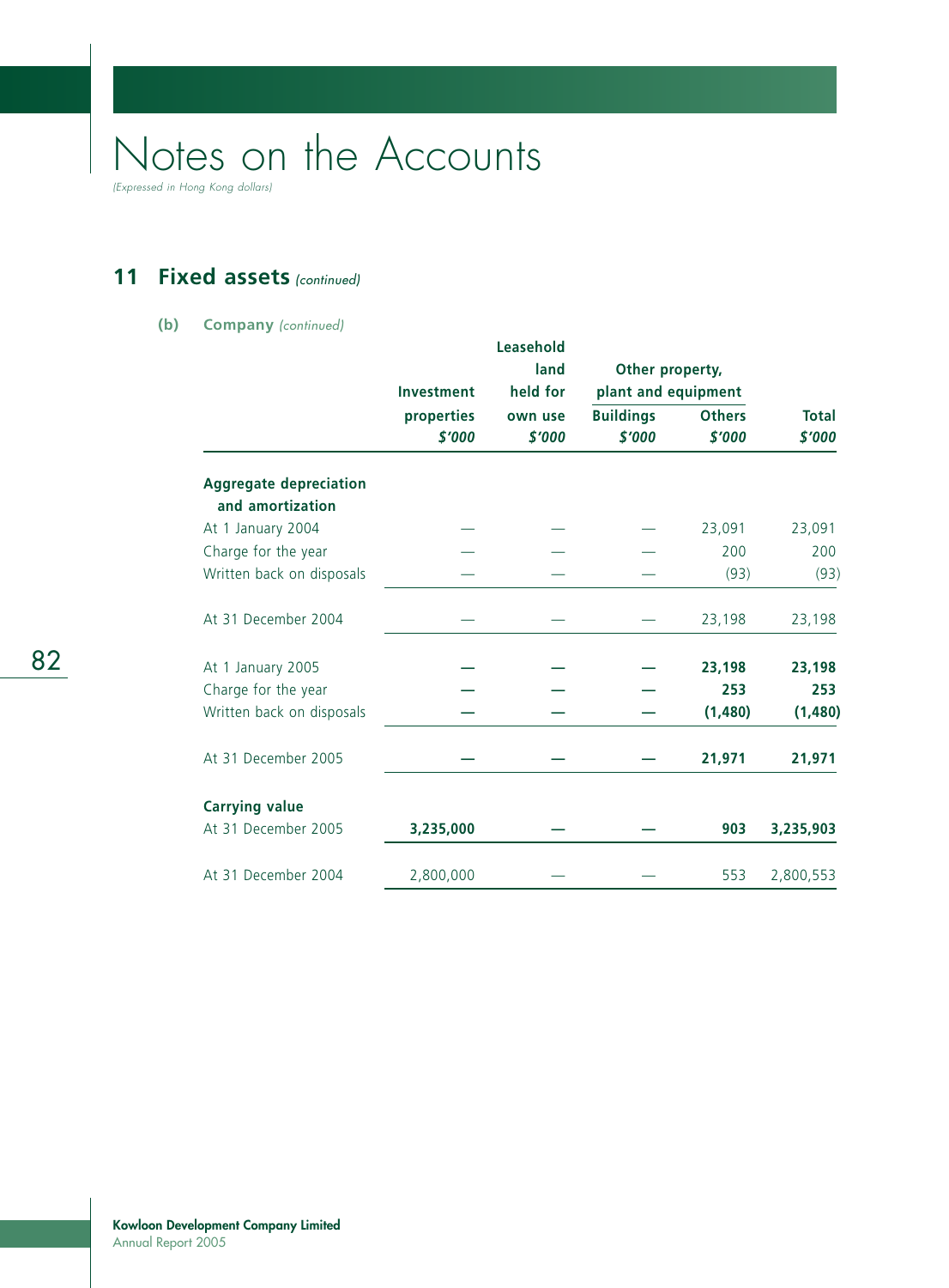# Notes on the Accounts

*(Expressed in Hong Kong dollars)*

## 11 Fixed assets *(continued)*

### (b) Company *(continued)*

| | Investment properties $'000 | Leasehold land held for own use $'000 | Other property, plant and equipment | | Total $'000 |
|---|---|---|---|---|---|
| | | | Buildings $'000 | Others $'000 | |
| **Aggregate depreciation and amortization** | | | | | |
| At 1 January 2004 | — | — | — | 23,091 | 23,091 |
| Charge for the year | — | — | — | 200 | 200 |
| Written back on disposals | — | — | — | (93) | (93) |
| At 31 December 2004 | — | — | — | 23,198 | 23,198 |
| **At 1 January 2005** | **—** | **—** | **—** | **23,198** | **23,198** |
| **Charge for the year** | **—** | **—** | **—** | **253** | **253** |
| **Written back on disposals** | **—** | **—** | **—** | **(1,480)** | **(1,480)** |
| **At 31 December 2005** | **—** | **—** | **—** | **21,971** | **21,971** |
| **Carrying value** | | | | | |
| **At 31 December 2005** | **3,235,000** | **—** | **—** | **903** | **3,235,903** |
| At 31 December 2004 | 2,800,000 | — | — | 553 | 2,800,553 |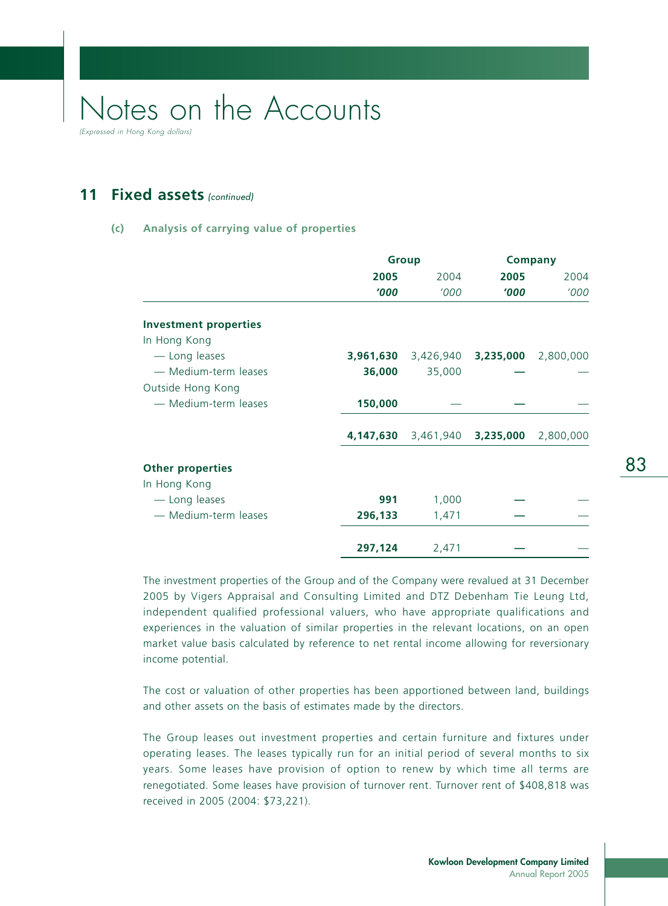# Notes on the Accounts

*(Expressed in Hong Kong dollars)*

## 11 Fixed assets *(continued)*

### (c) Analysis of carrying value of properties

| | Group | | Company | |
|---|---|---|---|---|
| | **2005** | 2004 | **2005** | 2004 |
| | ***'000*** | *'000* | ***'000*** | *'000* |
| **Investment properties** | | | | |
| In Hong Kong | | | | |
| — Long leases | **3,961,630** | 3,426,940 | **3,235,000** | 2,800,000 |
| — Medium-term leases | **36,000** | 35,000 | **—** | — |
| Outside Hong Kong | | | | |
| — Medium-term leases | **150,000** | — | **—** | — |
| | **4,147,630** | 3,461,940 | **3,235,000** | 2,800,000 |
| **Other properties** | | | | |
| In Hong Kong | | | | |
| — Long leases | **991** | 1,000 | **—** | — |
| — Medium-term leases | **296,133** | 1,471 | **—** | — |
| | **297,124** | 2,471 | **—** | — |

The investment properties of the Group and of the Company were revalued at 31 December 2005 by Vigers Appraisal and Consulting Limited and DTZ Debenham Tie Leung Ltd, independent qualified professional valuers, who have appropriate qualifications and experiences in the valuation of similar properties in the relevant locations, on an open market value basis calculated by reference to net rental income allowing for reversionary income potential.

The cost or valuation of other properties has been apportioned between land, buildings and other assets on the basis of estimates made by the directors.

The Group leases out investment properties and certain furniture and fixtures under operating leases. The leases typically run for an initial period of several months to six years. Some leases have provision of option to renew by which time all terms are renegotiated. Some leases have provision of turnover rent. Turnover rent of $408,818 was received in 2005 (2004: $73,221).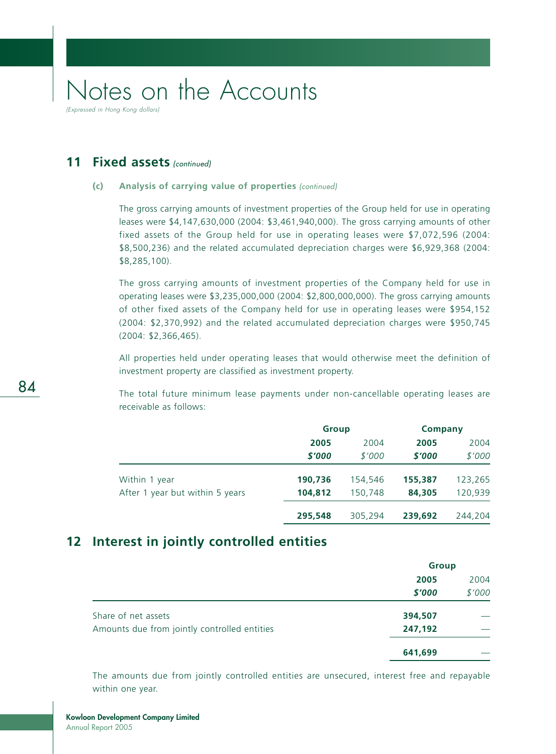# Notes on the Accounts

*(Expressed in Hong Kong dollars)*

## 11 Fixed assets *(continued)*

### (c) Analysis of carrying value of properties *(continued)*

The gross carrying amounts of investment properties of the Group held for use in operating leases were $4,147,630,000 (2004: $3,461,940,000). The gross carrying amounts of other fixed assets of the Group held for use in operating leases were $7,072,596 (2004: $8,500,236) and the related accumulated depreciation charges were $6,929,368 (2004: $8,285,100).

The gross carrying amounts of investment properties of the Company held for use in operating leases were $3,235,000,000 (2004: $2,800,000,000). The gross carrying amounts of other fixed assets of the Company held for use in operating leases were $954,152 (2004: $2,370,992) and the related accumulated depreciation charges were $950,745 (2004: $2,366,465).

All properties held under operating leases that would otherwise meet the definition of investment property are classified as investment property.

The total future minimum lease payments under non-cancellable operating leases are receivable as follows:

| | Group | | Company | |
|---|---|---|---|---|
| | **2005** | 2004 | **2005** | 2004 |
| | ***$'000*** | *$'000* | ***$'000*** | *$'000* |
| Within 1 year | **190,736** | 154,546 | **155,387** | 123,265 |
| After 1 year but within 5 years | **104,812** | 150,748 | **84,305** | 120,939 |
| | **295,548** | 305,294 | **239,692** | 244,204 |

## 12 Interest in jointly controlled entities

| | Group | |
|---|---|---|
| | **2005** | 2004 |
| | ***$'000*** | *$'000* |
| Share of net assets | **394,507** | — |
| Amounts due from jointly controlled entities | **247,192** | — |
| | **641,699** | — |

The amounts due from jointly controlled entities are unsecured, interest free and repayable within one year.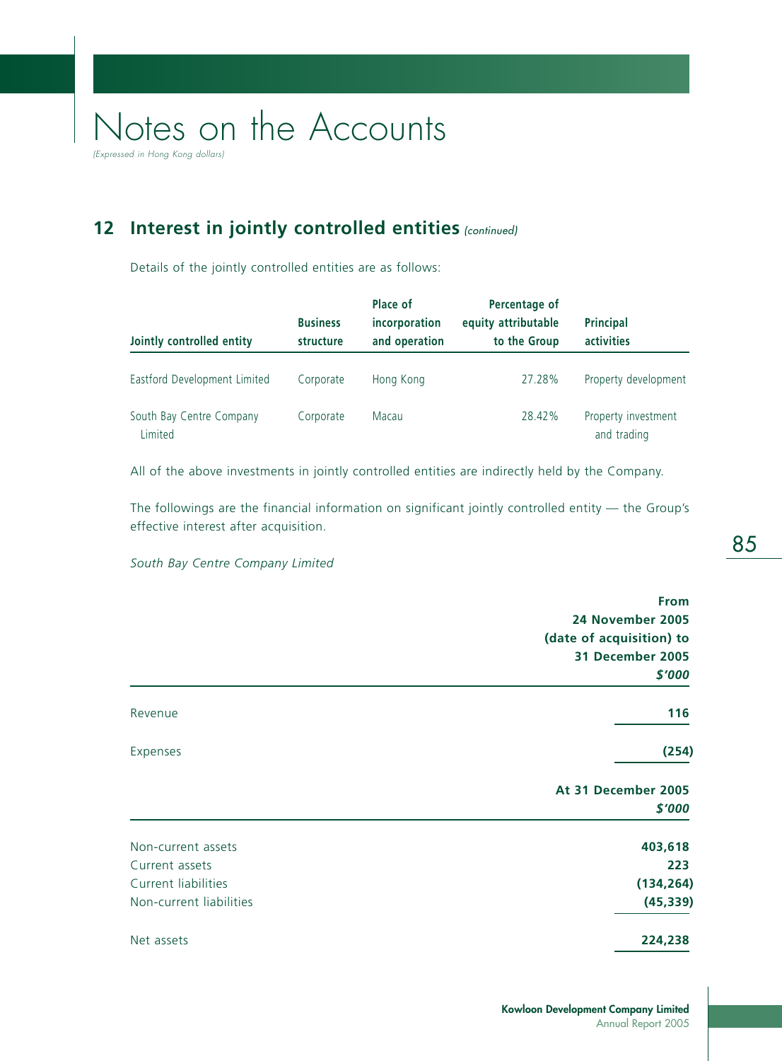# Notes on the Accounts

*(Expressed in Hong Kong dollars)*

## 12 Interest in jointly controlled entities *(continued)*

Details of the jointly controlled entities are as follows:

| Jointly controlled entity | Business structure | Place of incorporation and operation | Percentage of equity attributable to the Group | Principal activities |
|---|---|---|---|---|
| Eastford Development Limited | Corporate | Hong Kong | 27.28% | Property development |
| South Bay Centre Company Limited | Corporate | Macau | 28.42% | Property investment and trading |

All of the above investments in jointly controlled entities are indirectly held by the Company.

The followings are the financial information on significant jointly controlled entity — the Group's effective interest after acquisition.

*South Bay Centre Company Limited*

| | **From 24 November 2005 (date of acquisition) to 31 December 2005** ***$'000*** |
|---|---|
| Revenue | **116** |
| Expenses | **(254)** |

| | **At 31 December 2005** ***$'000*** |
|---|---|
| Non-current assets | **403,618** |
| Current assets | **223** |
| Current liabilities | **(134,264)** |
| Non-current liabilities | **(45,339)** |
| Net assets | **224,238** |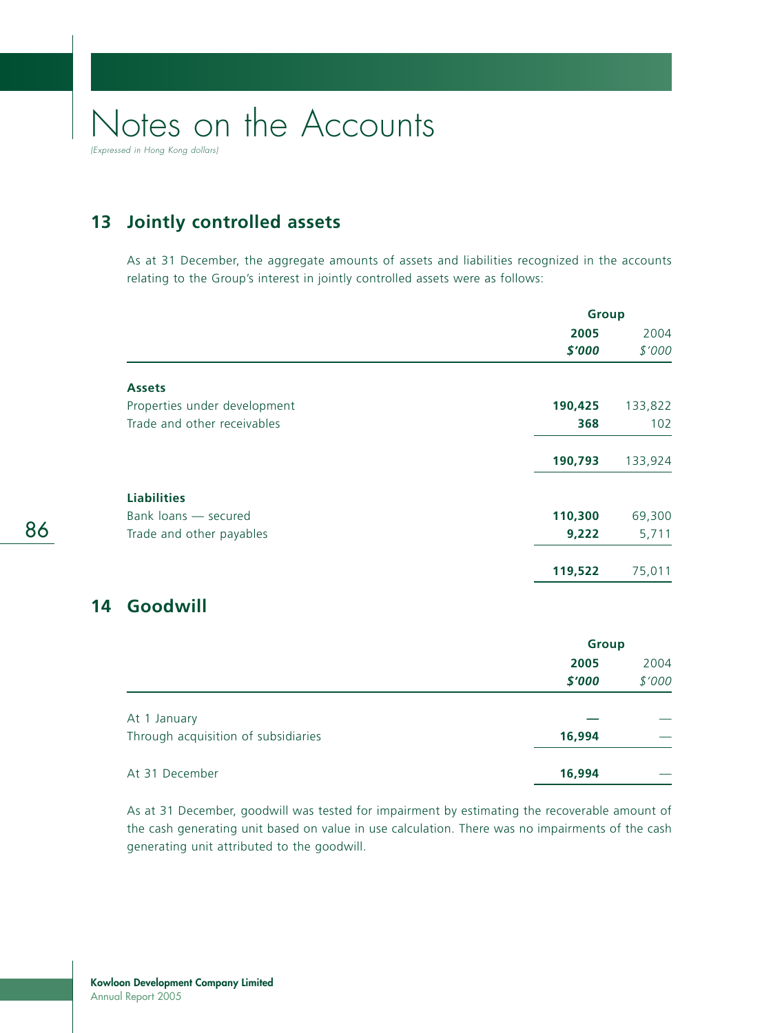# Notes on the Accounts

*(Expressed in Hong Kong dollars)*

## 13 Jointly controlled assets

As at 31 December, the aggregate amounts of assets and liabilities recognized in the accounts relating to the Group's interest in jointly controlled assets were as follows:

| | Group | |
|---|---|---|
| | **2005** | 2004 |
| | ***$'000*** | *$'000* |
| **Assets** | | |
| Properties under development | **190,425** | 133,822 |
| Trade and other receivables | **368** | 102 |
| | **190,793** | 133,924 |
| **Liabilities** | | |
| Bank loans — secured | **110,300** | 69,300 |
| Trade and other payables | **9,222** | 5,711 |
| | **119,522** | 75,011 |

## 14 Goodwill

| | Group | |
|---|---|---|
| | **2005** | 2004 |
| | ***$'000*** | *$'000* |
| At 1 January | **—** | — |
| Through acquisition of subsidiaries | **16,994** | — |
| At 31 December | **16,994** | — |

As at 31 December, goodwill was tested for impairment by estimating the recoverable amount of the cash generating unit based on value in use calculation. There was no impairments of the cash generating unit attributed to the goodwill.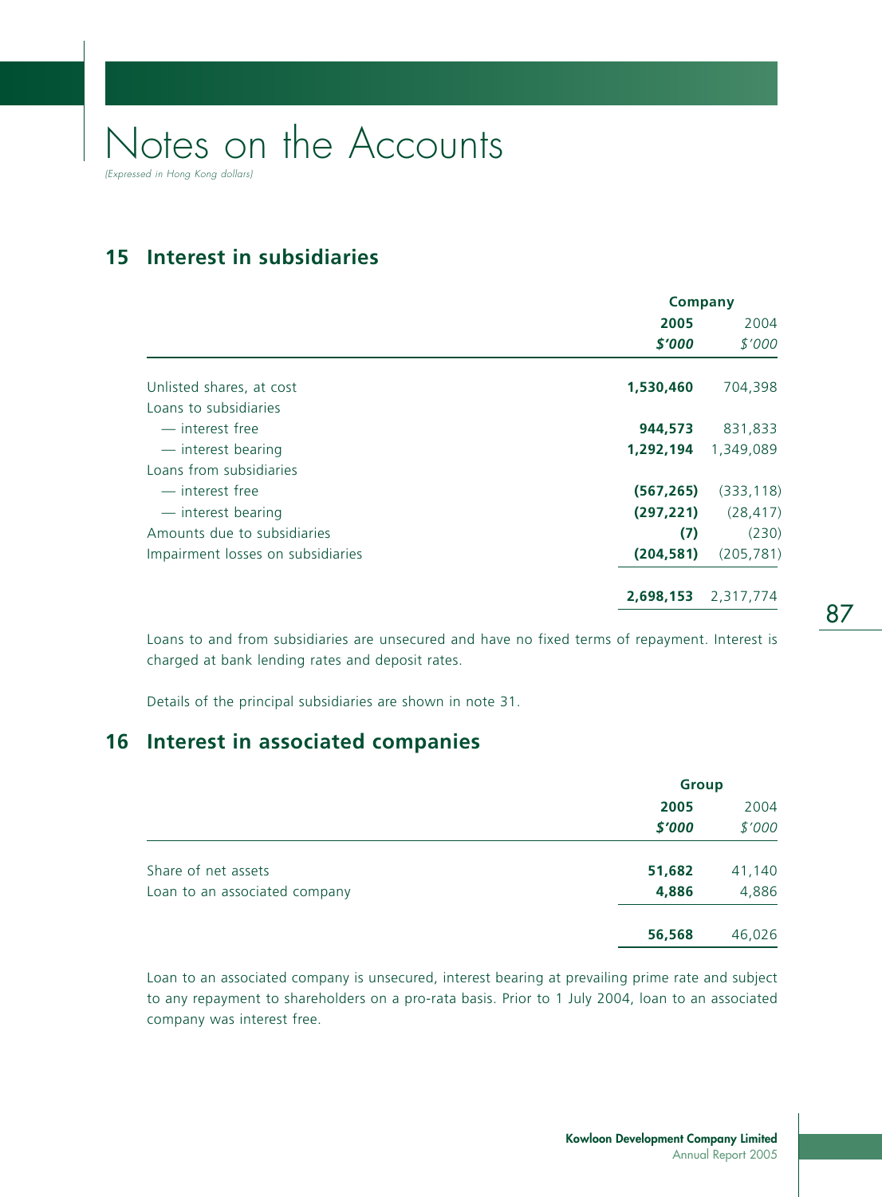# Notes on the Accounts

*(Expressed in Hong Kong dollars)*

## 15 Interest in subsidiaries

| | Company | |
|---|---|---|
| | **2005** | 2004 |
| | ***$'000*** | *$'000* |
| Unlisted shares, at cost | **1,530,460** | 704,398 |
| Loans to subsidiaries | | |
| — interest free | **944,573** | 831,833 |
| — interest bearing | **1,292,194** | 1,349,089 |
| Loans from subsidiaries | | |
| — interest free | **(567,265)** | (333,118) |
| — interest bearing | **(297,221)** | (28,417) |
| Amounts due to subsidiaries | **(7)** | (230) |
| Impairment losses on subsidiaries | **(204,581)** | (205,781) |
| | **2,698,153** | 2,317,774 |

Loans to and from subsidiaries are unsecured and have no fixed terms of repayment. Interest is charged at bank lending rates and deposit rates.

Details of the principal subsidiaries are shown in note 31.

## 16 Interest in associated companies

| | Group | |
|---|---|---|
| | **2005** | 2004 |
| | ***$'000*** | *$'000* |
| Share of net assets | **51,682** | 41,140 |
| Loan to an associated company | **4,886** | 4,886 |
| | **56,568** | 46,026 |

Loan to an associated company is unsecured, interest bearing at prevailing prime rate and subject to any repayment to shareholders on a pro-rata basis. Prior to 1 July 2004, loan to an associated company was interest free.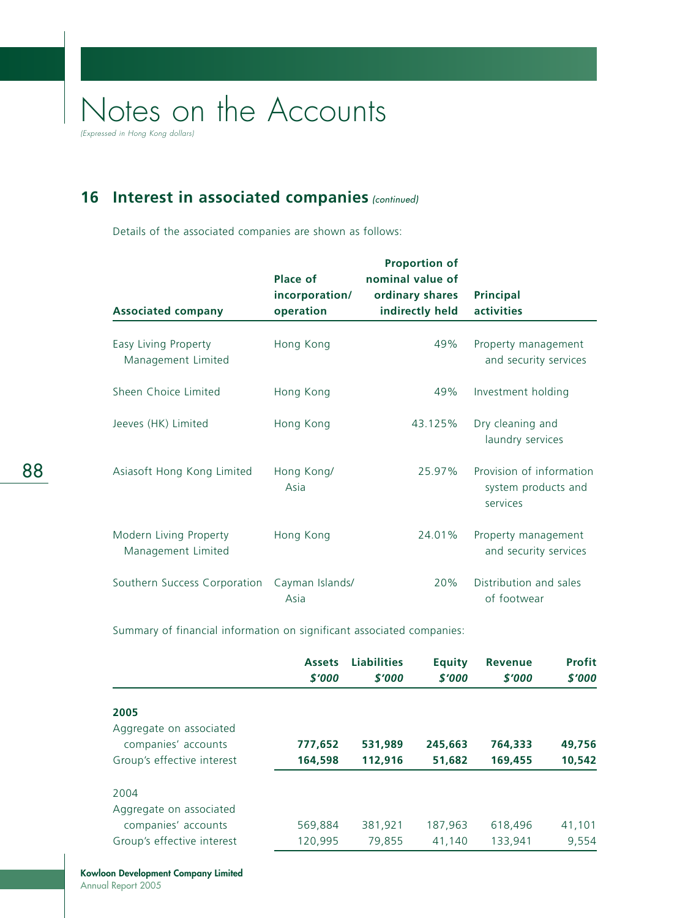# Notes on the Accounts

*(Expressed in Hong Kong dollars)*

## 16 Interest in associated companies *(continued)*

Details of the associated companies are shown as follows:

| Associated company | Place of incorporation/ operation | Proportion of nominal value of ordinary shares indirectly held | Principal activities |
|---|---|---|---|
| Easy Living Property Management Limited | Hong Kong | 49% | Property management and security services |
| Sheen Choice Limited | Hong Kong | 49% | Investment holding |
| Jeeves (HK) Limited | Hong Kong | 43.125% | Dry cleaning and laundry services |
| Asiasoft Hong Kong Limited | Hong Kong/ Asia | 25.97% | Provision of information system products and services |
| Modern Living Property Management Limited | Hong Kong | 24.01% | Property management and security services |
| Southern Success Corporation | Cayman Islands/ Asia | 20% | Distribution and sales of footwear |

Summary of financial information on significant associated companies:

| | Assets *$'000* | Liabilities *$'000* | Equity *$'000* | Revenue *$'000* | Profit *$'000* |
|---|---|---|---|---|---|
| **2005** | | | | | |
| Aggregate on associated companies' accounts | **777,652** | **531,989** | **245,663** | **764,333** | **49,756** |
| Group's effective interest | **164,598** | **112,916** | **51,682** | **169,455** | **10,542** |
| 2004 | | | | | |
| Aggregate on associated companies' accounts | 569,884 | 381,921 | 187,963 | 618,496 | 41,101 |
| Group's effective interest | 120,995 | 79,855 | 41,140 | 133,941 | 9,554 |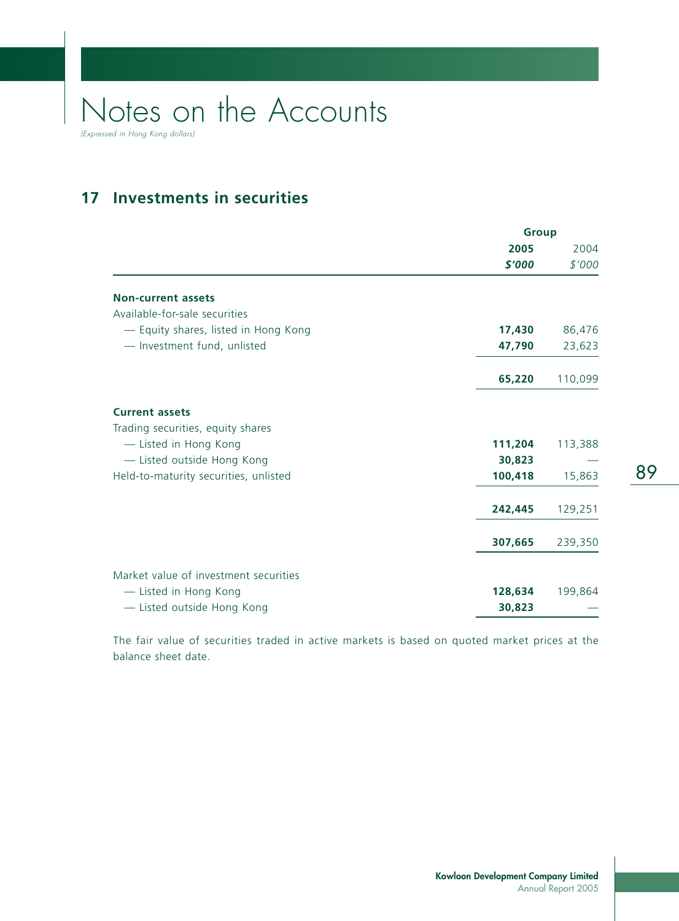# Notes on the Accounts

*(Expressed in Hong Kong dollars)*

## 17 Investments in securities

| | Group | |
|---|---|---|
| | **2005** | 2004 |
| | ***$'000*** | *$'000* |
| **Non-current assets** | | |
| Available-for-sale securities | | |
| — Equity shares, listed in Hong Kong | **17,430** | 86,476 |
| — Investment fund, unlisted | **47,790** | 23,623 |
| | **65,220** | 110,099 |
| **Current assets** | | |
| Trading securities, equity shares | | |
| — Listed in Hong Kong | **111,204** | 113,388 |
| — Listed outside Hong Kong | **30,823** | — |
| Held-to-maturity securities, unlisted | **100,418** | 15,863 |
| | **242,445** | 129,251 |
| | **307,665** | 239,350 |
| Market value of investment securities | | |
| — Listed in Hong Kong | **128,634** | 199,864 |
| — Listed outside Hong Kong | **30,823** | — |

The fair value of securities traded in active markets is based on quoted market prices at the balance sheet date.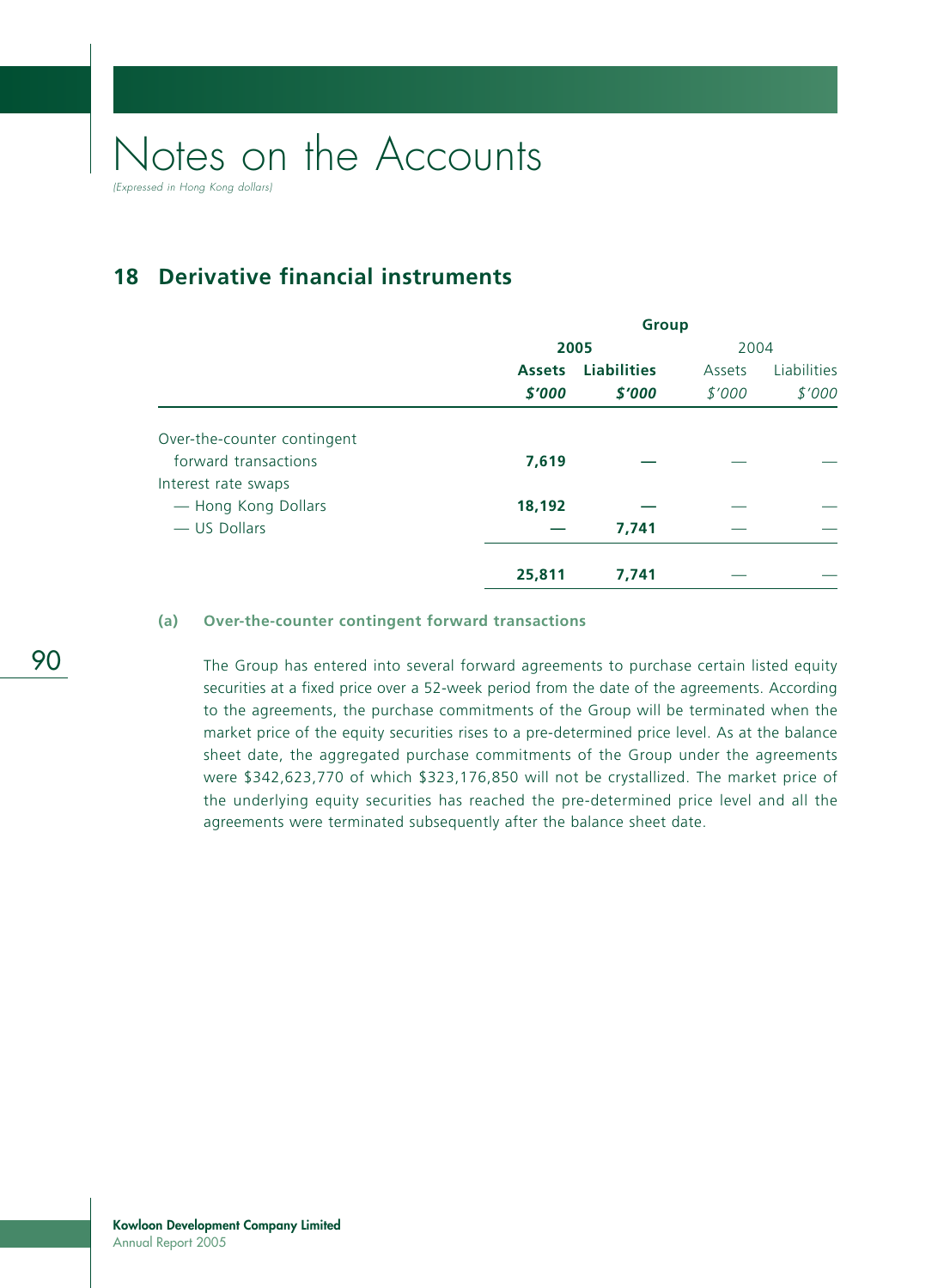# Notes on the Accounts

*(Expressed in Hong Kong dollars)*

## 18 Derivative financial instruments

| | Group | | | |
|---|---|---|---|---|
| | **2005** | | 2004 | |
| | **Assets** | **Liabilities** | Assets | Liabilities |
| | ***$'000*** | ***$'000*** | *$'000* | *$'000* |
| Over-the-counter contingent forward transactions | **7,619** | **—** | — | — |
| Interest rate swaps | | | | |
| — Hong Kong Dollars | **18,192** | **—** | — | — |
| — US Dollars | **—** | **7,741** | — | — |
| | **25,811** | **7,741** | — | — |

### (a) Over-the-counter contingent forward transactions

The Group has entered into several forward agreements to purchase certain listed equity securities at a fixed price over a 52-week period from the date of the agreements. According to the agreements, the purchase commitments of the Group will be terminated when the market price of the equity securities rises to a pre-determined price level. As at the balance sheet date, the aggregated purchase commitments of the Group under the agreements were $342,623,770 of which $323,176,850 will not be crystallized. The market price of the underlying equity securities has reached the pre-determined price level and all the agreements were terminated subsequently after the balance sheet date.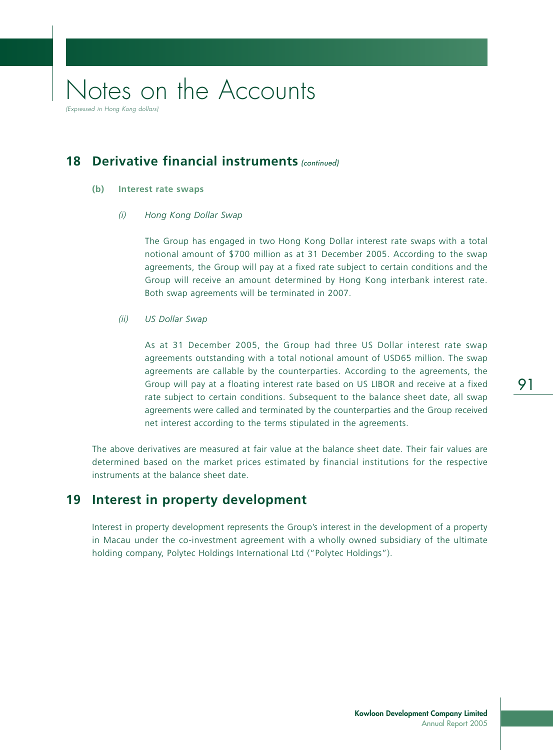## 18 Derivative financial instruments *(continued)*

### (b) Interest rate swaps

#### *(i) Hong Kong Dollar Swap*

The Group has engaged in two Hong Kong Dollar interest rate swaps with a total notional amount of $700 million as at 31 December 2005. According to the swap agreements, the Group will pay at a fixed rate subject to certain conditions and the Group will receive an amount determined by Hong Kong interbank interest rate. Both swap agreements will be terminated in 2007.

#### *(ii) US Dollar Swap*

As at 31 December 2005, the Group had three US Dollar interest rate swap agreements outstanding with a total notional amount of USD65 million. The swap agreements are callable by the counterparties. According to the agreements, the Group will pay at a floating interest rate based on US LIBOR and receive at a fixed rate subject to certain conditions. Subsequent to the balance sheet date, all swap agreements were called and terminated by the counterparties and the Group received net interest according to the terms stipulated in the agreements.

The above derivatives are measured at fair value at the balance sheet date. Their fair values are determined based on the market prices estimated by financial institutions for the respective instruments at the balance sheet date.

## 19 Interest in property development

Interest in property development represents the Group's interest in the development of a property in Macau under the co-investment agreement with a wholly owned subsidiary of the ultimate holding company, Polytec Holdings International Ltd ("Polytec Holdings").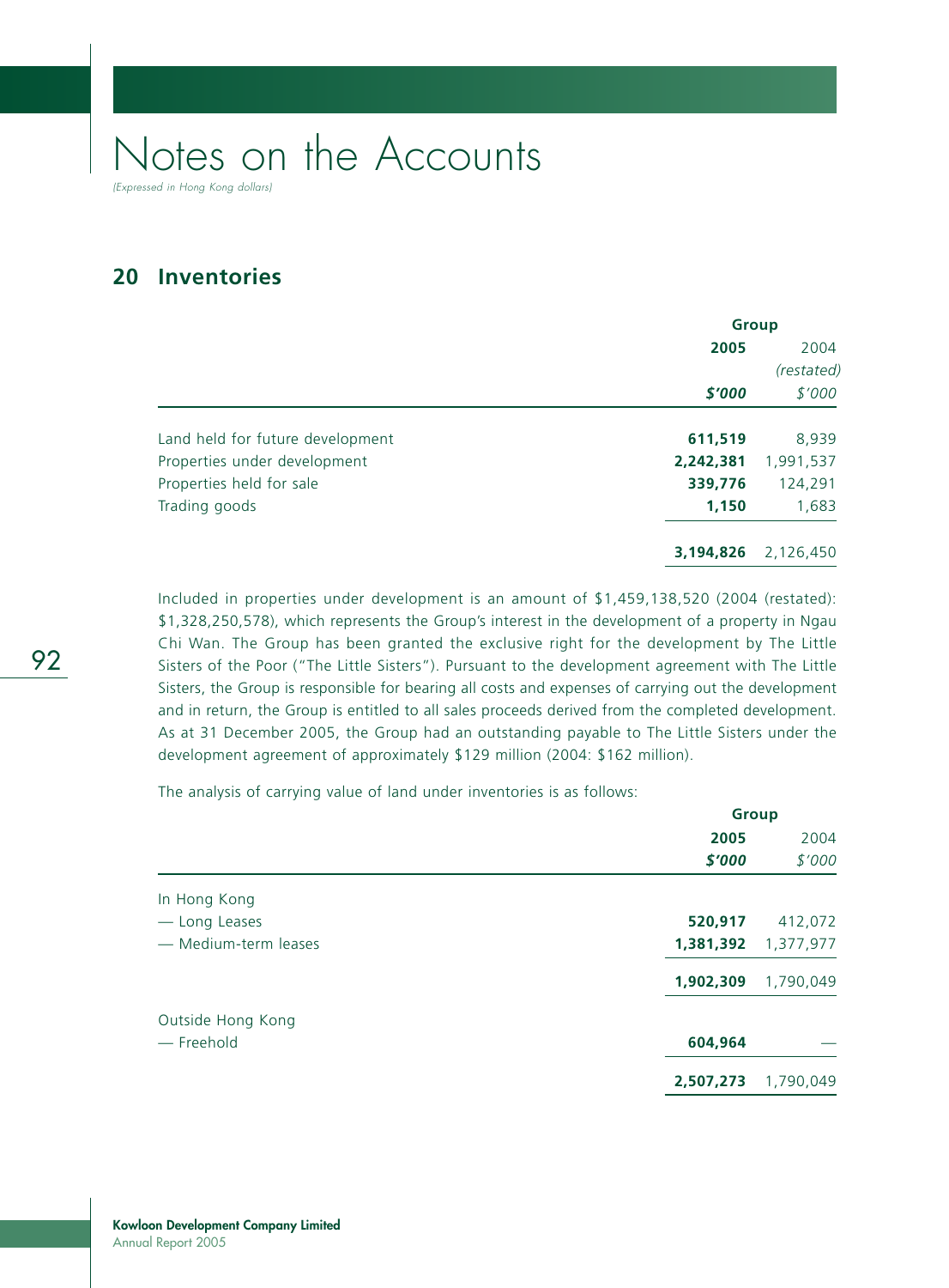# Notes on the Accounts

*(Expressed in Hong Kong dollars)*

## 20 Inventories

| | Group | |
|---|---|---|
| | **2005** | 2004 |
| | | *(restated)* |
| | ***$'000*** | *$'000* |
| Land held for future development | **611,519** | 8,939 |
| Properties under development | **2,242,381** | 1,991,537 |
| Properties held for sale | **339,776** | 124,291 |
| Trading goods | **1,150** | 1,683 |
| | **3,194,826** | 2,126,450 |

Included in properties under development is an amount of $1,459,138,520 (2004 (restated): $1,328,250,578), which represents the Group's interest in the development of a property in Ngau Chi Wan. The Group has been granted the exclusive right for the development by The Little Sisters of the Poor ("The Little Sisters"). Pursuant to the development agreement with The Little Sisters, the Group is responsible for bearing all costs and expenses of carrying out the development and in return, the Group is entitled to all sales proceeds derived from the completed development. As at 31 December 2005, the Group had an outstanding payable to The Little Sisters under the development agreement of approximately $129 million (2004: $162 million).

The analysis of carrying value of land under inventories is as follows:

| | Group | |
|---|---|---|
| | **2005** | 2004 |
| | ***$'000*** | *$'000* |
| In Hong Kong | | |
| — Long Leases | **520,917** | 412,072 |
| — Medium-term leases | **1,381,392** | 1,377,977 |
| | **1,902,309** | 1,790,049 |
| Outside Hong Kong | | |
| — Freehold | **604,964** | — |
| | **2,507,273** | 1,790,049 |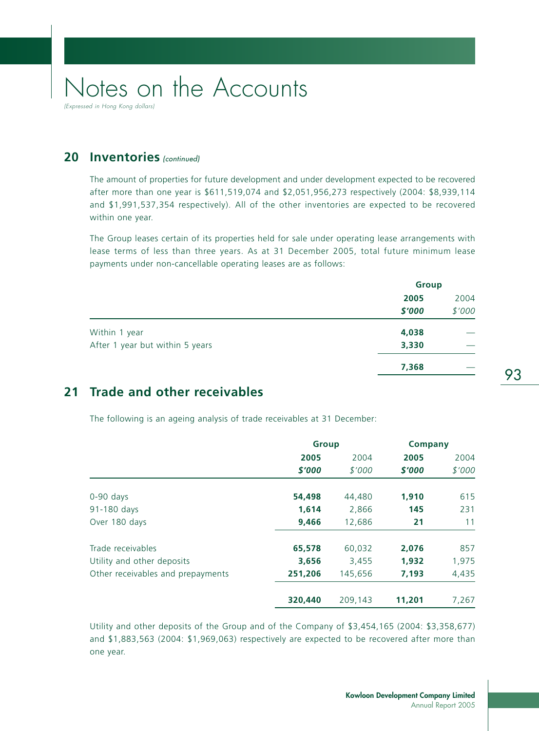# Notes on the Accounts

*(Expressed in Hong Kong dollars)*

## 20 Inventories *(continued)*

The amount of properties for future development and under development expected to be recovered after more than one year is $611,519,074 and $2,051,956,273 respectively (2004: $8,939,114 and $1,991,537,354 respectively). All of the other inventories are expected to be recovered within one year.

The Group leases certain of its properties held for sale under operating lease arrangements with lease terms of less than three years. As at 31 December 2005, total future minimum lease payments under non-cancellable operating leases are as follows:

| | Group | |
|---|---|---|
| | **2005** | 2004 |
| | ***$'000*** | *$'000* |
| Within 1 year | **4,038** | — |
| After 1 year but within 5 years | **3,330** | — |
| | **7,368** | — |

## 21 Trade and other receivables

The following is an ageing analysis of trade receivables at 31 December:

| | Group | | Company | |
|---|---|---|---|---|
| | **2005** | 2004 | **2005** | 2004 |
| | ***$'000*** | *$'000* | ***$'000*** | *$'000* |
| 0-90 days | **54,498** | 44,480 | **1,910** | 615 |
| 91-180 days | **1,614** | 2,866 | **145** | 231 |
| Over 180 days | **9,466** | 12,686 | **21** | 11 |
| Trade receivables | **65,578** | 60,032 | **2,076** | 857 |
| Utility and other deposits | **3,656** | 3,455 | **1,932** | 1,975 |
| Other receivables and prepayments | **251,206** | 145,656 | **7,193** | 4,435 |
| | **320,440** | 209,143 | **11,201** | 7,267 |

Utility and other deposits of the Group and of the Company of $3,454,165 (2004: $3,358,677) and $1,883,563 (2004: $1,969,063) respectively are expected to be recovered after more than one year.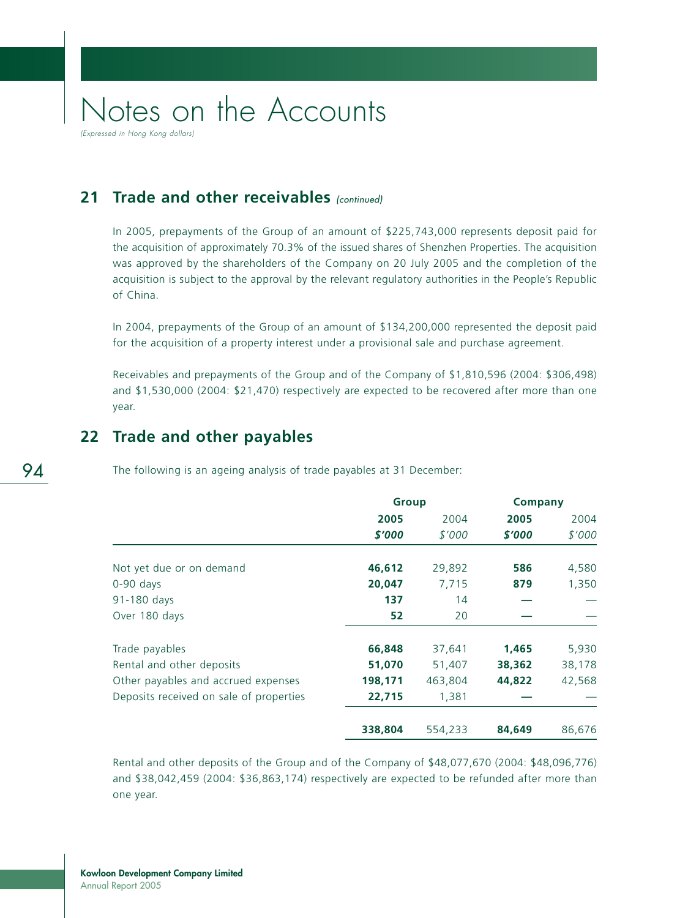## 21 Trade and other receivables *(continued)*

In 2005, prepayments of the Group of an amount of $225,743,000 represents deposit paid for the acquisition of approximately 70.3% of the issued shares of Shenzhen Properties. The acquisition was approved by the shareholders of the Company on 20 July 2005 and the completion of the acquisition is subject to the approval by the relevant regulatory authorities in the People's Republic of China.

In 2004, prepayments of the Group of an amount of $134,200,000 represented the deposit paid for the acquisition of a property interest under a provisional sale and purchase agreement.

Receivables and prepayments of the Group and of the Company of $1,810,596 (2004: $306,498) and $1,530,000 (2004: $21,470) respectively are expected to be recovered after more than one year.

## 22 Trade and other payables

The following is an ageing analysis of trade payables at 31 December:

| | Group | | Company | |
|---|---|---|---|---|
| | **2005** | 2004 | **2005** | 2004 |
| | ***$'000*** | *$'000* | ***$'000*** | *$'000* |
| Not yet due or on demand | **46,612** | 29,892 | **586** | 4,580 |
| 0-90 days | **20,047** | 7,715 | **879** | 1,350 |
| 91-180 days | **137** | 14 | **—** | — |
| Over 180 days | **52** | 20 | **—** | — |
| Trade payables | **66,848** | 37,641 | **1,465** | 5,930 |
| Rental and other deposits | **51,070** | 51,407 | **38,362** | 38,178 |
| Other payables and accrued expenses | **198,171** | 463,804 | **44,822** | 42,568 |
| Deposits received on sale of properties | **22,715** | 1,381 | **—** | — |
| | **338,804** | 554,233 | **84,649** | 86,676 |

Rental and other deposits of the Group and of the Company of $48,077,670 (2004: $48,096,776) and $38,042,459 (2004: $36,863,174) respectively are expected to be refunded after more than one year.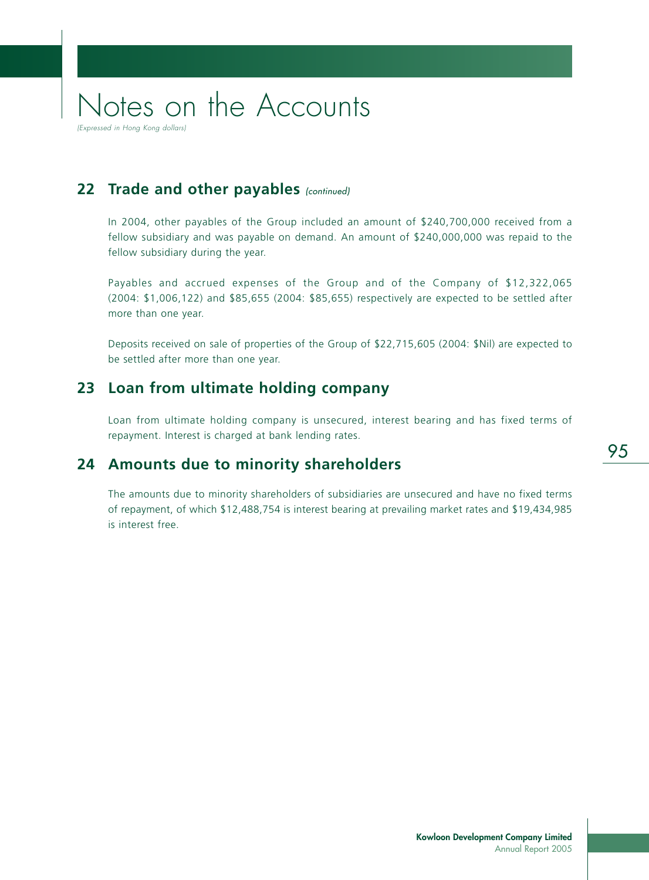# Notes on the Accounts

*(Expressed in Hong Kong dollars)*

## 22 Trade and other payables *(continued)*

In 2004, other payables of the Group included an amount of $240,700,000 received from a fellow subsidiary and was payable on demand. An amount of $240,000,000 was repaid to the fellow subsidiary during the year.

Payables and accrued expenses of the Group and of the Company of $12,322,065 (2004: $1,006,122) and $85,655 (2004: $85,655) respectively are expected to be settled after more than one year.

Deposits received on sale of properties of the Group of $22,715,605 (2004: $Nil) are expected to be settled after more than one year.

## 23 Loan from ultimate holding company

Loan from ultimate holding company is unsecured, interest bearing and has fixed terms of repayment. Interest is charged at bank lending rates.

## 24 Amounts due to minority shareholders

The amounts due to minority shareholders of subsidiaries are unsecured and have no fixed terms of repayment, of which $12,488,754 is interest bearing at prevailing market rates and $19,434,985 is interest free.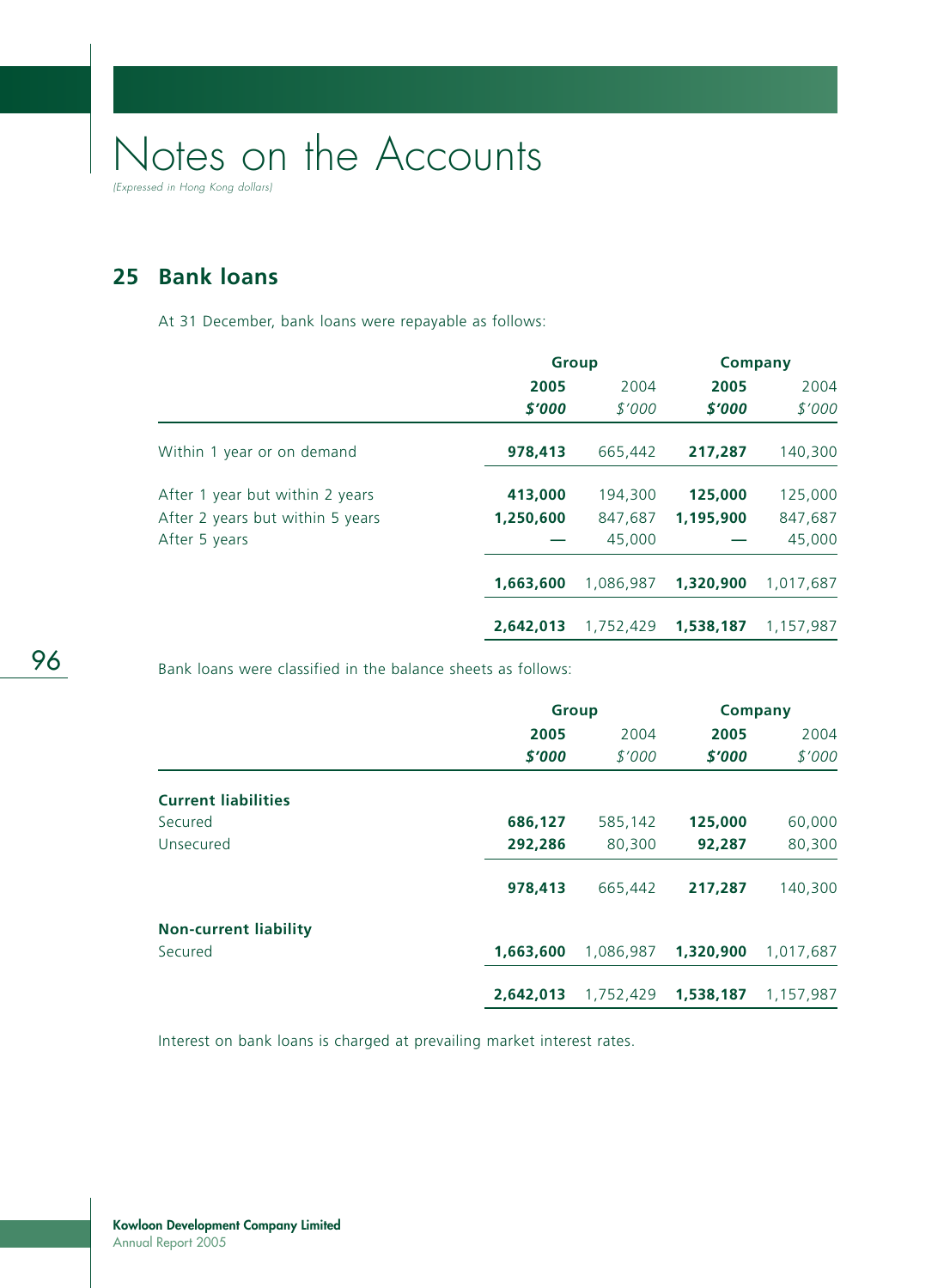# Notes on the Accounts

*(Expressed in Hong Kong dollars)*

## 25 Bank loans

At 31 December, bank loans were repayable as follows:

| | Group | | Company | |
|---|---|---|---|---|
| | **2005** | 2004 | **2005** | 2004 |
| | ***$'000*** | *$'000* | ***$'000*** | *$'000* |
| Within 1 year or on demand | **978,413** | 665,442 | **217,287** | 140,300 |
| After 1 year but within 2 years | **413,000** | 194,300 | **125,000** | 125,000 |
| After 2 years but within 5 years | **1,250,600** | 847,687 | **1,195,900** | 847,687 |
| After 5 years | **—** | 45,000 | **—** | 45,000 |
| | **1,663,600** | 1,086,987 | **1,320,900** | 1,017,687 |
| | **2,642,013** | 1,752,429 | **1,538,187** | 1,157,987 |

Bank loans were classified in the balance sheets as follows:

| | Group | | Company | |
|---|---|---|---|---|
| | **2005** | 2004 | **2005** | 2004 |
| | ***$'000*** | *$'000* | ***$'000*** | *$'000* |
| **Current liabilities** | | | | |
| Secured | **686,127** | 585,142 | **125,000** | 60,000 |
| Unsecured | **292,286** | 80,300 | **92,287** | 80,300 |
| | **978,413** | 665,442 | **217,287** | 140,300 |
| **Non-current liability** | | | | |
| Secured | **1,663,600** | 1,086,987 | **1,320,900** | 1,017,687 |
| | **2,642,013** | 1,752,429 | **1,538,187** | 1,157,987 |

Interest on bank loans is charged at prevailing market interest rates.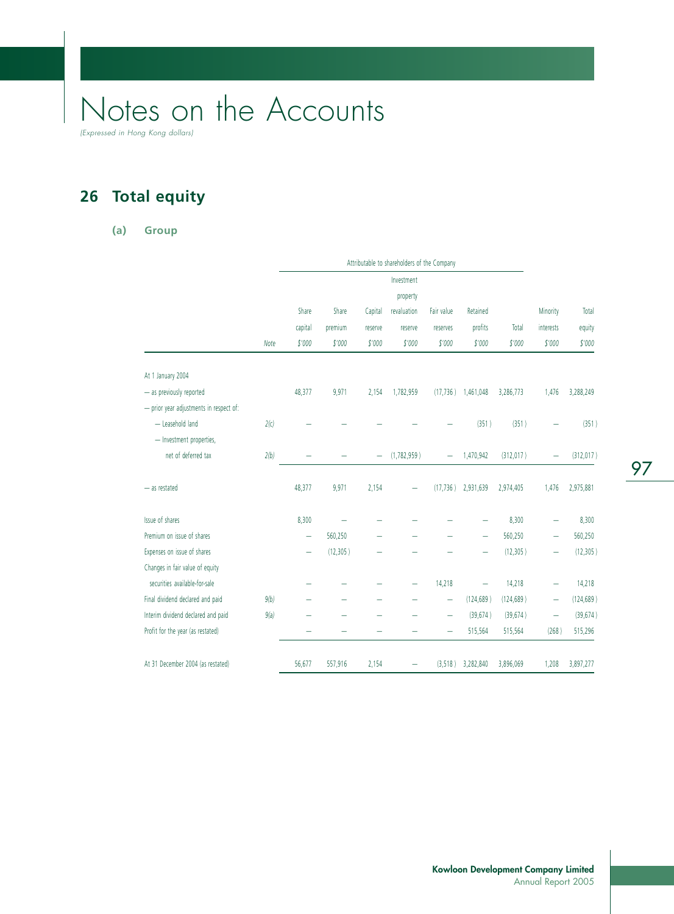# Notes on the Accounts

*(Expressed in Hong Kong dollars)*

## 26 Total equity

### (a) Group

| | | Attributable to shareholders of the Company | | | | | | | | |
|---|---|---|---|---|---|---|---|---|---|---|
| | Note | Share capital $'000 | Share premium $'000 | Capital reserve $'000 | Investment property revaluation reserve $'000 | Fair value reserves $'000 | Retained profits $'000 | Total $'000 | Minority interests $'000 | Total equity $'000 |
| At 1 January 2004 | | | | | | | | | | |
| — as previously reported | | 48,377 | 9,971 | 2,154 | 1,782,959 | (17,736) | 1,461,048 | 3,286,773 | 1,476 | 3,288,249 |
| — prior year adjustments in respect of: | | | | | | | | | | |
| — Leasehold land | 2(c) | – | – | – | – | – | (351) | (351) | – | (351) |
| — Investment properties, net of deferred tax | 2(b) | – | – | – | (1,782,959) | – | 1,470,942 | (312,017) | – | (312,017) |
| — as restated | | 48,377 | 9,971 | 2,154 | – | (17,736) | 2,931,639 | 2,974,405 | 1,476 | 2,975,881 |
| Issue of shares | | 8,300 | – | – | – | – | – | 8,300 | – | 8,300 |
| Premium on issue of shares | | – | 560,250 | – | – | – | – | 560,250 | – | 560,250 |
| Expenses on issue of shares | | – | (12,305) | – | – | – | – | (12,305) | – | (12,305) |
| Changes in fair value of equity securities available-for-sale | | – | – | – | – | 14,218 | – | 14,218 | – | 14,218 |
| Final dividend declared and paid | 9(b) | – | – | – | – | – | (124,689) | (124,689) | – | (124,689) |
| Interim dividend declared and paid | 9(a) | – | – | – | – | – | (39,674) | (39,674) | – | (39,674) |
| Profit for the year (as restated) | | – | – | – | – | – | 515,564 | 515,564 | (268) | 515,296 |
| At 31 December 2004 (as restated) | | 56,677 | 557,916 | 2,154 | – | (3,518) | 3,282,840 | 3,896,069 | 1,208 | 3,897,277 |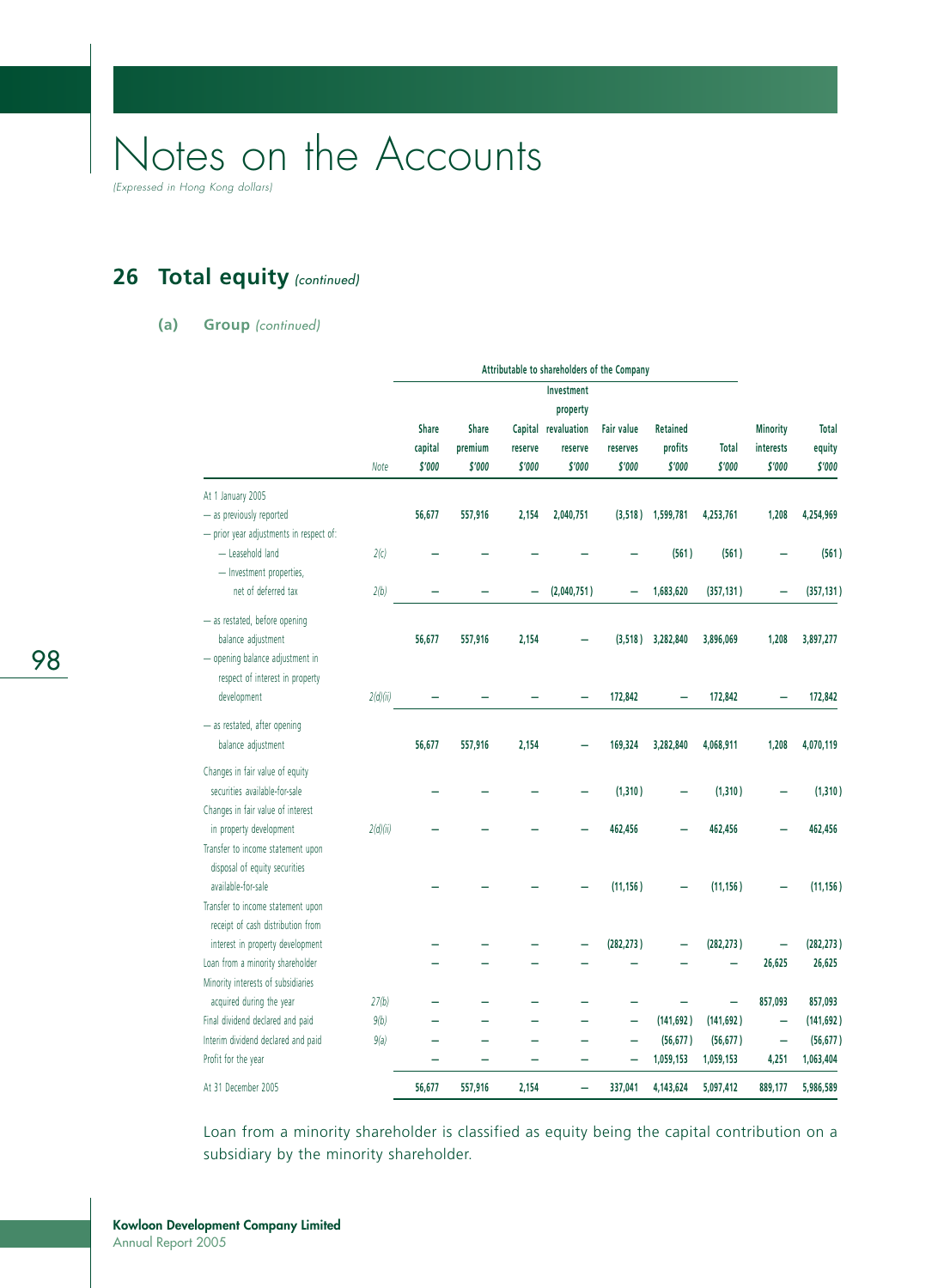# Notes on the Accounts

*(Expressed in Hong Kong dollars)*

## 26 Total equity *(continued)*

### (a) Group *(continued)*

| | | Attributable to shareholders of the Company | | | | | | | | |
|---|---|---|---|---|---|---|---|---|---|---|
| | Note | Share capital $'000 | Share premium $'000 | Capital reserve $'000 | Investment property revaluation reserve $'000 | Fair value reserves $'000 | Retained profits $'000 | Total $'000 | Minority interests $'000 | Total equity $'000 |
| At 1 January 2005 | | | | | | | | | | |
| — as previously reported | | 56,677 | 557,916 | 2,154 | 2,040,751 | (3,518) | 1,599,781 | 4,253,761 | 1,208 | 4,254,969 |
| — prior year adjustments in respect of: | | | | | | | | | | |
| — Leasehold land | 2(c) | – | – | – | – | – | (561) | (561) | – | (561) |
| — Investment properties, net of deferred tax | 2(b) | – | – | – | (2,040,751) | – | 1,683,620 | (357,131) | – | (357,131) |
| — as restated, before opening balance adjustment | | 56,677 | 557,916 | 2,154 | – | (3,518) | 3,282,840 | 3,896,069 | 1,208 | 3,897,277 |
| — opening balance adjustment in respect of interest in property development | 2(d)(ii) | – | – | – | – | 172,842 | – | 172,842 | – | 172,842 |
| — as restated, after opening balance adjustment | | 56,677 | 557,916 | 2,154 | – | 169,324 | 3,282,840 | 4,068,911 | 1,208 | 4,070,119 |
| Changes in fair value of equity securities available-for-sale | | – | – | – | – | (1,310) | – | (1,310) | – | (1,310) |
| Changes in fair value of interest in property development | 2(d)(ii) | – | – | – | – | 462,456 | – | 462,456 | – | 462,456 |
| Transfer to income statement upon disposal of equity securities available-for-sale | | – | – | – | – | (11,156) | – | (11,156) | – | (11,156) |
| Transfer to income statement upon receipt of cash distribution from interest in property development | | – | – | – | – | (282,273) | – | (282,273) | – | (282,273) |
| Loan from a minority shareholder | | – | – | – | – | – | – | – | 26,625 | 26,625 |
| Minority interests of subsidiaries acquired during the year | 27(b) | – | – | – | – | – | – | – | 857,093 | 857,093 |
| Final dividend declared and paid | 9(b) | – | – | – | – | – | (141,692) | (141,692) | – | (141,692) |
| Interim dividend declared and paid | 9(a) | – | – | – | – | – | (56,677) | (56,677) | – | (56,677) |
| Profit for the year | | – | – | – | – | – | 1,059,153 | 1,059,153 | 4,251 | 1,063,404 |
| At 31 December 2005 | | 56,677 | 557,916 | 2,154 | – | 337,041 | 4,143,624 | 5,097,412 | 889,177 | 5,986,589 |

Loan from a minority shareholder is classified as equity being the capital contribution on a subsidiary by the minority shareholder.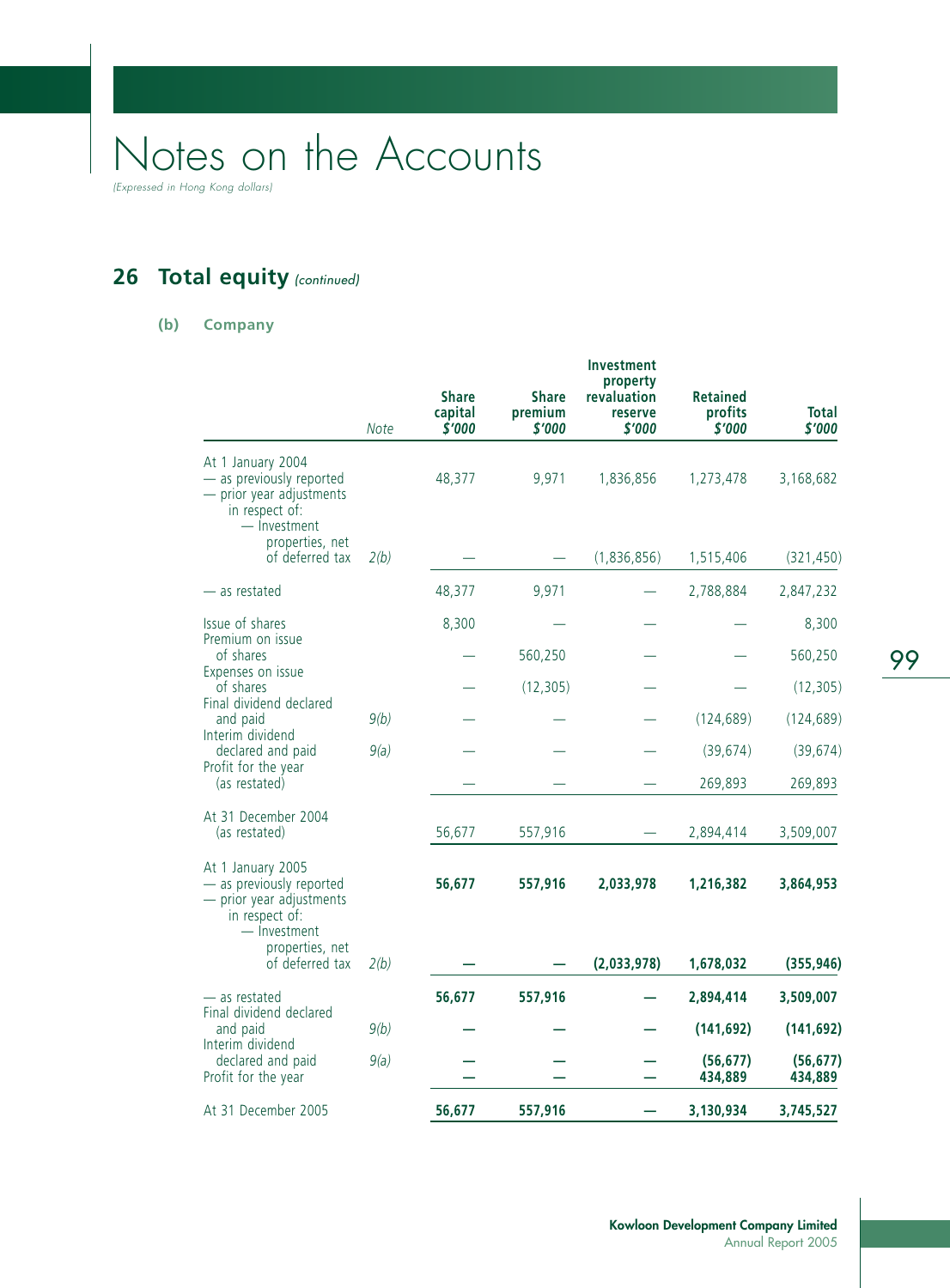# Notes on the Accounts

*(Expressed in Hong Kong dollars)*

## 26 Total equity *(continued)*

### (b) Company

| | *Note* | Share capital *$'000* | Share premium *$'000* | Investment property revaluation reserve *$'000* | Retained profits *$'000* | Total *$'000* |
|---|---|---|---|---|---|---|
| At 1 January 2004 | | | | | | |
| — as previously reported | | 48,377 | 9,971 | 1,836,856 | 1,273,478 | 3,168,682 |
| — prior year adjustments in respect of: — Investment properties, net of deferred tax | 2(b) | — | — | (1,836,856) | 1,515,406 | (321,450) |
| — as restated | | 48,377 | 9,971 | — | 2,788,884 | 2,847,232 |
| Issue of shares | | 8,300 | — | — | — | 8,300 |
| Premium on issue of shares | | — | 560,250 | — | — | 560,250 |
| Expenses on issue of shares | | — | (12,305) | — | — | (12,305) |
| Final dividend declared and paid | 9(b) | — | — | — | (124,689) | (124,689) |
| Interim dividend declared and paid | 9(a) | — | — | — | (39,674) | (39,674) |
| Profit for the year (as restated) | | — | — | — | 269,893 | 269,893 |
| At 31 December 2004 (as restated) | | 56,677 | 557,916 | — | 2,894,414 | 3,509,007 |
| At 1 January 2005 | | | | | | |
| — as previously reported | | **56,677** | **557,916** | **2,033,978** | **1,216,382** | **3,864,953** |
| — prior year adjustments in respect of: — Investment properties, net of deferred tax | 2(b) | **—** | **—** | **(2,033,978)** | **1,678,032** | **(355,946)** |
| — as restated | | **56,677** | **557,916** | **—** | **2,894,414** | **3,509,007** |
| Final dividend declared and paid | 9(b) | **—** | **—** | **—** | **(141,692)** | **(141,692)** |
| Interim dividend declared and paid | 9(a) | **—** | **—** | **—** | **(56,677)** | **(56,677)** |
| Profit for the year | | **—** | **—** | **—** | **434,889** | **434,889** |
| At 31 December 2005 | | **56,677** | **557,916** | **—** | **3,130,934** | **3,745,527** |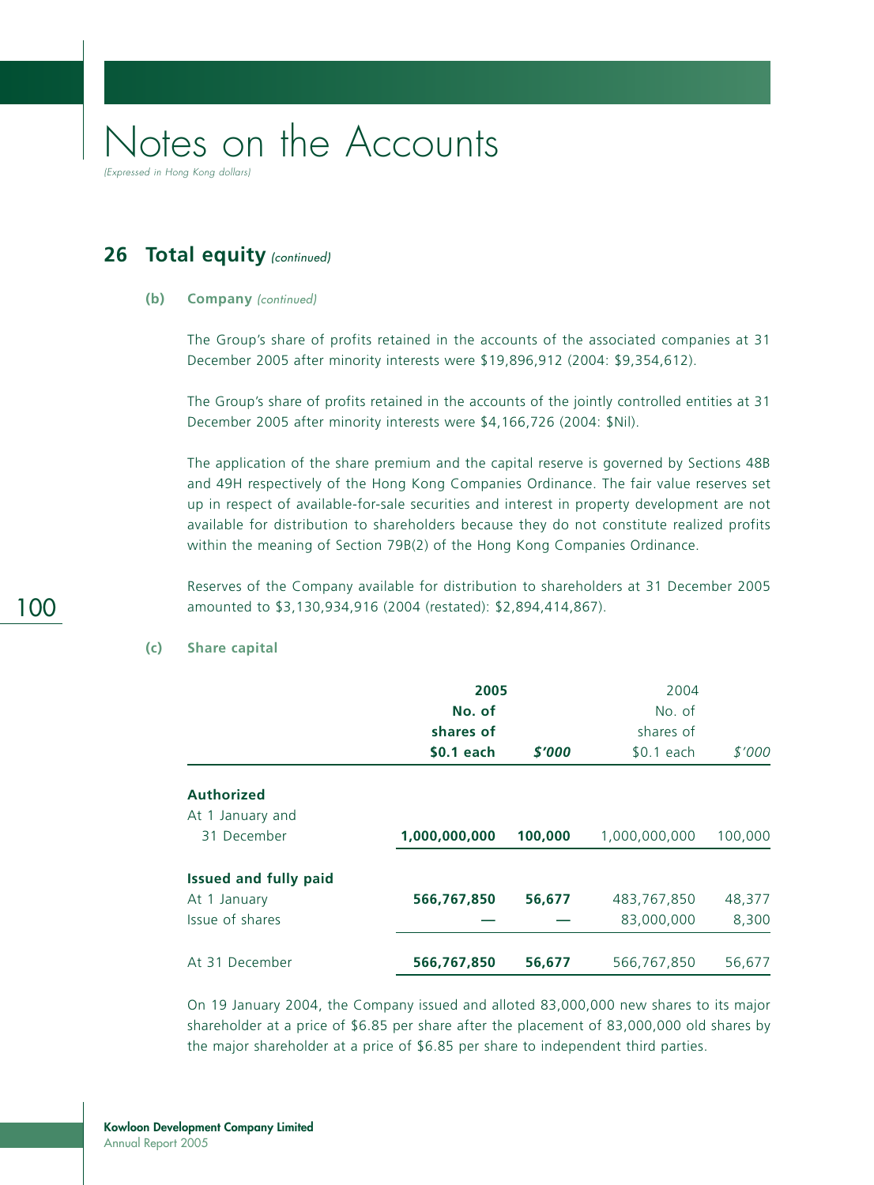# Notes on the Accounts

*(Expressed in Hong Kong dollars)*

## 26 Total equity *(continued)*

### (b) Company *(continued)*

The Group's share of profits retained in the accounts of the associated companies at 31 December 2005 after minority interests were $19,896,912 (2004: $9,354,612).

The Group's share of profits retained in the accounts of the jointly controlled entities at 31 December 2005 after minority interests were $4,166,726 (2004: $Nil).

The application of the share premium and the capital reserve is governed by Sections 48B and 49H respectively of the Hong Kong Companies Ordinance. The fair value reserves set up in respect of available-for-sale securities and interest in property development are not available for distribution to shareholders because they do not constitute realized profits within the meaning of Section 79B(2) of the Hong Kong Companies Ordinance.

Reserves of the Company available for distribution to shareholders at 31 December 2005 amounted to $3,130,934,916 (2004 (restated): $2,894,414,867).

### (c) Share capital

| | **2005** No. of shares of $0.1 each | **$'000** | 2004 No. of shares of $0.1 each | $'000 |
|---|---|---|---|---|
| **Authorized** | | | | |
| At 1 January and 31 December | **1,000,000,000** | **100,000** | 1,000,000,000 | 100,000 |
| **Issued and fully paid** | | | | |
| At 1 January | **566,767,850** | **56,677** | 483,767,850 | 48,377 |
| Issue of shares | **—** | **—** | 83,000,000 | 8,300 |
| At 31 December | **566,767,850** | **56,677** | 566,767,850 | 56,677 |

On 19 January 2004, the Company issued and alloted 83,000,000 new shares to its major shareholder at a price of $6.85 per share after the placement of 83,000,000 old shares by the major shareholder at a price of $6.85 per share to independent third parties.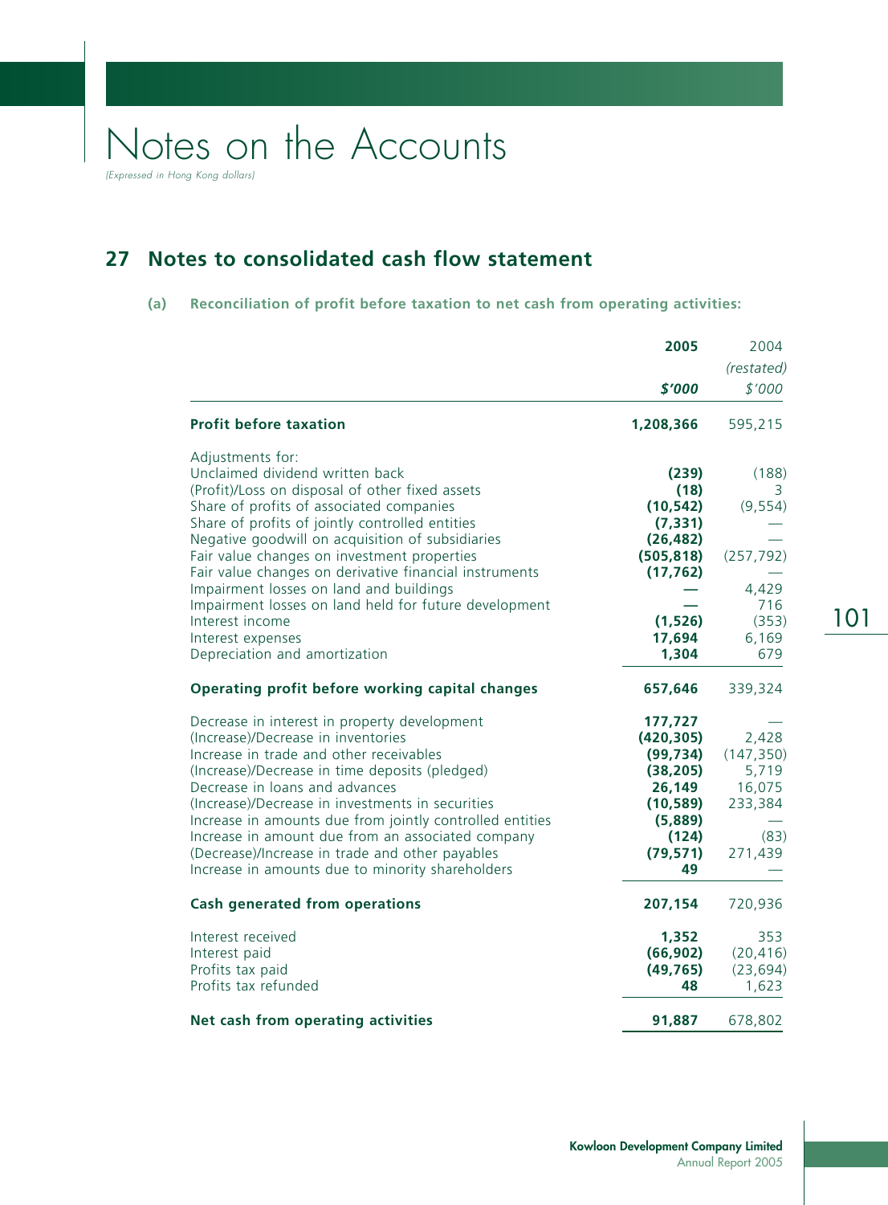# Notes on the Accounts

*(Expressed in Hong Kong dollars)*

## 27 Notes to consolidated cash flow statement

### (a) Reconciliation of profit before taxation to net cash from operating activities:

| | **2005** | 2004 |
|---|---|---|
| | | *(restated)* |
| | ***$'000*** | *$'000* |
| **Profit before taxation** | **1,208,366** | 595,215 |
| Adjustments for: | | |
| Unclaimed dividend written back | **(239)** | (188) |
| (Profit)/Loss on disposal of other fixed assets | **(18)** | 3 |
| Share of profits of associated companies | **(10,542)** | (9,554) |
| Share of profits of jointly controlled entities | **(7,331)** | — |
| Negative goodwill on acquisition of subsidiaries | **(26,482)** | — |
| Fair value changes on investment properties | **(505,818)** | (257,792) |
| Fair value changes on derivative financial instruments | **(17,762)** | — |
| Impairment losses on land and buildings | **—** | 4,429 |
| Impairment losses on land held for future development | **—** | 716 |
| Interest income | **(1,526)** | (353) |
| Interest expenses | **17,694** | 6,169 |
| Depreciation and amortization | **1,304** | 679 |
| **Operating profit before working capital changes** | **657,646** | 339,324 |
| Decrease in interest in property development | **177,727** | — |
| (Increase)/Decrease in inventories | **(420,305)** | 2,428 |
| Increase in trade and other receivables | **(99,734)** | (147,350) |
| (Increase)/Decrease in time deposits (pledged) | **(38,205)** | 5,719 |
| Decrease in loans and advances | **26,149** | 16,075 |
| (Increase)/Decrease in investments in securities | **(10,589)** | 233,384 |
| Increase in amounts due from jointly controlled entities | **(5,889)** | — |
| Increase in amount due from an associated company | **(124)** | (83) |
| (Decrease)/Increase in trade and other payables | **(79,571)** | 271,439 |
| Increase in amounts due to minority shareholders | **49** | — |
| **Cash generated from operations** | **207,154** | 720,936 |
| Interest received | **1,352** | 353 |
| Interest paid | **(66,902)** | (20,416) |
| Profits tax paid | **(49,765)** | (23,694) |
| Profits tax refunded | **48** | 1,623 |
| **Net cash from operating activities** | **91,887** | 678,802 |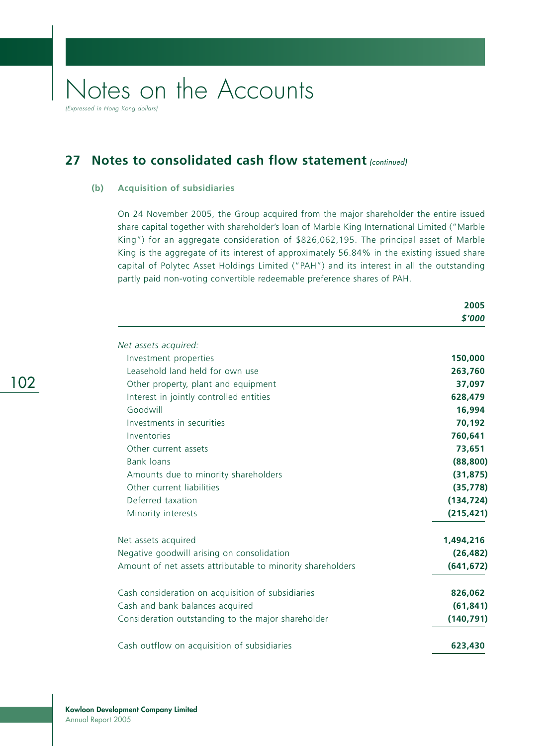# Notes on the Accounts

*(Expressed in Hong Kong dollars)*

## 27 Notes to consolidated cash flow statement *(continued)*

### (b) Acquisition of subsidiaries

On 24 November 2005, the Group acquired from the major shareholder the entire issued share capital together with shareholder's loan of Marble King International Limited ("Marble King") for an aggregate consideration of $826,062,195. The principal asset of Marble King is the aggregate of its interest of approximately 56.84% in the existing issued share capital of Polytec Asset Holdings Limited ("PAH") and its interest in all the outstanding partly paid non-voting convertible redeemable preference shares of PAH.

| | 2005 |
|---|---|
| | *$'000* |
| *Net assets acquired:* | |
| Investment properties | 150,000 |
| Leasehold land held for own use | 263,760 |
| Other property, plant and equipment | 37,097 |
| Interest in jointly controlled entities | 628,479 |
| Goodwill | 16,994 |
| Investments in securities | 70,192 |
| Inventories | 760,641 |
| Other current assets | 73,651 |
| Bank loans | (88,800) |
| Amounts due to minority shareholders | (31,875) |
| Other current liabilities | (35,778) |
| Deferred taxation | (134,724) |
| Minority interests | (215,421) |
| Net assets acquired | 1,494,216 |
| Negative goodwill arising on consolidation | (26,482) |
| Amount of net assets attributable to minority shareholders | (641,672) |
| Cash consideration on acquisition of subsidiaries | 826,062 |
| Cash and bank balances acquired | (61,841) |
| Consideration outstanding to the major shareholder | (140,791) |
| Cash outflow on acquisition of subsidiaries | 623,430 |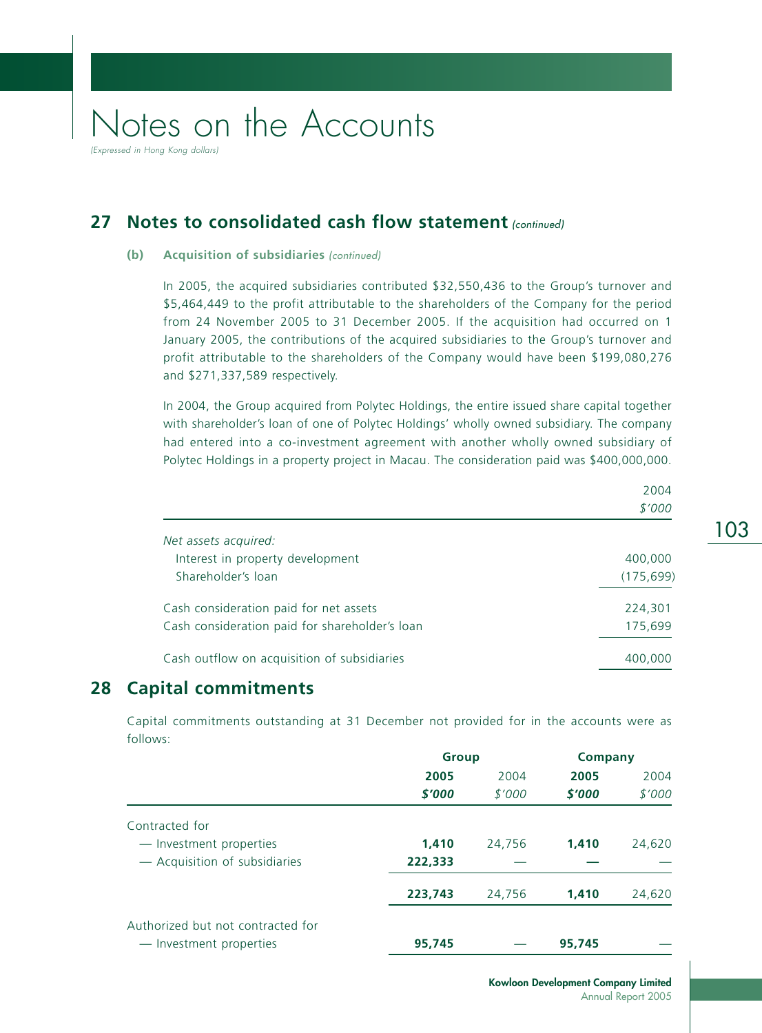## 27 Notes to consolidated cash flow statement *(continued)*

### (b) Acquisition of subsidiaries *(continued)*

In 2005, the acquired subsidiaries contributed $32,550,436 to the Group's turnover and $5,464,449 to the profit attributable to the shareholders of the Company for the period from 24 November 2005 to 31 December 2005. If the acquisition had occurred on 1 January 2005, the contributions of the acquired subsidiaries to the Group's turnover and profit attributable to the shareholders of the Company would have been $199,080,276 and $271,337,589 respectively.

In 2004, the Group acquired from Polytec Holdings, the entire issued share capital together with shareholder's loan of one of Polytec Holdings' wholly owned subsidiary. The company had entered into a co-investment agreement with another wholly owned subsidiary of Polytec Holdings in a property project in Macau. The consideration paid was $400,000,000.

| | 2004 |
|---|---|
| | *$'000* |
| *Net assets acquired:* | |
| Interest in property development | 400,000 |
| Shareholder's loan | (175,699) |
| Cash consideration paid for net assets | 224,301 |
| Cash consideration paid for shareholder's loan | 175,699 |
| Cash outflow on acquisition of subsidiaries | 400,000 |

## 28 Capital commitments

Capital commitments outstanding at 31 December not provided for in the accounts were as follows:

| | **Group** | | **Company** | |
|---|---|---|---|---|
| | **2005** | 2004 | **2005** | 2004 |
| | ***$'000*** | *$'000* | ***$'000*** | *$'000* |
| Contracted for | | | | |
| — Investment properties | **1,410** | 24,756 | **1,410** | 24,620 |
| — Acquisition of subsidiaries | **222,333** | — | **—** | — |
| | **223,743** | 24,756 | **1,410** | 24,620 |
| Authorized but not contracted for | | | | |
| — Investment properties | **95,745** | — | **95,745** | — |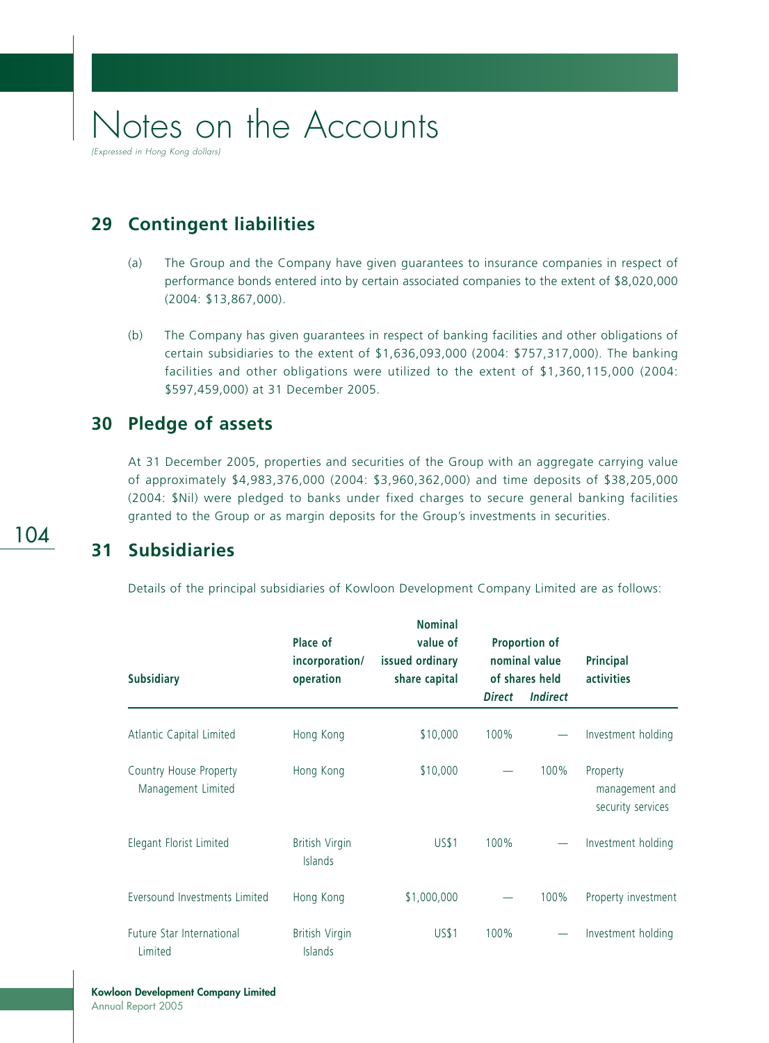# Notes on the Accounts

*(Expressed in Hong Kong dollars)*

## 29 Contingent liabilities

(a) The Group and the Company have given guarantees to insurance companies in respect of performance bonds entered into by certain associated companies to the extent of $8,020,000 (2004: $13,867,000).

(b) The Company has given guarantees in respect of banking facilities and other obligations of certain subsidiaries to the extent of $1,636,093,000 (2004: $757,317,000). The banking facilities and other obligations were utilized to the extent of $1,360,115,000 (2004: $597,459,000) at 31 December 2005.

## 30 Pledge of assets

At 31 December 2005, properties and securities of the Group with an aggregate carrying value of approximately $4,983,376,000 (2004: $3,960,362,000) and time deposits of $38,205,000 (2004: $Nil) were pledged to banks under fixed charges to secure general banking facilities granted to the Group or as margin deposits for the Group's investments in securities.

## 31 Subsidiaries

Details of the principal subsidiaries of Kowloon Development Company Limited are as follows:

| Subsidiary | Place of incorporation/ operation | Nominal value of issued ordinary share capital | Proportion of nominal value of shares held | | Principal activities |
|---|---|---|---|---|---|
| | | | *Direct* | *Indirect* | |
| Atlantic Capital Limited | Hong Kong | $10,000 | 100% | — | Investment holding |
| Country House Property Management Limited | Hong Kong | $10,000 | — | 100% | Property management and security services |
| Elegant Florist Limited | British Virgin Islands | US$1 | 100% | — | Investment holding |
| Eversound Investments Limited | Hong Kong | $1,000,000 | — | 100% | Property investment |
| Future Star International Limited | British Virgin Islands | US$1 | 100% | — | Investment holding |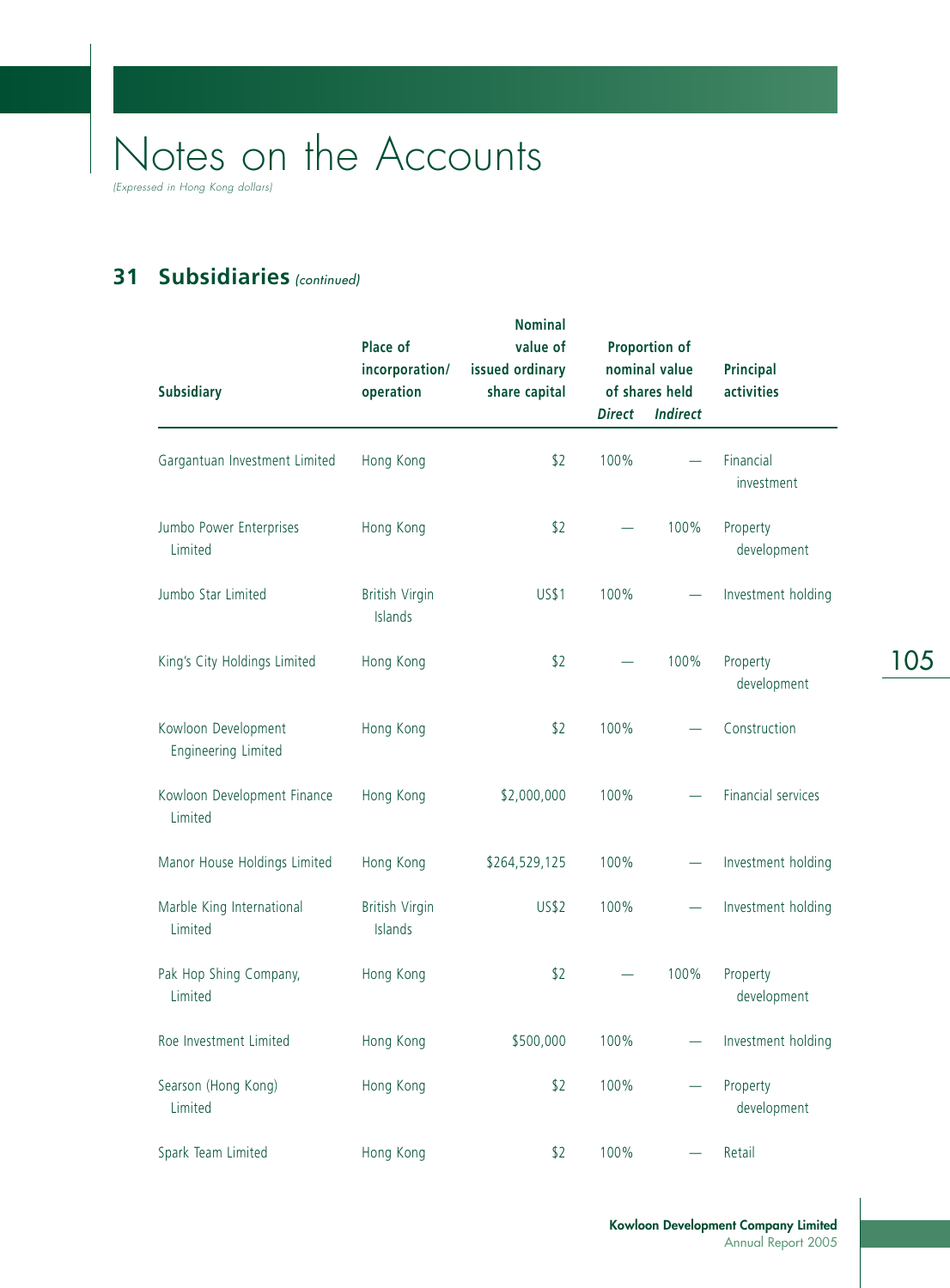# Notes on the Accounts

*(Expressed in Hong Kong dollars)*

## 31 Subsidiaries *(continued)*

| Subsidiary | Place of incorporation/ operation | Nominal value of issued ordinary share capital | Proportion of nominal value of shares held | | Principal activities |
|---|---|---|---|---|---|
| | | | *Direct* | *Indirect* | |
| Gargantuan Investment Limited | Hong Kong | $2 | 100% | — | Financial investment |
| Jumbo Power Enterprises Limited | Hong Kong | $2 | — | 100% | Property development |
| Jumbo Star Limited | British Virgin Islands | US$1 | 100% | — | Investment holding |
| King's City Holdings Limited | Hong Kong | $2 | — | 100% | Property development |
| Kowloon Development Engineering Limited | Hong Kong | $2 | 100% | — | Construction |
| Kowloon Development Finance Limited | Hong Kong | $2,000,000 | 100% | — | Financial services |
| Manor House Holdings Limited | Hong Kong | $264,529,125 | 100% | — | Investment holding |
| Marble King International Limited | British Virgin Islands | US$2 | 100% | — | Investment holding |
| Pak Hop Shing Company, Limited | Hong Kong | $2 | — | 100% | Property development |
| Roe Investment Limited | Hong Kong | $500,000 | 100% | — | Investment holding |
| Searson (Hong Kong) Limited | Hong Kong | $2 | 100% | — | Property development |
| Spark Team Limited | Hong Kong | $2 | 100% | — | Retail |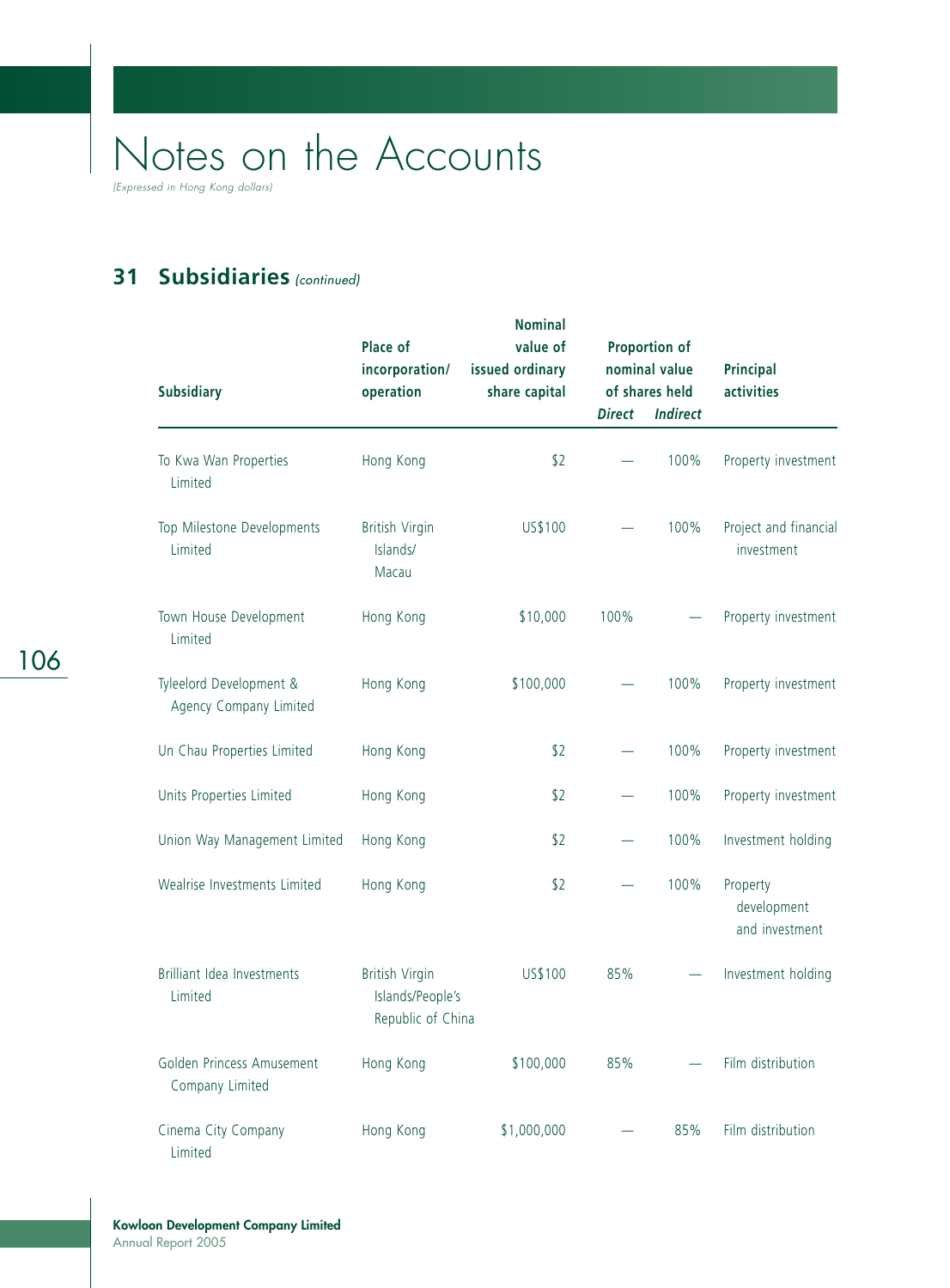# Notes on the Accounts

*(Expressed in Hong Kong dollars)*

## 31 Subsidiaries *(continued)*

| Subsidiary | Place of incorporation/ operation | Nominal value of issued ordinary share capital | Proportion of nominal value of shares held | | Principal activities |
|---|---|---|---|---|---|
| | | | *Direct* | *Indirect* | |
| To Kwa Wan Properties Limited | Hong Kong | $2 | — | 100% | Property investment |
| Top Milestone Developments Limited | British Virgin Islands/ Macau | US$100 | — | 100% | Project and financial investment |
| Town House Development Limited | Hong Kong | $10,000 | 100% | — | Property investment |
| Tyleelord Development & Agency Company Limited | Hong Kong | $100,000 | — | 100% | Property investment |
| Un Chau Properties Limited | Hong Kong | $2 | — | 100% | Property investment |
| Units Properties Limited | Hong Kong | $2 | — | 100% | Property investment |
| Union Way Management Limited | Hong Kong | $2 | — | 100% | Investment holding |
| Wealrise Investments Limited | Hong Kong | $2 | — | 100% | Property development and investment |
| Brilliant Idea Investments Limited | British Virgin Islands/People's Republic of China | US$100 | 85% | — | Investment holding |
| Golden Princess Amusement Company Limited | Hong Kong | $100,000 | 85% | — | Film distribution |
| Cinema City Company Limited | Hong Kong | $1,000,000 | — | 85% | Film distribution |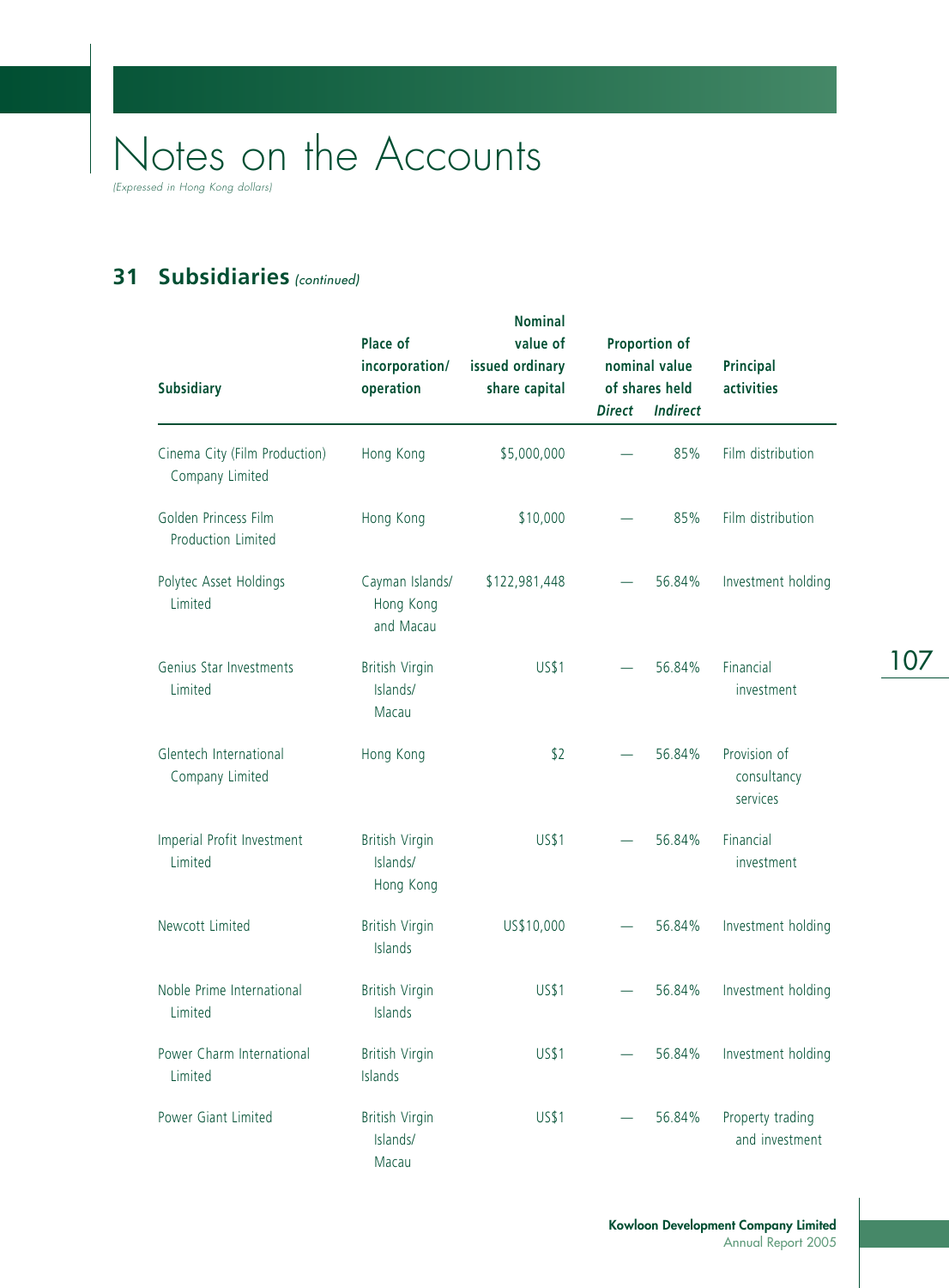# Notes on the Accounts

*(Expressed in Hong Kong dollars)*

## 31 Subsidiaries *(continued)*

| Subsidiary | Place of incorporation/ operation | Nominal value of issued ordinary share capital | Proportion of nominal value of shares held | | Principal activities |
|---|---|---|---|---|---|
| | | | *Direct* | *Indirect* | |
| Cinema City (Film Production) Company Limited | Hong Kong | $5,000,000 | — | 85% | Film distribution |
| Golden Princess Film Production Limited | Hong Kong | $10,000 | — | 85% | Film distribution |
| Polytec Asset Holdings Limited | Cayman Islands/ Hong Kong and Macau | $122,981,448 | — | 56.84% | Investment holding |
| Genius Star Investments Limited | British Virgin Islands/ Macau | US$1 | — | 56.84% | Financial investment |
| Glentech International Company Limited | Hong Kong | $2 | — | 56.84% | Provision of consultancy services |
| Imperial Profit Investment Limited | British Virgin Islands/ Hong Kong | US$1 | — | 56.84% | Financial investment |
| Newcott Limited | British Virgin Islands | US$10,000 | — | 56.84% | Investment holding |
| Noble Prime International Limited | British Virgin Islands | US$1 | — | 56.84% | Investment holding |
| Power Charm International Limited | British Virgin Islands | US$1 | — | 56.84% | Investment holding |
| Power Giant Limited | British Virgin Islands/ Macau | US$1 | — | 56.84% | Property trading and investment |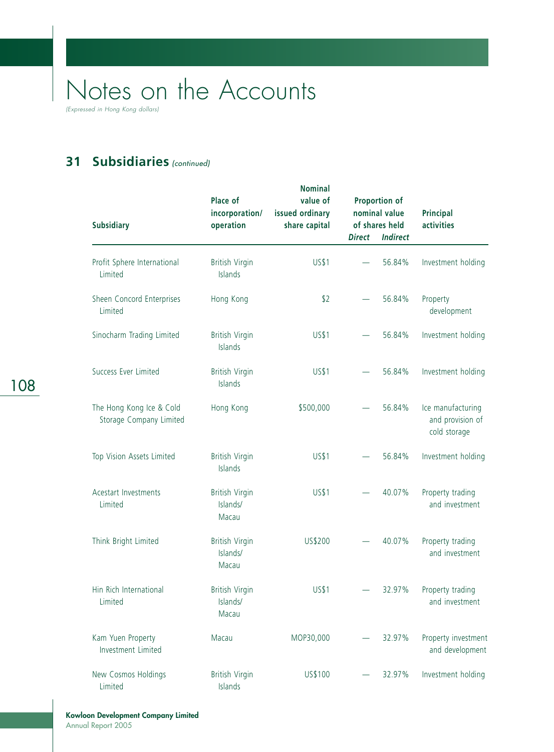# Notes on the Accounts

*(Expressed in Hong Kong dollars)*

## 31 Subsidiaries *(continued)*

| Subsidiary | Place of incorporation/ operation | Nominal value of issued ordinary share capital | Proportion of nominal value of shares held | | Principal activities |
|---|---|---|---|---|---|
| | | | *Direct* | *Indirect* | |
| Profit Sphere International Limited | British Virgin Islands | US$1 | — | 56.84% | Investment holding |
| Sheen Concord Enterprises Limited | Hong Kong | $2 | — | 56.84% | Property development |
| Sinocharm Trading Limited | British Virgin Islands | US$1 | — | 56.84% | Investment holding |
| Success Ever Limited | British Virgin Islands | US$1 | — | 56.84% | Investment holding |
| The Hong Kong Ice & Cold Storage Company Limited | Hong Kong | $500,000 | — | 56.84% | Ice manufacturing and provision of cold storage |
| Top Vision Assets Limited | British Virgin Islands | US$1 | — | 56.84% | Investment holding |
| Acestart Investments Limited | British Virgin Islands/ Macau | US$1 | — | 40.07% | Property trading and investment |
| Think Bright Limited | British Virgin Islands/ Macau | US$200 | — | 40.07% | Property trading and investment |
| Hin Rich International Limited | British Virgin Islands/ Macau | US$1 | — | 32.97% | Property trading and investment |
| Kam Yuen Property Investment Limited | Macau | MOP30,000 | — | 32.97% | Property investment and development |
| New Cosmos Holdings Limited | British Virgin Islands | US$100 | — | 32.97% | Investment holding |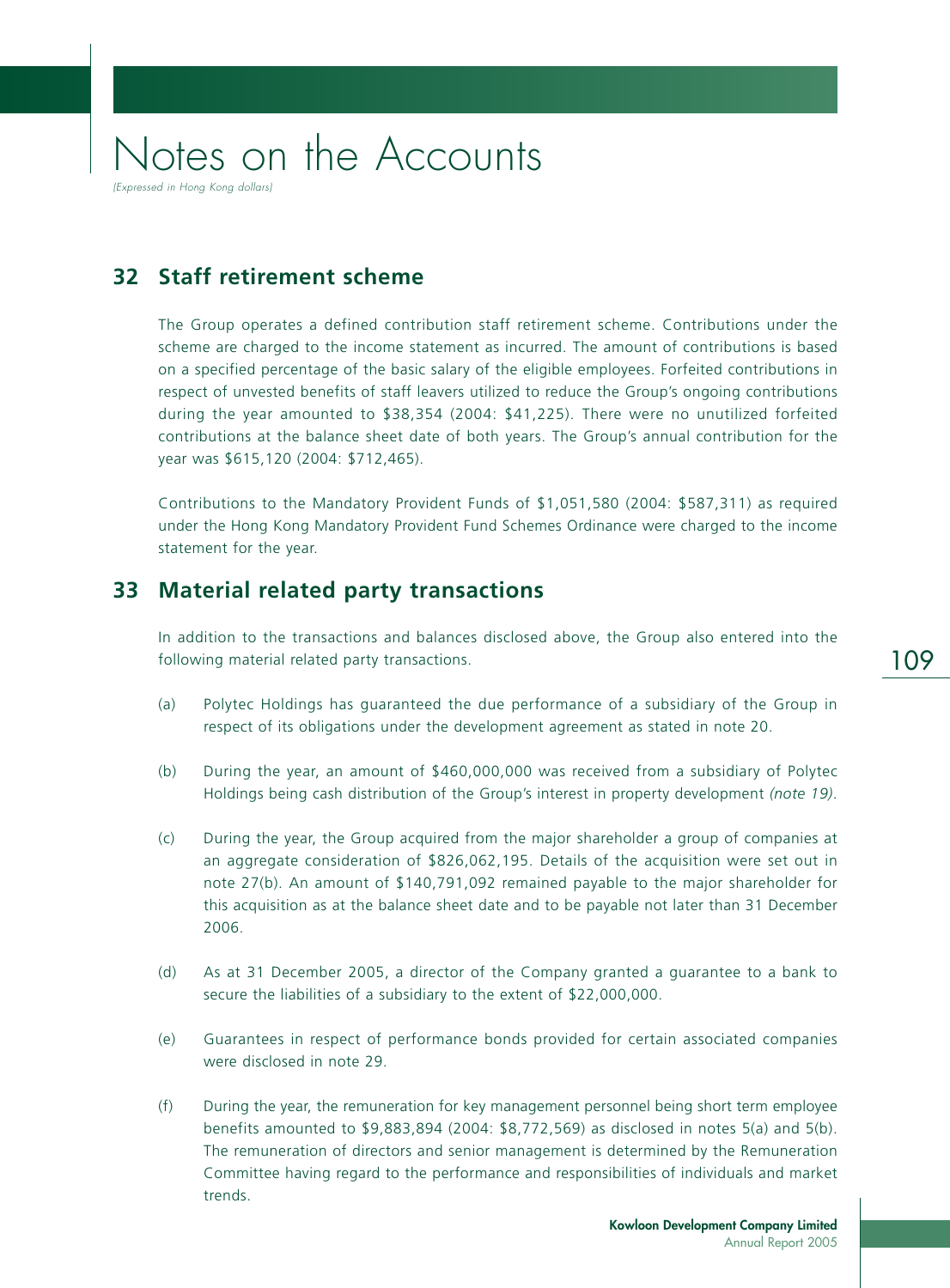## 32 Staff retirement scheme

The Group operates a defined contribution staff retirement scheme. Contributions under the scheme are charged to the income statement as incurred. The amount of contributions is based on a specified percentage of the basic salary of the eligible employees. Forfeited contributions in respect of unvested benefits of staff leavers utilized to reduce the Group's ongoing contributions during the year amounted to $38,354 (2004: $41,225). There were no unutilized forfeited contributions at the balance sheet date of both years. The Group's annual contribution for the year was $615,120 (2004: $712,465).

Contributions to the Mandatory Provident Funds of $1,051,580 (2004: $587,311) as required under the Hong Kong Mandatory Provident Fund Schemes Ordinance were charged to the income statement for the year.

## 33 Material related party transactions

In addition to the transactions and balances disclosed above, the Group also entered into the following material related party transactions.

(a) Polytec Holdings has guaranteed the due performance of a subsidiary of the Group in respect of its obligations under the development agreement as stated in note 20.

(b) During the year, an amount of $460,000,000 was received from a subsidiary of Polytec Holdings being cash distribution of the Group's interest in property development *(note 19)*.

(c) During the year, the Group acquired from the major shareholder a group of companies at an aggregate consideration of $826,062,195. Details of the acquisition were set out in note 27(b). An amount of $140,791,092 remained payable to the major shareholder for this acquisition as at the balance sheet date and to be payable not later than 31 December 2006.

(d) As at 31 December 2005, a director of the Company granted a guarantee to a bank to secure the liabilities of a subsidiary to the extent of $22,000,000.

(e) Guarantees in respect of performance bonds provided for certain associated companies were disclosed in note 29.

(f) During the year, the remuneration for key management personnel being short term employee benefits amounted to $9,883,894 (2004: $8,772,569) as disclosed in notes 5(a) and 5(b). The remuneration of directors and senior management is determined by the Remuneration Committee having regard to the performance and responsibilities of individuals and market trends.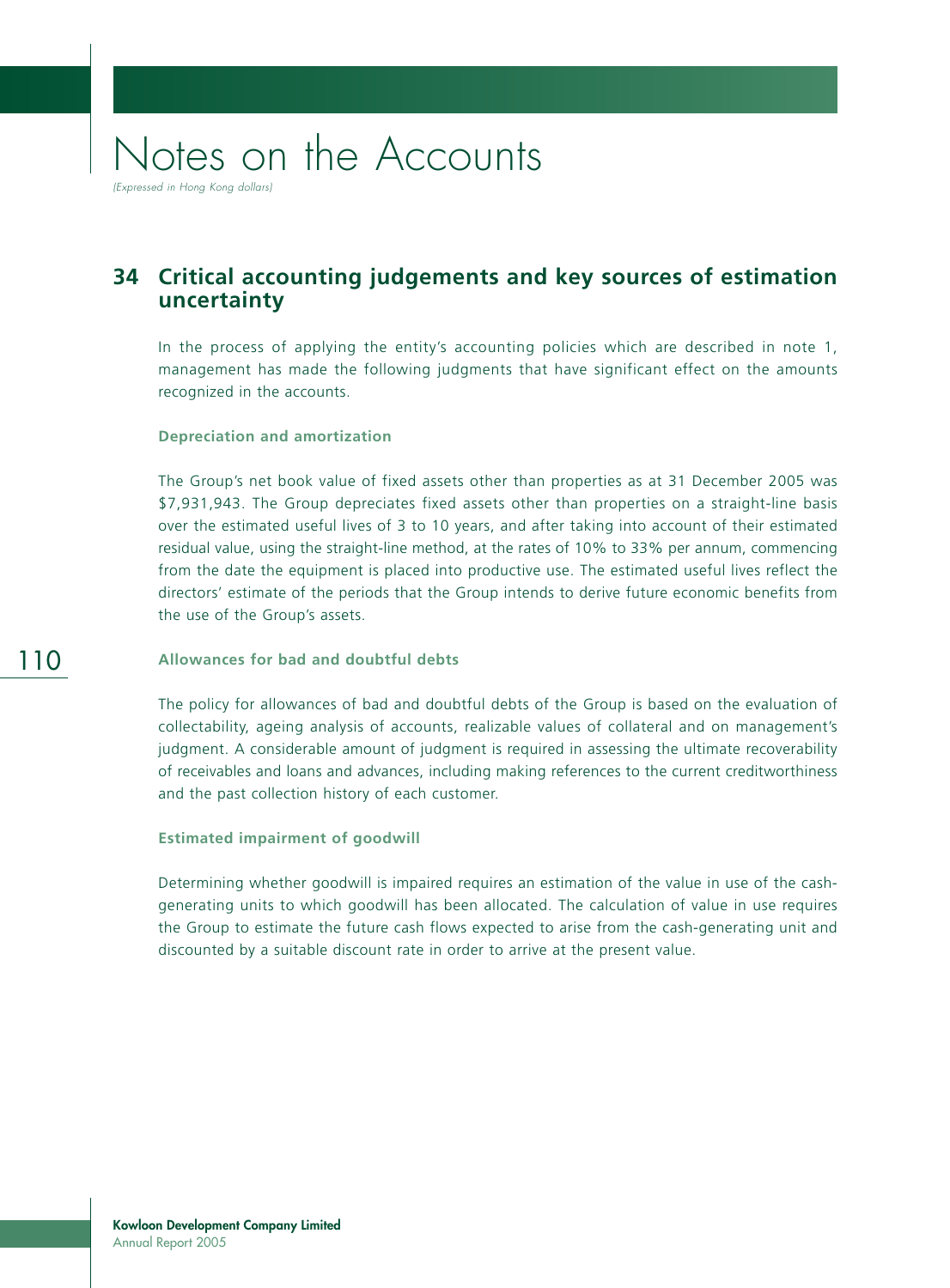# Notes on the Accounts

*(Expressed in Hong Kong dollars)*

## 34 Critical accounting judgements and key sources of estimation uncertainty

In the process of applying the entity's accounting policies which are described in note 1, management has made the following judgments that have significant effect on the amounts recognized in the accounts.

### Depreciation and amortization

The Group's net book value of fixed assets other than properties as at 31 December 2005 was $7,931,943. The Group depreciates fixed assets other than properties on a straight-line basis over the estimated useful lives of 3 to 10 years, and after taking into account of their estimated residual value, using the straight-line method, at the rates of 10% to 33% per annum, commencing from the date the equipment is placed into productive use. The estimated useful lives reflect the directors' estimate of the periods that the Group intends to derive future economic benefits from the use of the Group's assets.

### Allowances for bad and doubtful debts

The policy for allowances of bad and doubtful debts of the Group is based on the evaluation of collectability, ageing analysis of accounts, realizable values of collateral and on management's judgment. A considerable amount of judgment is required in assessing the ultimate recoverability of receivables and loans and advances, including making references to the current creditworthiness and the past collection history of each customer.

### Estimated impairment of goodwill

Determining whether goodwill is impaired requires an estimation of the value in use of the cash-generating units to which goodwill has been allocated. The calculation of value in use requires the Group to estimate the future cash flows expected to arise from the cash-generating unit and discounted by a suitable discount rate in order to arrive at the present value.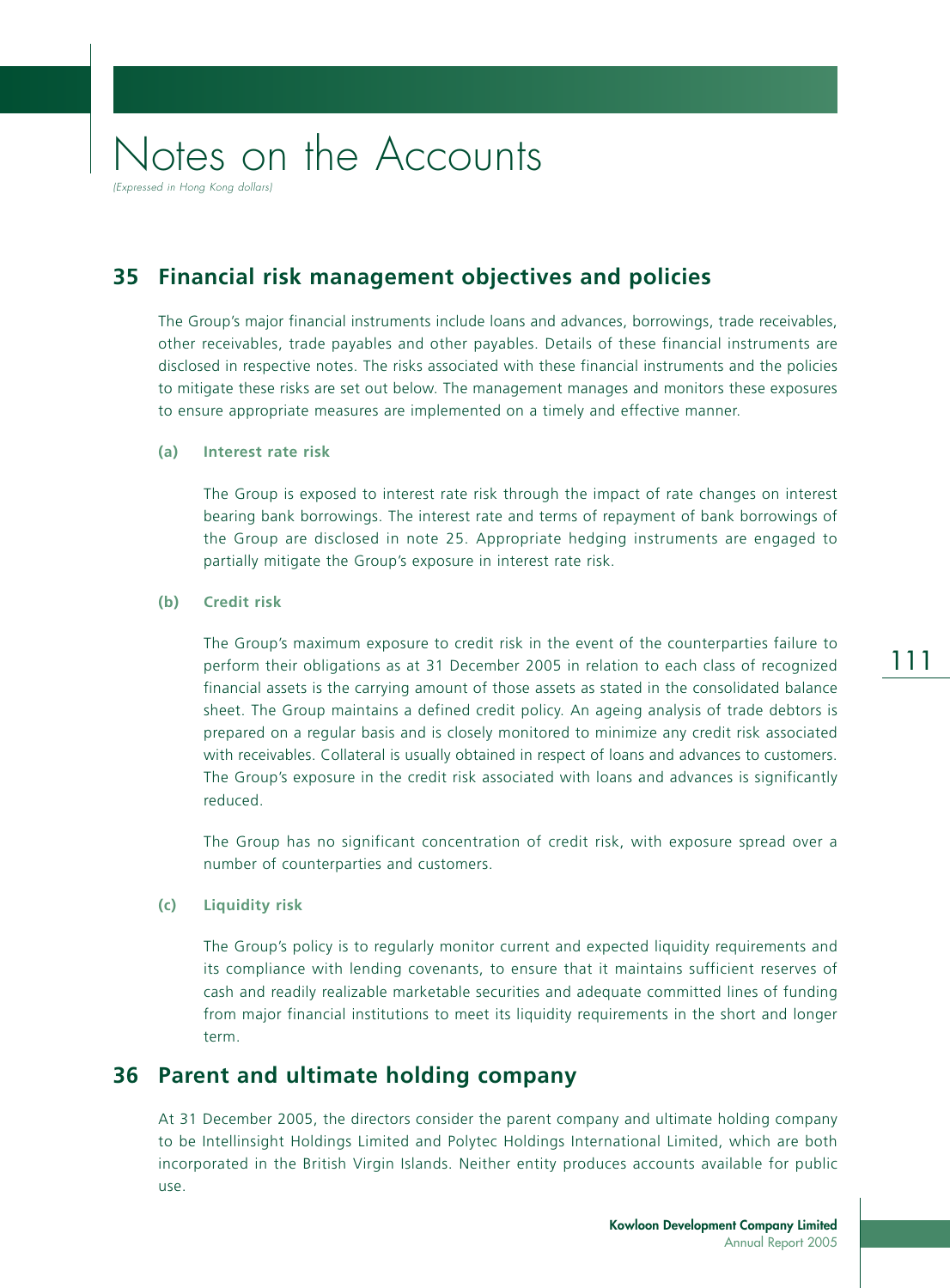# Notes on the Accounts

*(Expressed in Hong Kong dollars)*

## 35 Financial risk management objectives and policies

The Group's major financial instruments include loans and advances, borrowings, trade receivables, other receivables, trade payables and other payables. Details of these financial instruments are disclosed in respective notes. The risks associated with these financial instruments and the policies to mitigate these risks are set out below. The management manages and monitors these exposures to ensure appropriate measures are implemented on a timely and effective manner.

### (a) Interest rate risk

The Group is exposed to interest rate risk through the impact of rate changes on interest bearing bank borrowings. The interest rate and terms of repayment of bank borrowings of the Group are disclosed in note 25. Appropriate hedging instruments are engaged to partially mitigate the Group's exposure in interest rate risk.

### (b) Credit risk

The Group's maximum exposure to credit risk in the event of the counterparties failure to perform their obligations as at 31 December 2005 in relation to each class of recognized financial assets is the carrying amount of those assets as stated in the consolidated balance sheet. The Group maintains a defined credit policy. An ageing analysis of trade debtors is prepared on a regular basis and is closely monitored to minimize any credit risk associated with receivables. Collateral is usually obtained in respect of loans and advances to customers. The Group's exposure in the credit risk associated with loans and advances is significantly reduced.

The Group has no significant concentration of credit risk, with exposure spread over a number of counterparties and customers.

### (c) Liquidity risk

The Group's policy is to regularly monitor current and expected liquidity requirements and its compliance with lending covenants, to ensure that it maintains sufficient reserves of cash and readily realizable marketable securities and adequate committed lines of funding from major financial institutions to meet its liquidity requirements in the short and longer term.

## 36 Parent and ultimate holding company

At 31 December 2005, the directors consider the parent company and ultimate holding company to be Intellinsight Holdings Limited and Polytec Holdings International Limited, which are both incorporated in the British Virgin Islands. Neither entity produces accounts available for public use.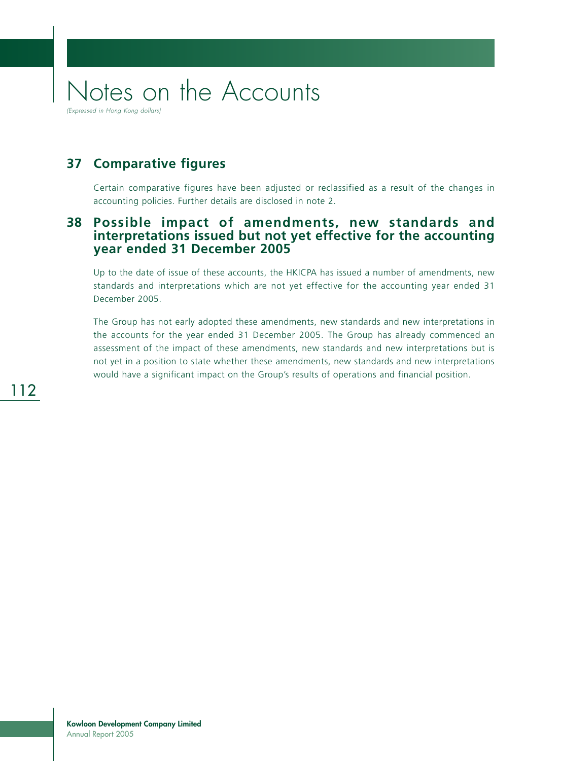## 37 Comparative figures

Certain comparative figures have been adjusted or reclassified as a result of the changes in accounting policies. Further details are disclosed in note 2.

## 38 Possible impact of amendments, new standards and interpretations issued but not yet effective for the accounting year ended 31 December 2005

Up to the date of issue of these accounts, the HKICPA has issued a number of amendments, new standards and interpretations which are not yet effective for the accounting year ended 31 December 2005.

The Group has not early adopted these amendments, new standards and new interpretations in the accounts for the year ended 31 December 2005. The Group has already commenced an assessment of the impact of these amendments, new standards and new interpretations but is not yet in a position to state whether these amendments, new standards and new interpretations would have a significant impact on the Group's results of operations and financial position.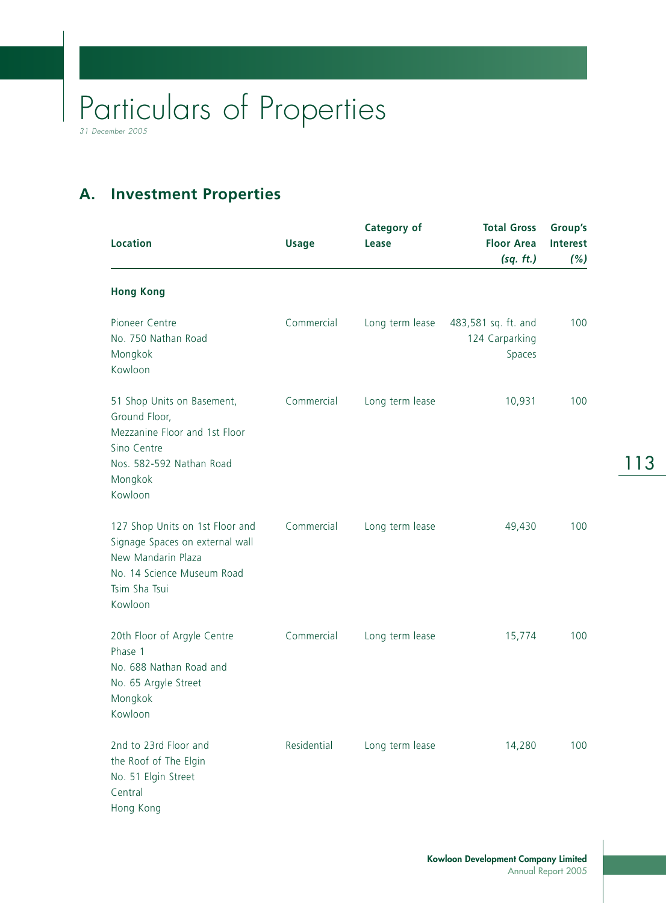# Particulars of Properties

*31 December 2005*

## A. Investment Properties

| Location | Usage | Category of Lease | Total Gross Floor Area *(sq. ft.)* | Group's Interest *(%)* |
|---|---|---|---|---|
| **Hong Kong** | | | | |
| Pioneer Centre<br>No. 750 Nathan Road<br>Mongkok<br>Kowloon | Commercial | Long term lease | 483,581 sq. ft. and 124 Carparking Spaces | 100 |
| 51 Shop Units on Basement, Ground Floor, Mezzanine Floor and 1st Floor<br>Sino Centre<br>Nos. 582-592 Nathan Road<br>Mongkok<br>Kowloon | Commercial | Long term lease | 10,931 | 100 |
| 127 Shop Units on 1st Floor and Signage Spaces on external wall<br>New Mandarin Plaza<br>No. 14 Science Museum Road<br>Tsim Sha Tsui<br>Kowloon | Commercial | Long term lease | 49,430 | 100 |
| 20th Floor of Argyle Centre Phase 1<br>No. 688 Nathan Road and No. 65 Argyle Street<br>Mongkok<br>Kowloon | Commercial | Long term lease | 15,774 | 100 |
| 2nd to 23rd Floor and the Roof of The Elgin<br>No. 51 Elgin Street<br>Central<br>Hong Kong | Residential | Long term lease | 14,280 | 100 |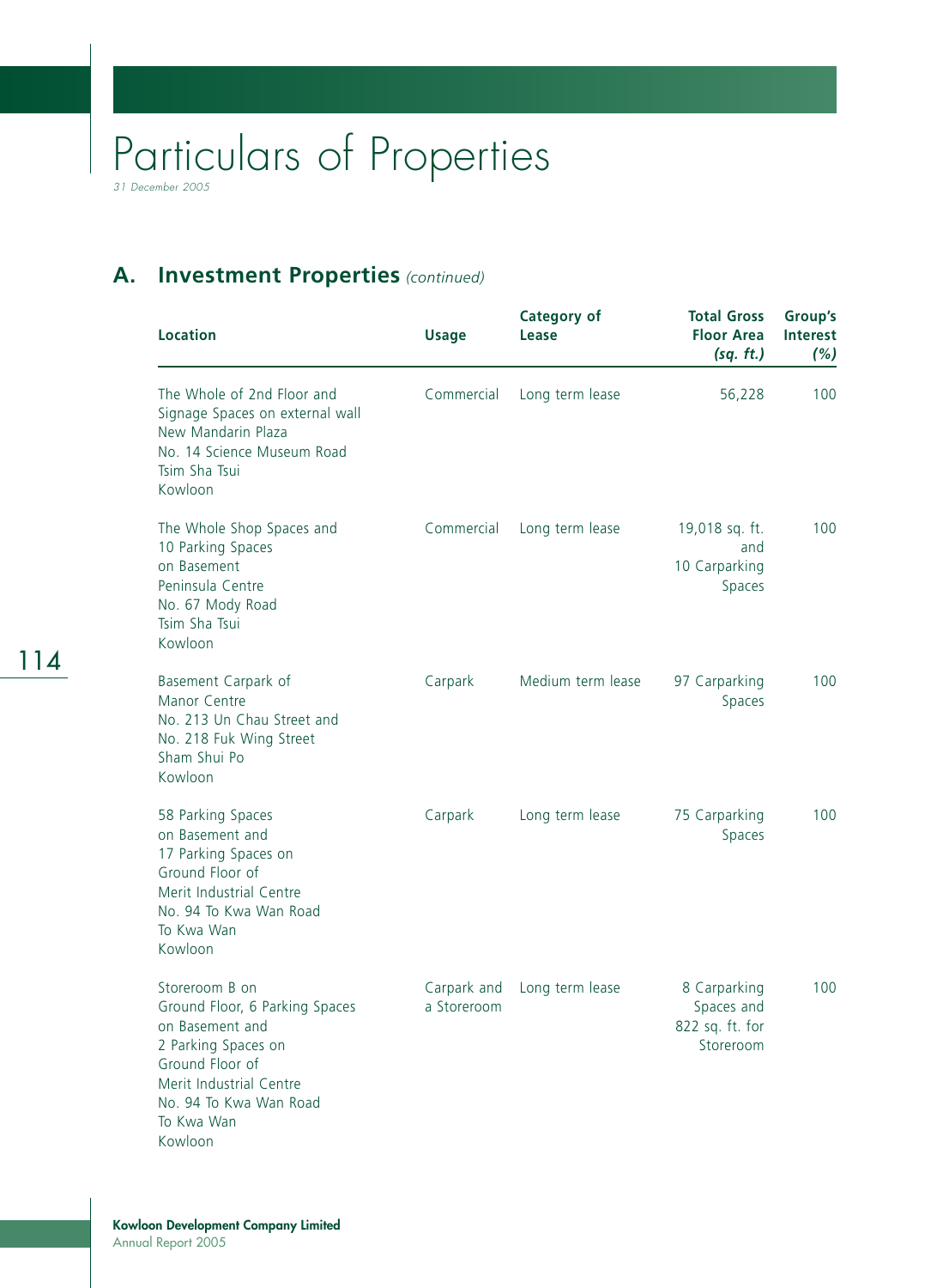# Particulars of Properties

*31 December 2005*

## A. Investment Properties *(continued)*

| Location | Usage | Category of Lease | Total Gross Floor Area *(sq. ft.)* | Group's Interest *(%)* |
|---|---|---|---|---|
| The Whole of 2nd Floor and Signage Spaces on external wall New Mandarin Plaza No. 14 Science Museum Road Tsim Sha Tsui Kowloon | Commercial | Long term lease | 56,228 | 100 |
| The Whole Shop Spaces and 10 Parking Spaces on Basement Peninsula Centre No. 67 Mody Road Tsim Sha Tsui Kowloon | Commercial | Long term lease | 19,018 sq. ft. and 10 Carparking Spaces | 100 |
| Basement Carpark of Manor Centre No. 213 Un Chau Street and No. 218 Fuk Wing Street Sham Shui Po Kowloon | Carpark | Medium term lease | 97 Carparking Spaces | 100 |
| 58 Parking Spaces on Basement and 17 Parking Spaces on Ground Floor of Merit Industrial Centre No. 94 To Kwa Wan Road To Kwa Wan Kowloon | Carpark | Long term lease | 75 Carparking Spaces | 100 |
| Storeroom B on Ground Floor, 6 Parking Spaces on Basement and 2 Parking Spaces on Ground Floor of Merit Industrial Centre No. 94 To Kwa Wan Road To Kwa Wan Kowloon | Carpark and a Storeroom | Long term lease | 8 Carparking Spaces and 822 sq. ft. for Storeroom | 100 |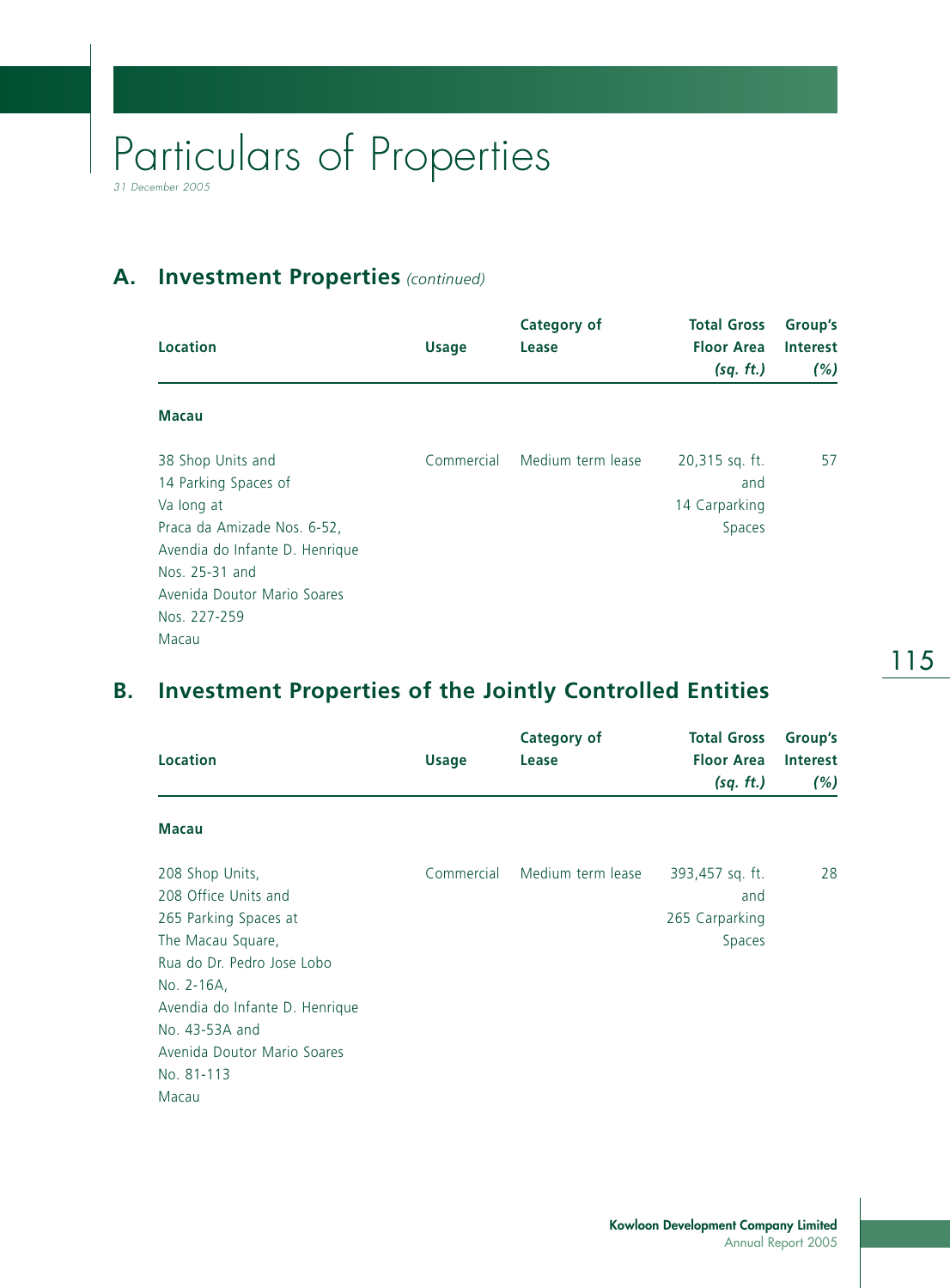# Particulars of Properties

*31 December 2005*

## A. Investment Properties *(continued)*

| Location | Usage | Category of Lease | Total Gross Floor Area *(sq. ft.)* | Group's Interest *(%)* |
|---|---|---|---|---|
| **Macau** | | | | |
| 38 Shop Units and 14 Parking Spaces of Va long at Praca da Amizade Nos. 6-52, Avendia do Infante D. Henrique Nos. 25-31 and Avenida Doutor Mario Soares Nos. 227-259 Macau | Commercial | Medium term lease | 20,315 sq. ft. and 14 Carparking Spaces | 57 |

## B. Investment Properties of the Jointly Controlled Entities

| Location | Usage | Category of Lease | Total Gross Floor Area *(sq. ft.)* | Group's Interest *(%)* |
|---|---|---|---|---|
| **Macau** | | | | |
| 208 Shop Units, 208 Office Units and 265 Parking Spaces at The Macau Square, Rua do Dr. Pedro Jose Lobo No. 2-16A, Avendia do Infante D. Henrique No. 43-53A and Avenida Doutor Mario Soares No. 81-113 Macau | Commercial | Medium term lease | 393,457 sq. ft. and 265 Carparking Spaces | 28 |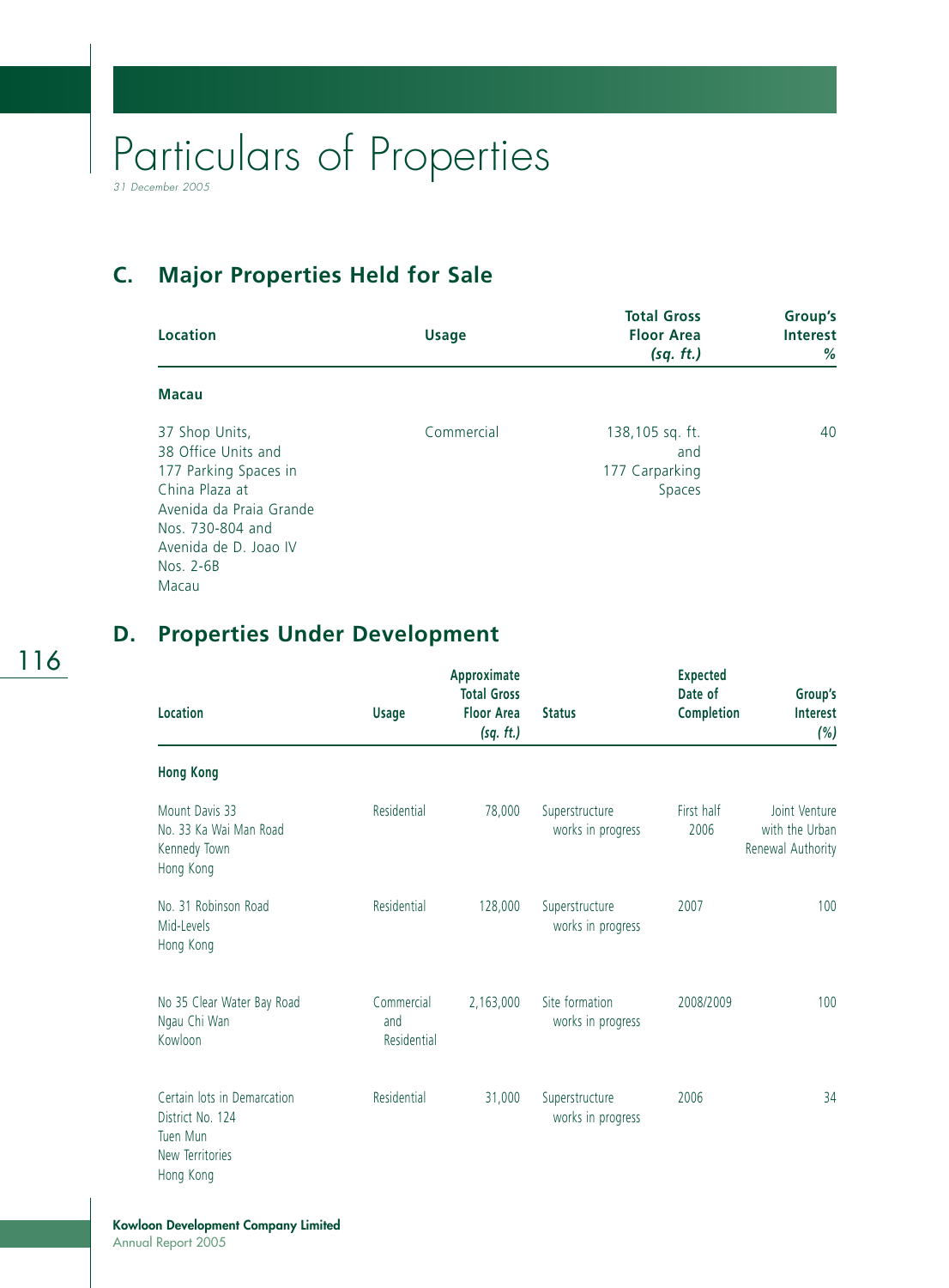# Particulars of Properties

*31 December 2005*

## C. Major Properties Held for Sale

| Location | Usage | Total Gross Floor Area *(sq. ft.)* | Group's Interest % |
|---|---|---|---|
| **Macau** | | | |
| 37 Shop Units, 38 Office Units and 177 Parking Spaces in China Plaza at Avenida da Praia Grande Nos. 730-804 and Avenida de D. Joao IV Nos. 2-6B Macau | Commercial | 138,105 sq. ft. and 177 Carparking Spaces | 40 |

## D. Properties Under Development

| Location | Usage | Approximate Total Gross Floor Area *(sq. ft.)* | Status | Expected Date of Completion | Group's Interest *(%)* |
|---|---|---|---|---|---|
| **Hong Kong** | | | | | |
| Mount Davis 33 No. 33 Ka Wai Man Road Kennedy Town Hong Kong | Residential | 78,000 | Superstructure works in progress | First half 2006 | Joint Venture with the Urban Renewal Authority |
| No. 31 Robinson Road Mid-Levels Hong Kong | Residential | 128,000 | Superstructure works in progress | 2007 | 100 |
| No 35 Clear Water Bay Road Ngau Chi Wan Kowloon | Commercial and Residential | 2,163,000 | Site formation works in progress | 2008/2009 | 100 |
| Certain lots in Demarcation District No. 124 Tuen Mun New Territories Hong Kong | Residential | 31,000 | Superstructure works in progress | 2006 | 34 |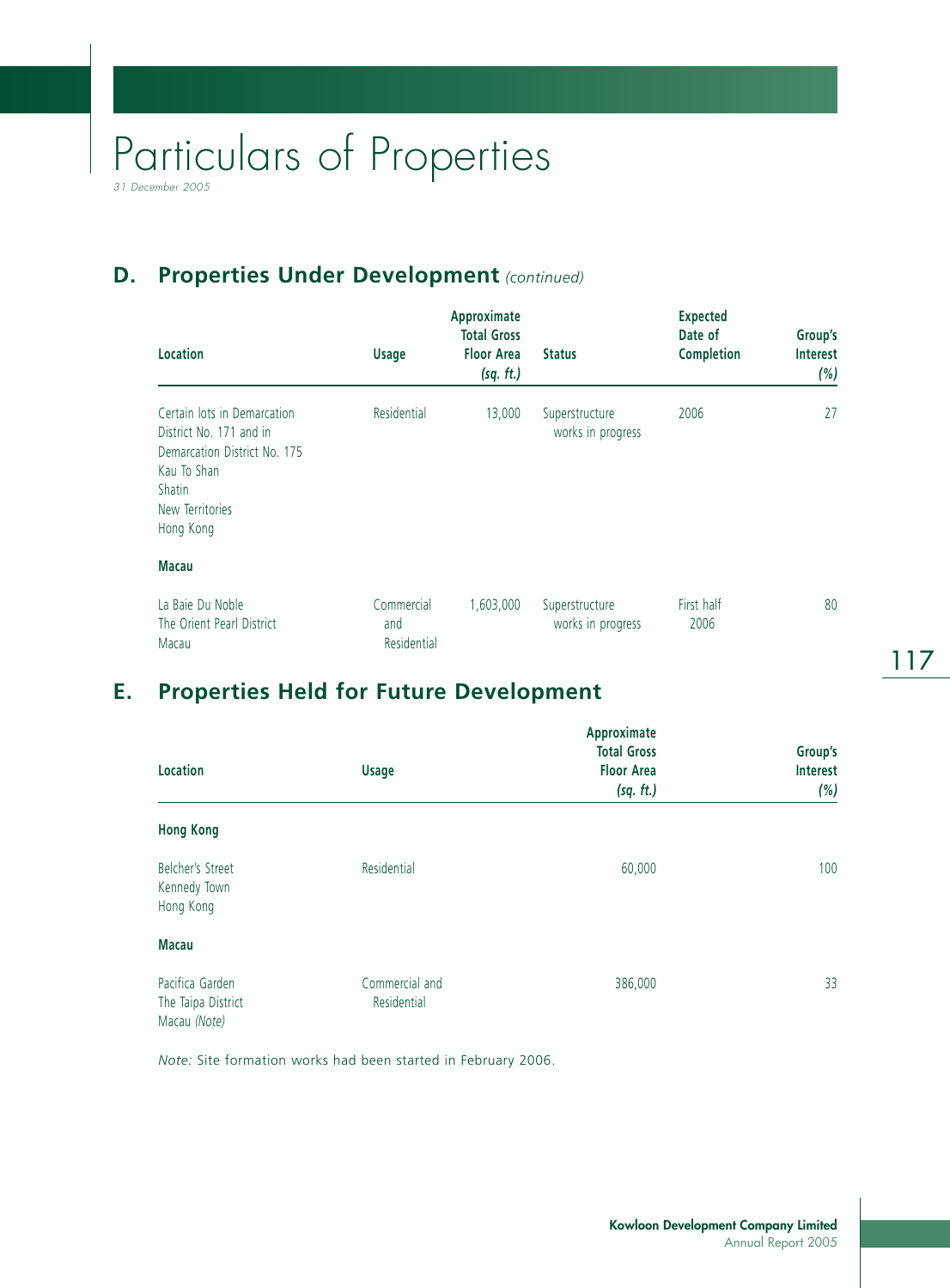# Particulars of Properties

*31 December 2005*

## D. Properties Under Development *(continued)*

| Location | Usage | Approximate Total Gross Floor Area *(sq. ft.)* | Status | Expected Date of Completion | Group's Interest *(%)* |
|---|---|---|---|---|---|
| Certain lots in Demarcation District No. 171 and in Demarcation District No. 175 Kau To Shan Shatin New Territories Hong Kong | Residential | 13,000 | Superstructure works in progress | 2006 | 27 |
| **Macau** | | | | | |
| La Baie Du Noble The Orient Pearl District Macau | Commercial and Residential | 1,603,000 | Superstructure works in progress | First half 2006 | 80 |

## E. Properties Held for Future Development

| Location | Usage | Approximate Total Gross Floor Area *(sq. ft.)* | Group's Interest *(%)* |
|---|---|---|---|
| **Hong Kong** | | | |
| Belcher's Street Kennedy Town Hong Kong | Residential | 60,000 | 100 |
| **Macau** | | | |
| Pacifica Garden The Taipa District Macau *(Note)* | Commercial and Residential | 386,000 | 33 |

*Note:* Site formation works had been started in February 2006.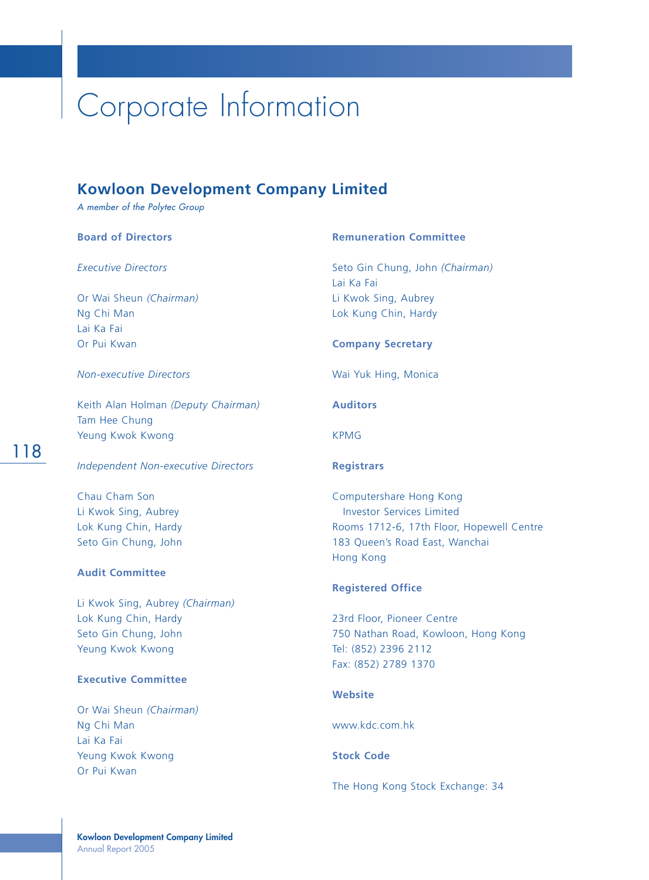# Corporate Information

## Kowloon Development Company Limited

*A member of the Polytec Group*

### Board of Directors

*Executive Directors*

Or Wai Sheun *(Chairman)*
Ng Chi Man
Lai Ka Fai
Or Pui Kwan

*Non-executive Directors*

Keith Alan Holman *(Deputy Chairman)*
Tam Hee Chung
Yeung Kwok Kwong

*Independent Non-executive Directors*

Chau Cham Son
Li Kwok Sing, Aubrey
Lok Kung Chin, Hardy
Seto Gin Chung, John

### Audit Committee

Li Kwok Sing, Aubrey *(Chairman)*
Lok Kung Chin, Hardy
Seto Gin Chung, John
Yeung Kwok Kwong

### Executive Committee

Or Wai Sheun *(Chairman)*
Ng Chi Man
Lai Ka Fai
Yeung Kwok Kwong
Or Pui Kwan

### Remuneration Committee

Seto Gin Chung, John *(Chairman)*
Lai Ka Fai
Li Kwok Sing, Aubrey
Lok Kung Chin, Hardy

### Company Secretary

Wai Yuk Hing, Monica

### Auditors

KPMG

### Registrars

Computershare Hong Kong
Investor Services Limited
Rooms 1712-6, 17th Floor, Hopewell Centre
183 Queen's Road East, Wanchai
Hong Kong

### Registered Office

23rd Floor, Pioneer Centre
750 Nathan Road, Kowloon, Hong Kong
Tel: (852) 2396 2112
Fax: (852) 2789 1370

### Website

www.kdc.com.hk

### Stock Code

The Hong Kong Stock Exchange: 34